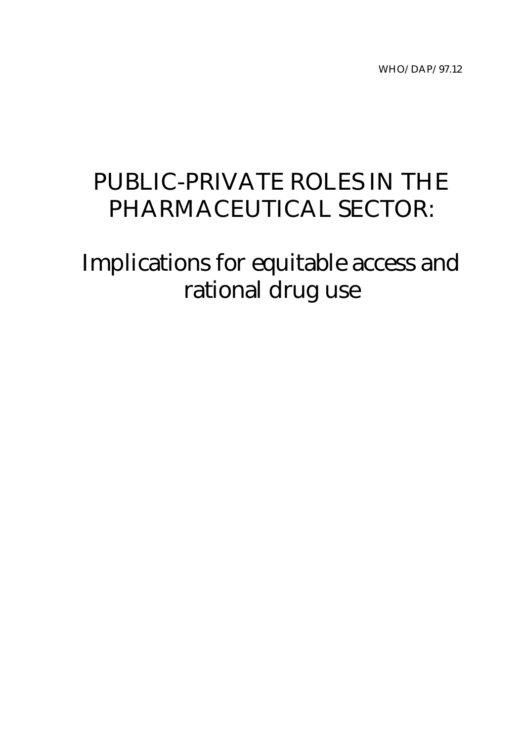WHO/DAP/97.12

# PUBLIC-PRIVATE ROLES IN THE PHARMACEUTICAL SECTOR:

## Implications for equitable access and rational drug use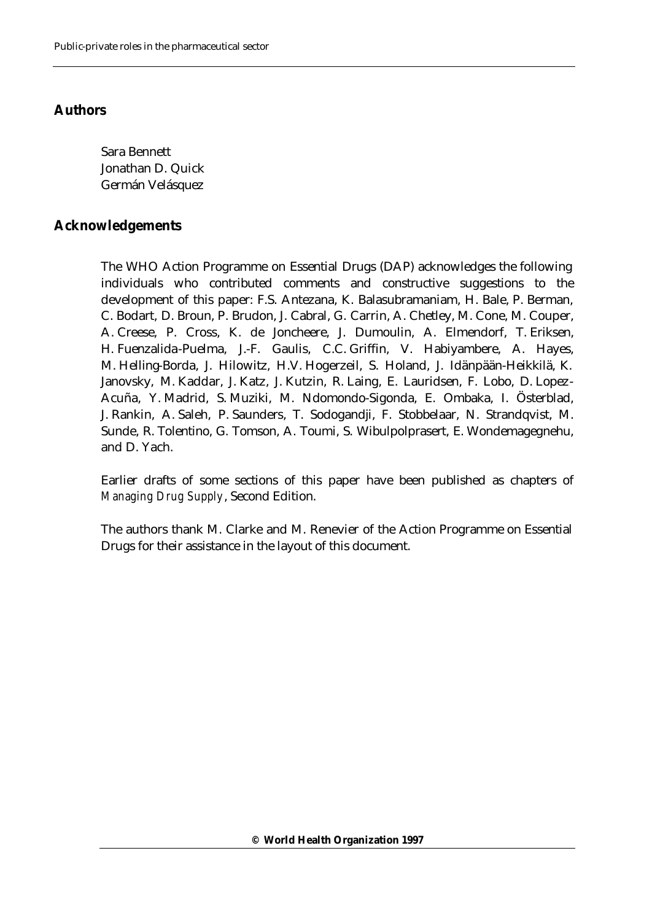## Authors

Sara Bennett
Jonathan D. Quick
Germán Velásquez

## Acknowledgements

The WHO Action Programme on Essential Drugs (DAP) acknowledges the following individuals who contributed comments and constructive suggestions to the development of this paper: F.S. Antezana, K. Balasubramaniam, H. Bale, P. Berman, C. Bodart, D. Broun, P. Brudon, J. Cabral, G. Carrin, A. Chetley, M. Cone, M. Couper, A. Creese, P. Cross, K. de Joncheere, J. Dumoulin, A. Elmendorf, T. Eriksen, H. Fuenzalida-Puelma, J.-F. Gaulis, C.C. Griffin, V. Habiyambere, A. Hayes, M. Helling-Borda, J. Hilowitz, H.V. Hogerzeil, S. Holand, J. Idänpään-Heikkilä, K. Janovsky, M. Kaddar, J. Katz, J. Kutzin, R. Laing, E. Lauridsen, F. Lobo, D. Lopez-Acuña, Y. Madrid, S. Muziki, M. Ndomondo-Sigonda, E. Ombaka, I. Österblad, J. Rankin, A. Saleh, P. Saunders, T. Sodogandji, F. Stobbelaar, N. Strandqvist, M. Sunde, R. Tolentino, G. Tomson, A. Toumi, S. Wibulpolprasert, E. Wondemagegnehu, and D. Yach.

Earlier drafts of some sections of this paper have been published as chapters of *Managing Drug Supply*, Second Edition.

The authors thank M. Clarke and M. Renevier of the Action Programme on Essential Drugs for their assistance in the layout of this document.

**© World Health Organization 1997**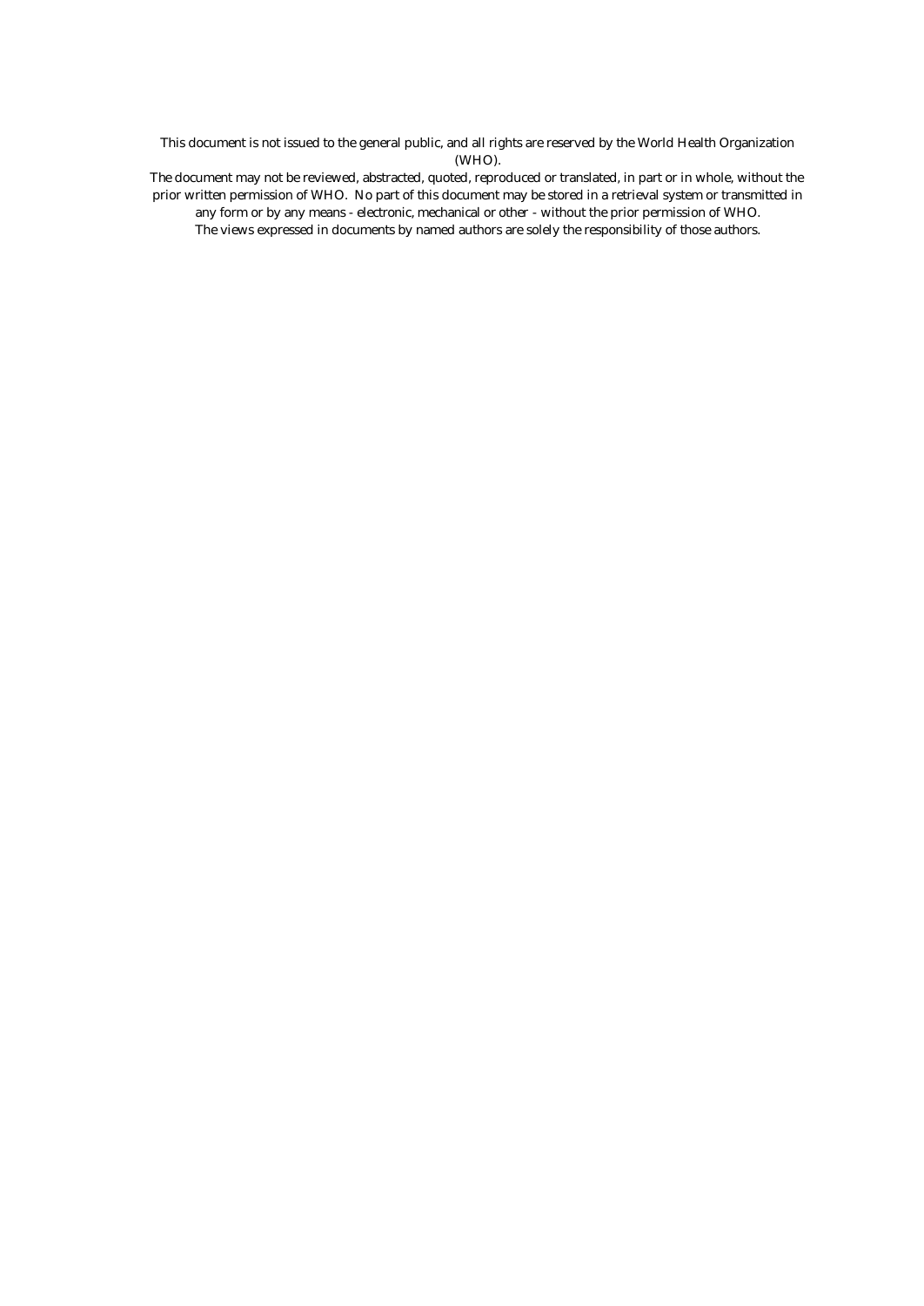This document is not issued to the general public, and all rights are reserved by the World Health Organization (WHO).

The document may not be reviewed, abstracted, quoted, reproduced or translated, in part or in whole, without the prior written permission of WHO. No part of this document may be stored in a retrieval system or transmitted in any form or by any means - electronic, mechanical or other - without the prior permission of WHO.

The views expressed in documents by named authors are solely the responsibility of those authors.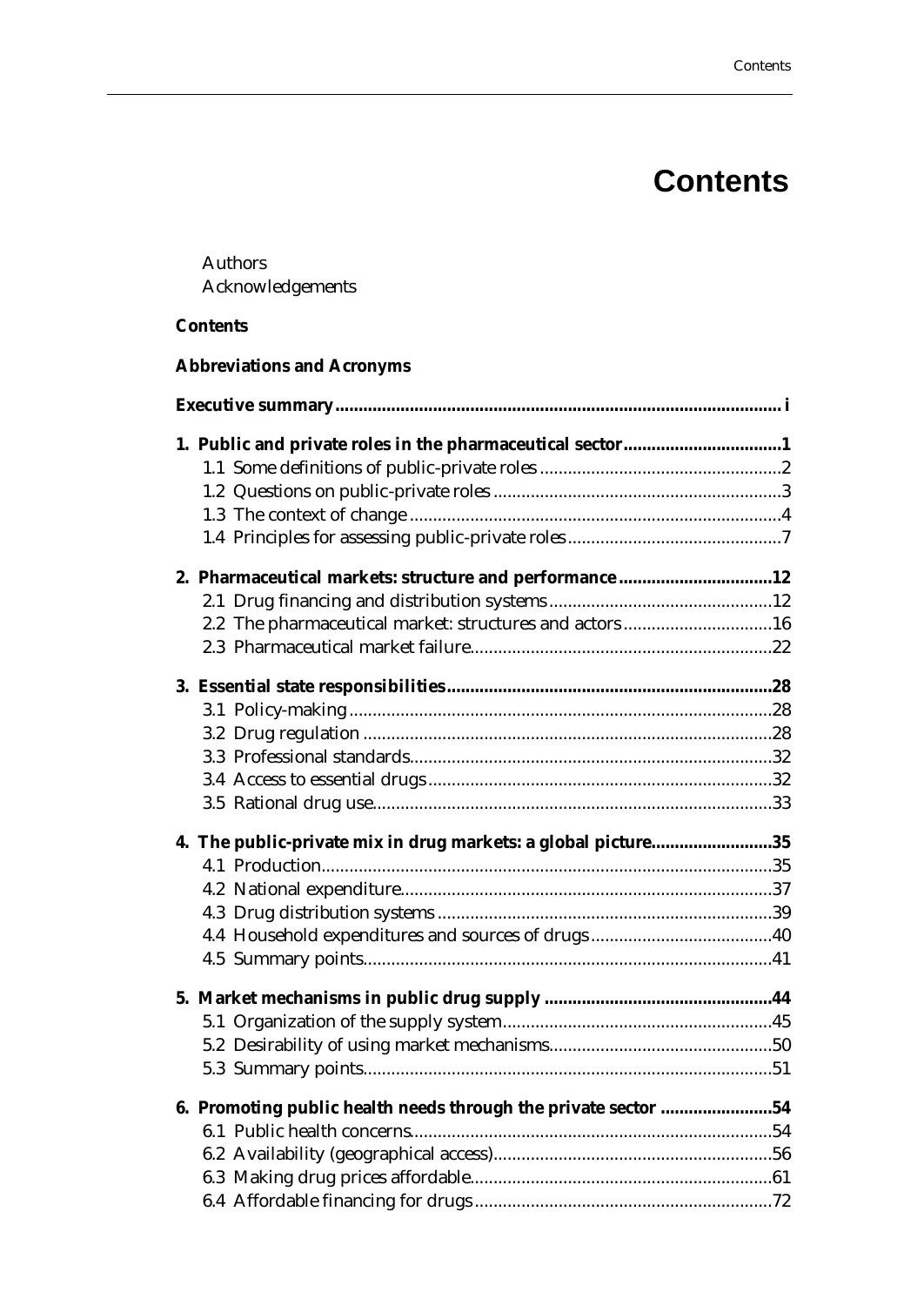# Contents

Authors
Acknowledgements

**Contents**

**Abbreviations and Acronyms**

**Executive summary** ..... i

**1. Public and private roles in the pharmaceutical sector** ..... 1
- 1.1 Some definitions of public-private roles ..... 2
- 1.2 Questions on public-private roles ..... 3
- 1.3 The context of change ..... 4
- 1.4 Principles for assessing public-private roles ..... 7

**2. Pharmaceutical markets: structure and performance** ..... 12
- 2.1 Drug financing and distribution systems ..... 12
- 2.2 The pharmaceutical market: structures and actors ..... 16
- 2.3 Pharmaceutical market failure ..... 22

**3. Essential state responsibilities** ..... 28
- 3.1 Policy-making ..... 28
- 3.2 Drug regulation ..... 28
- 3.3 Professional standards ..... 32
- 3.4 Access to essential drugs ..... 32
- 3.5 Rational drug use ..... 33

**4. The public-private mix in drug markets: a global picture** ..... 35
- 4.1 Production ..... 35
- 4.2 National expenditure ..... 37
- 4.3 Drug distribution systems ..... 39
- 4.4 Household expenditures and sources of drugs ..... 40
- 4.5 Summary points ..... 41

**5. Market mechanisms in public drug supply** ..... 44
- 5.1 Organization of the supply system ..... 45
- 5.2 Desirability of using market mechanisms ..... 50
- 5.3 Summary points ..... 51

**6. Promoting public health needs through the private sector** ..... 54
- 6.1 Public health concerns ..... 54
- 6.2 Availability (geographical access) ..... 56
- 6.3 Making drug prices affordable ..... 61
- 6.4 Affordable financing for drugs ..... 72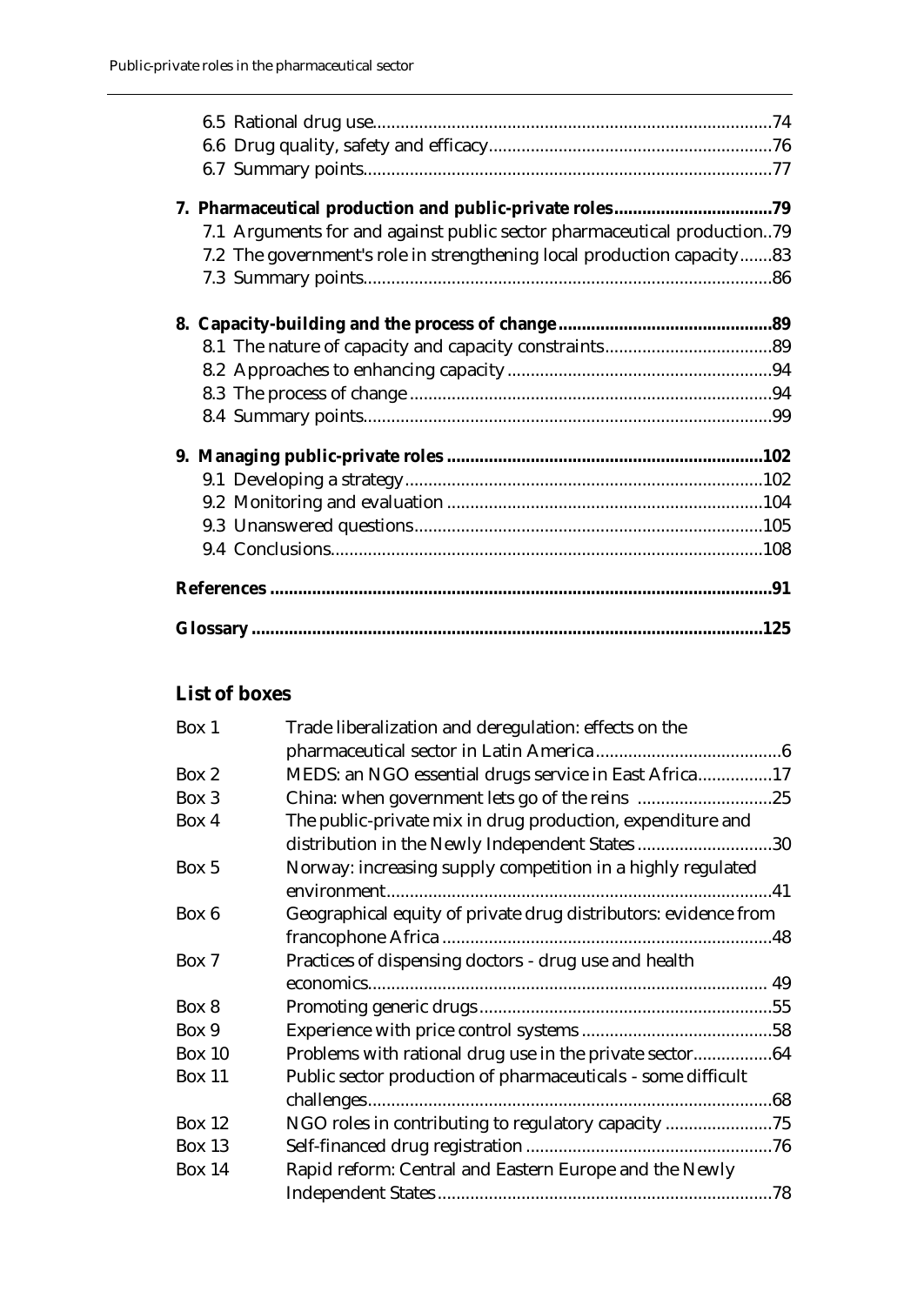6.5 Rational drug use......................................................................................74
6.6 Drug quality, safety and efficacy.............................................................76
6.7 Summary points.......................................................................................77

**7. Pharmaceutical production and public-private roles..................................79**

7.1 Arguments for and against public sector pharmaceutical production..79
7.2 The government's role in strengthening local production capacity.......83
7.3 Summary points.......................................................................................86

**8. Capacity-building and the process of change..............................................89**

8.1 The nature of capacity and capacity constraints....................................89
8.2 Approaches to enhancing capacity.........................................................94
8.3 The process of change.............................................................................94
8.4 Summary points.......................................................................................99

**9. Managing public-private roles...................................................................102**

9.1 Developing a strategy............................................................................102
9.2 Monitoring and evaluation....................................................................104
9.3 Unanswered questions...........................................................................105
9.4 Conclusions............................................................................................108

**References..........................................................................................................91**

**Glossary...........................................................................................................125**

## List of boxes

| | | |
|---|---|---|
| Box 1 | Trade liberalization and deregulation: effects on the pharmaceutical sector in Latin America | 6 |
| Box 2 | MEDS: an NGO essential drugs service in East Africa | 17 |
| Box 3 | China: when government lets go of the reins | 25 |
| Box 4 | The public-private mix in drug production, expenditure and distribution in the Newly Independent States | 30 |
| Box 5 | Norway: increasing supply competition in a highly regulated environment | 41 |
| Box 6 | Geographical equity of private drug distributors: evidence from francophone Africa | 48 |
| Box 7 | Practices of dispensing doctors - drug use and health economics | 49 |
| Box 8 | Promoting generic drugs | 55 |
| Box 9 | Experience with price control systems | 58 |
| Box 10 | Problems with rational drug use in the private sector | 64 |
| Box 11 | Public sector production of pharmaceuticals - some difficult challenges | 68 |
| Box 12 | NGO roles in contributing to regulatory capacity | 75 |
| Box 13 | Self-financed drug registration | 76 |
| Box 14 | Rapid reform: Central and Eastern Europe and the Newly Independent States | 78 |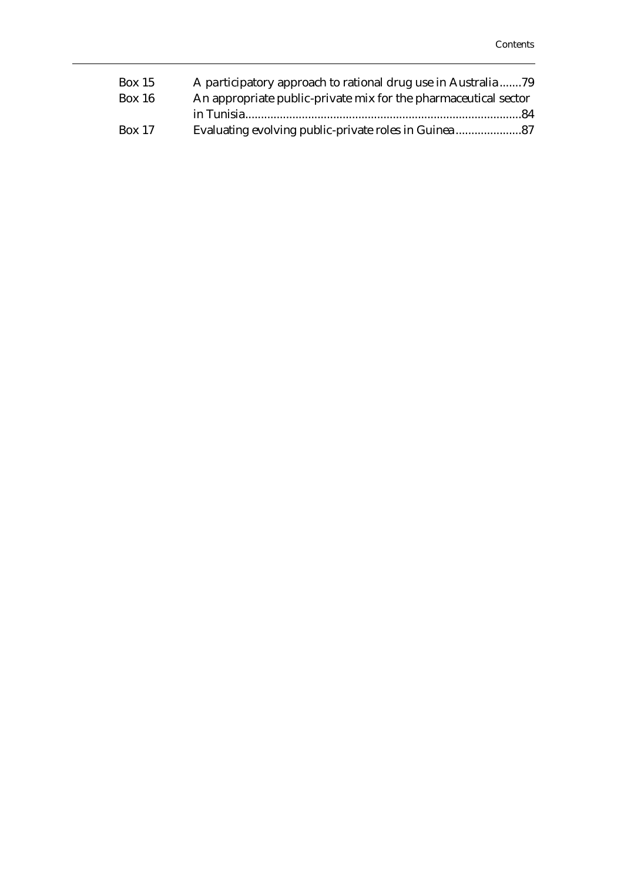| | | |
|---|---|---|
| Box 15 | A participatory approach to rational drug use in Australia | 79 |
| Box 16 | An appropriate public-private mix for the pharmaceutical sector in Tunisia | 84 |
| Box 17 | Evaluating evolving public-private roles in Guinea | 87 |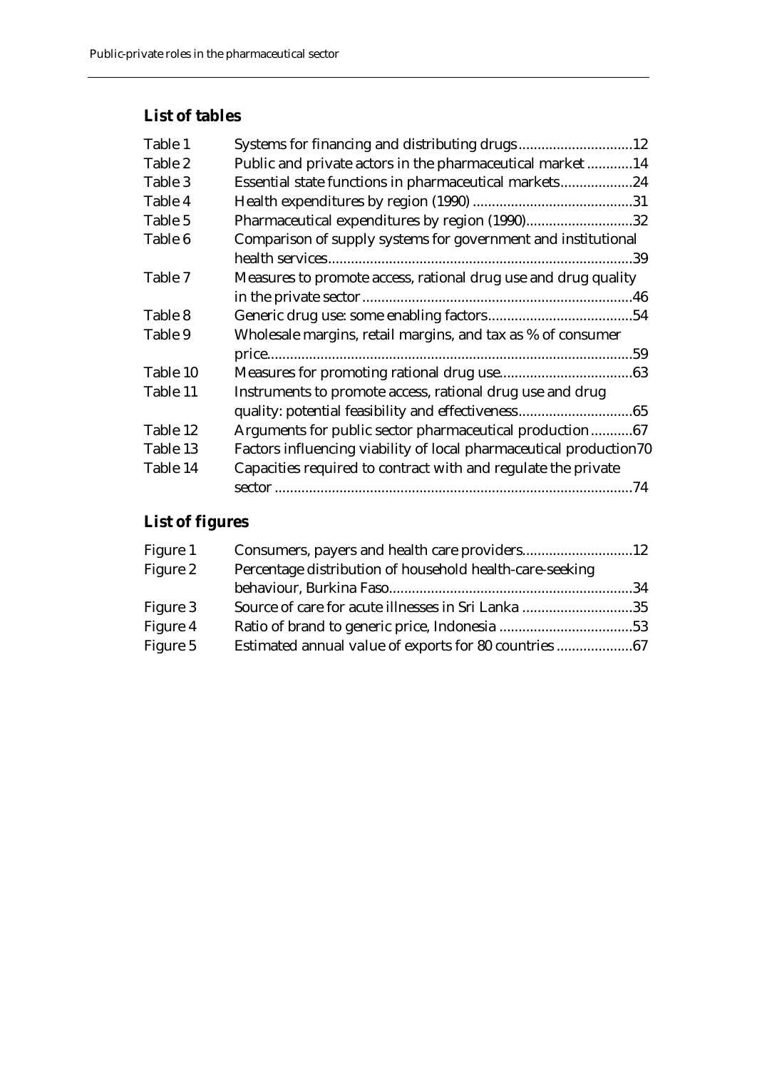## List of tables

| | | |
|---|---|---|
| Table 1 | Systems for financing and distributing drugs | 12 |
| Table 2 | Public and private actors in the pharmaceutical market | 14 |
| Table 3 | Essential state functions in pharmaceutical markets | 24 |
| Table 4 | Health expenditures by region (1990) | 31 |
| Table 5 | Pharmaceutical expenditures by region (1990) | 32 |
| Table 6 | Comparison of supply systems for government and institutional health services | 39 |
| Table 7 | Measures to promote access, rational drug use and drug quality in the private sector | 46 |
| Table 8 | Generic drug use: some enabling factors | 54 |
| Table 9 | Wholesale margins, retail margins, and tax as % of consumer price | 59 |
| Table 10 | Measures for promoting rational drug use | 63 |
| Table 11 | Instruments to promote access, rational drug use and drug quality: potential feasibility and effectiveness | 65 |
| Table 12 | Arguments for public sector pharmaceutical production | 67 |
| Table 13 | Factors influencing viability of local pharmaceutical production | 70 |
| Table 14 | Capacities required to contract with and regulate the private sector | 74 |

## List of figures

| | | |
|---|---|---|
| Figure 1 | Consumers, payers and health care providers | 12 |
| Figure 2 | Percentage distribution of household health-care-seeking behaviour, Burkina Faso | 34 |
| Figure 3 | Source of care for acute illnesses in Sri Lanka | 35 |
| Figure 4 | Ratio of brand to generic price, Indonesia | 53 |
| Figure 5 | Estimated annual value of exports for 80 countries | 67 |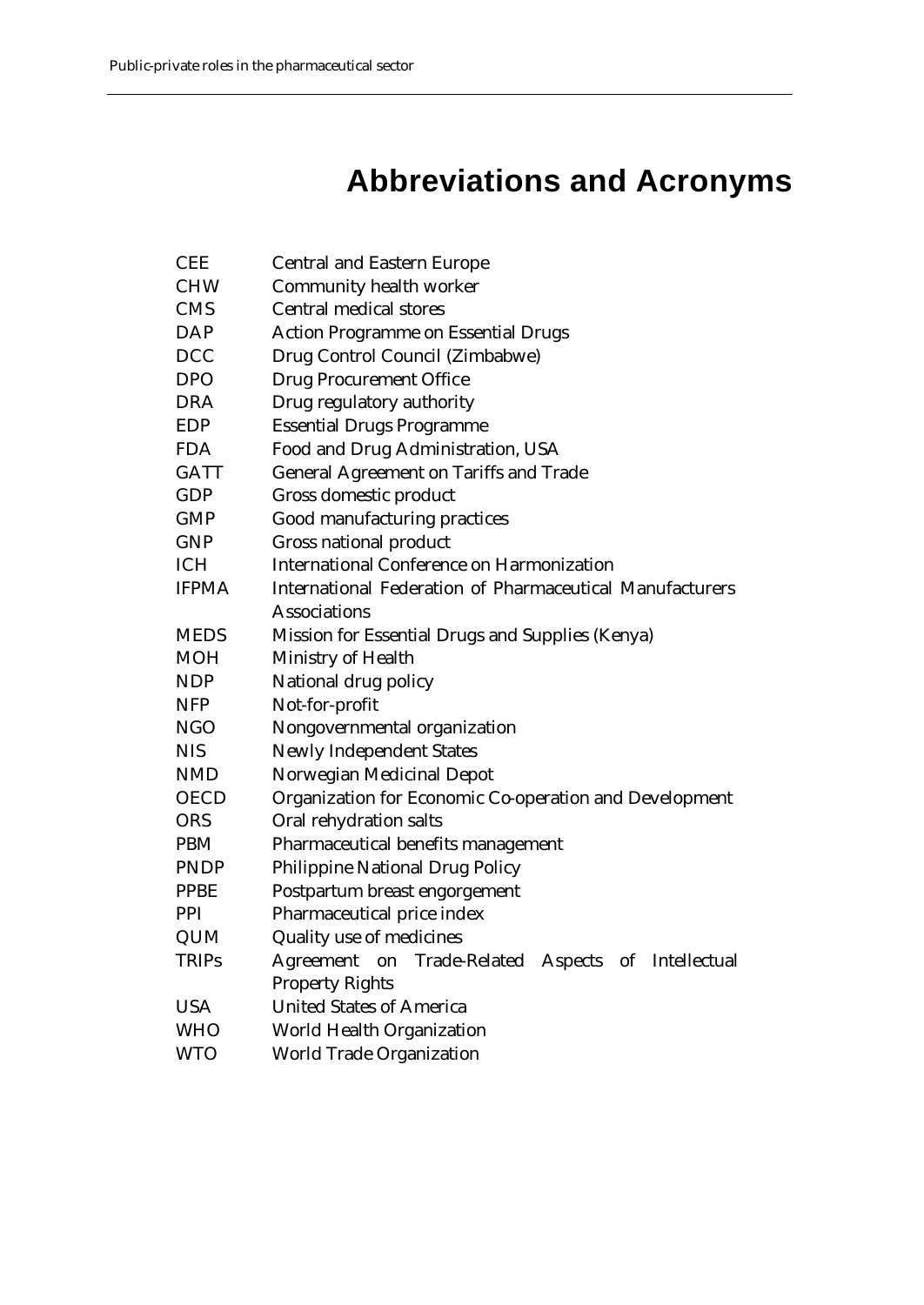# Abbreviations and Acronyms

| | |
|---|---|
| CEE | Central and Eastern Europe |
| CHW | Community health worker |
| CMS | Central medical stores |
| DAP | Action Programme on Essential Drugs |
| DCC | Drug Control Council (Zimbabwe) |
| DPO | Drug Procurement Office |
| DRA | Drug regulatory authority |
| EDP | Essential Drugs Programme |
| FDA | Food and Drug Administration, USA |
| GATT | General Agreement on Tariffs and Trade |
| GDP | Gross domestic product |
| GMP | Good manufacturing practices |
| GNP | Gross national product |
| ICH | International Conference on Harmonization |
| IFPMA | International Federation of Pharmaceutical Manufacturers Associations |
| MEDS | Mission for Essential Drugs and Supplies (Kenya) |
| MOH | Ministry of Health |
| NDP | National drug policy |
| NFP | Not-for-profit |
| NGO | Nongovernmental organization |
| NIS | Newly Independent States |
| NMD | Norwegian Medicinal Depot |
| OECD | Organization for Economic Co-operation and Development |
| ORS | Oral rehydration salts |
| PBM | Pharmaceutical benefits management |
| PNDP | Philippine National Drug Policy |
| PPBE | Postpartum breast engorgement |
| PPI | Pharmaceutical price index |
| QUM | Quality use of medicines |
| TRIPs | Agreement on Trade-Related Aspects of Intellectual Property Rights |
| USA | United States of America |
| WHO | World Health Organization |
| WTO | World Trade Organization |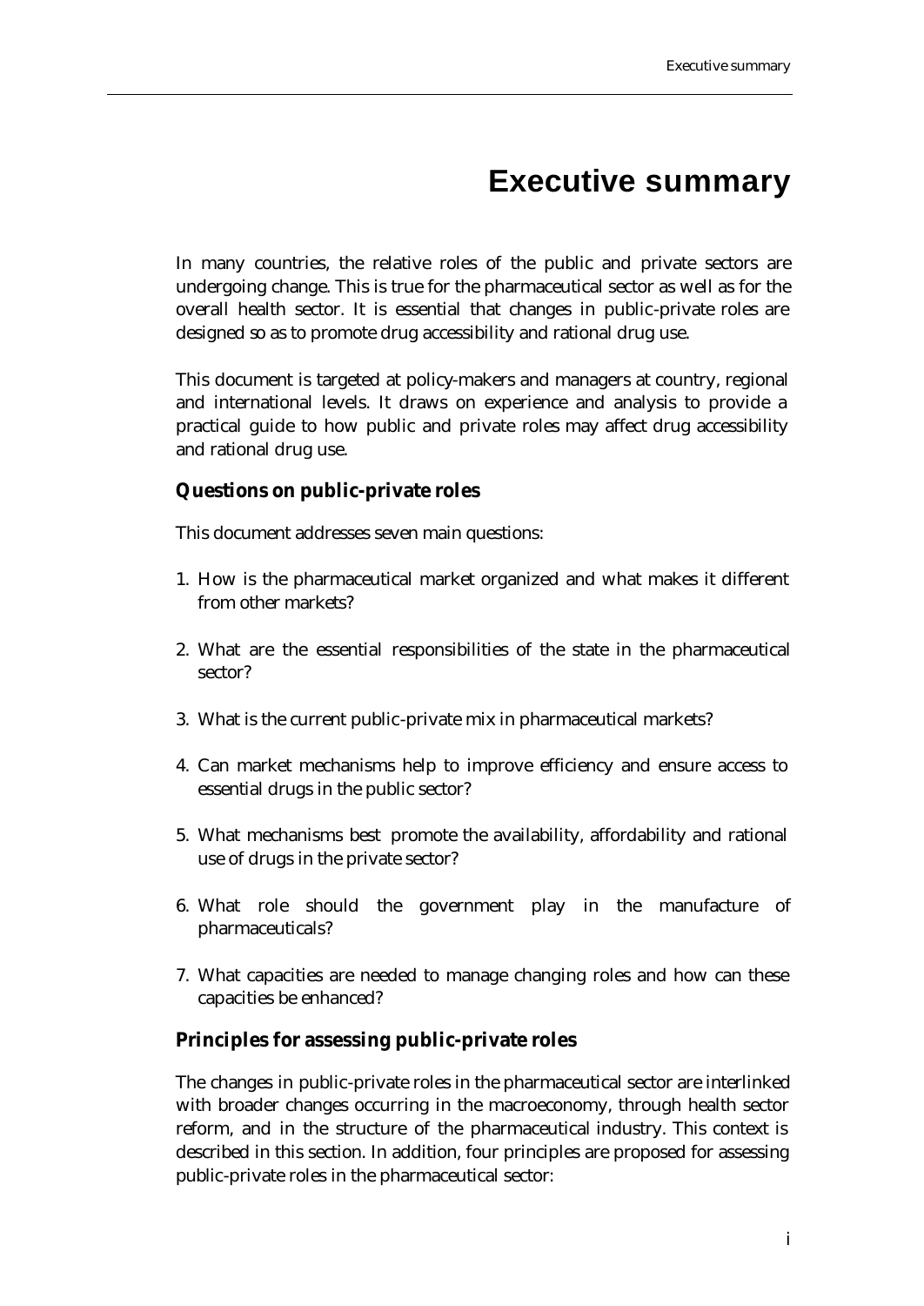# Executive summary

In many countries, the relative roles of the public and private sectors are undergoing change. This is true for the pharmaceutical sector as well as for the overall health sector. It is essential that changes in public-private roles are designed so as to promote drug accessibility and rational drug use.

This document is targeted at policy-makers and managers at country, regional and international levels. It draws on experience and analysis to provide a practical guide to how public and private roles may affect drug accessibility and rational drug use.

## Questions on public-private roles

This document addresses seven main questions:

1. How is the pharmaceutical market organized and what makes it different from other markets?

2. What are the essential responsibilities of the state in the pharmaceutical sector?

3. What is the current public-private mix in pharmaceutical markets?

4. Can market mechanisms help to improve efficiency and ensure access to essential drugs in the public sector?

5. What mechanisms best promote the availability, affordability and rational use of drugs in the private sector?

6. What role should the government play in the manufacture of pharmaceuticals?

7. What capacities are needed to manage changing roles and how can these capacities be enhanced?

## Principles for assessing public-private roles

The changes in public-private roles in the pharmaceutical sector are interlinked with broader changes occurring in the macroeconomy, through health sector reform, and in the structure of the pharmaceutical industry. This context is described in this section. In addition, four principles are proposed for assessing public-private roles in the pharmaceutical sector: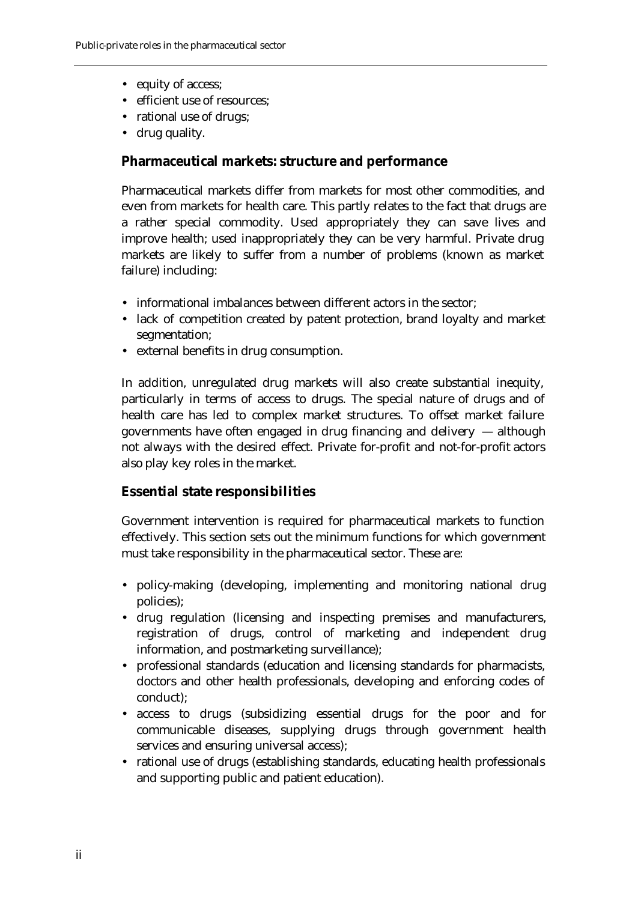- equity of access;
- efficient use of resources;
- rational use of drugs;
- drug quality.

### Pharmaceutical markets: structure and performance

Pharmaceutical markets differ from markets for most other commodities, and even from markets for health care. This partly relates to the fact that drugs are a rather special commodity. Used appropriately they can save lives and improve health; used inappropriately they can be very harmful. Private drug markets are likely to suffer from a number of problems (known as market failure) including:

- informational imbalances between different actors in the sector;
- lack of competition created by patent protection, brand loyalty and market segmentation;
- external benefits in drug consumption.

In addition, unregulated drug markets will also create substantial inequity, particularly in terms of access to drugs. The special nature of drugs and of health care has led to complex market structures. To offset market failure governments have often engaged in drug financing and delivery — although not always with the desired effect. Private for-profit and not-for-profit actors also play key roles in the market.

### Essential state responsibilities

Government intervention is required for pharmaceutical markets to function effectively. This section sets out the minimum functions for which government must take responsibility in the pharmaceutical sector. These are:

- policy-making (developing, implementing and monitoring national drug policies);
- drug regulation (licensing and inspecting premises and manufacturers, registration of drugs, control of marketing and independent drug information, and postmarketing surveillance);
- professional standards (education and licensing standards for pharmacists, doctors and other health professionals, developing and enforcing codes of conduct);
- access to drugs (subsidizing essential drugs for the poor and for communicable diseases, supplying drugs through government health services and ensuring universal access);
- rational use of drugs (establishing standards, educating health professionals and supporting public and patient education).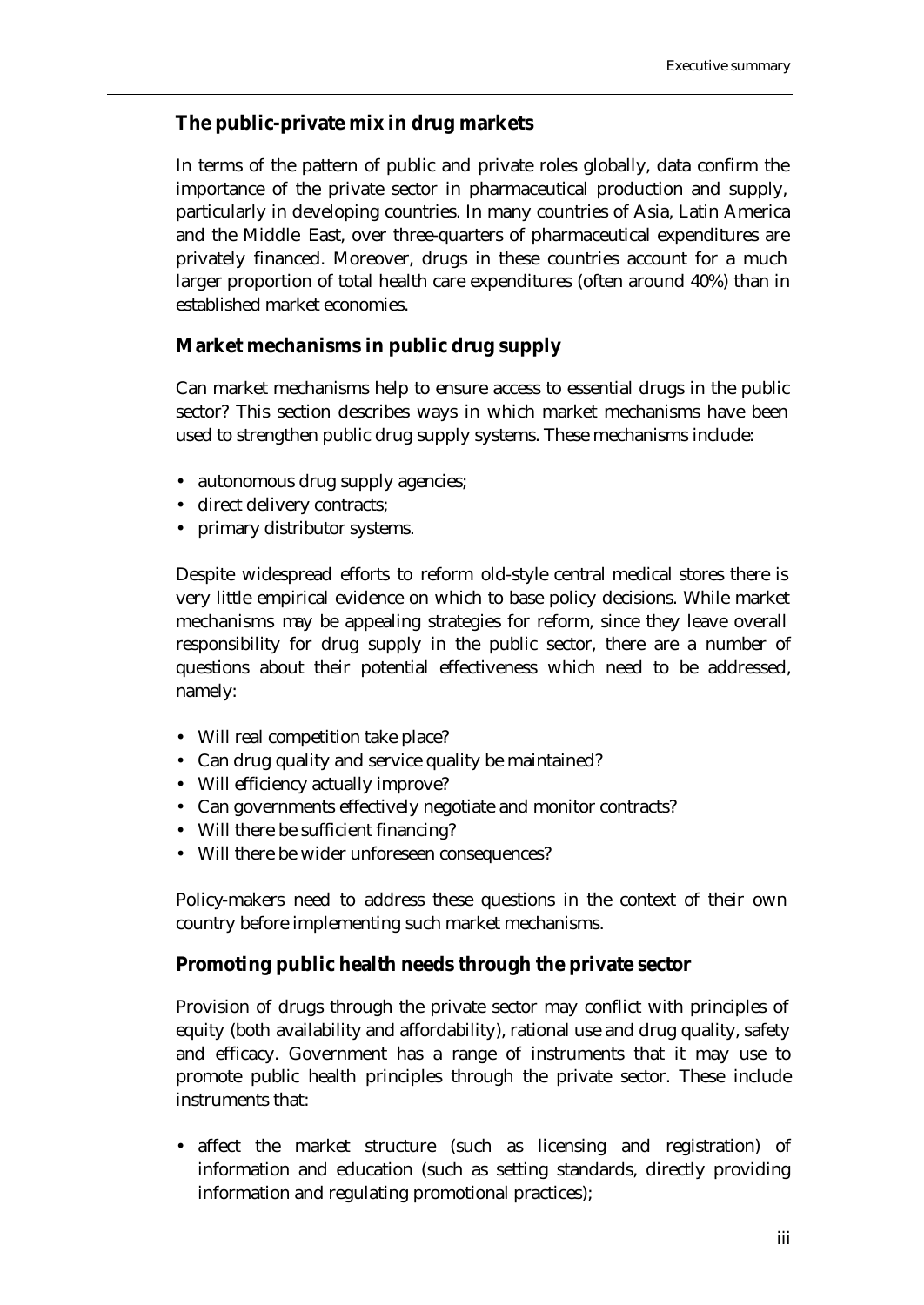## The public-private mix in drug markets

In terms of the pattern of public and private roles globally, data confirm the importance of the private sector in pharmaceutical production and supply, particularly in developing countries. In many countries of Asia, Latin America and the Middle East, over three-quarters of pharmaceutical expenditures are privately financed. Moreover, drugs in these countries account for a much larger proportion of total health care expenditures (often around 40%) than in established market economies.

## Market mechanisms in public drug supply

Can market mechanisms help to ensure access to essential drugs in the public sector? This section describes ways in which market mechanisms have been used to strengthen public drug supply systems. These mechanisms include:

- autonomous drug supply agencies;
- direct delivery contracts;
- primary distributor systems.

Despite widespread efforts to reform old-style central medical stores there is very little empirical evidence on which to base policy decisions. While market mechanisms may be appealing strategies for reform, since they leave overall responsibility for drug supply in the public sector, there are a number of questions about their potential effectiveness which need to be addressed, namely:

- Will real competition take place?
- Can drug quality and service quality be maintained?
- Will efficiency actually improve?
- Can governments effectively negotiate and monitor contracts?
- Will there be sufficient financing?
- Will there be wider unforeseen consequences?

Policy-makers need to address these questions in the context of their own country before implementing such market mechanisms.

## Promoting public health needs through the private sector

Provision of drugs through the private sector may conflict with principles of equity (both availability and affordability), rational use and drug quality, safety and efficacy. Government has a range of instruments that it may use to promote public health principles through the private sector. These include instruments that:

- affect the market structure (such as licensing and registration) of information and education (such as setting standards, directly providing information and regulating promotional practices);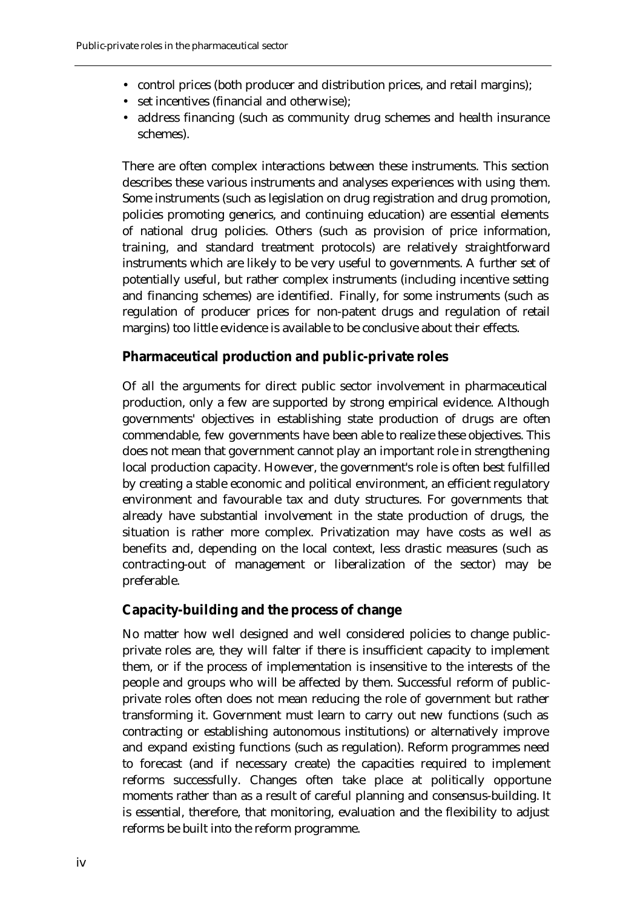- control prices (both producer and distribution prices, and retail margins);
- set incentives (financial and otherwise);
- address financing (such as community drug schemes and health insurance schemes).

There are often complex interactions between these instruments. This section describes these various instruments and analyses experiences with using them. Some instruments (such as legislation on drug registration and drug promotion, policies promoting generics, and continuing education) are essential elements of national drug policies. Others (such as provision of price information, training, and standard treatment protocols) are relatively straightforward instruments which are likely to be very useful to governments. A further set of potentially useful, but rather complex instruments (including incentive setting and financing schemes) are identified. Finally, for some instruments (such as regulation of producer prices for non-patent drugs and regulation of retail margins) too little evidence is available to be conclusive about their effects.

## Pharmaceutical production and public-private roles

Of all the arguments for direct public sector involvement in pharmaceutical production, only a few are supported by strong empirical evidence. Although governments' objectives in establishing state production of drugs are often commendable, few governments have been able to realize these objectives. This does not mean that government cannot play an important role in strengthening local production capacity. However, the government's role is often best fulfilled by creating a stable economic and political environment, an efficient regulatory environment and favourable tax and duty structures. For governments that already have substantial involvement in the state production of drugs, the situation is rather more complex. Privatization may have costs as well as benefits and, depending on the local context, less drastic measures (such as contracting-out of management or liberalization of the sector) may be preferable.

## Capacity-building and the process of change

No matter how well designed and well considered policies to change public-private roles are, they will falter if there is insufficient capacity to implement them, or if the process of implementation is insensitive to the interests of the people and groups who will be affected by them. Successful reform of public-private roles often does not mean reducing the role of government but rather transforming it. Government must learn to carry out new functions (such as contracting or establishing autonomous institutions) or alternatively improve and expand existing functions (such as regulation). Reform programmes need to forecast (and if necessary create) the capacities required to implement reforms successfully. Changes often take place at politically opportune moments rather than as a result of careful planning and consensus-building. It is essential, therefore, that monitoring, evaluation and the flexibility to adjust reforms be built into the reform programme.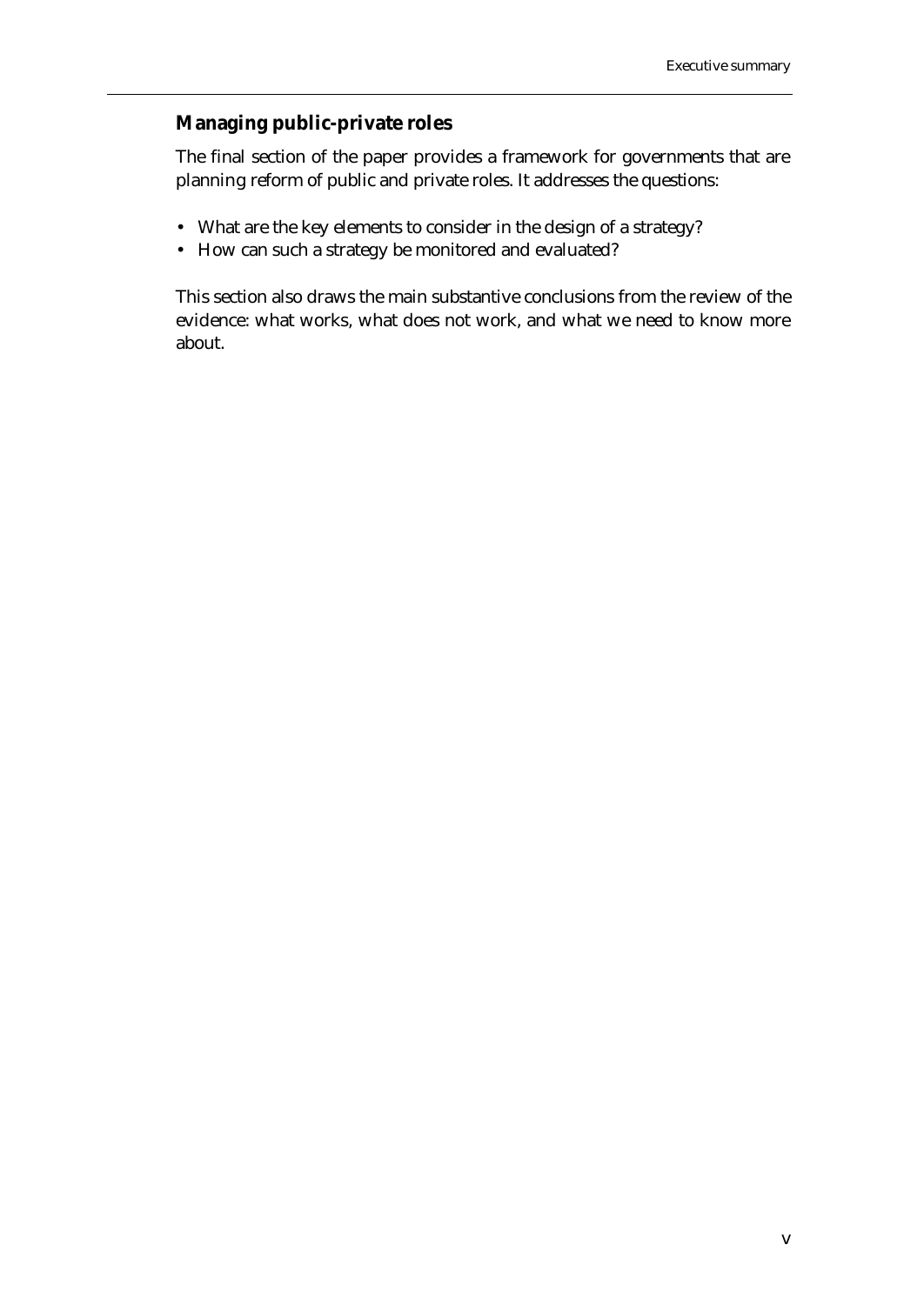## Managing public-private roles

The final section of the paper provides a framework for governments that are planning reform of public and private roles. It addresses the questions:

- What are the key elements to consider in the design of a strategy?
- How can such a strategy be monitored and evaluated?

This section also draws the main substantive conclusions from the review of the evidence: what works, what does not work, and what we need to know more about.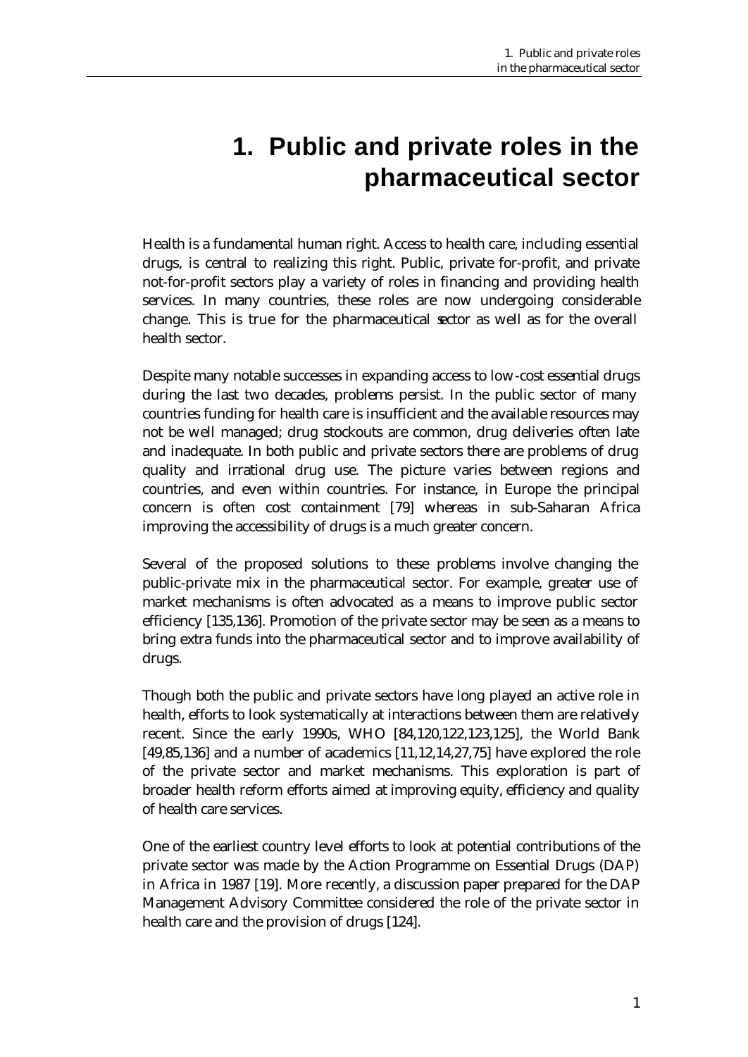# 1. Public and private roles in the pharmaceutical sector

Health is a fundamental human right. Access to health care, including essential drugs, is central to realizing this right. Public, private for-profit, and private not-for-profit sectors play a variety of roles in financing and providing health services. In many countries, these roles are now undergoing considerable change. This is true for the pharmaceutical sector as well as for the overall health sector.

Despite many notable successes in expanding access to low-cost essential drugs during the last two decades, problems persist. In the public sector of many countries funding for health care is insufficient and the available resources may not be well managed; drug stockouts are common, drug deliveries often late and inadequate. In both public and private sectors there are problems of drug quality and irrational drug use. The picture varies between regions and countries, and even within countries. For instance, in Europe the principal concern is often cost containment [79] whereas in sub-Saharan Africa improving the accessibility of drugs is a much greater concern.

Several of the proposed solutions to these problems involve changing the public-private mix in the pharmaceutical sector. For example, greater use of market mechanisms is often advocated as a means to improve public sector efficiency [135,136]. Promotion of the private sector may be seen as a means to bring extra funds into the pharmaceutical sector and to improve availability of drugs.

Though both the public and private sectors have long played an active role in health, efforts to look systematically at interactions between them are relatively recent. Since the early 1990s, WHO [84,120,122,123,125], the World Bank [49,85,136] and a number of academics [11,12,14,27,75] have explored the role of the private sector and market mechanisms. This exploration is part of broader health reform efforts aimed at improving equity, efficiency and quality of health care services.

One of the earliest country level efforts to look at potential contributions of the private sector was made by the Action Programme on Essential Drugs (DAP) in Africa in 1987 [19]. More recently, a discussion paper prepared for the DAP Management Advisory Committee considered the role of the private sector in health care and the provision of drugs [124].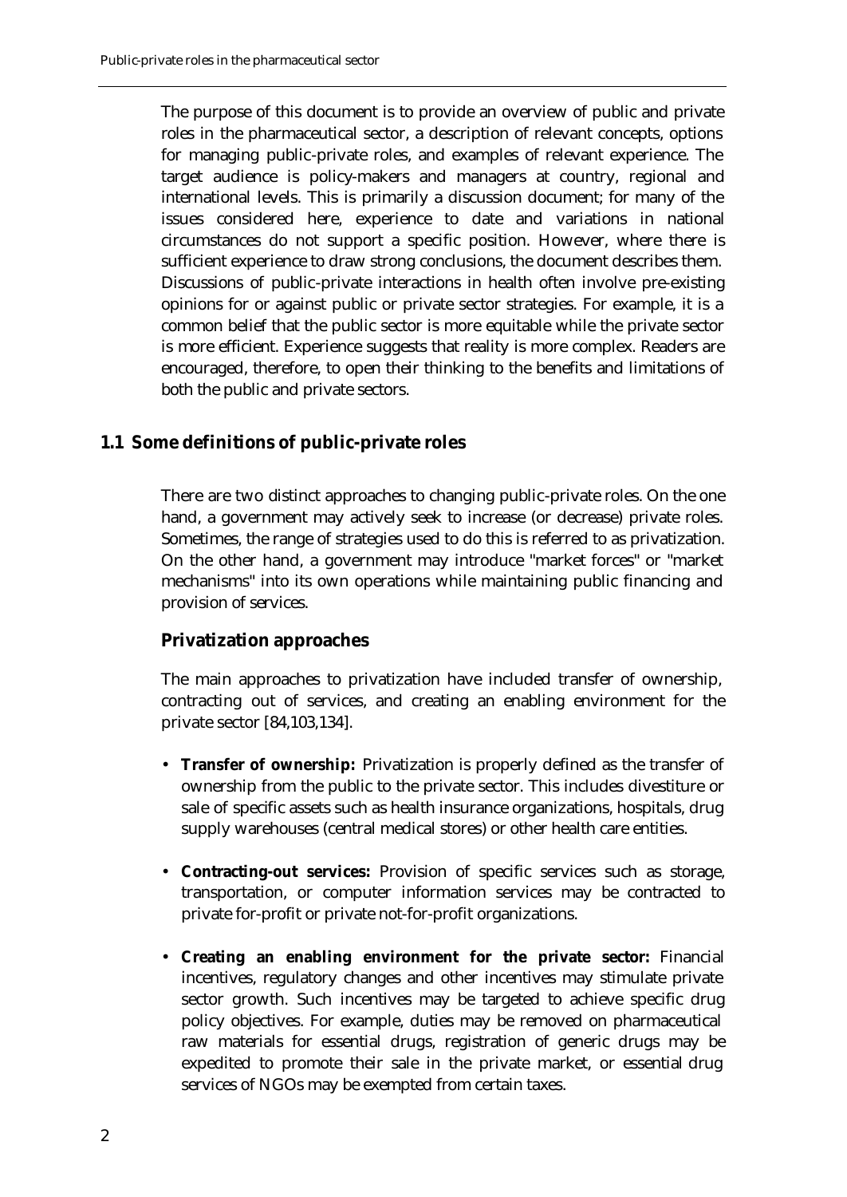The purpose of this document is to provide an overview of public and private roles in the pharmaceutical sector, a description of relevant concepts, options for managing public-private roles, and examples of relevant experience. The target audience is policy-makers and managers at country, regional and international levels. This is primarily a discussion document; for many of the issues considered here, experience to date and variations in national circumstances do not support a specific position. However, where there is sufficient experience to draw strong conclusions, the document describes them. Discussions of public-private interactions in health often involve pre-existing opinions for or against public or private sector strategies. For example, it is a common belief that the public sector is more equitable while the private sector is more efficient. Experience suggests that reality is more complex. Readers are encouraged, therefore, to open their thinking to the benefits and limitations of both the public and private sectors.

## 1.1 Some definitions of public-private roles

There are two distinct approaches to changing public-private roles. On the one hand, a government may actively seek to increase (or decrease) private roles. Sometimes, the range of strategies used to do this is referred to as privatization. On the other hand, a government may introduce "market forces" or "market mechanisms" into its own operations while maintaining public financing and provision of services.

### Privatization approaches

The main approaches to privatization have included transfer of ownership, contracting out of services, and creating an enabling environment for the private sector [84,103,134].

- **Transfer of ownership:** Privatization is properly defined as the transfer of ownership from the public to the private sector. This includes divestiture or sale of specific assets such as health insurance organizations, hospitals, drug supply warehouses (central medical stores) or other health care entities.

- **Contracting-out services:** Provision of specific services such as storage, transportation, or computer information services may be contracted to private for-profit or private not-for-profit organizations.

- **Creating an enabling environment for the private sector:** Financial incentives, regulatory changes and other incentives may stimulate private sector growth. Such incentives may be targeted to achieve specific drug policy objectives. For example, duties may be removed on pharmaceutical raw materials for essential drugs, registration of generic drugs may be expedited to promote their sale in the private market, or essential drug services of NGOs may be exempted from certain taxes.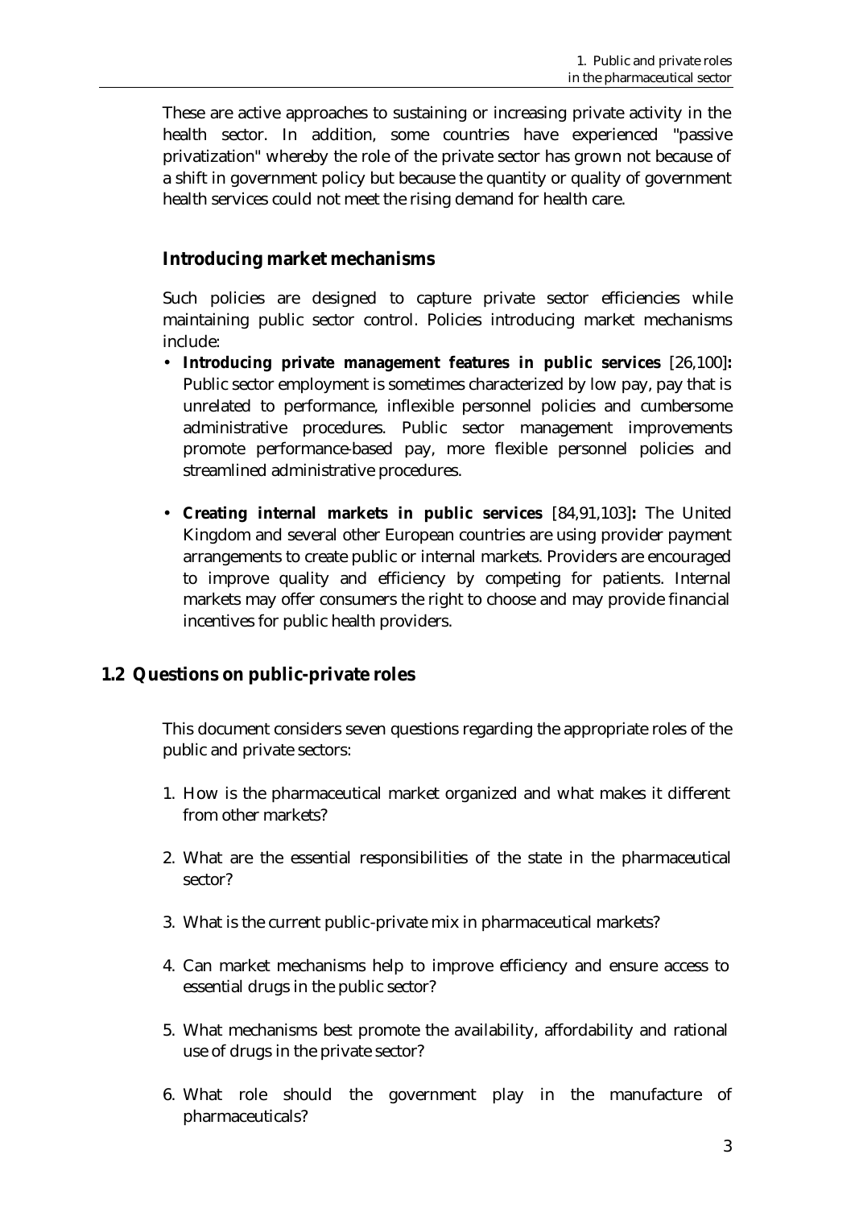These are active approaches to sustaining or increasing private activity in the health sector. In addition, some countries have experienced "passive privatization" whereby the role of the private sector has grown not because of a shift in government policy but because the quantity or quality of government health services could not meet the rising demand for health care.

### Introducing market mechanisms

Such policies are designed to capture private sector efficiencies while maintaining public sector control. Policies introducing market mechanisms include:

- **Introducing private management features in public services** [26,100]**:** Public sector employment is sometimes characterized by low pay, pay that is unrelated to performance, inflexible personnel policies and cumbersome administrative procedures. Public sector management improvements promote performance-based pay, more flexible personnel policies and streamlined administrative procedures.

- **Creating internal markets in public services** [84,91,103]**:** The United Kingdom and several other European countries are using provider payment arrangements to create public or internal markets. Providers are encouraged to improve quality and efficiency by competing for patients. Internal markets may offer consumers the right to choose and may provide financial incentives for public health providers.

## 1.2 Questions on public-private roles

This document considers seven questions regarding the appropriate roles of the public and private sectors:

1. How is the pharmaceutical market organized and what makes it different from other markets?
2. What are the essential responsibilities of the state in the pharmaceutical sector?
3. What is the current public-private mix in pharmaceutical markets?
4. Can market mechanisms help to improve efficiency and ensure access to essential drugs in the public sector?
5. What mechanisms best promote the availability, affordability and rational use of drugs in the private sector?
6. What role should the government play in the manufacture of pharmaceuticals?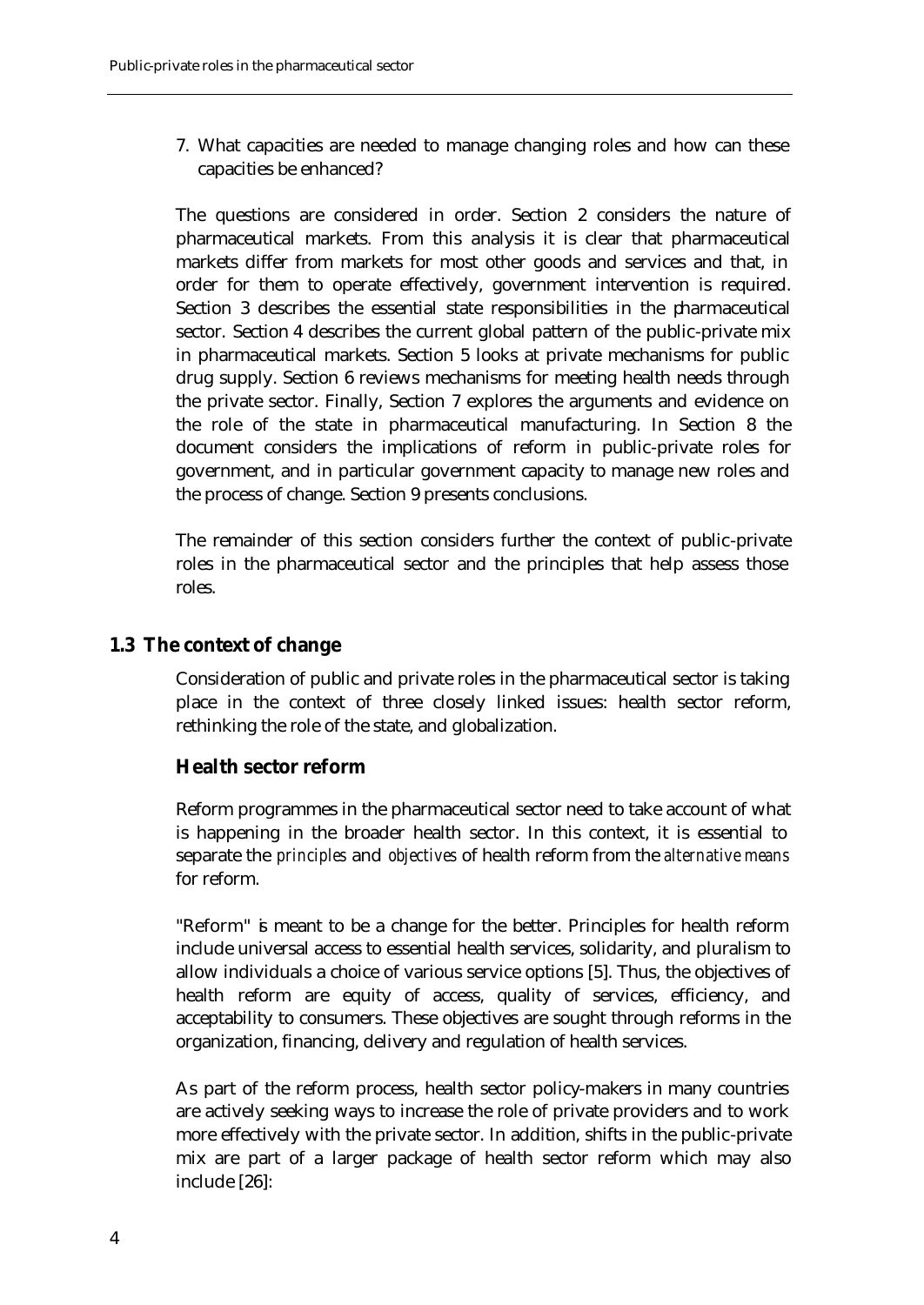7. What capacities are needed to manage changing roles and how can these capacities be enhanced?

The questions are considered in order. Section 2 considers the nature of pharmaceutical markets. From this analysis it is clear that pharmaceutical markets differ from markets for most other goods and services and that, in order for them to operate effectively, government intervention is required. Section 3 describes the essential state responsibilities in the pharmaceutical sector. Section 4 describes the current global pattern of the public-private mix in pharmaceutical markets. Section 5 looks at private mechanisms for public drug supply. Section 6 reviews mechanisms for meeting health needs through the private sector. Finally, Section 7 explores the arguments and evidence on the role of the state in pharmaceutical manufacturing. In Section 8 the document considers the implications of reform in public-private roles for government, and in particular government capacity to manage new roles and the process of change. Section 9 presents conclusions.

The remainder of this section considers further the context of public-private roles in the pharmaceutical sector and the principles that help assess those roles.

## 1.3 The context of change

Consideration of public and private roles in the pharmaceutical sector is taking place in the context of three closely linked issues: health sector reform, rethinking the role of the state, and globalization.

### Health sector reform

Reform programmes in the pharmaceutical sector need to take account of what is happening in the broader health sector. In this context, it is essential to separate the *principles* and *objectives* of health reform from the *alternative means* for reform.

"Reform" is meant to be a change for the better. Principles for health reform include universal access to essential health services, solidarity, and pluralism to allow individuals a choice of various service options [5]. Thus, the objectives of health reform are equity of access, quality of services, efficiency, and acceptability to consumers. These objectives are sought through reforms in the organization, financing, delivery and regulation of health services.

As part of the reform process, health sector policy-makers in many countries are actively seeking ways to increase the role of private providers and to work more effectively with the private sector. In addition, shifts in the public-private mix are part of a larger package of health sector reform which may also include [26]: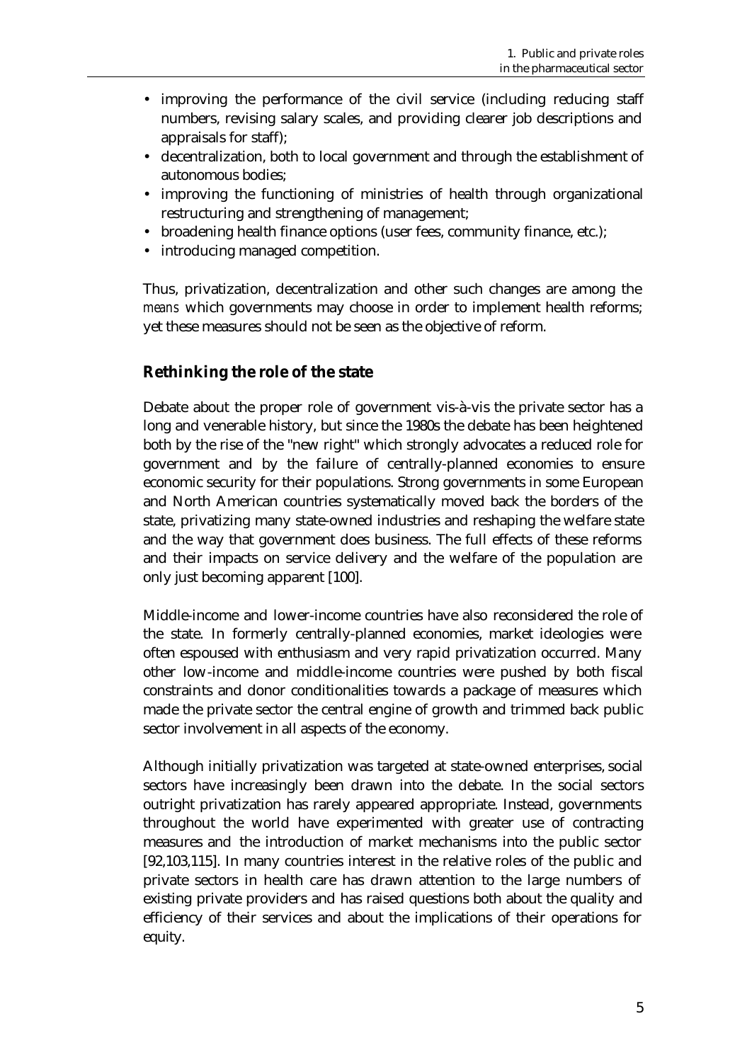- improving the performance of the civil service (including reducing staff numbers, revising salary scales, and providing clearer job descriptions and appraisals for staff);
- decentralization, both to local government and through the establishment of autonomous bodies;
- improving the functioning of ministries of health through organizational restructuring and strengthening of management;
- broadening health finance options (user fees, community finance, etc.);
- introducing managed competition.

Thus, privatization, decentralization and other such changes are among the *means* which governments may choose in order to implement health reforms; yet these measures should not be seen as the objective of reform.

## Rethinking the role of the state

Debate about the proper role of government vis-à-vis the private sector has a long and venerable history, but since the 1980s the debate has been heightened both by the rise of the "new right" which strongly advocates a reduced role for government and by the failure of centrally-planned economies to ensure economic security for their populations. Strong governments in some European and North American countries systematically moved back the borders of the state, privatizing many state-owned industries and reshaping the welfare state and the way that government does business. The full effects of these reforms and their impacts on service delivery and the welfare of the population are only just becoming apparent [100].

Middle-income and lower-income countries have also reconsidered the role of the state. In formerly centrally-planned economies, market ideologies were often espoused with enthusiasm and very rapid privatization occurred. Many other low-income and middle-income countries were pushed by both fiscal constraints and donor conditionalities towards a package of measures which made the private sector the central engine of growth and trimmed back public sector involvement in all aspects of the economy.

Although initially privatization was targeted at state-owned enterprises, social sectors have increasingly been drawn into the debate. In the social sectors outright privatization has rarely appeared appropriate. Instead, governments throughout the world have experimented with greater use of contracting measures and the introduction of market mechanisms into the public sector [92,103,115]. In many countries interest in the relative roles of the public and private sectors in health care has drawn attention to the large numbers of existing private providers and has raised questions both about the quality and efficiency of their services and about the implications of their operations for equity.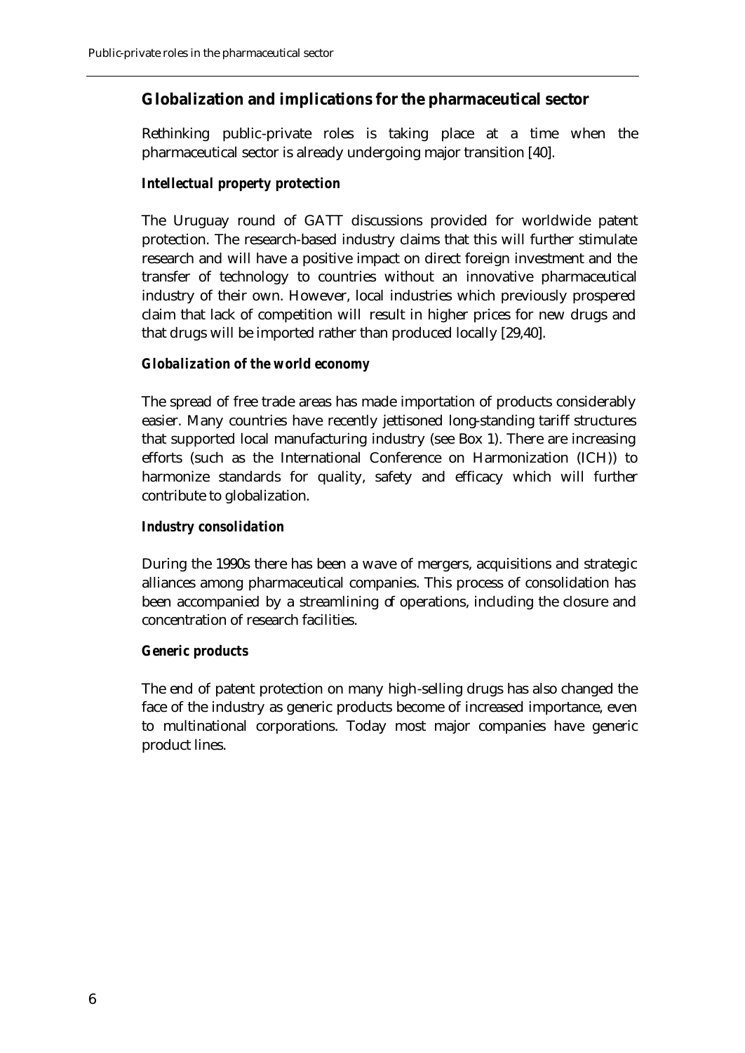## Globalization and implications for the pharmaceutical sector

Rethinking public-private roles is taking place at a time when the pharmaceutical sector is already undergoing major transition [40].

### *Intellectual property protection*

The Uruguay round of GATT discussions provided for worldwide patent protection. The research-based industry claims that this will further stimulate research and will have a positive impact on direct foreign investment and the transfer of technology to countries without an innovative pharmaceutical industry of their own. However, local industries which previously prospered claim that lack of competition will result in higher prices for new drugs and that drugs will be imported rather than produced locally [29,40].

### *Globalization of the world economy*

The spread of free trade areas has made importation of products considerably easier. Many countries have recently jettisoned long-standing tariff structures that supported local manufacturing industry (see Box 1). There are increasing efforts (such as the International Conference on Harmonization (ICH)) to harmonize standards for quality, safety and efficacy which will further contribute to globalization.

### *Industry consolidation*

During the 1990s there has been a wave of mergers, acquisitions and strategic alliances among pharmaceutical companies. This process of consolidation has been accompanied by a streamlining of operations, including the closure and concentration of research facilities.

### *Generic products*

The end of patent protection on many high-selling drugs has also changed the face of the industry as generic products become of increased importance, even to multinational corporations. Today most major companies have generic product lines.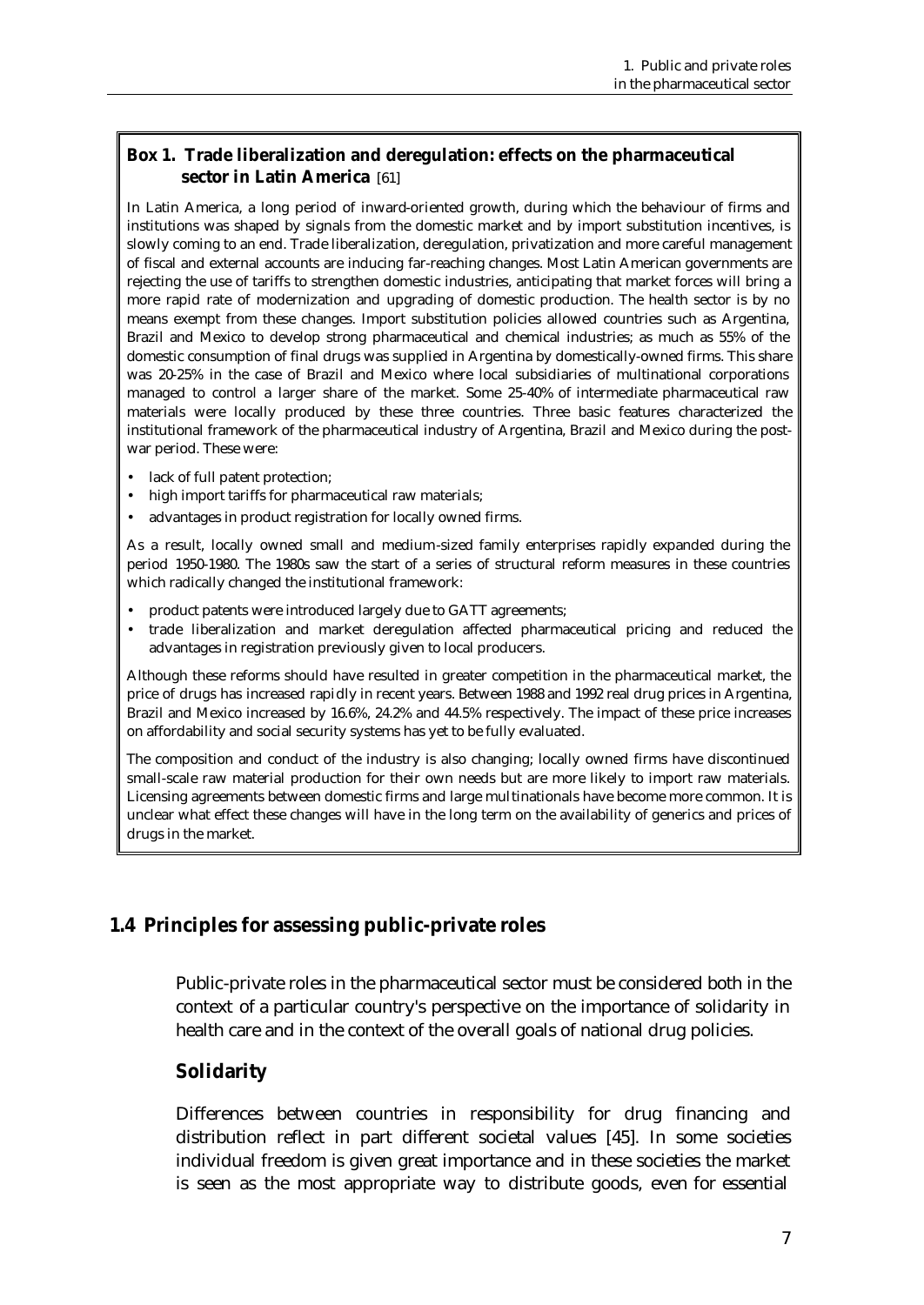**Box 1. Trade liberalization and deregulation: effects on the pharmaceutical sector in Latin America** [61]

In Latin America, a long period of inward-oriented growth, during which the behaviour of firms and institutions was shaped by signals from the domestic market and by import substitution incentives, is slowly coming to an end. Trade liberalization, deregulation, privatization and more careful management of fiscal and external accounts are inducing far-reaching changes. Most Latin American governments are rejecting the use of tariffs to strengthen domestic industries, anticipating that market forces will bring a more rapid rate of modernization and upgrading of domestic production. The health sector is by no means exempt from these changes. Import substitution policies allowed countries such as Argentina, Brazil and Mexico to develop strong pharmaceutical and chemical industries; as much as 55% of the domestic consumption of final drugs was supplied in Argentina by domestically-owned firms. This share was 20-25% in the case of Brazil and Mexico where local subsidiaries of multinational corporations managed to control a larger share of the market. Some 25-40% of intermediate pharmaceutical raw materials were locally produced by these three countries. Three basic features characterized the institutional framework of the pharmaceutical industry of Argentina, Brazil and Mexico during the post-war period. These were:

- lack of full patent protection;
- high import tariffs for pharmaceutical raw materials;
- advantages in product registration for locally owned firms.

As a result, locally owned small and medium-sized family enterprises rapidly expanded during the period 1950-1980. The 1980s saw the start of a series of structural reform measures in these countries which radically changed the institutional framework:

- product patents were introduced largely due to GATT agreements;
- trade liberalization and market deregulation affected pharmaceutical pricing and reduced the advantages in registration previously given to local producers.

Although these reforms should have resulted in greater competition in the pharmaceutical market, the price of drugs has increased rapidly in recent years. Between 1988 and 1992 real drug prices in Argentina, Brazil and Mexico increased by 16.6%, 24.2% and 44.5% respectively. The impact of these price increases on affordability and social security systems has yet to be fully evaluated.

The composition and conduct of the industry is also changing; locally owned firms have discontinued small-scale raw material production for their own needs but are more likely to import raw materials. Licensing agreements between domestic firms and large multinationals have become more common. It is unclear what effect these changes will have in the long term on the availability of generics and prices of drugs in the market.

## 1.4 Principles for assessing public-private roles

Public-private roles in the pharmaceutical sector must be considered both in the context of a particular country's perspective on the importance of solidarity in health care and in the context of the overall goals of national drug policies.

### Solidarity

Differences between countries in responsibility for drug financing and distribution reflect in part different societal values [45]. In some societies individual freedom is given great importance and in these societies the market is seen as the most appropriate way to distribute goods, even for essential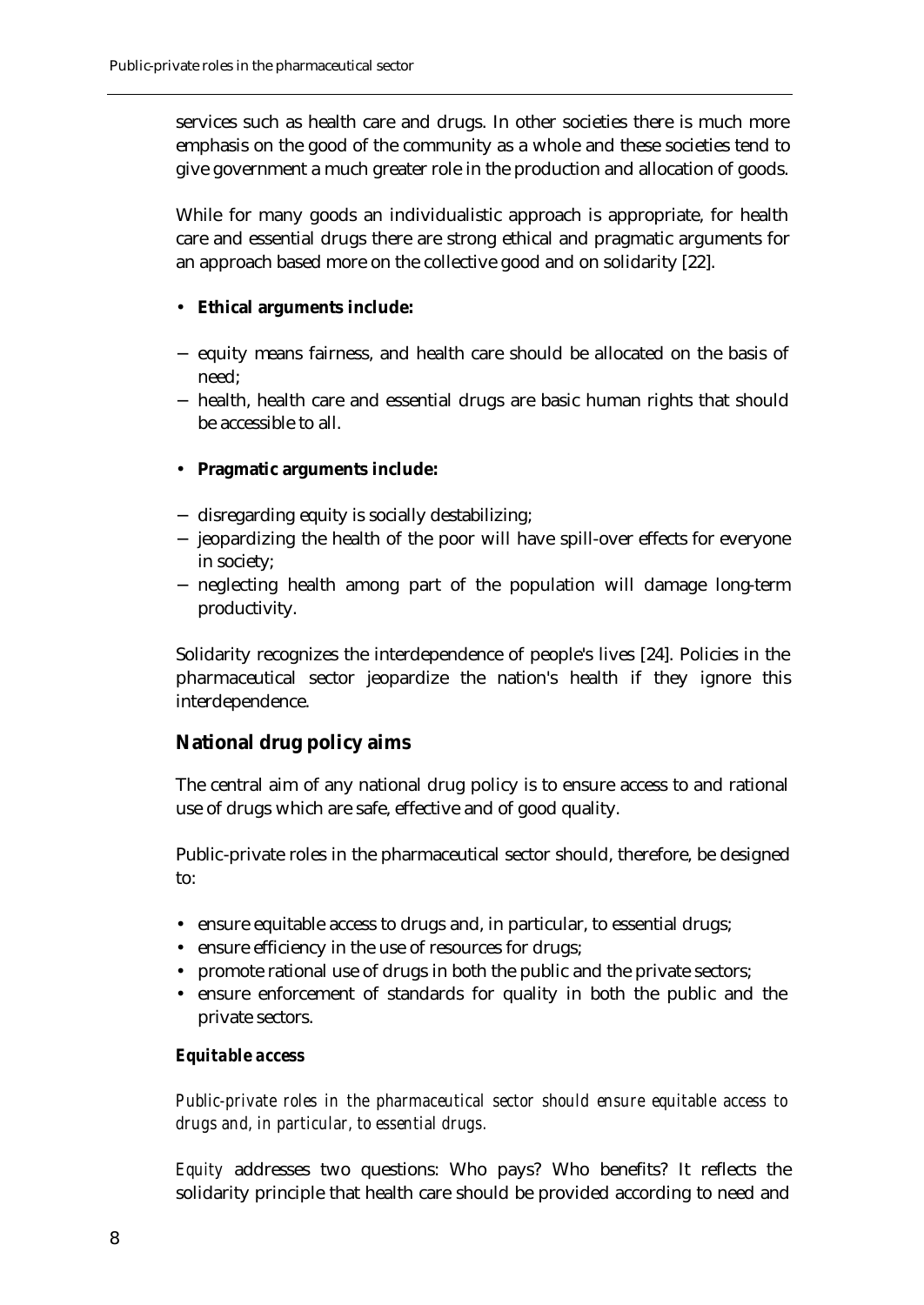services such as health care and drugs. In other societies there is much more emphasis on the good of the community as a whole and these societies tend to give government a much greater role in the production and allocation of goods.

While for many goods an individualistic approach is appropriate, for health care and essential drugs there are strong ethical and pragmatic arguments for an approach based more on the collective good and on solidarity [22].

- **Ethical arguments include:**

- equity means fairness, and health care should be allocated on the basis of need;
- health, health care and essential drugs are basic human rights that should be accessible to all.

- **Pragmatic arguments include:**

- disregarding equity is socially destabilizing;
- jeopardizing the health of the poor will have spill-over effects for everyone in society;
- neglecting health among part of the population will damage long-term productivity.

Solidarity recognizes the interdependence of people's lives [24]. Policies in the pharmaceutical sector jeopardize the nation's health if they ignore this interdependence.

## National drug policy aims

The central aim of any national drug policy is to ensure access to and rational use of drugs which are safe, effective and of good quality.

Public-private roles in the pharmaceutical sector should, therefore, be designed to:

- ensure equitable access to drugs and, in particular, to essential drugs;
- ensure efficiency in the use of resources for drugs;
- promote rational use of drugs in both the public and the private sectors;
- ensure enforcement of standards for quality in both the public and the private sectors.

### *Equitable access*

*Public-private roles in the pharmaceutical sector should ensure equitable access to drugs and, in particular, to essential drugs.*

*Equity* addresses two questions: Who pays? Who benefits? It reflects the solidarity principle that health care should be provided according to need and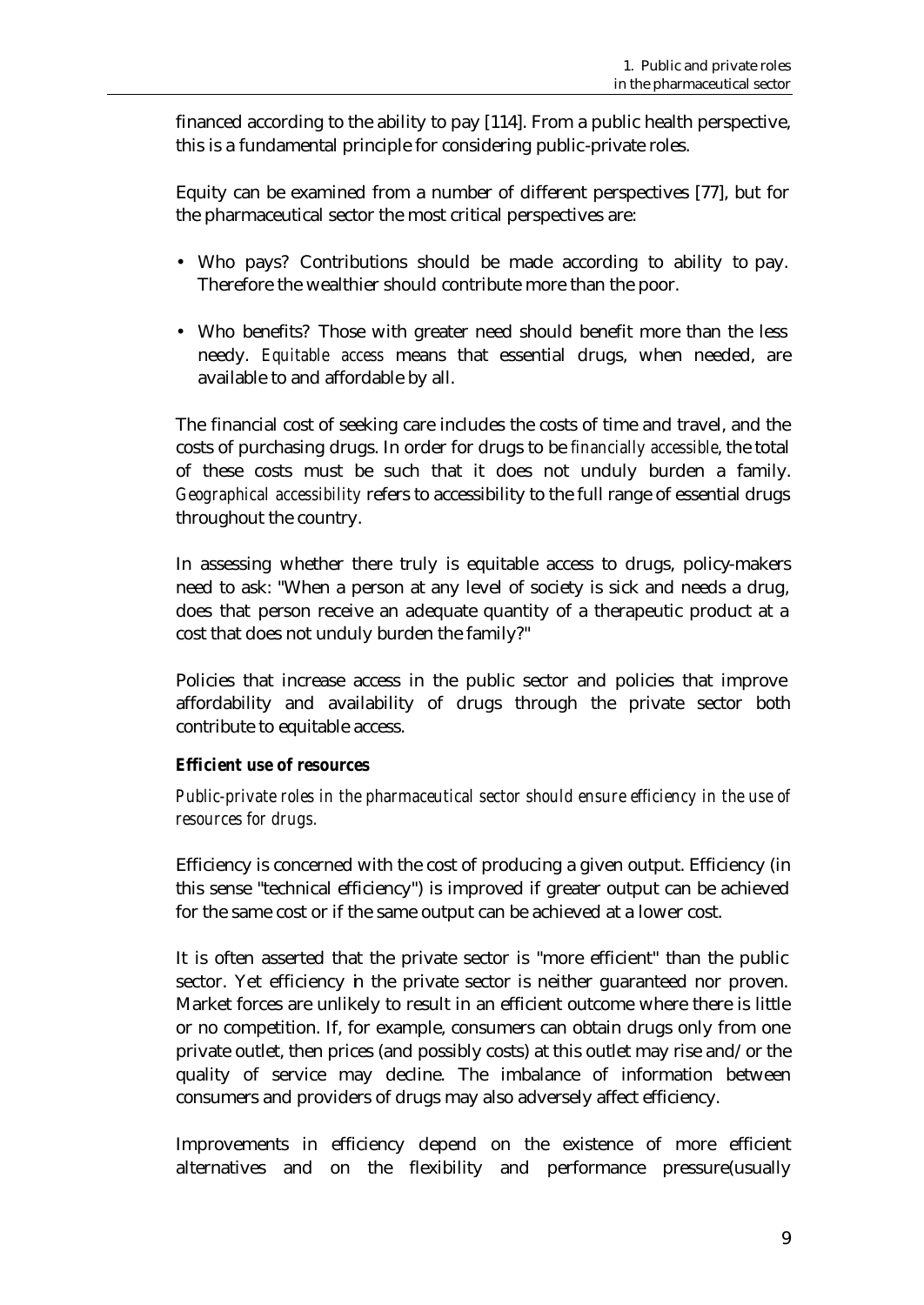financed according to the ability to pay [114]. From a public health perspective, this is a fundamental principle for considering public-private roles.

Equity can be examined from a number of different perspectives [77], but for the pharmaceutical sector the most critical perspectives are:

- Who pays? Contributions should be made according to ability to pay. Therefore the wealthier should contribute more than the poor.

- Who benefits? Those with greater need should benefit more than the less needy. *Equitable access* means that essential drugs, when needed, are available to and affordable by all.

The financial cost of seeking care includes the costs of time and travel, and the costs of purchasing drugs. In order for drugs to be *financially accessible*, the total of these costs must be such that it does not unduly burden a family. *Geographical accessibility* refers to accessibility to the full range of essential drugs throughout the country.

In assessing whether there truly is equitable access to drugs, policy-makers need to ask: "When a person at any level of society is sick and needs a drug, does that person receive an adequate quantity of a therapeutic product at a cost that does not unduly burden the family?"

Policies that increase access in the public sector and policies that improve affordability and availability of drugs through the private sector both contribute to equitable access.

**Efficient use of resources**

*Public-private roles in the pharmaceutical sector should ensure efficiency in the use of resources for drugs.*

Efficiency is concerned with the cost of producing a given output. Efficiency (in this sense "technical efficiency") is improved if greater output can be achieved for the same cost or if the same output can be achieved at a lower cost.

It is often asserted that the private sector is "more efficient" than the public sector. Yet efficiency in the private sector is neither guaranteed nor proven. Market forces are unlikely to result in an efficient outcome where there is little or no competition. If, for example, consumers can obtain drugs only from one private outlet, then prices (and possibly costs) at this outlet may rise and/or the quality of service may decline. The imbalance of information between consumers and providers of drugs may also adversely affect efficiency.

Improvements in efficiency depend on the existence of more efficient alternatives and on the flexibility and performance pressure(usually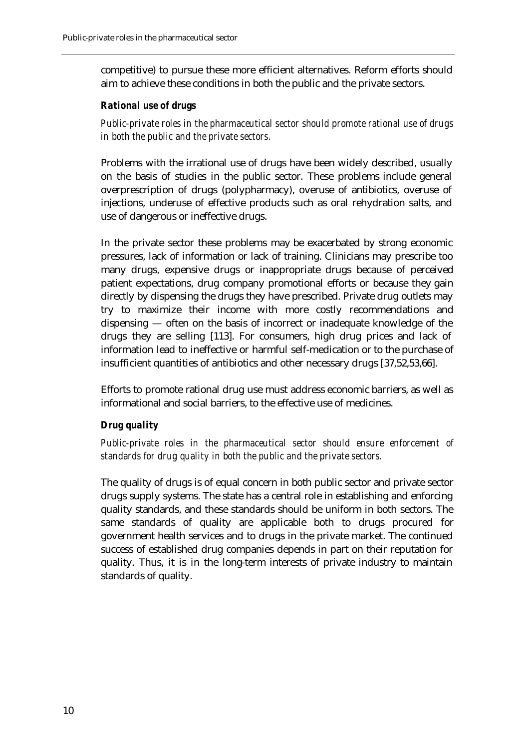competitive) to pursue these more efficient alternatives. Reform efforts should aim to achieve these conditions in both the public and the private sectors.

### *Rational use of drugs*

*Public-private roles in the pharmaceutical sector should promote rational use of drugs in both the public and the private sectors.*

Problems with the irrational use of drugs have been widely described, usually on the basis of studies in the public sector. These problems include general overprescription of drugs (polypharmacy), overuse of antibiotics, overuse of injections, underuse of effective products such as oral rehydration salts, and use of dangerous or ineffective drugs.

In the private sector these problems may be exacerbated by strong economic pressures, lack of information or lack of training. Clinicians may prescribe too many drugs, expensive drugs or inappropriate drugs because of perceived patient expectations, drug company promotional efforts or because they gain directly by dispensing the drugs they have prescribed. Private drug outlets may try to maximize their income with more costly recommendations and dispensing — often on the basis of incorrect or inadequate knowledge of the drugs they are selling [113]. For consumers, high drug prices and lack of information lead to ineffective or harmful self-medication or to the purchase of insufficient quantities of antibiotics and other necessary drugs [37,52,53,66].

Efforts to promote rational drug use must address economic barriers, as well as informational and social barriers, to the effective use of medicines.

### *Drug quality*

*Public-private roles in the pharmaceutical sector should ensure enforcement of standards for drug quality in both the public and the private sectors.*

The quality of drugs is of equal concern in both public sector and private sector drugs supply systems. The state has a central role in establishing and enforcing quality standards, and these standards should be uniform in both sectors. The same standards of quality are applicable both to drugs procured for government health services and to drugs in the private market. The continued success of established drug companies depends in part on their reputation for quality. Thus, it is in the long-term interests of private industry to maintain standards of quality.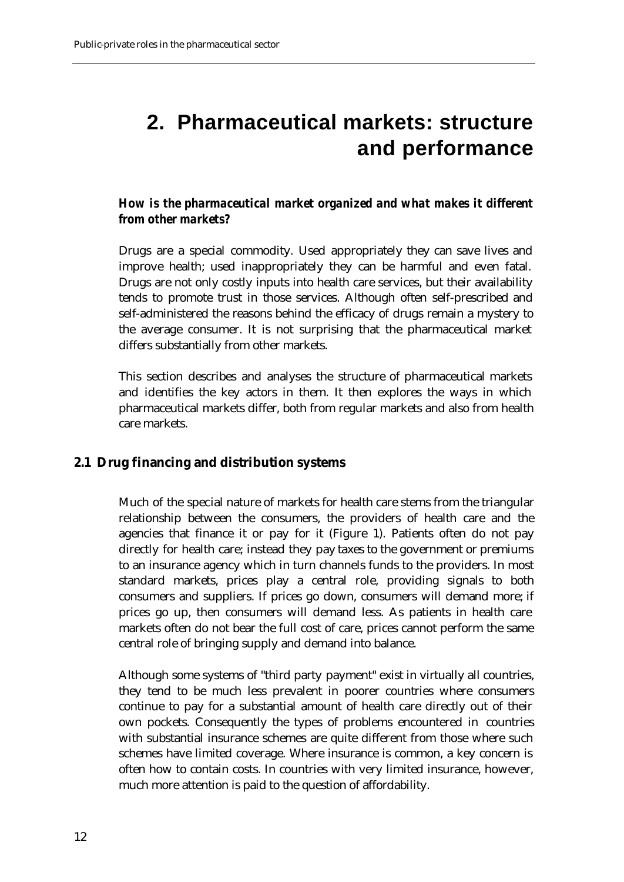# 2. Pharmaceutical markets: structure and performance

***How is the pharmaceutical market organized and what makes it different from other markets?***

Drugs are a special commodity. Used appropriately they can save lives and improve health; used inappropriately they can be harmful and even fatal. Drugs are not only costly inputs into health care services, but their availability tends to promote trust in those services. Although often self-prescribed and self-administered the reasons behind the efficacy of drugs remain a mystery to the average consumer. It is not surprising that the pharmaceutical market differs substantially from other markets.

This section describes and analyses the structure of pharmaceutical markets and identifies the key actors in them. It then explores the ways in which pharmaceutical markets differ, both from regular markets and also from health care markets.

## 2.1 Drug financing and distribution systems

Much of the special nature of markets for health care stems from the triangular relationship between the consumers, the providers of health care and the agencies that finance it or pay for it (Figure 1). Patients often do not pay directly for health care; instead they pay taxes to the government or premiums to an insurance agency which in turn channels funds to the providers. In most standard markets, prices play a central role, providing signals to both consumers and suppliers. If prices go down, consumers will demand more; if prices go up, then consumers will demand less. As patients in health care markets often do not bear the full cost of care, prices cannot perform the same central role of bringing supply and demand into balance.

Although some systems of "third party payment" exist in virtually all countries, they tend to be much less prevalent in poorer countries where consumers continue to pay for a substantial amount of health care directly out of their own pockets. Consequently the types of problems encountered in countries with substantial insurance schemes are quite different from those where such schemes have limited coverage. Where insurance is common, a key concern is often how to contain costs. In countries with very limited insurance, however, much more attention is paid to the question of affordability.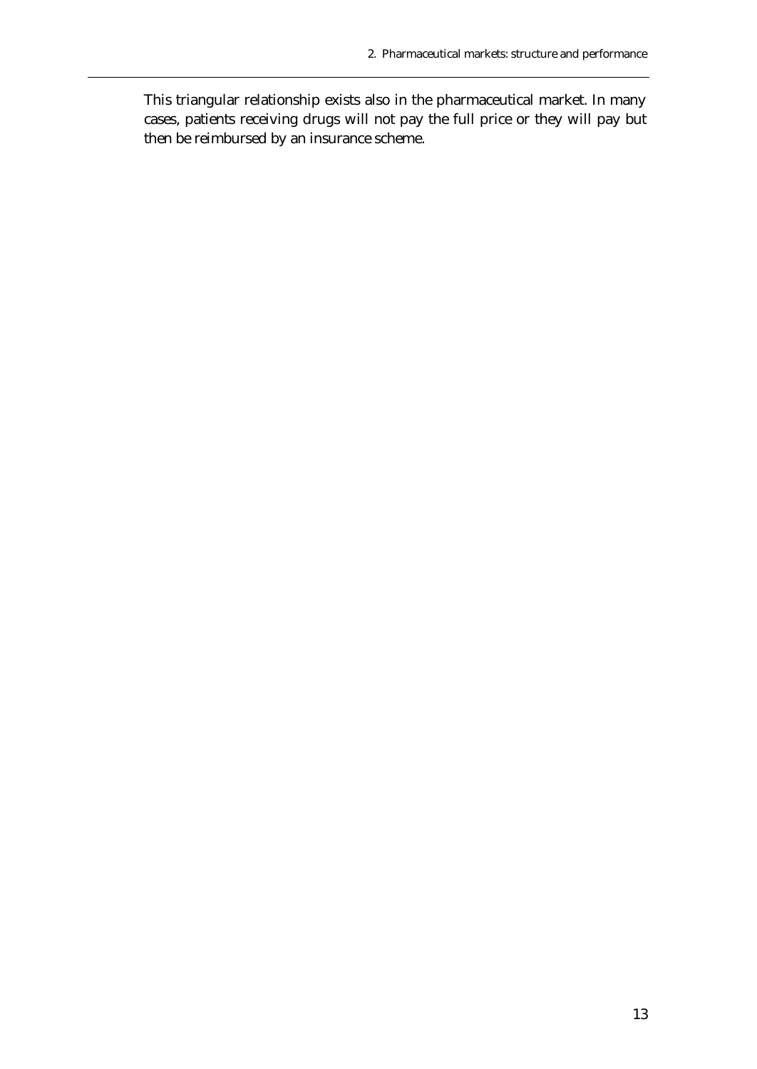This triangular relationship exists also in the pharmaceutical market. In many cases, patients receiving drugs will not pay the full price or they will pay but then be reimbursed by an insurance scheme.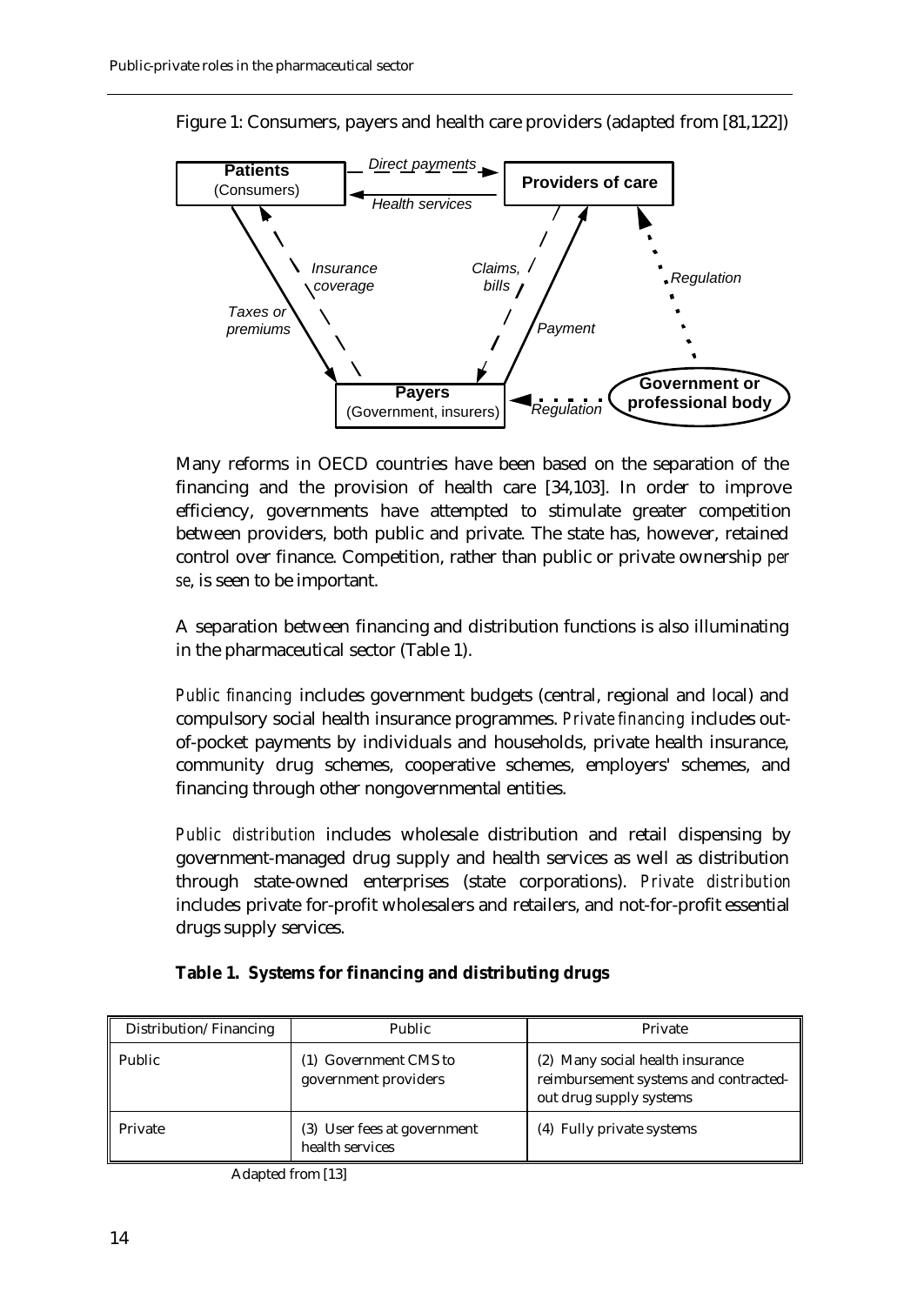Figure 1: Consumers, payers and health care providers (adapted from [81,122])

Patients (Consumers)
Direct payments
Health services
Providers of care
Insurance coverage
Taxes or premiums
Claims, bills
Payment
Regulation
Payers (Government, insurers)
Regulation
Government or professional body

Many reforms in OECD countries have been based on the separation of the financing and the provision of health care [34,103]. In order to improve efficiency, governments have attempted to stimulate greater competition between providers, both public and private. The state has, however, retained control over finance. Competition, rather than public or private ownership *per se*, is seen to be important.

A separation between financing and distribution functions is also illuminating in the pharmaceutical sector (Table 1).

*Public financing* includes government budgets (central, regional and local) and compulsory social health insurance programmes. *Private financing* includes out-of-pocket payments by individuals and households, private health insurance, community drug schemes, cooperative schemes, employers' schemes, and financing through other nongovernmental entities.

*Public distribution* includes wholesale distribution and retail dispensing by government-managed drug supply and health services as well as distribution through state-owned enterprises (state corporations). *Private distribution* includes private for-profit wholesalers and retailers, and not-for-profit essential drugs supply services.

**Table 1. Systems for financing and distributing drugs**

| Distribution/Financing | Public | Private |
|---|---|---|
| Public | (1) Government CMS to government providers | (2) Many social health insurance reimbursement systems and contracted-out drug supply systems |
| Private | (3) User fees at government health services | (4) Fully private systems |

Adapted from [13]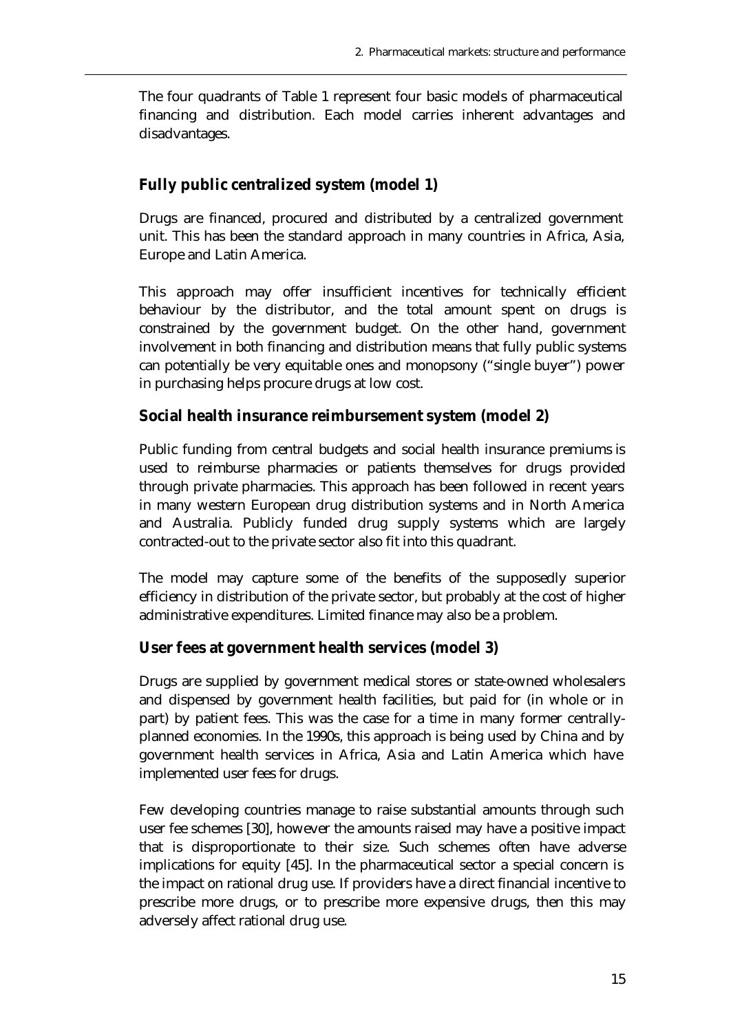The four quadrants of Table 1 represent four basic models of pharmaceutical financing and distribution. Each model carries inherent advantages and disadvantages.

### Fully public centralized system (model 1)

Drugs are financed, procured and distributed by a centralized government unit. This has been the standard approach in many countries in Africa, Asia, Europe and Latin America.

This approach may offer insufficient incentives for technically efficient behaviour by the distributor, and the total amount spent on drugs is constrained by the government budget. On the other hand, government involvement in both financing and distribution means that fully public systems can potentially be very equitable ones and monopsony ("single buyer") power in purchasing helps procure drugs at low cost.

### Social health insurance reimbursement system (model 2)

Public funding from central budgets and social health insurance premiums is used to reimburse pharmacies or patients themselves for drugs provided through private pharmacies. This approach has been followed in recent years in many western European drug distribution systems and in North America and Australia. Publicly funded drug supply systems which are largely contracted-out to the private sector also fit into this quadrant.

The model may capture some of the benefits of the supposedly superior efficiency in distribution of the private sector, but probably at the cost of higher administrative expenditures. Limited finance may also be a problem.

### User fees at government health services (model 3)

Drugs are supplied by government medical stores or state-owned wholesalers and dispensed by government health facilities, but paid for (in whole or in part) by patient fees. This was the case for a time in many former centrally-planned economies. In the 1990s, this approach is being used by China and by government health services in Africa, Asia and Latin America which have implemented user fees for drugs.

Few developing countries manage to raise substantial amounts through such user fee schemes [30], however the amounts raised may have a positive impact that is disproportionate to their size. Such schemes often have adverse implications for equity [45]. In the pharmaceutical sector a special concern is the impact on rational drug use. If providers have a direct financial incentive to prescribe more drugs, or to prescribe more expensive drugs, then this may adversely affect rational drug use.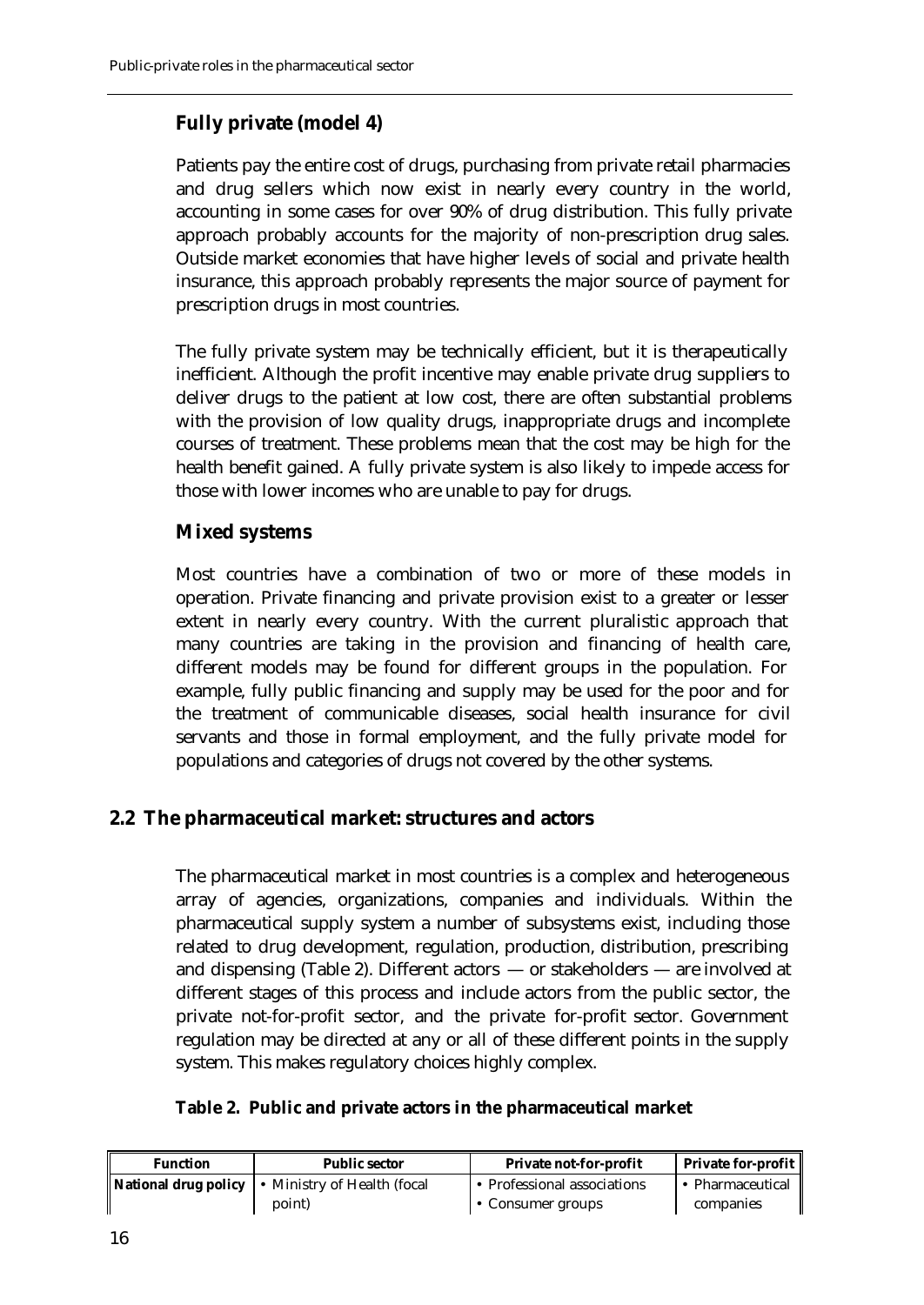### Fully private (model 4)

Patients pay the entire cost of drugs, purchasing from private retail pharmacies and drug sellers which now exist in nearly every country in the world, accounting in some cases for over 90% of drug distribution. This fully private approach probably accounts for the majority of non-prescription drug sales. Outside market economies that have higher levels of social and private health insurance, this approach probably represents the major source of payment for prescription drugs in most countries.

The fully private system may be technically efficient, but it is therapeutically inefficient. Although the profit incentive may enable private drug suppliers to deliver drugs to the patient at low cost, there are often substantial problems with the provision of low quality drugs, inappropriate drugs and incomplete courses of treatment. These problems mean that the cost may be high for the health benefit gained. A fully private system is also likely to impede access for those with lower incomes who are unable to pay for drugs.

### Mixed systems

Most countries have a combination of two or more of these models in operation. Private financing and private provision exist to a greater or lesser extent in nearly every country. With the current pluralistic approach that many countries are taking in the provision and financing of health care, different models may be found for different groups in the population. For example, fully public financing and supply may be used for the poor and for the treatment of communicable diseases, social health insurance for civil servants and those in formal employment, and the fully private model for populations and categories of drugs not covered by the other systems.

## 2.2 The pharmaceutical market: structures and actors

The pharmaceutical market in most countries is a complex and heterogeneous array of agencies, organizations, companies and individuals. Within the pharmaceutical supply system a number of subsystems exist, including those related to drug development, regulation, production, distribution, prescribing and dispensing (Table 2). Different actors — or stakeholders — are involved at different stages of this process and include actors from the public sector, the private not-for-profit sector, and the private for-profit sector. Government regulation may be directed at any or all of these different points in the supply system. This makes regulatory choices highly complex.

**Table 2. Public and private actors in the pharmaceutical market**

| Function | Public sector | Private not-for-profit | Private for-profit |
|---|---|---|---|
| **National drug policy** | • Ministry of Health (focal point) | • Professional associations<br>• Consumer groups | • Pharmaceutical companies |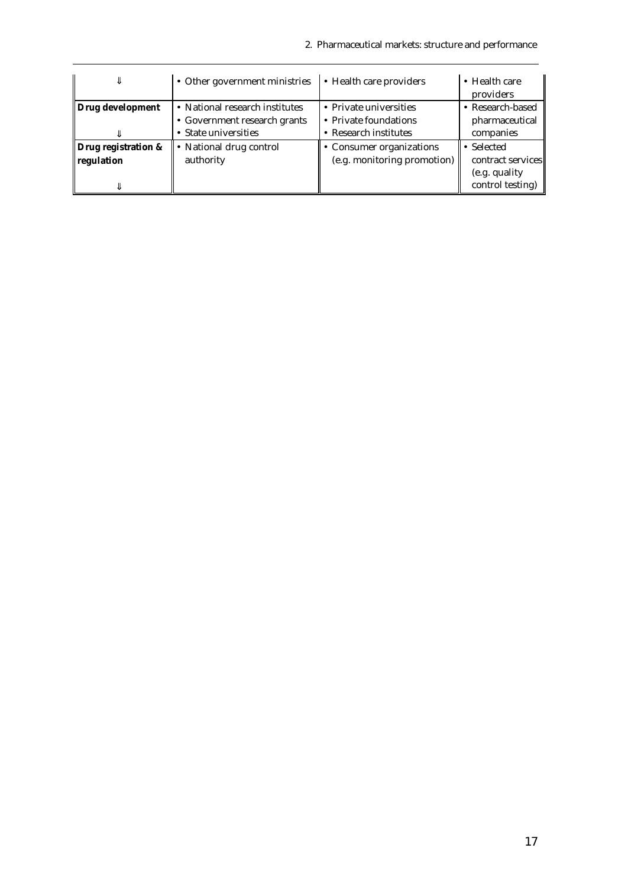| | | | |
|---|---|---|---|
| ⇓ | • Other government ministries | • Health care providers | • Health care providers |
| **Drug development** ⇓ | • National research institutes<br>• Government research grants<br>• State universities | • Private universities<br>• Private foundations<br>• Research institutes | • Research-based pharmaceutical companies |
| **Drug registration & regulation** ⇓ | • National drug control authority | • Consumer organizations (e.g. monitoring promotion) | • Selected contract services (e.g. quality control testing) |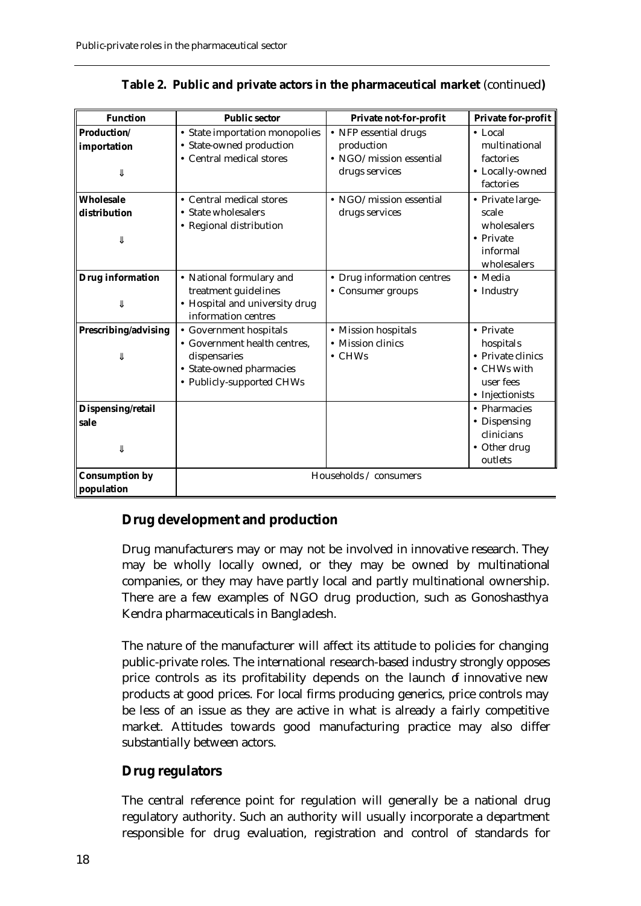**Table 2. Public and private actors in the pharmaceutical market** (continued**)**

| Function | Public sector | Private not-for-profit | Private for-profit |
|---|---|---|---|
| **Production/ importation** ⇓ | • State importation monopolies<br>• State-owned production<br>• Central medical stores | • NFP essential drugs production<br>• NGO/mission essential drugs services | • Local multinational factories<br>• Locally-owned factories |
| **Wholesale distribution** ⇓ | • Central medical stores<br>• State wholesalers<br>• Regional distribution | • NGO/mission essential drugs services | • Private large-scale wholesalers<br>• Private informal wholesalers |
| **Drug information** ⇓ | • National formulary and treatment guidelines<br>• Hospital and university drug information centres | • Drug information centres<br>• Consumer groups | • Media<br>• Industry |
| **Prescribing/advising** ⇓ | • Government hospitals<br>• Government health centres, dispensaries<br>• State-owned pharmacies<br>• Publicly-supported CHWs | • Mission hospitals<br>• Mission clinics<br>• CHWs | • Private hospitals<br>• Private clinics<br>• CHWs with user fees<br>• Injectionists |
| **Dispensing/retail sale** ⇓ | | | • Pharmacies<br>• Dispensing clinicians<br>• Other drug outlets |
| **Consumption by population** | Households / consumers | | |

## Drug development and production

Drug manufacturers may or may not be involved in innovative research. They may be wholly locally owned, or they may be owned by multinational companies, or they may have partly local and partly multinational ownership. There are a few examples of NGO drug production, such as Gonoshasthya Kendra pharmaceuticals in Bangladesh.

The nature of the manufacturer will affect its attitude to policies for changing public-private roles. The international research-based industry strongly opposes price controls as its profitability depends on the launch of innovative new products at good prices. For local firms producing generics, price controls may be less of an issue as they are active in what is already a fairly competitive market. Attitudes towards good manufacturing practice may also differ substantially between actors.

## Drug regulators

The central reference point for regulation will generally be a national drug regulatory authority. Such an authority will usually incorporate a department responsible for drug evaluation, registration and control of standards for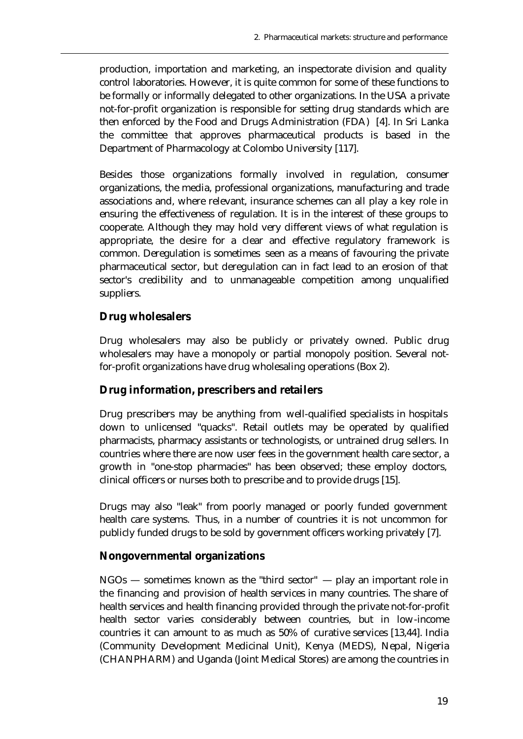production, importation and marketing, an inspectorate division and quality control laboratories. However, it is quite common for some of these functions to be formally or informally delegated to other organizations. In the USA a private not-for-profit organization is responsible for setting drug standards which are then enforced by the Food and Drugs Administration (FDA) [4]. In Sri Lanka the committee that approves pharmaceutical products is based in the Department of Pharmacology at Colombo University [117].

Besides those organizations formally involved in regulation, consumer organizations, the media, professional organizations, manufacturing and trade associations and, where relevant, insurance schemes can all play a key role in ensuring the effectiveness of regulation. It is in the interest of these groups to cooperate. Although they may hold very different views of what regulation is appropriate, the desire for a clear and effective regulatory framework is common. Deregulation is sometimes seen as a means of favouring the private pharmaceutical sector, but deregulation can in fact lead to an erosion of that sector's credibility and to unmanageable competition among unqualified suppliers.

### Drug wholesalers

Drug wholesalers may also be publicly or privately owned. Public drug wholesalers may have a monopoly or partial monopoly position. Several not-for-profit organizations have drug wholesaling operations (Box 2).

### Drug information, prescribers and retailers

Drug prescribers may be anything from well-qualified specialists in hospitals down to unlicensed "quacks". Retail outlets may be operated by qualified pharmacists, pharmacy assistants or technologists, or untrained drug sellers. In countries where there are now user fees in the government health care sector, a growth in "one-stop pharmacies" has been observed; these employ doctors, clinical officers or nurses both to prescribe and to provide drugs [15].

Drugs may also "leak" from poorly managed or poorly funded government health care systems. Thus, in a number of countries it is not uncommon for publicly funded drugs to be sold by government officers working privately [7].

### Nongovernmental organizations

NGOs — sometimes known as the "third sector" — play an important role in the financing and provision of health services in many countries. The share of health services and health financing provided through the private not-for-profit health sector varies considerably between countries, but in low-income countries it can amount to as much as 50% of curative services [13,44]. India (Community Development Medicinal Unit), Kenya (MEDS), Nepal, Nigeria (CHANPHARM) and Uganda (Joint Medical Stores) are among the countries in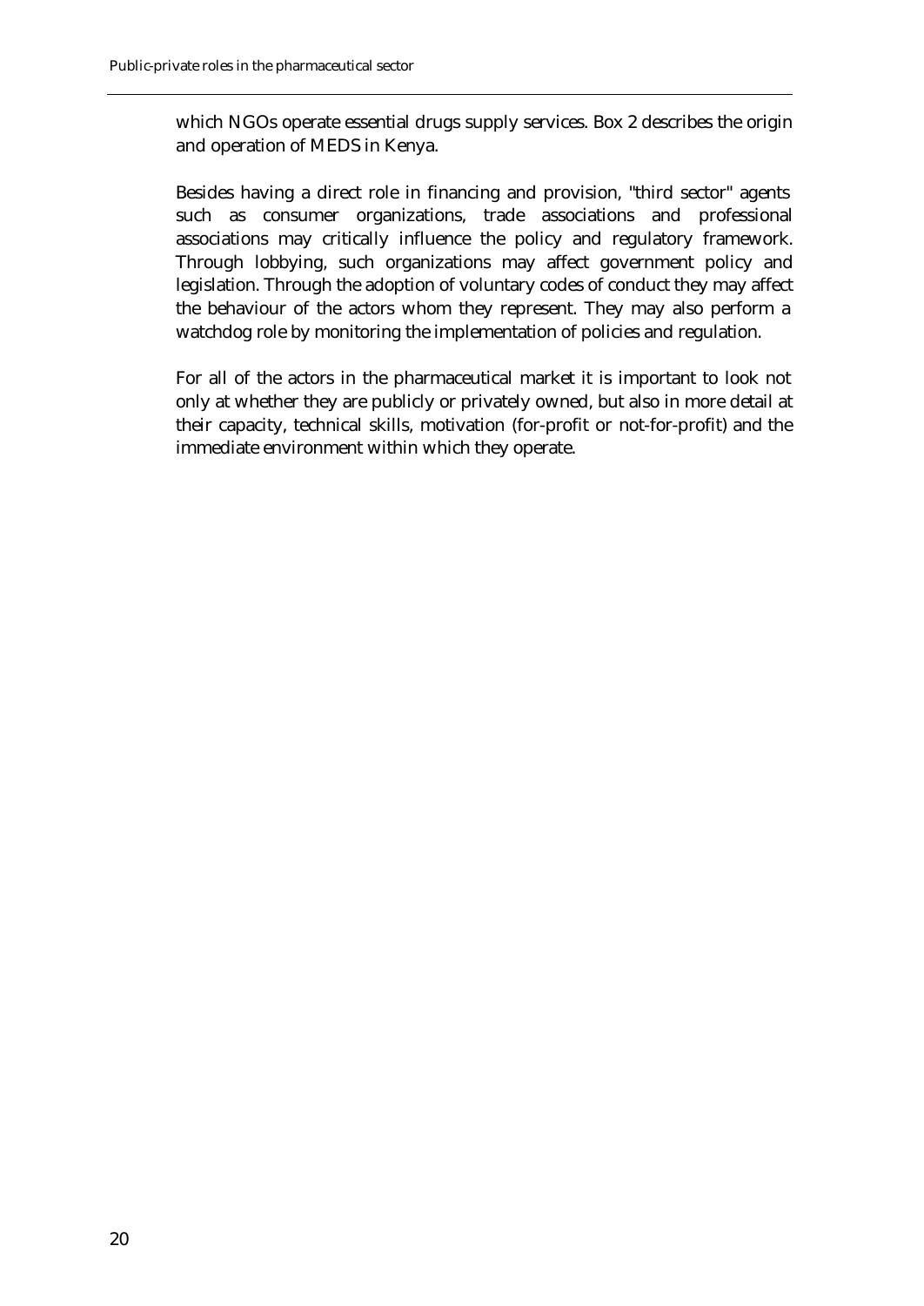which NGOs operate essential drugs supply services. Box 2 describes the origin and operation of MEDS in Kenya.

Besides having a direct role in financing and provision, "third sector" agents such as consumer organizations, trade associations and professional associations may critically influence the policy and regulatory framework. Through lobbying, such organizations may affect government policy and legislation. Through the adoption of voluntary codes of conduct they may affect the behaviour of the actors whom they represent. They may also perform a watchdog role by monitoring the implementation of policies and regulation.

For all of the actors in the pharmaceutical market it is important to look not only at whether they are publicly or privately owned, but also in more detail at their capacity, technical skills, motivation (for-profit or not-for-profit) and the immediate environment within which they operate.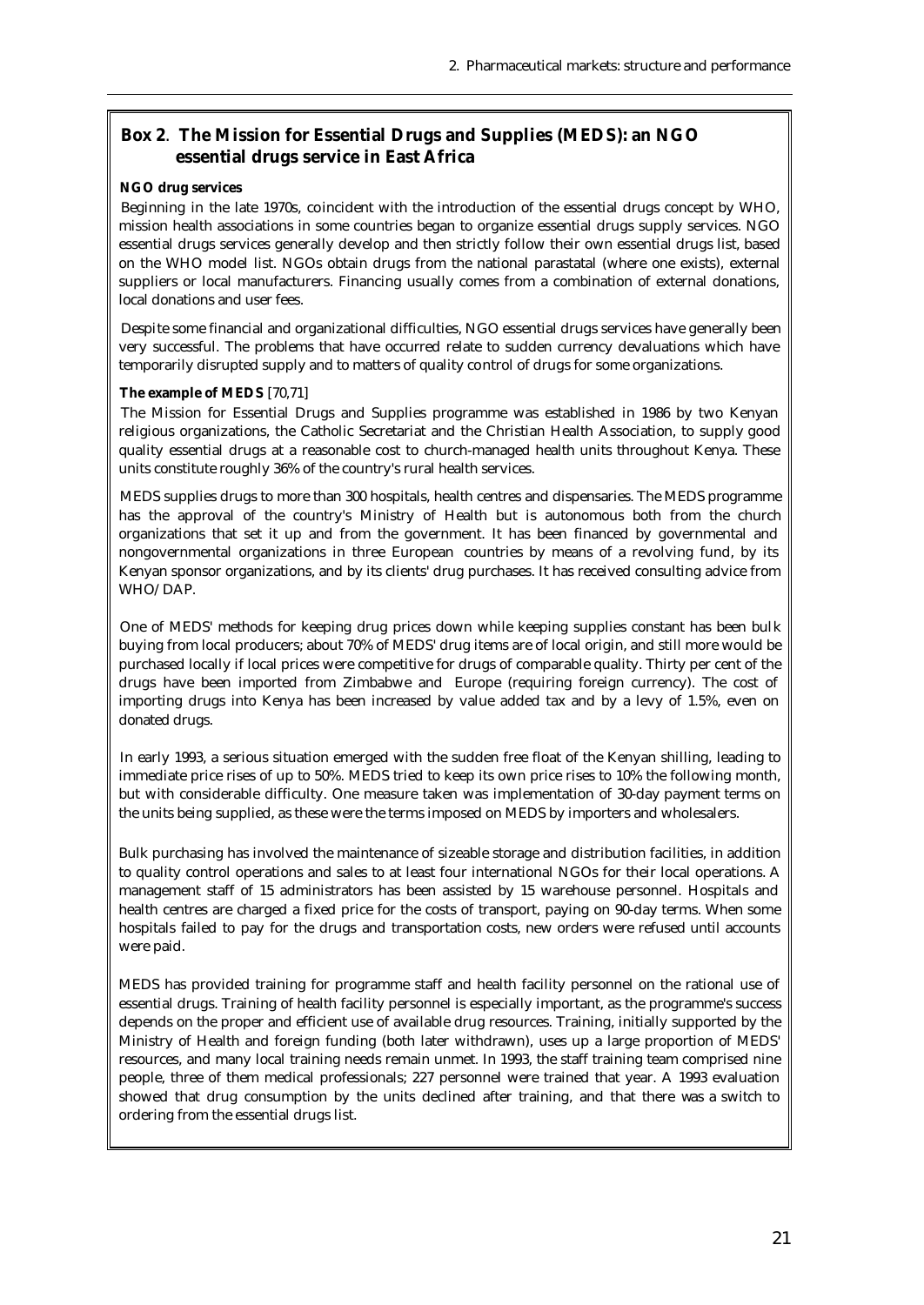## Box 2. The Mission for Essential Drugs and Supplies (MEDS): an NGO essential drugs service in East Africa

**NGO drug services**

Beginning in the late 1970s, coincident with the introduction of the essential drugs concept by WHO, mission health associations in some countries began to organize essential drugs supply services. NGO essential drugs services generally develop and then strictly follow their own essential drugs list, based on the WHO model list. NGOs obtain drugs from the national parastatal (where one exists), external suppliers or local manufacturers. Financing usually comes from a combination of external donations, local donations and user fees.

Despite some financial and organizational difficulties, NGO essential drugs services have generally been very successful. The problems that have occurred relate to sudden currency devaluations which have temporarily disrupted supply and to matters of quality control of drugs for some organizations.

**The example of MEDS** [70,71]

The Mission for Essential Drugs and Supplies programme was established in 1986 by two Kenyan religious organizations, the Catholic Secretariat and the Christian Health Association, to supply good quality essential drugs at a reasonable cost to church-managed health units throughout Kenya. These units constitute roughly 36% of the country's rural health services.

MEDS supplies drugs to more than 300 hospitals, health centres and dispensaries. The MEDS programme has the approval of the country's Ministry of Health but is autonomous both from the church organizations that set it up and from the government. It has been financed by governmental and nongovernmental organizations in three European countries by means of a revolving fund, by its Kenyan sponsor organizations, and by its clients' drug purchases. It has received consulting advice from WHO/DAP.

One of MEDS' methods for keeping drug prices down while keeping supplies constant has been bulk buying from local producers; about 70% of MEDS' drug items are of local origin, and still more would be purchased locally if local prices were competitive for drugs of comparable quality. Thirty per cent of the drugs have been imported from Zimbabwe and Europe (requiring foreign currency). The cost of importing drugs into Kenya has been increased by value added tax and by a levy of 1.5%, even on donated drugs.

In early 1993, a serious situation emerged with the sudden free float of the Kenyan shilling, leading to immediate price rises of up to 50%. MEDS tried to keep its own price rises to 10% the following month, but with considerable difficulty. One measure taken was implementation of 30-day payment terms on the units being supplied, as these were the terms imposed on MEDS by importers and wholesalers.

Bulk purchasing has involved the maintenance of sizeable storage and distribution facilities, in addition to quality control operations and sales to at least four international NGOs for their local operations. A management staff of 15 administrators has been assisted by 15 warehouse personnel. Hospitals and health centres are charged a fixed price for the costs of transport, paying on 90-day terms. When some hospitals failed to pay for the drugs and transportation costs, new orders were refused until accounts were paid.

MEDS has provided training for programme staff and health facility personnel on the rational use of essential drugs. Training of health facility personnel is especially important, as the programme's success depends on the proper and efficient use of available drug resources. Training, initially supported by the Ministry of Health and foreign funding (both later withdrawn), uses up a large proportion of MEDS' resources, and many local training needs remain unmet. In 1993, the staff training team comprised nine people, three of them medical professionals; 227 personnel were trained that year. A 1993 evaluation showed that drug consumption by the units declined after training, and that there was a switch to ordering from the essential drugs list.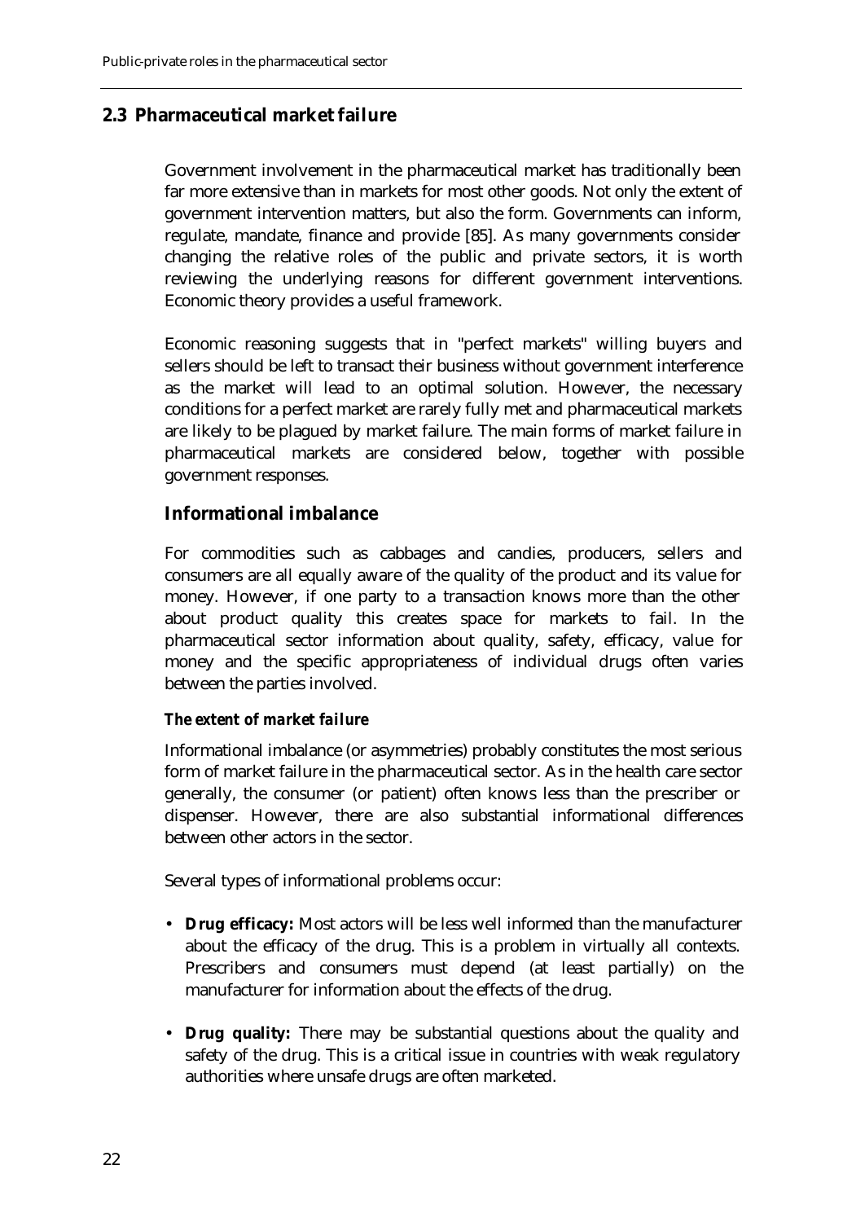## 2.3 Pharmaceutical market failure

Government involvement in the pharmaceutical market has traditionally been far more extensive than in markets for most other goods. Not only the extent of government intervention matters, but also the form. Governments can inform, regulate, mandate, finance and provide [85]. As many governments consider changing the relative roles of the public and private sectors, it is worth reviewing the underlying reasons for different government interventions. Economic theory provides a useful framework.

Economic reasoning suggests that in "perfect markets" willing buyers and sellers should be left to transact their business without government interference as the market will lead to an optimal solution. However, the necessary conditions for a perfect market are rarely fully met and pharmaceutical markets are likely to be plagued by market failure. The main forms of market failure in pharmaceutical markets are considered below, together with possible government responses.

### Informational imbalance

For commodities such as cabbages and candies, producers, sellers and consumers are all equally aware of the quality of the product and its value for money. However, if one party to a transaction knows more than the other about product quality this creates space for markets to fail. In the pharmaceutical sector information about quality, safety, efficacy, value for money and the specific appropriateness of individual drugs often varies between the parties involved.

#### *The extent of market failure*

Informational imbalance (or asymmetries) probably constitutes the most serious form of market failure in the pharmaceutical sector. As in the health care sector generally, the consumer (or patient) often knows less than the prescriber or dispenser. However, there are also substantial informational differences between other actors in the sector.

Several types of informational problems occur:

- **Drug efficacy:** Most actors will be less well informed than the manufacturer about the efficacy of the drug. This is a problem in virtually all contexts. Prescribers and consumers must depend (at least partially) on the manufacturer for information about the effects of the drug.
- **Drug quality:** There may be substantial questions about the quality and safety of the drug. This is a critical issue in countries with weak regulatory authorities where unsafe drugs are often marketed.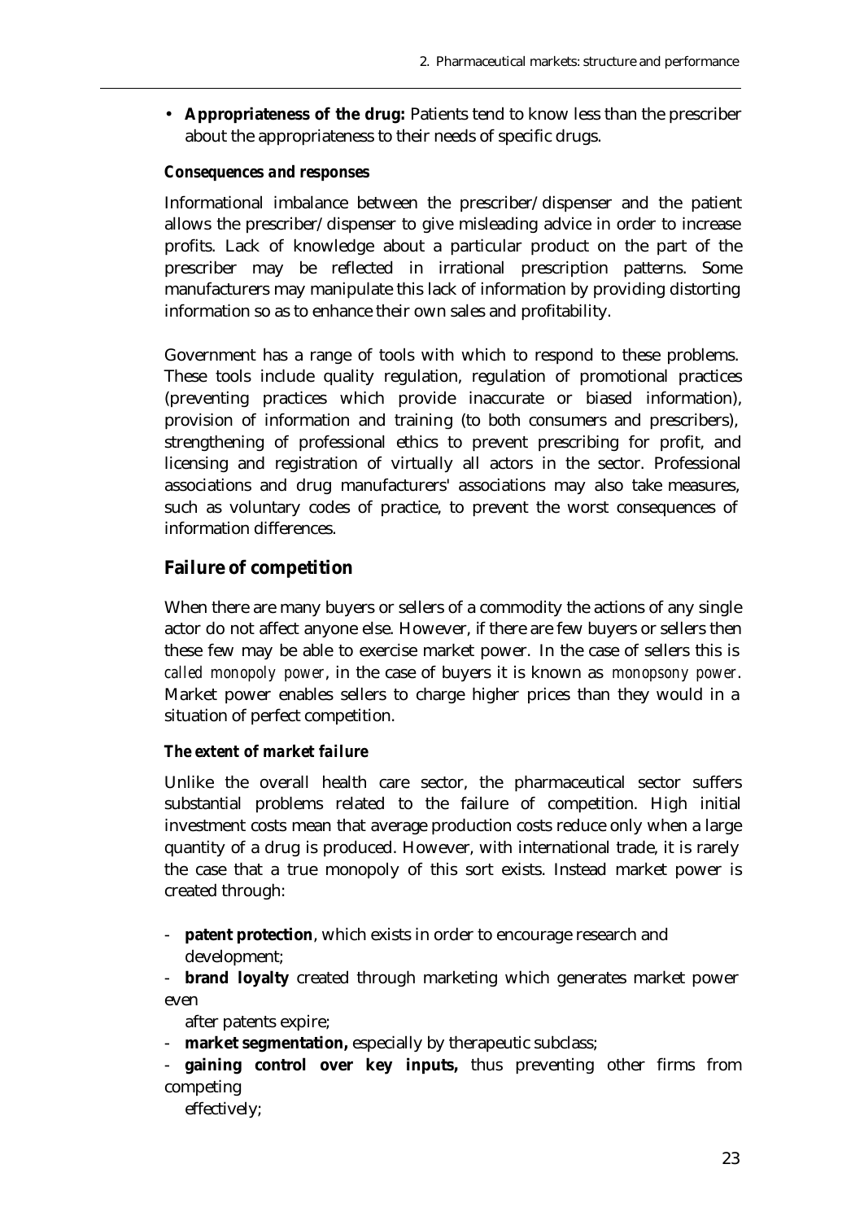- **Appropriateness of the drug:** Patients tend to know less than the prescriber about the appropriateness to their needs of specific drugs.

#### *Consequences and responses*

Informational imbalance between the prescriber/dispenser and the patient allows the prescriber/dispenser to give misleading advice in order to increase profits. Lack of knowledge about a particular product on the part of the prescriber may be reflected in irrational prescription patterns. Some manufacturers may manipulate this lack of information by providing distorting information so as to enhance their own sales and profitability.

Government has a range of tools with which to respond to these problems. These tools include quality regulation, regulation of promotional practices (preventing practices which provide inaccurate or biased information), provision of information and training (to both consumers and prescribers), strengthening of professional ethics to prevent prescribing for profit, and licensing and registration of virtually all actors in the sector. Professional associations and drug manufacturers' associations may also take measures, such as voluntary codes of practice, to prevent the worst consequences of information differences.

### Failure of competition

When there are many buyers or sellers of a commodity the actions of any single actor do not affect anyone else. However, if there are few buyers or sellers then these few may be able to exercise market power. In the case of sellers this is *called monopoly power*, in the case of buyers it is known as *monopsony power*. Market power enables sellers to charge higher prices than they would in a situation of perfect competition.

#### *The extent of market failure*

Unlike the overall health care sector, the pharmaceutical sector suffers substantial problems related to the failure of competition. High initial investment costs mean that average production costs reduce only when a large quantity of a drug is produced. However, with international trade, it is rarely the case that a true monopoly of this sort exists. Instead market power is created through:

- **patent protection**, which exists in order to encourage research and development;
- **brand loyalty** created through marketing which generates market power even after patents expire;
- **market segmentation,** especially by therapeutic subclass;
- **gaining control over key inputs,** thus preventing other firms from competing effectively;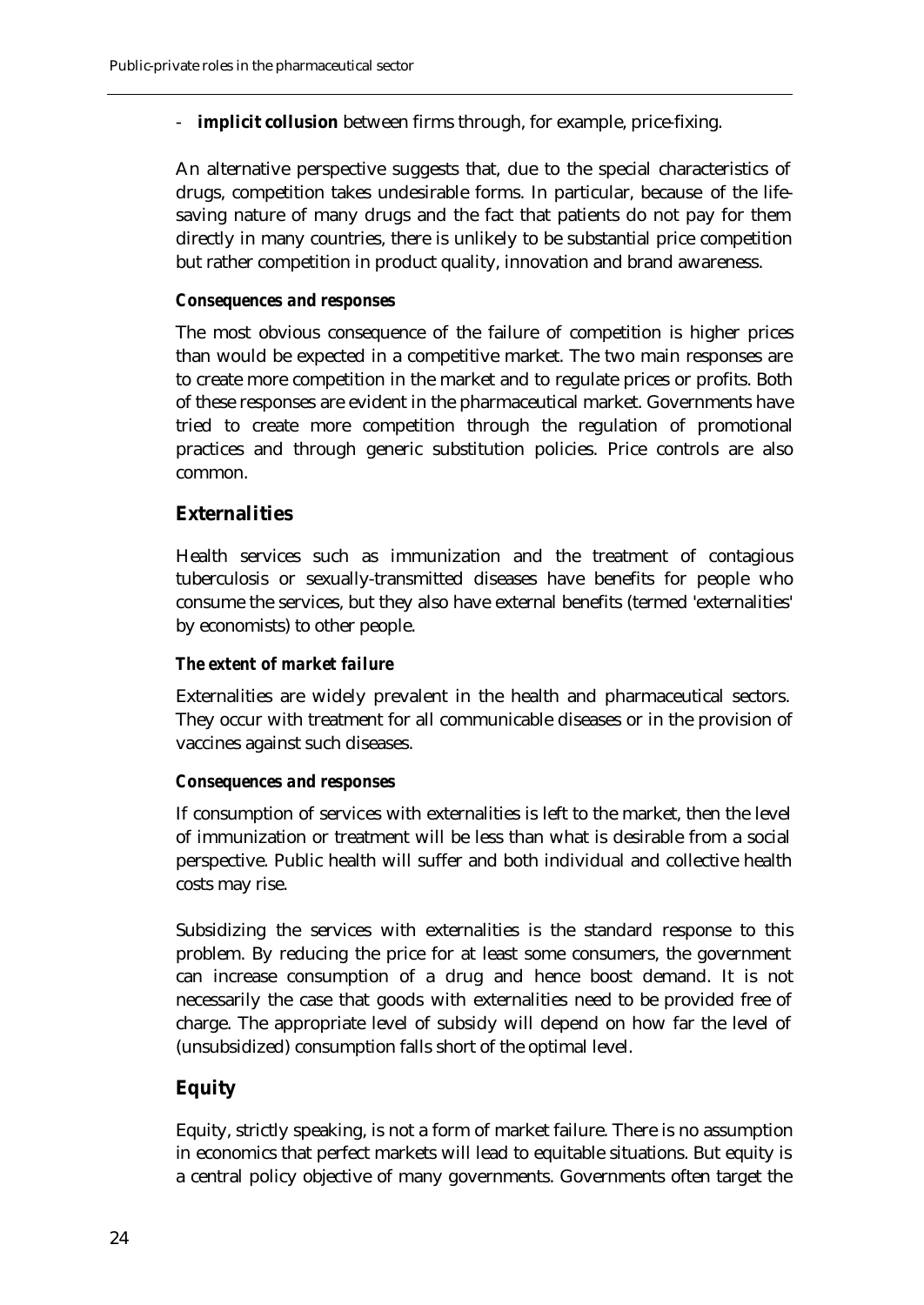- **implicit collusion** between firms through, for example, price-fixing.

An alternative perspective suggests that, due to the special characteristics of drugs, competition takes undesirable forms. In particular, because of the life-saving nature of many drugs and the fact that patients do not pay for them directly in many countries, there is unlikely to be substantial price competition but rather competition in product quality, innovation and brand awareness.

#### *Consequences and responses*

The most obvious consequence of the failure of competition is higher prices than would be expected in a competitive market. The two main responses are to create more competition in the market and to regulate prices or profits. Both of these responses are evident in the pharmaceutical market. Governments have tried to create more competition through the regulation of promotional practices and through generic substitution policies. Price controls are also common.

### Externalities

Health services such as immunization and the treatment of contagious tuberculosis or sexually-transmitted diseases have benefits for people who consume the services, but they also have external benefits (termed 'externalities' by economists) to other people.

#### *The extent of market failure*

Externalities are widely prevalent in the health and pharmaceutical sectors. They occur with treatment for all communicable diseases or in the provision of vaccines against such diseases.

#### *Consequences and responses*

If consumption of services with externalities is left to the market, then the level of immunization or treatment will be less than what is desirable from a social perspective. Public health will suffer and both individual and collective health costs may rise.

Subsidizing the services with externalities is the standard response to this problem. By reducing the price for at least some consumers, the government can increase consumption of a drug and hence boost demand. It is not necessarily the case that goods with externalities need to be provided free of charge. The appropriate level of subsidy will depend on how far the level of (unsubsidized) consumption falls short of the optimal level.

### Equity

Equity, strictly speaking, is not a form of market failure. There is no assumption in economics that perfect markets will lead to equitable situations. But equity is a central policy objective of many governments. Governments often target the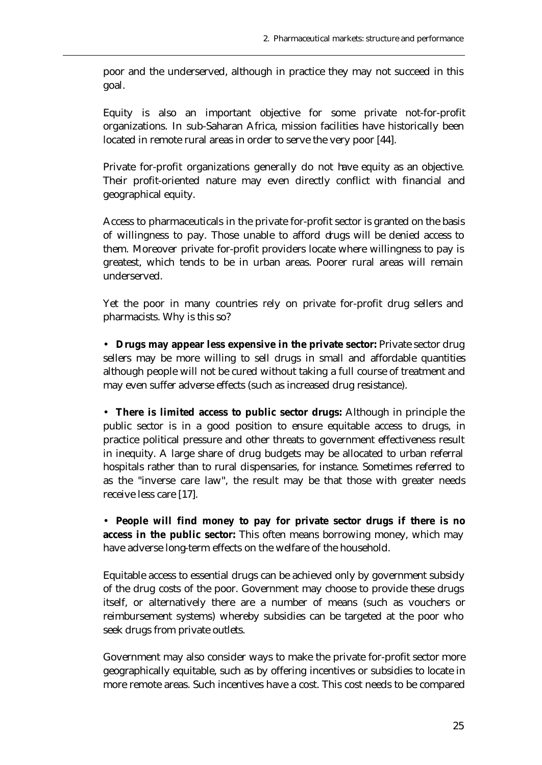poor and the underserved, although in practice they may not succeed in this goal.

Equity is also an important objective for some private not-for-profit organizations. In sub-Saharan Africa, mission facilities have historically been located in remote rural areas in order to serve the very poor [44].

Private for-profit organizations generally do not have equity as an objective. Their profit-oriented nature may even directly conflict with financial and geographical equity.

Access to pharmaceuticals in the private for-profit sector is granted on the basis of willingness to pay. Those unable to afford drugs will be denied access to them. Moreover private for-profit providers locate where willingness to pay is greatest, which tends to be in urban areas. Poorer rural areas will remain underserved.

Yet the poor in many countries rely on private for-profit drug sellers and pharmacists. Why is this so?

- **Drugs may appear less expensive in the private sector:** Private sector drug sellers may be more willing to sell drugs in small and affordable quantities although people will not be cured without taking a full course of treatment and may even suffer adverse effects (such as increased drug resistance).

- **There is limited access to public sector drugs:** Although in principle the public sector is in a good position to ensure equitable access to drugs, in practice political pressure and other threats to government effectiveness result in inequity. A large share of drug budgets may be allocated to urban referral hospitals rather than to rural dispensaries, for instance. Sometimes referred to as the "inverse care law", the result may be that those with greater needs receive less care [17].

- **People will find money to pay for private sector drugs if there is no access in the public sector:** This often means borrowing money, which may have adverse long-term effects on the welfare of the household.

Equitable access to essential drugs can be achieved only by government subsidy of the drug costs of the poor. Government may choose to provide these drugs itself, or alternatively there are a number of means (such as vouchers or reimbursement systems) whereby subsidies can be targeted at the poor who seek drugs from private outlets.

Government may also consider ways to make the private for-profit sector more geographically equitable, such as by offering incentives or subsidies to locate in more remote areas. Such incentives have a cost. This cost needs to be compared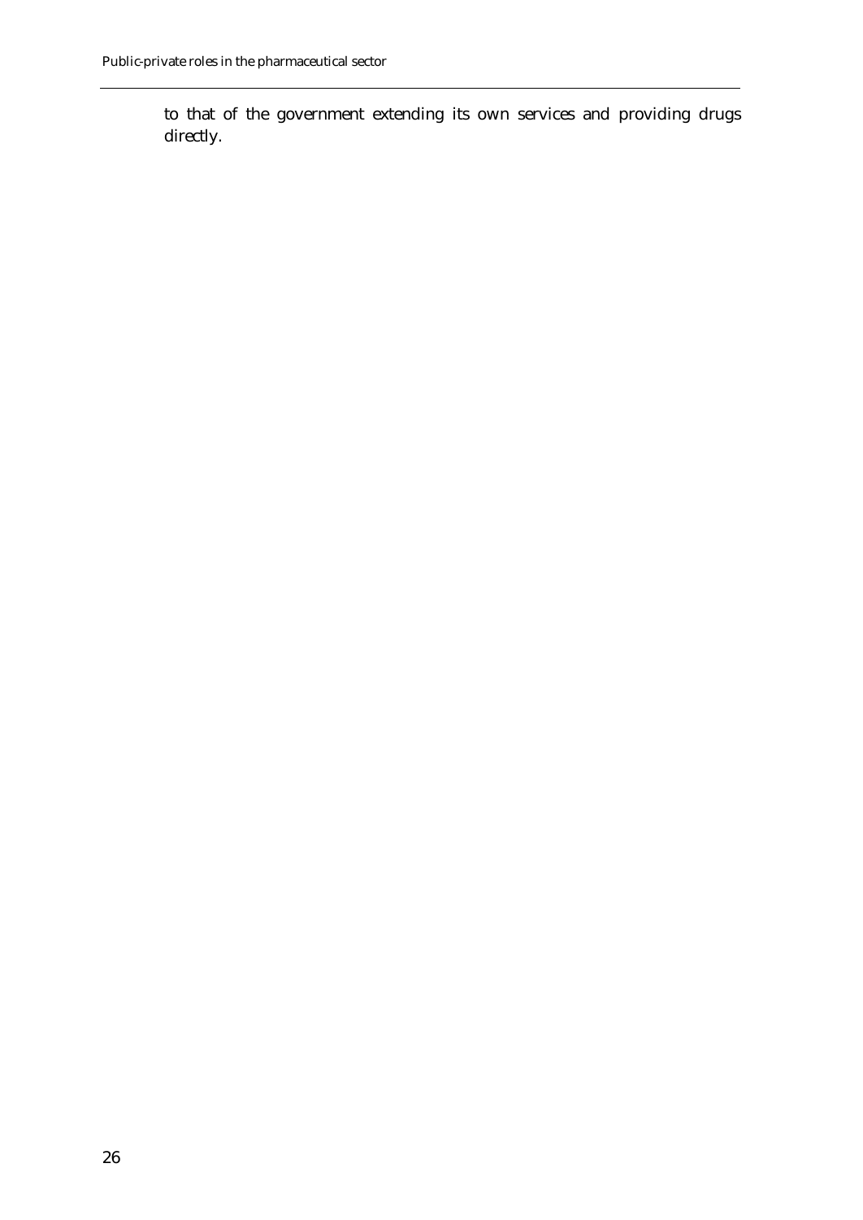to that of the government extending its own services and providing drugs directly.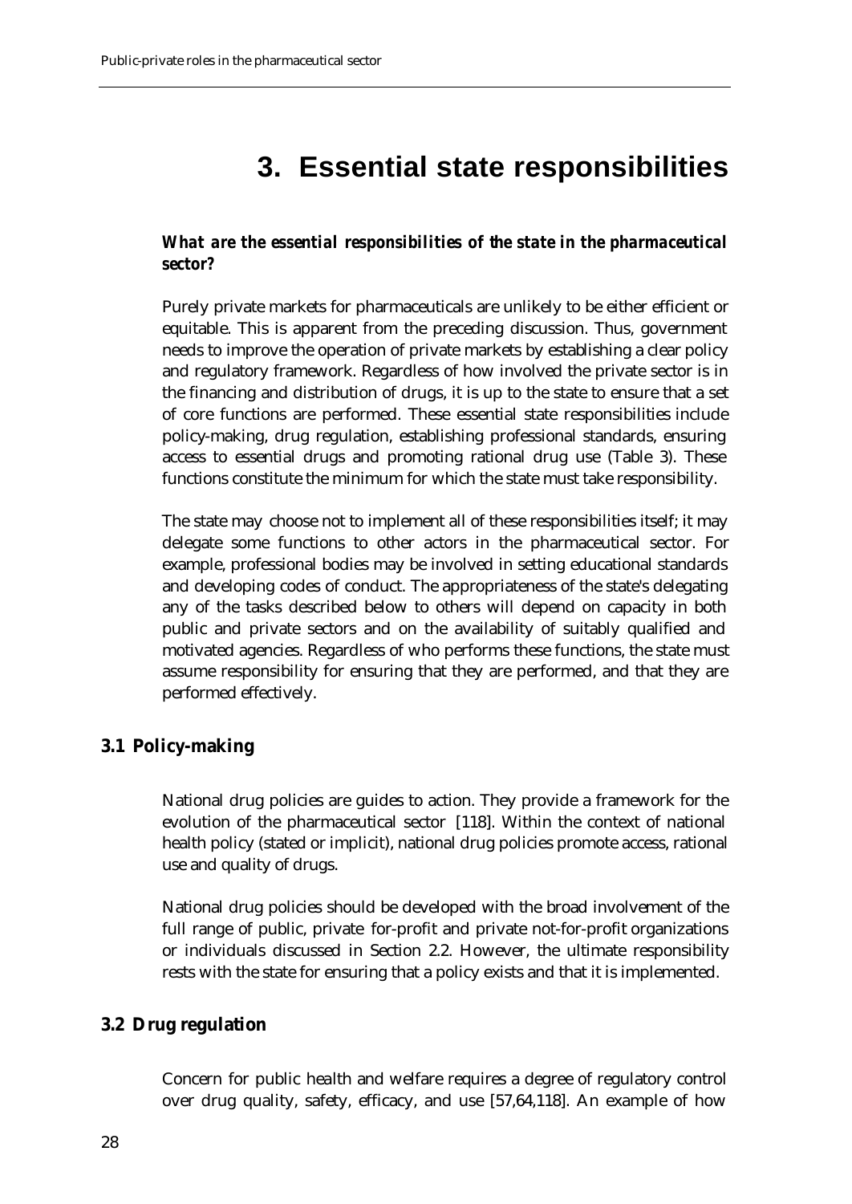# 3. Essential state responsibilities

***What are the essential responsibilities of the state in the pharmaceutical sector?***

Purely private markets for pharmaceuticals are unlikely to be either efficient or equitable. This is apparent from the preceding discussion. Thus, government needs to improve the operation of private markets by establishing a clear policy and regulatory framework. Regardless of how involved the private sector is in the financing and distribution of drugs, it is up to the state to ensure that a set of core functions are performed. These essential state responsibilities include policy-making, drug regulation, establishing professional standards, ensuring access to essential drugs and promoting rational drug use (Table 3). These functions constitute the minimum for which the state must take responsibility.

The state may choose not to implement all of these responsibilities itself; it may delegate some functions to other actors in the pharmaceutical sector. For example, professional bodies may be involved in setting educational standards and developing codes of conduct. The appropriateness of the state's delegating any of the tasks described below to others will depend on capacity in both public and private sectors and on the availability of suitably qualified and motivated agencies. Regardless of who performs these functions, the state must assume responsibility for ensuring that they are performed, and that they are performed effectively.

## 3.1 Policy-making

National drug policies are guides to action. They provide a framework for the evolution of the pharmaceutical sector [118]. Within the context of national health policy (stated or implicit), national drug policies promote access, rational use and quality of drugs.

National drug policies should be developed with the broad involvement of the full range of public, private for-profit and private not-for-profit organizations or individuals discussed in Section 2.2. However, the ultimate responsibility rests with the state for ensuring that a policy exists and that it is implemented.

## 3.2 Drug regulation

Concern for public health and welfare requires a degree of regulatory control over drug quality, safety, efficacy, and use [57,64,118]. An example of how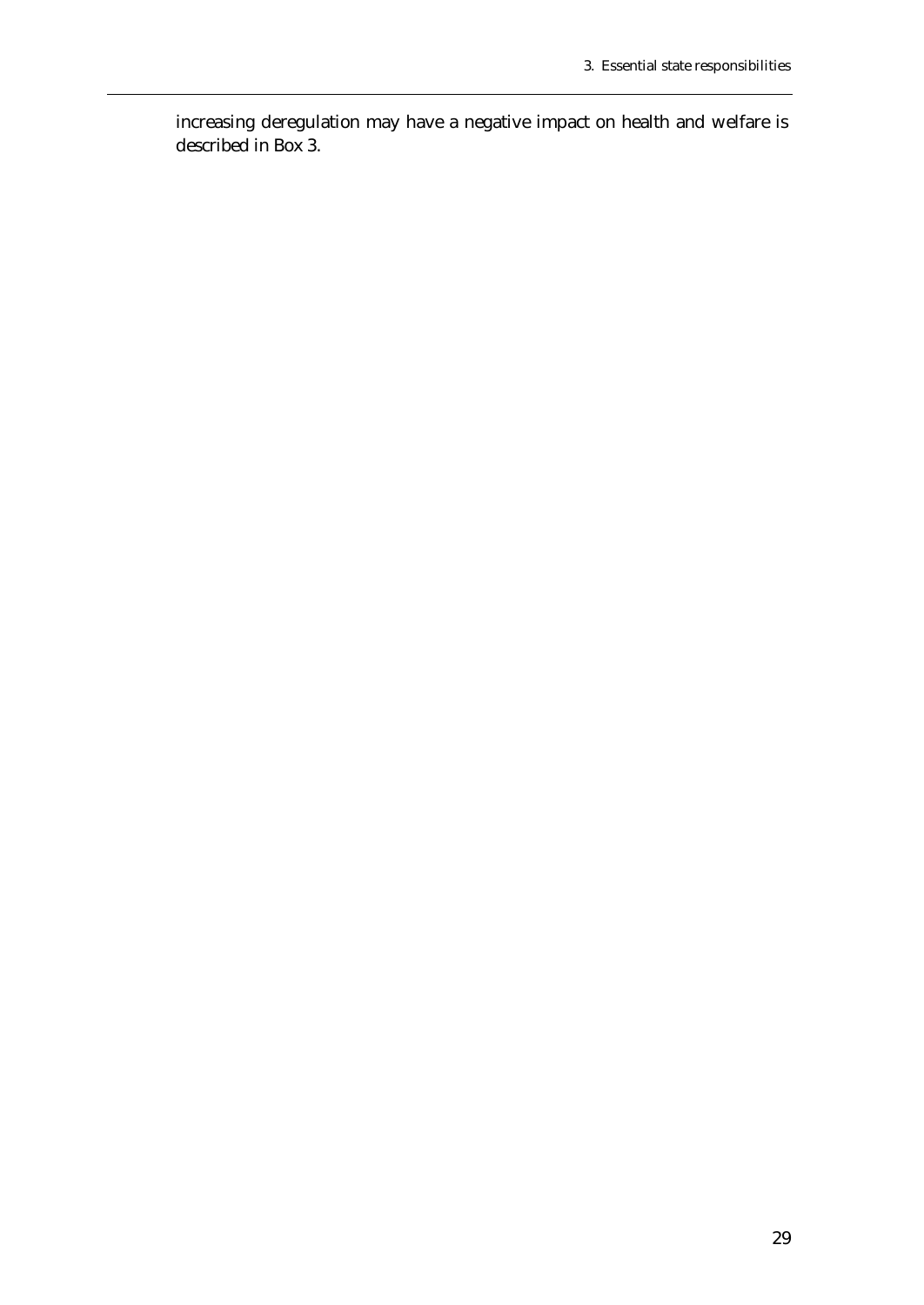increasing deregulation may have a negative impact on health and welfare is described in Box 3.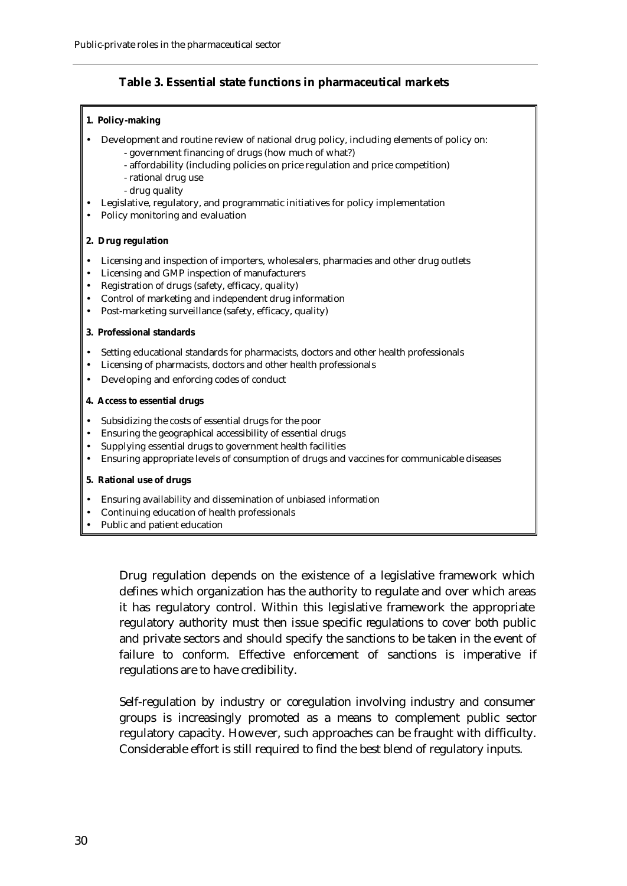**Table 3. Essential state functions in pharmaceutical markets**

**1. Policy-making**

- Development and routine review of national drug policy, including elements of policy on:
  - government financing of drugs (how much of what?)
  - affordability (including policies on price regulation and price competition)
  - rational drug use
  - drug quality
- Legislative, regulatory, and programmatic initiatives for policy implementation
- Policy monitoring and evaluation

**2. Drug regulation**

- Licensing and inspection of importers, wholesalers, pharmacies and other drug outlets
- Licensing and GMP inspection of manufacturers
- Registration of drugs (safety, efficacy, quality)
- Control of marketing and independent drug information
- Post-marketing surveillance (safety, efficacy, quality)

**3. Professional standards**

- Setting educational standards for pharmacists, doctors and other health professionals
- Licensing of pharmacists, doctors and other health professionals
- Developing and enforcing codes of conduct

**4. Access to essential drugs**

- Subsidizing the costs of essential drugs for the poor
- Ensuring the geographical accessibility of essential drugs
- Supplying essential drugs to government health facilities
- Ensuring appropriate levels of consumption of drugs and vaccines for communicable diseases

**5. Rational use of drugs**

- Ensuring availability and dissemination of unbiased information
- Continuing education of health professionals
- Public and patient education

Drug regulation depends on the existence of a legislative framework which defines which organization has the authority to regulate and over which areas it has regulatory control. Within this legislative framework the appropriate regulatory authority must then issue specific regulations to cover both public and private sectors and should specify the sanctions to be taken in the event of failure to conform. Effective enforcement of sanctions is imperative if regulations are to have credibility.

Self-regulation by industry or coregulation involving industry and consumer groups is increasingly promoted as a means to complement public sector regulatory capacity. However, such approaches can be fraught with difficulty. Considerable effort is still required to find the best blend of regulatory inputs.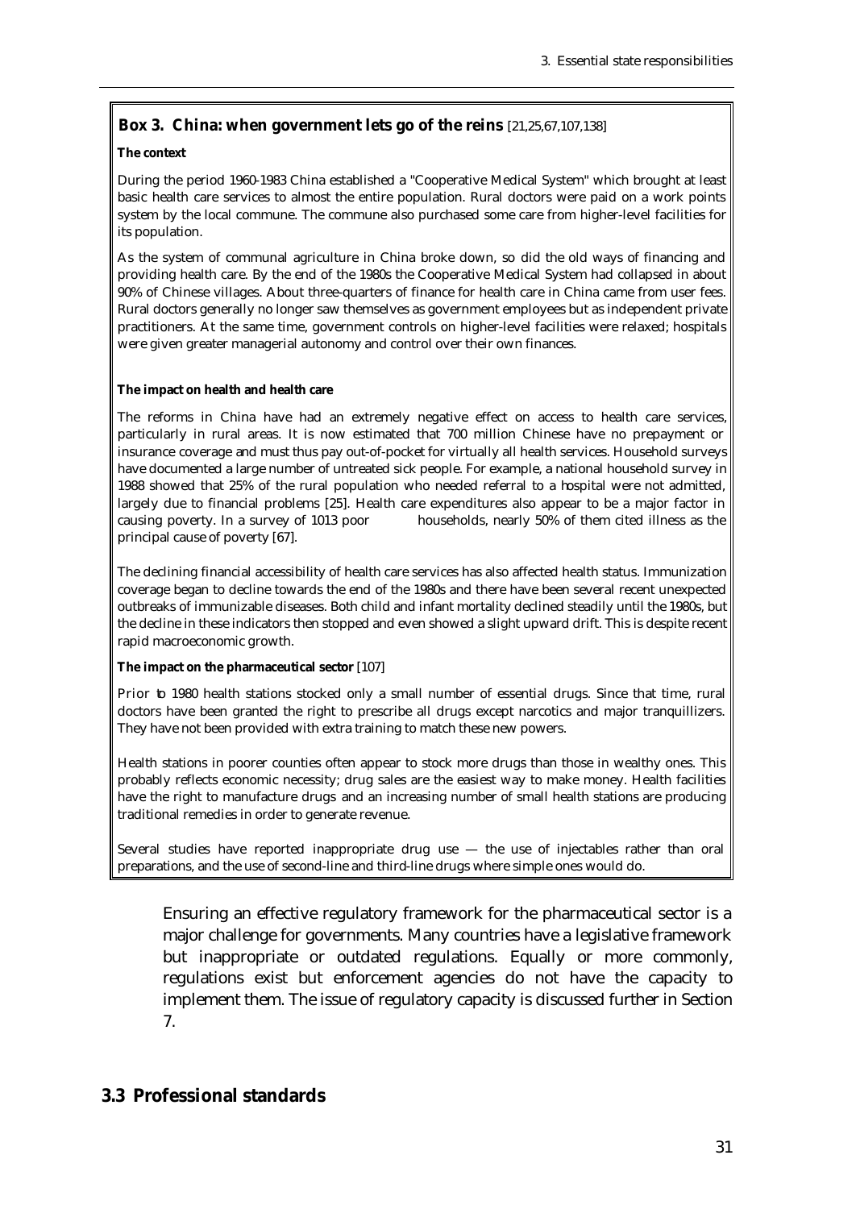**Box 3. China: when government lets go of the reins** [21,25,67,107,138]

**The context**

During the period 1960-1983 China established a "Cooperative Medical System" which brought at least basic health care services to almost the entire population. Rural doctors were paid on a work points system by the local commune. The commune also purchased some care from higher-level facilities for its population.

As the system of communal agriculture in China broke down, so did the old ways of financing and providing health care. By the end of the 1980s the Cooperative Medical System had collapsed in about 90% of Chinese villages. About three-quarters of finance for health care in China came from user fees. Rural doctors generally no longer saw themselves as government employees but as independent private practitioners. At the same time, government controls on higher-level facilities were relaxed; hospitals were given greater managerial autonomy and control over their own finances.

**The impact on health and health care**

The reforms in China have had an extremely negative effect on access to health care services, particularly in rural areas. It is now estimated that 700 million Chinese have no prepayment or insurance coverage and must thus pay out-of-pocket for virtually all health services. Household surveys have documented a large number of untreated sick people. For example, a national household survey in 1988 showed that 25% of the rural population who needed referral to a hospital were not admitted, largely due to financial problems [25]. Health care expenditures also appear to be a major factor in causing poverty. In a survey of 1013 poor households, nearly 50% of them cited illness as the principal cause of poverty [67].

The declining financial accessibility of health care services has also affected health status. Immunization coverage began to decline towards the end of the 1980s and there have been several recent unexpected outbreaks of immunizable diseases. Both child and infant mortality declined steadily until the 1980s, but the decline in these indicators then stopped and even showed a slight upward drift. This is despite recent rapid macroeconomic growth.

**The impact on the pharmaceutical sector** [107]

Prior to 1980 health stations stocked only a small number of essential drugs. Since that time, rural doctors have been granted the right to prescribe all drugs except narcotics and major tranquillizers. They have not been provided with extra training to match these new powers.

Health stations in poorer counties often appear to stock more drugs than those in wealthy ones. This probably reflects economic necessity; drug sales are the easiest way to make money. Health facilities have the right to manufacture drugs and an increasing number of small health stations are producing traditional remedies in order to generate revenue.

Several studies have reported inappropriate drug use — the use of injectables rather than oral preparations, and the use of second-line and third-line drugs where simple ones would do.

Ensuring an effective regulatory framework for the pharmaceutical sector is a major challenge for governments. Many countries have a legislative framework but inappropriate or outdated regulations. Equally or more commonly, regulations exist but enforcement agencies do not have the capacity to implement them. The issue of regulatory capacity is discussed further in Section 7.

## 3.3 Professional standards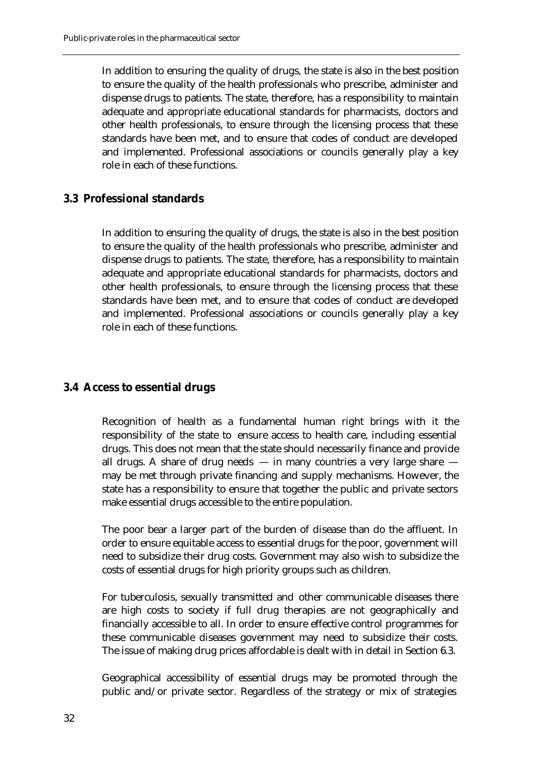In addition to ensuring the quality of drugs, the state is also in the best position to ensure the quality of the health professionals who prescribe, administer and dispense drugs to patients. The state, therefore, has a responsibility to maintain adequate and appropriate educational standards for pharmacists, doctors and other health professionals, to ensure through the licensing process that these standards have been met, and to ensure that codes of conduct are developed and implemented. Professional associations or councils generally play a key role in each of these functions.

## 3.3 Professional standards

In addition to ensuring the quality of drugs, the state is also in the best position to ensure the quality of the health professionals who prescribe, administer and dispense drugs to patients. The state, therefore, has a responsibility to maintain adequate and appropriate educational standards for pharmacists, doctors and other health professionals, to ensure through the licensing process that these standards have been met, and to ensure that codes of conduct are developed and implemented. Professional associations or councils generally play a key role in each of these functions.

## 3.4 Access to essential drugs

Recognition of health as a fundamental human right brings with it the responsibility of the state to ensure access to health care, including essential drugs. This does not mean that the state should necessarily finance and provide all drugs. A share of drug needs — in many countries a very large share — may be met through private financing and supply mechanisms. However, the state has a responsibility to ensure that together the public and private sectors make essential drugs accessible to the entire population.

The poor bear a larger part of the burden of disease than do the affluent. In order to ensure equitable access to essential drugs for the poor, government will need to subsidize their drug costs. Government may also wish to subsidize the costs of essential drugs for high priority groups such as children.

For tuberculosis, sexually transmitted and other communicable diseases there are high costs to society if full drug therapies are not geographically and financially accessible to all. In order to ensure effective control programmes for these communicable diseases government may need to subsidize their costs. The issue of making drug prices affordable is dealt with in detail in Section 6.3.

Geographical accessibility of essential drugs may be promoted through the public and/or private sector. Regardless of the strategy or mix of strategies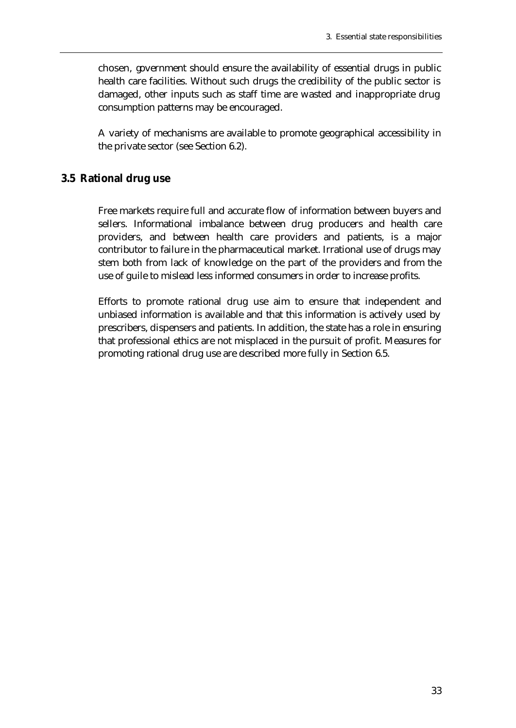chosen, government should ensure the availability of essential drugs in public health care facilities. Without such drugs the credibility of the public sector is damaged, other inputs such as staff time are wasted and inappropriate drug consumption patterns may be encouraged.

A variety of mechanisms are available to promote geographical accessibility in the private sector (see Section 6.2).

## 3.5 Rational drug use

Free markets require full and accurate flow of information between buyers and sellers. Informational imbalance between drug producers and health care providers, and between health care providers and patients, is a major contributor to failure in the pharmaceutical market. Irrational use of drugs may stem both from lack of knowledge on the part of the providers and from the use of guile to mislead less informed consumers in order to increase profits.

Efforts to promote rational drug use aim to ensure that independent and unbiased information is available and that this information is actively used by prescribers, dispensers and patients. In addition, the state has a role in ensuring that professional ethics are not misplaced in the pursuit of profit. Measures for promoting rational drug use are described more fully in Section 6.5.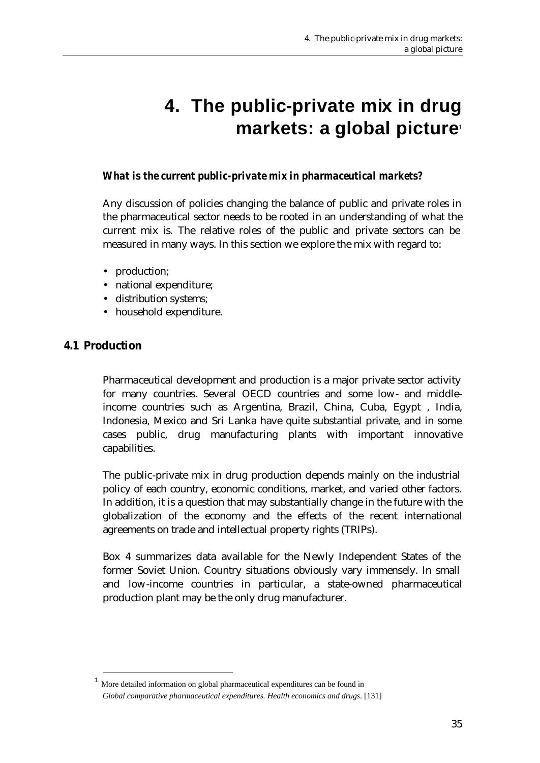# 4. The public-private mix in drug markets: a global picture[1]

***What is the current public-private mix in pharmaceutical markets?***

Any discussion of policies changing the balance of public and private roles in the pharmaceutical sector needs to be rooted in an understanding of what the current mix is. The relative roles of the public and private sectors can be measured in many ways. In this section we explore the mix with regard to:

- production;
- national expenditure;
- distribution systems;
- household expenditure.

## 4.1 Production

Pharmaceutical development and production is a major private sector activity for many countries. Several OECD countries and some low- and middle-income countries such as Argentina, Brazil, China, Cuba, Egypt , India, Indonesia, Mexico and Sri Lanka have quite substantial private, and in some cases public, drug manufacturing plants with important innovative capabilities.

The public-private mix in drug production depends mainly on the industrial policy of each country, economic conditions, market, and varied other factors. In addition, it is a question that may substantially change in the future with the globalization of the economy and the effects of the recent international agreements on trade and intellectual property rights (TRIPs).

Box 4 summarizes data available for the Newly Independent States of the former Soviet Union. Country situations obviously vary immensely. In small and low-income countries in particular, a state-owned pharmaceutical production plant may be the only drug manufacturer.

[1] More detailed information on global pharmaceutical expenditures can be found in *Global comparative pharmaceutical expenditures. Health economics and drugs*. [131]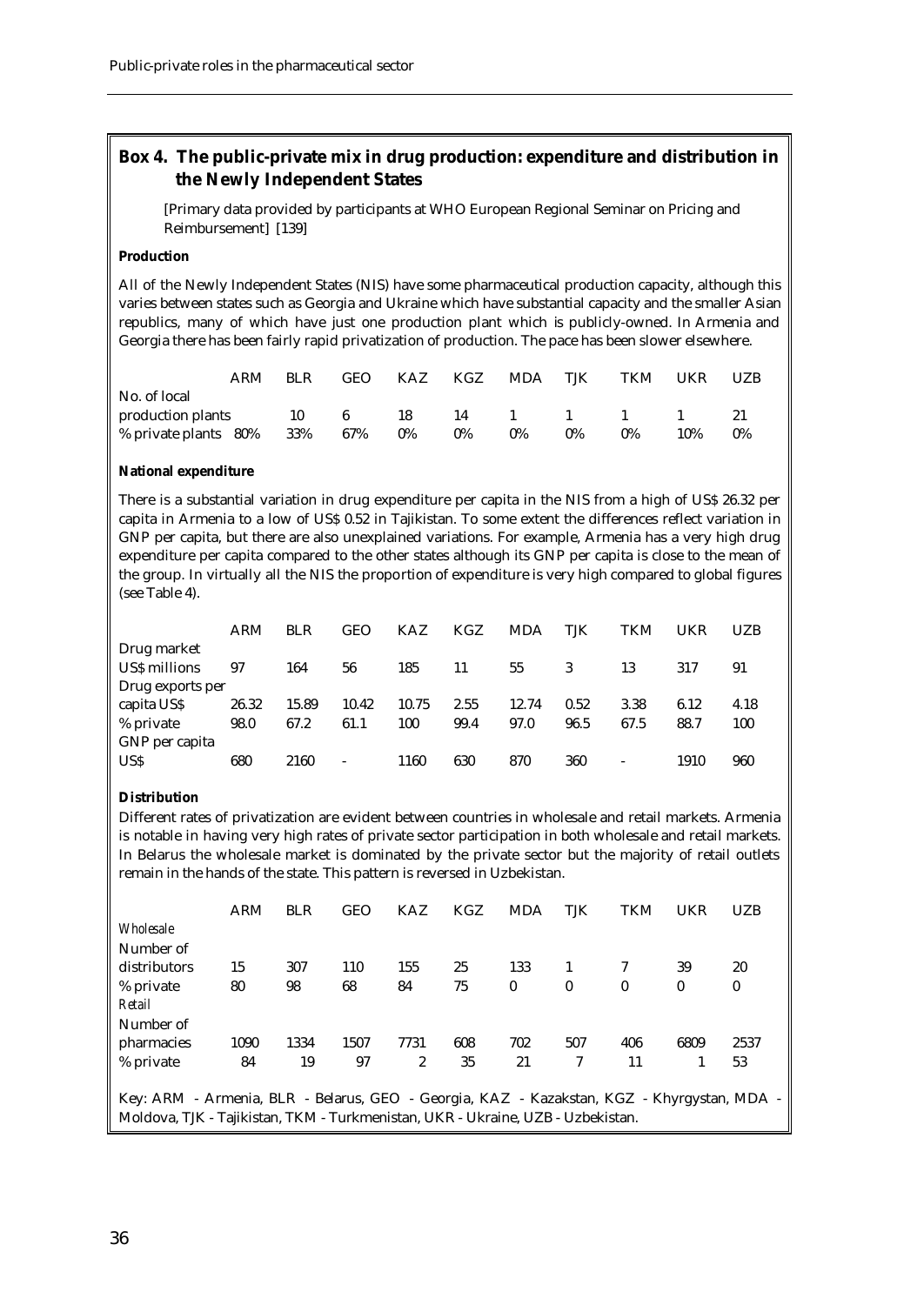## Box 4. The public-private mix in drug production: expenditure and distribution in the Newly Independent States

[Primary data provided by participants at WHO European Regional Seminar on Pricing and Reimbursement] [139]

**Production**

All of the Newly Independent States (NIS) have some pharmaceutical production capacity, although this varies between states such as Georgia and Ukraine which have substantial capacity and the smaller Asian republics, many of which have just one production plant which is publicly-owned. In Armenia and Georgia there has been fairly rapid privatization of production. The pace has been slower elsewhere.

| | ARM | BLR | GEO | KAZ | KGZ | MDA | TJK | TKM | UKR | UZB |
|---|---|---|---|---|---|---|---|---|---|---|
| No. of local production plants | | 10 | 6 | 18 | 14 | 1 | 1 | 1 | 1 | 21 |
| % private plants | 80% | 33% | 67% | 0% | 0% | 0% | 0% | 0% | 10% | 0% |

**National expenditure**

There is a substantial variation in drug expenditure per capita in the NIS from a high of US$ 26.32 per capita in Armenia to a low of US$ 0.52 in Tajikistan. To some extent the differences reflect variation in GNP per capita, but there are also unexplained variations. For example, Armenia has a very high drug expenditure per capita compared to the other states although its GNP per capita is close to the mean of the group. In virtually all the NIS the proportion of expenditure is very high compared to global figures (see Table 4).

| | ARM | BLR | GEO | KAZ | KGZ | MDA | TJK | TKM | UKR | UZB |
|---|---|---|---|---|---|---|---|---|---|---|
| Drug market US$ millions | 97 | 164 | 56 | 185 | 11 | 55 | 3 | 13 | 317 | 91 |
| Drug exports per capita US$ | 26.32 | 15.89 | 10.42 | 10.75 | 2.55 | 12.74 | 0.52 | 3.38 | 6.12 | 4.18 |
| % private | 98.0 | 67.2 | 61.1 | 100 | 99.4 | 97.0 | 96.5 | 67.5 | 88.7 | 100 |
| GNP per capita US$ | 680 | 2160 | - | 1160 | 630 | 870 | 360 | - | 1910 | 960 |

**Distribution**

Different rates of privatization are evident between countries in wholesale and retail markets. Armenia is notable in having very high rates of private sector participation in both wholesale and retail markets. In Belarus the wholesale market is dominated by the private sector but the majority of retail outlets remain in the hands of the state. This pattern is reversed in Uzbekistan.

| | ARM | BLR | GEO | KAZ | KGZ | MDA | TJK | TKM | UKR | UZB |
|---|---|---|---|---|---|---|---|---|---|---|
| *Wholesale* | | | | | | | | | | |
| Number of distributors | 15 | 307 | 110 | 155 | 25 | 133 | 1 | 7 | 39 | 20 |
| % private | 80 | 98 | 68 | 84 | 75 | 0 | 0 | 0 | 0 | 0 |
| *Retail* | | | | | | | | | | |
| Number of pharmacies | 1090 | 1334 | 1507 | 7731 | 608 | 702 | 507 | 406 | 6809 | 2537 |
| % private | 84 | 19 | 97 | 2 | 35 | 21 | 7 | 11 | 1 | 53 |

Key: ARM - Armenia, BLR - Belarus, GEO - Georgia, KAZ - Kazakstan, KGZ - Khyrgystan, MDA - Moldova, TJK - Tajikistan, TKM - Turkmenistan, UKR - Ukraine, UZB - Uzbekistan.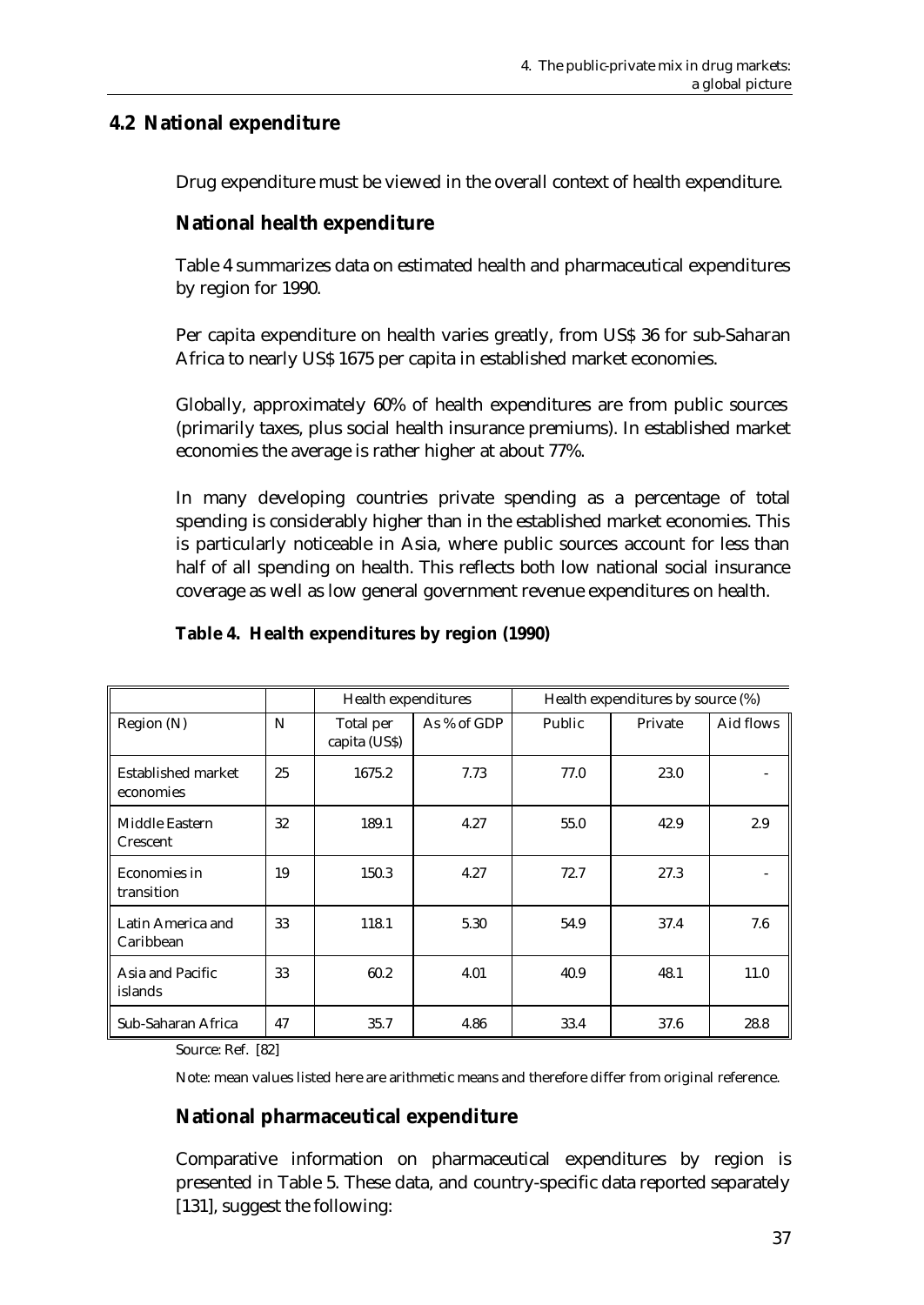## 4.2 National expenditure

Drug expenditure must be viewed in the overall context of health expenditure.

### National health expenditure

Table 4 summarizes data on estimated health and pharmaceutical expenditures by region for 1990.

Per capita expenditure on health varies greatly, from US$ 36 for sub-Saharan Africa to nearly US$ 1675 per capita in established market economies.

Globally, approximately 60% of health expenditures are from public sources (primarily taxes, plus social health insurance premiums). In established market economies the average is rather higher at about 77%.

In many developing countries private spending as a percentage of total spending is considerably higher than in the established market economies. This is particularly noticeable in Asia, where public sources account for less than half of all spending on health. This reflects both low national social insurance coverage as well as low general government revenue expenditures on health.

**Table 4. Health expenditures by region (1990)**

| | | Health expenditures | | Health expenditures by source (%) | | |
|---|---|---|---|---|---|---|
| Region (N) | N | Total per capita (US$) | As % of GDP | Public | Private | Aid flows |
| Established market economies | 25 | 1675.2 | 7.73 | 77.0 | 23.0 | - |
| Middle Eastern Crescent | 32 | 189.1 | 4.27 | 55.0 | 42.9 | 2.9 |
| Economies in transition | 19 | 150.3 | 4.27 | 72.7 | 27.3 | - |
| Latin America and Caribbean | 33 | 118.1 | 5.30 | 54.9 | 37.4 | 7.6 |
| Asia and Pacific islands | 33 | 60.2 | 4.01 | 40.9 | 48.1 | 11.0 |
| Sub-Saharan Africa | 47 | 35.7 | 4.86 | 33.4 | 37.6 | 28.8 |

Source: Ref. [82]

Note: mean values listed here are arithmetic means and therefore differ from original reference.

### National pharmaceutical expenditure

Comparative information on pharmaceutical expenditures by region is presented in Table 5. These data, and country-specific data reported separately [131], suggest the following: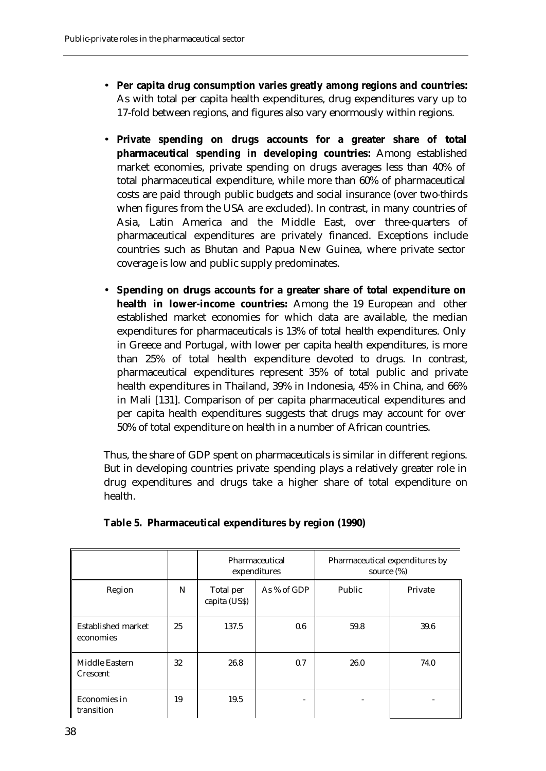- **Per capita drug consumption varies greatly among regions and countries:** As with total per capita health expenditures, drug expenditures vary up to 17-fold between regions, and figures also vary enormously within regions.

- **Private spending on drugs accounts for a greater share of total pharmaceutical spending in developing countries:** Among established market economies, private spending on drugs averages less than 40% of total pharmaceutical expenditure, while more than 60% of pharmaceutical costs are paid through public budgets and social insurance (over two-thirds when figures from the USA are excluded). In contrast, in many countries of Asia, Latin America and the Middle East, over three-quarters of pharmaceutical expenditures are privately financed. Exceptions include countries such as Bhutan and Papua New Guinea, where private sector coverage is low and public supply predominates.

- **Spending on drugs accounts for a greater share of total expenditure on health in lower-income countries:** Among the 19 European and other established market economies for which data are available, the median expenditures for pharmaceuticals is 13% of total health expenditures. Only in Greece and Portugal, with lower per capita health expenditures, is more than 25% of total health expenditure devoted to drugs. In contrast, pharmaceutical expenditures represent 35% of total public and private health expenditures in Thailand, 39% in Indonesia, 45% in China, and 66% in Mali [131]. Comparison of per capita pharmaceutical expenditures and per capita health expenditures suggests that drugs may account for over 50% of total expenditure on health in a number of African countries.

Thus, the share of GDP spent on pharmaceuticals is similar in different regions. But in developing countries private spending plays a relatively greater role in drug expenditures and drugs take a higher share of total expenditure on health.

**Table 5. Pharmaceutical expenditures by region (1990)**

| | | Pharmaceutical expenditures | | Pharmaceutical expenditures by source (%) | |
|---|---|---|---|---|---|
| Region | N | Total per capita (US$) | As % of GDP | Public | Private |
| Established market economies | 25 | 137.5 | 0.6 | 59.8 | 39.6 |
| Middle Eastern Crescent | 32 | 26.8 | 0.7 | 26.0 | 74.0 |
| Economies in transition | 19 | 19.5 | - | - | - |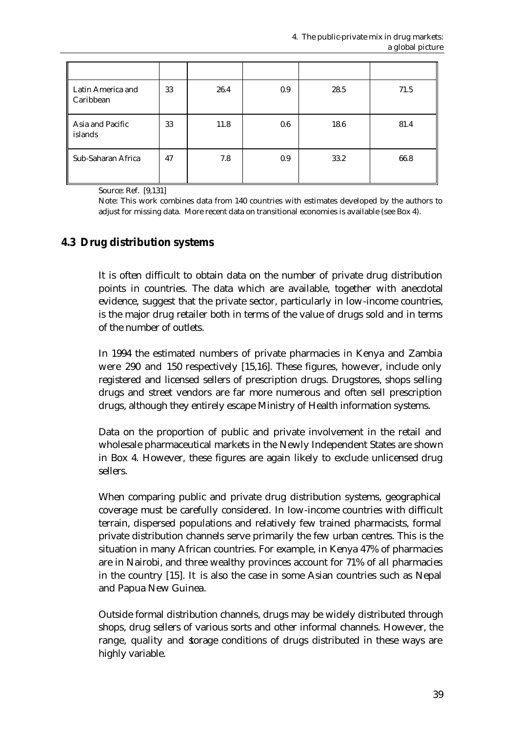| | | | | | |
|---|---|---|---|---|---|
| Latin America and Caribbean | 33 | 26.4 | 0.9 | 28.5 | 71.5 |
| Asia and Pacific islands | 33 | 11.8 | 0.6 | 18.6 | 81.4 |
| Sub-Saharan Africa | 47 | 7.8 | 0.9 | 33.2 | 66.8 |

Source: Ref. [9,131]

Note: This work combines data from 140 countries with estimates developed by the authors to adjust for missing data. More recent data on transitional economies is available (see Box 4).

## 4.3 Drug distribution systems

It is often difficult to obtain data on the number of private drug distribution points in countries. The data which are available, together with anecdotal evidence, suggest that the private sector, particularly in low-income countries, is the major drug retailer both in terms of the value of drugs sold and in terms of the number of outlets.

In 1994 the estimated numbers of private pharmacies in Kenya and Zambia were 290 and 150 respectively [15,16]. These figures, however, include only registered and licensed sellers of prescription drugs. Drugstores, shops selling drugs and street vendors are far more numerous and often sell prescription drugs, although they entirely escape Ministry of Health information systems.

Data on the proportion of public and private involvement in the retail and wholesale pharmaceutical markets in the Newly Independent States are shown in Box 4. However, these figures are again likely to exclude unlicensed drug sellers.

When comparing public and private drug distribution systems, geographical coverage must be carefully considered. In low-income countries with difficult terrain, dispersed populations and relatively few trained pharmacists, formal private distribution channels serve primarily the few urban centres. This is the situation in many African countries. For example, in Kenya 47% of pharmacies are in Nairobi, and three wealthy provinces account for 71% of all pharmacies in the country [15]. It is also the case in some Asian countries such as Nepal and Papua New Guinea.

Outside formal distribution channels, drugs may be widely distributed through shops, drug sellers of various sorts and other informal channels. However, the range, quality and storage conditions of drugs distributed in these ways are highly variable.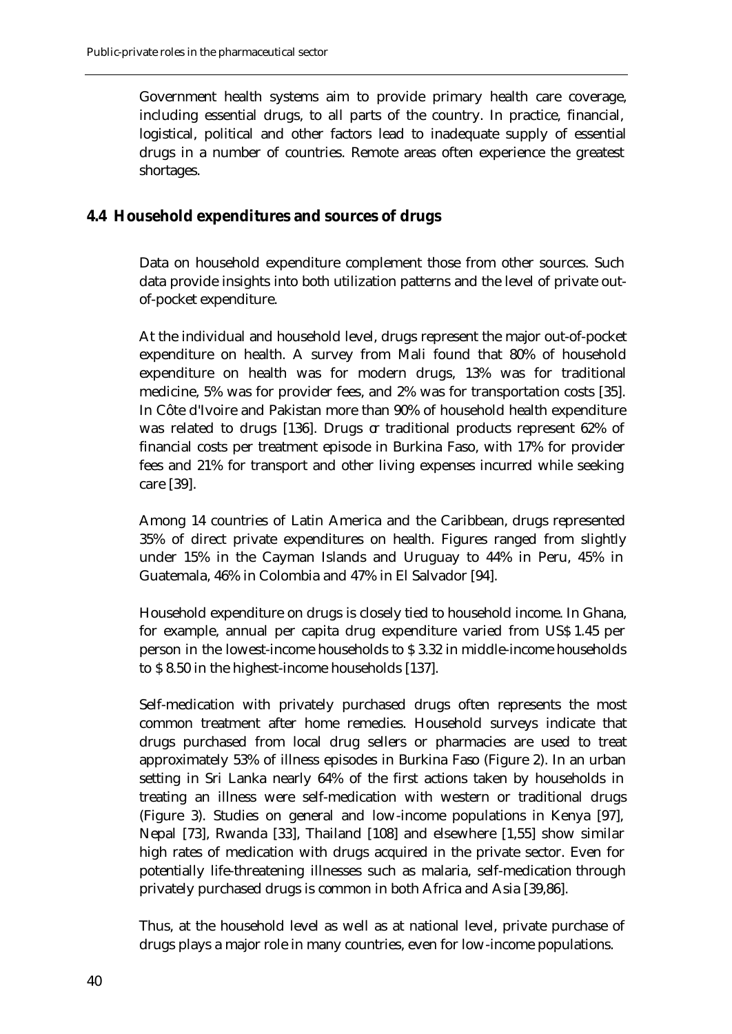Government health systems aim to provide primary health care coverage, including essential drugs, to all parts of the country. In practice, financial, logistical, political and other factors lead to inadequate supply of essential drugs in a number of countries. Remote areas often experience the greatest shortages.

## 4.4 Household expenditures and sources of drugs

Data on household expenditure complement those from other sources. Such data provide insights into both utilization patterns and the level of private out-of-pocket expenditure.

At the individual and household level, drugs represent the major out-of-pocket expenditure on health. A survey from Mali found that 80% of household expenditure on health was for modern drugs, 13% was for traditional medicine, 5% was for provider fees, and 2% was for transportation costs [35]. In Côte d'Ivoire and Pakistan more than 90% of household health expenditure was related to drugs [136]. Drugs or traditional products represent 62% of financial costs per treatment episode in Burkina Faso, with 17% for provider fees and 21% for transport and other living expenses incurred while seeking care [39].

Among 14 countries of Latin America and the Caribbean, drugs represented 35% of direct private expenditures on health. Figures ranged from slightly under 15% in the Cayman Islands and Uruguay to 44% in Peru, 45% in Guatemala, 46% in Colombia and 47% in El Salvador [94].

Household expenditure on drugs is closely tied to household income. In Ghana, for example, annual per capita drug expenditure varied from US$ 1.45 per person in the lowest-income households to $ 3.32 in middle-income households to $ 8.50 in the highest-income households [137].

Self-medication with privately purchased drugs often represents the most common treatment after home remedies. Household surveys indicate that drugs purchased from local drug sellers or pharmacies are used to treat approximately 53% of illness episodes in Burkina Faso (Figure 2). In an urban setting in Sri Lanka nearly 64% of the first actions taken by households in treating an illness were self-medication with western or traditional drugs (Figure 3). Studies on general and low-income populations in Kenya [97], Nepal [73], Rwanda [33], Thailand [108] and elsewhere [1,55] show similar high rates of medication with drugs acquired in the private sector. Even for potentially life-threatening illnesses such as malaria, self-medication through privately purchased drugs is common in both Africa and Asia [39,86].

Thus, at the household level as well as at national level, private purchase of drugs plays a major role in many countries, even for low-income populations.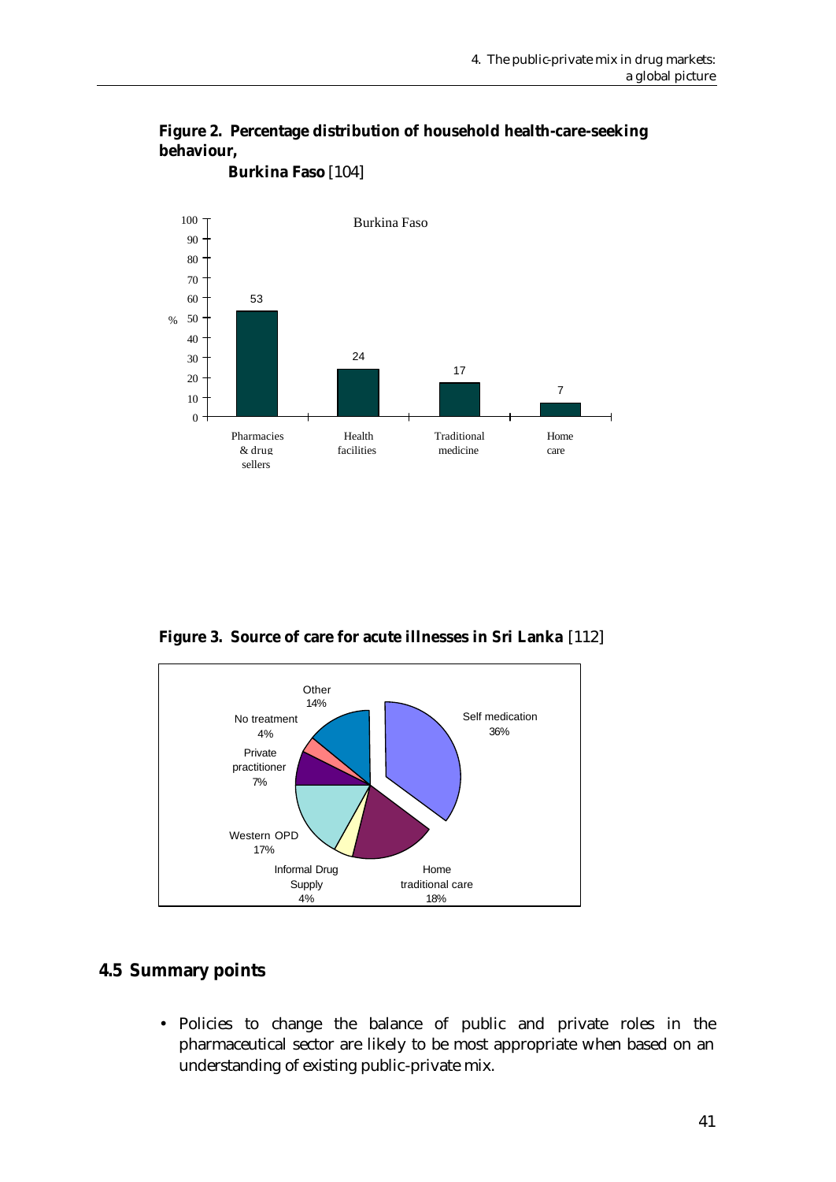**Figure 2. Percentage distribution of household health-care-seeking behaviour, Burkina Faso** [104]

Burkina Faso

%

100
90
80
70
60
50
40
30
20
10
0

53
24
17
7

Pharmacies & drug sellers
Health facilities
Traditional medicine
Home care

**Figure 3. Source of care for acute illnesses in Sri Lanka** [112]

Other 14%
No treatment 4%
Private practitioner 7%
Western OPD 17%
Informal Drug Supply 4%
Home traditional care 18%
Self medication 36%

## 4.5 Summary points

- Policies to change the balance of public and private roles in the pharmaceutical sector are likely to be most appropriate when based on an understanding of existing public-private mix.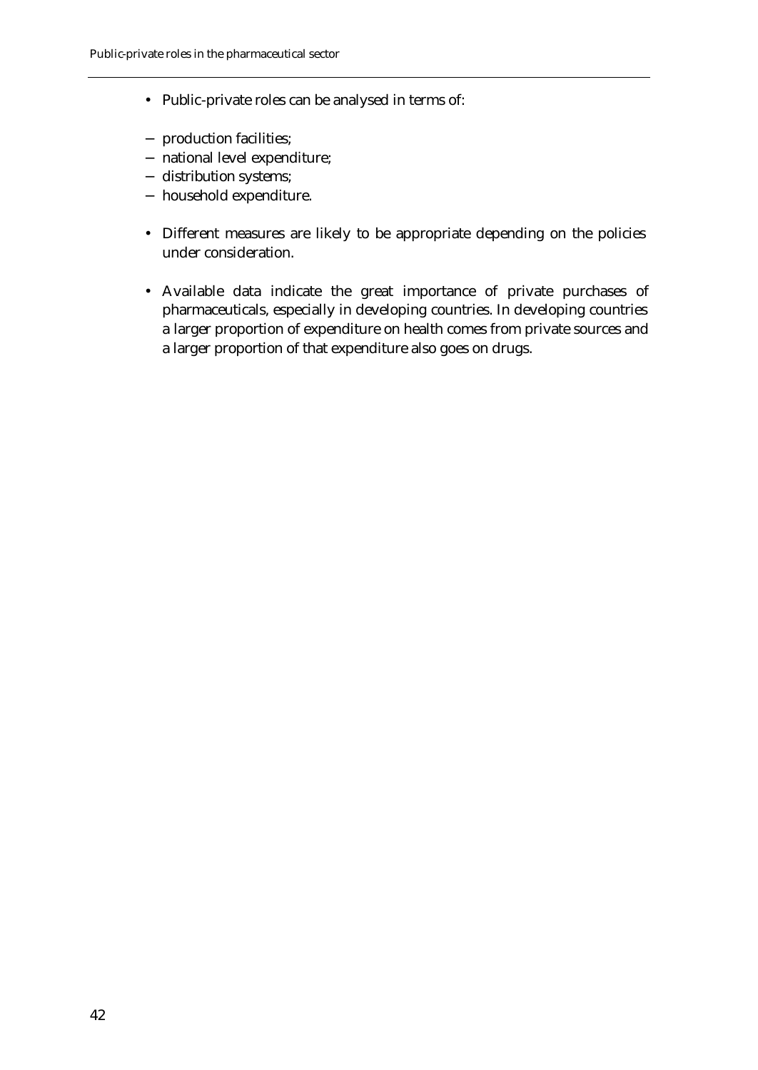- Public-private roles can be analysed in terms of:

  - production facilities;
  - national level expenditure;
  - distribution systems;
  - household expenditure.

- Different measures are likely to be appropriate depending on the policies under consideration.

- Available data indicate the great importance of private purchases of pharmaceuticals, especially in developing countries. In developing countries a larger proportion of expenditure on health comes from private sources and a larger proportion of that expenditure also goes on drugs.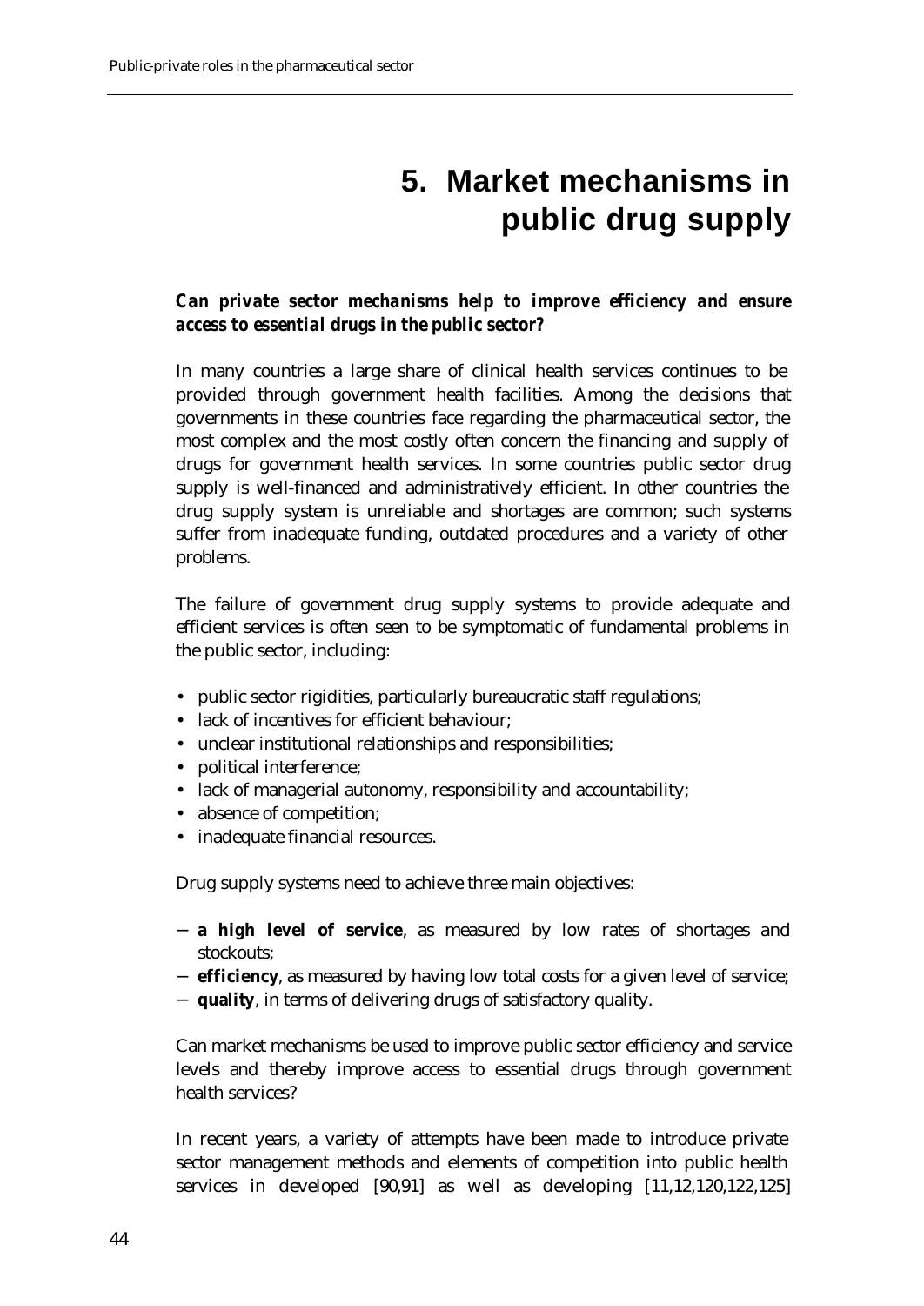# 5. Market mechanisms in public drug supply

***Can private sector mechanisms help to improve efficiency and ensure access to essential drugs in the public sector?***

In many countries a large share of clinical health services continues to be provided through government health facilities. Among the decisions that governments in these countries face regarding the pharmaceutical sector, the most complex and the most costly often concern the financing and supply of drugs for government health services. In some countries public sector drug supply is well-financed and administratively efficient. In other countries the drug supply system is unreliable and shortages are common; such systems suffer from inadequate funding, outdated procedures and a variety of other problems.

The failure of government drug supply systems to provide adequate and efficient services is often seen to be symptomatic of fundamental problems in the public sector, including:

- public sector rigidities, particularly bureaucratic staff regulations;
- lack of incentives for efficient behaviour;
- unclear institutional relationships and responsibilities;
- political interference;
- lack of managerial autonomy, responsibility and accountability;
- absence of competition;
- inadequate financial resources.

Drug supply systems need to achieve three main objectives:

- **a high level of service**, as measured by low rates of shortages and stockouts;
- **efficiency**, as measured by having low total costs for a given level of service;
- **quality**, in terms of delivering drugs of satisfactory quality.

Can market mechanisms be used to improve public sector efficiency and service levels and thereby improve access to essential drugs through government health services?

In recent years, a variety of attempts have been made to introduce private sector management methods and elements of competition into public health services in developed [90,91] as well as developing [11,12,120,122,125]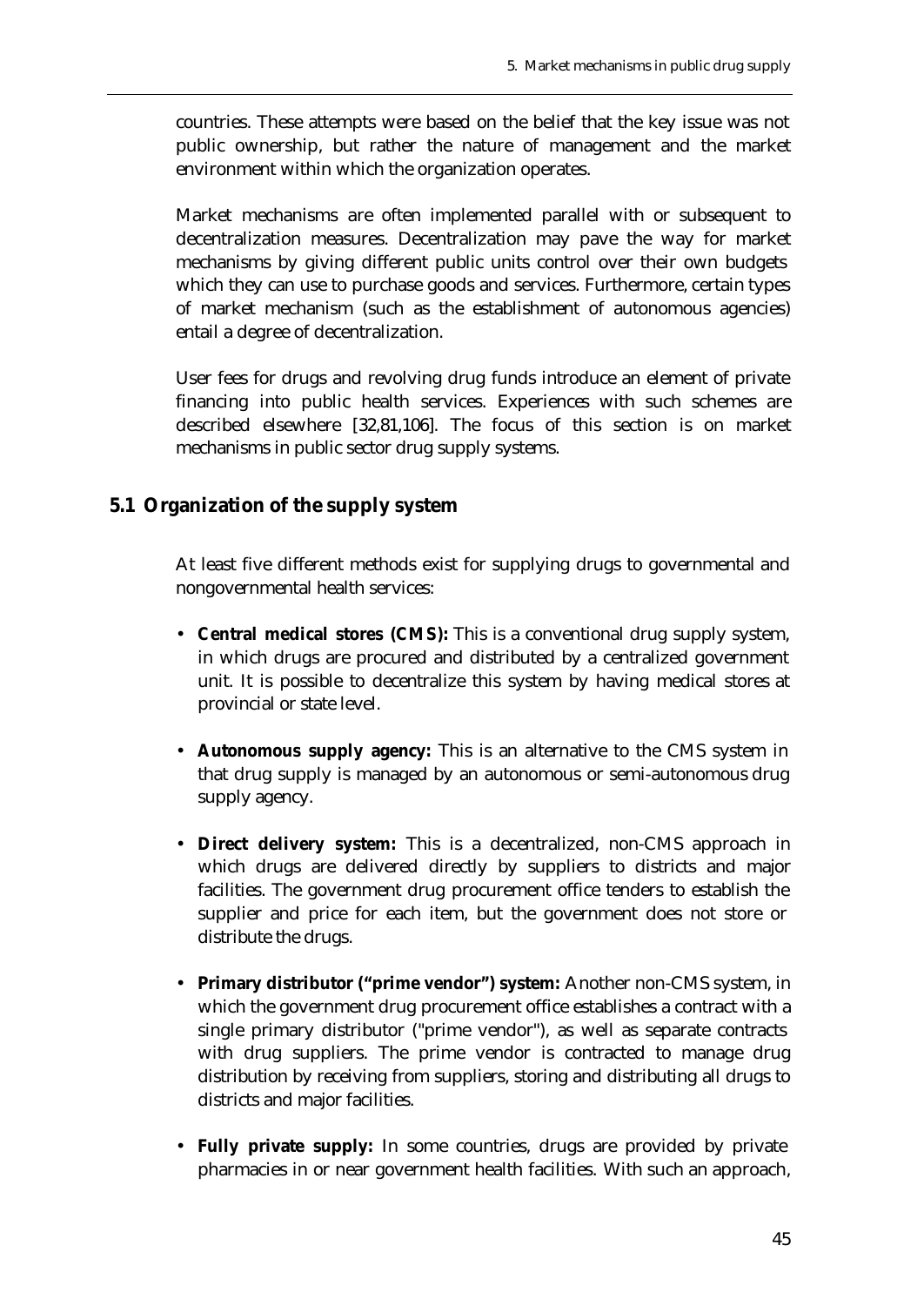countries. These attempts were based on the belief that the key issue was not public ownership, but rather the nature of management and the market environment within which the organization operates.

Market mechanisms are often implemented parallel with or subsequent to decentralization measures. Decentralization may pave the way for market mechanisms by giving different public units control over their own budgets which they can use to purchase goods and services. Furthermore, certain types of market mechanism (such as the establishment of autonomous agencies) entail a degree of decentralization.

User fees for drugs and revolving drug funds introduce an element of private financing into public health services. Experiences with such schemes are described elsewhere [32,81,106]. The focus of this section is on market mechanisms in public sector drug supply systems.

## 5.1 Organization of the supply system

At least five different methods exist for supplying drugs to governmental and nongovernmental health services:

- **Central medical stores (CMS):** This is a conventional drug supply system, in which drugs are procured and distributed by a centralized government unit. It is possible to decentralize this system by having medical stores at provincial or state level.
- **Autonomous supply agency:** This is an alternative to the CMS system in that drug supply is managed by an autonomous or semi-autonomous drug supply agency.
- **Direct delivery system:** This is a decentralized, non-CMS approach in which drugs are delivered directly by suppliers to districts and major facilities. The government drug procurement office tenders to establish the supplier and price for each item, but the government does not store or distribute the drugs.
- **Primary distributor ("prime vendor") system:** Another non-CMS system, in which the government drug procurement office establishes a contract with a single primary distributor ("prime vendor"), as well as separate contracts with drug suppliers. The prime vendor is contracted to manage drug distribution by receiving from suppliers, storing and distributing all drugs to districts and major facilities.
- **Fully private supply:** In some countries, drugs are provided by private pharmacies in or near government health facilities. With such an approach,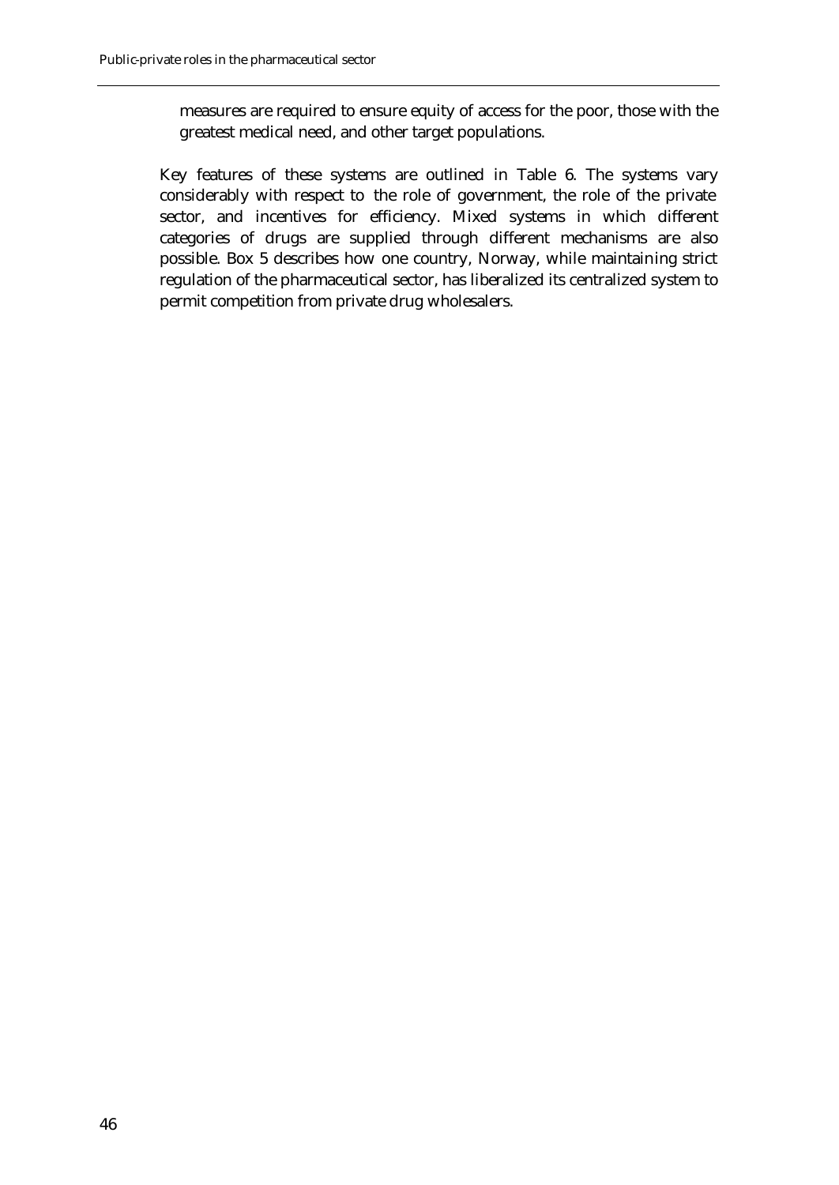measures are required to ensure equity of access for the poor, those with the greatest medical need, and other target populations.

Key features of these systems are outlined in Table 6. The systems vary considerably with respect to the role of government, the role of the private sector, and incentives for efficiency. Mixed systems in which different categories of drugs are supplied through different mechanisms are also possible. Box 5 describes how one country, Norway, while maintaining strict regulation of the pharmaceutical sector, has liberalized its centralized system to permit competition from private drug wholesalers.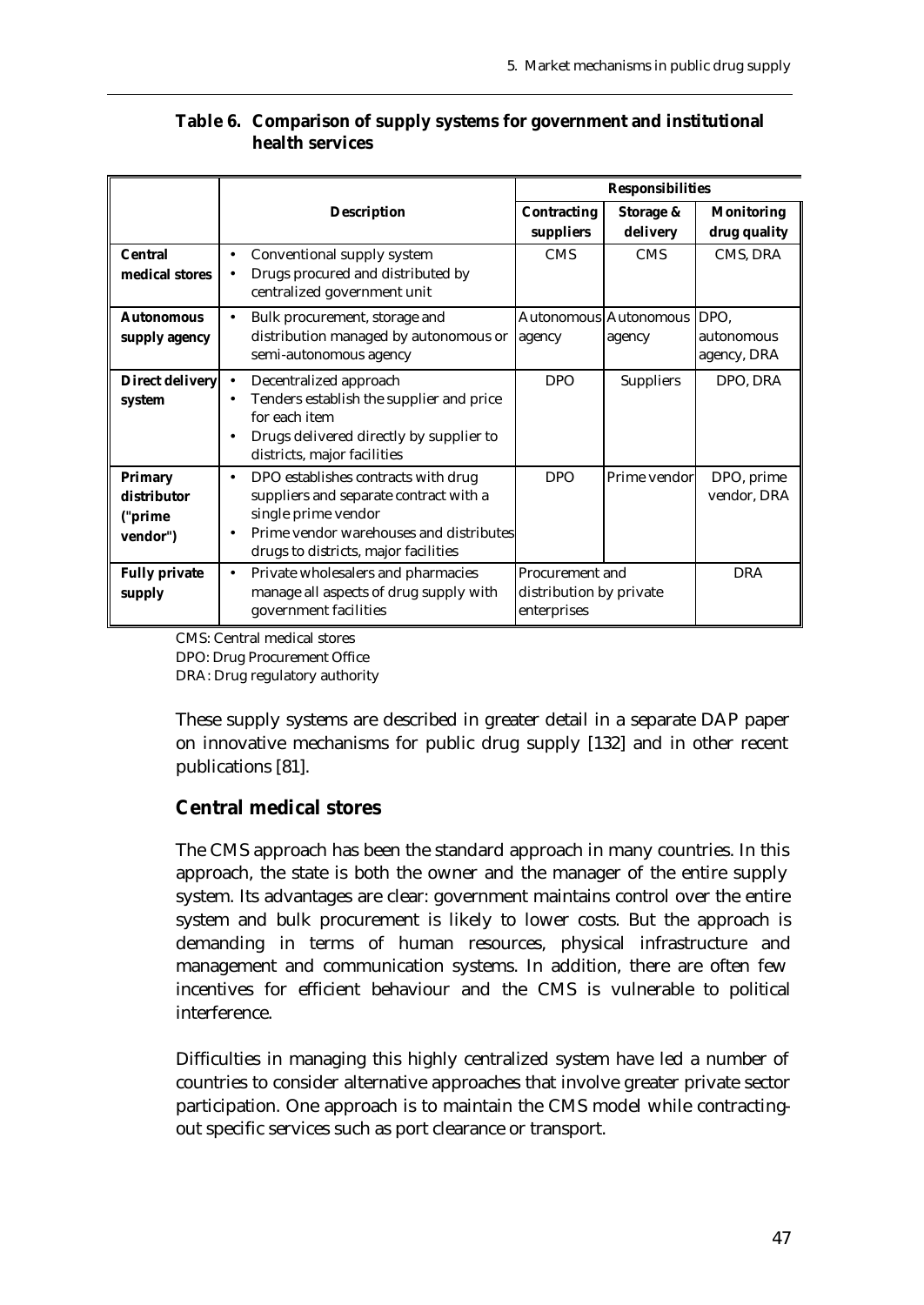**Table 6. Comparison of supply systems for government and institutional health services**

| | Description | Responsibilities | | |
|---|---|---|---|---|
| | | Contracting suppliers | Storage & delivery | Monitoring drug quality |
| **Central medical stores** | • Conventional supply system<br>• Drugs procured and distributed by centralized government unit | CMS | CMS | CMS, DRA |
| **Autonomous supply agency** | • Bulk procurement, storage and distribution managed by autonomous or semi-autonomous agency | Autonomous agency | Autonomous agency | DPO, autonomous agency, DRA |
| **Direct delivery system** | • Decentralized approach<br>• Tenders establish the supplier and price for each item<br>• Drugs delivered directly by supplier to districts, major facilities | DPO | Suppliers | DPO, DRA |
| **Primary distributor ("prime vendor")** | • DPO establishes contracts with drug suppliers and separate contract with a single prime vendor<br>• Prime vendor warehouses and distributes drugs to districts, major facilities | DPO | Prime vendor | DPO, prime vendor, DRA |
| **Fully private supply** | • Private wholesalers and pharmacies manage all aspects of drug supply with government facilities | Procurement and distribution by private enterprises | | DRA |

CMS: Central medical stores
DPO: Drug Procurement Office
DRA: Drug regulatory authority

These supply systems are described in greater detail in a separate DAP paper on innovative mechanisms for public drug supply [132] and in other recent publications [81].

## Central medical stores

The CMS approach has been the standard approach in many countries. In this approach, the state is both the owner and the manager of the entire supply system. Its advantages are clear: government maintains control over the entire system and bulk procurement is likely to lower costs. But the approach is demanding in terms of human resources, physical infrastructure and management and communication systems. In addition, there are often few incentives for efficient behaviour and the CMS is vulnerable to political interference.

Difficulties in managing this highly centralized system have led a number of countries to consider alternative approaches that involve greater private sector participation. One approach is to maintain the CMS model while contracting-out specific services such as port clearance or transport.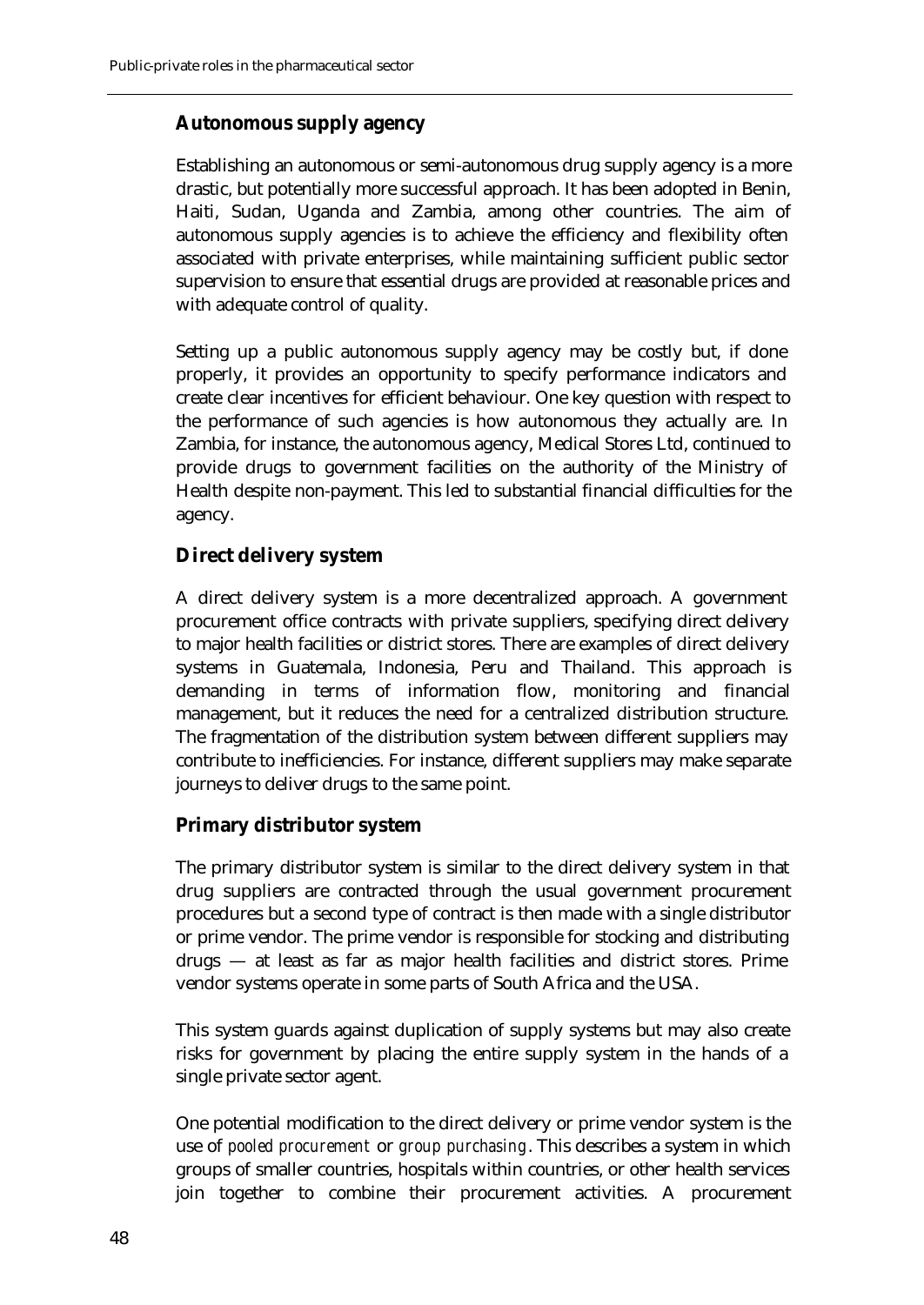### Autonomous supply agency

Establishing an autonomous or semi-autonomous drug supply agency is a more drastic, but potentially more successful approach. It has been adopted in Benin, Haiti, Sudan, Uganda and Zambia, among other countries. The aim of autonomous supply agencies is to achieve the efficiency and flexibility often associated with private enterprises, while maintaining sufficient public sector supervision to ensure that essential drugs are provided at reasonable prices and with adequate control of quality.

Setting up a public autonomous supply agency may be costly but, if done properly, it provides an opportunity to specify performance indicators and create clear incentives for efficient behaviour. One key question with respect to the performance of such agencies is how autonomous they actually are. In Zambia, for instance, the autonomous agency, Medical Stores Ltd, continued to provide drugs to government facilities on the authority of the Ministry of Health despite non-payment. This led to substantial financial difficulties for the agency.

### Direct delivery system

A direct delivery system is a more decentralized approach. A government procurement office contracts with private suppliers, specifying direct delivery to major health facilities or district stores. There are examples of direct delivery systems in Guatemala, Indonesia, Peru and Thailand. This approach is demanding in terms of information flow, monitoring and financial management, but it reduces the need for a centralized distribution structure. The fragmentation of the distribution system between different suppliers may contribute to inefficiencies. For instance, different suppliers may make separate journeys to deliver drugs to the same point.

### Primary distributor system

The primary distributor system is similar to the direct delivery system in that drug suppliers are contracted through the usual government procurement procedures but a second type of contract is then made with a single distributor or prime vendor. The prime vendor is responsible for stocking and distributing drugs — at least as far as major health facilities and district stores. Prime vendor systems operate in some parts of South Africa and the USA.

This system guards against duplication of supply systems but may also create risks for government by placing the entire supply system in the hands of a single private sector agent.

One potential modification to the direct delivery or prime vendor system is the use of *pooled procurement* or *group purchasing*. This describes a system in which groups of smaller countries, hospitals within countries, or other health services join together to combine their procurement activities. A procurement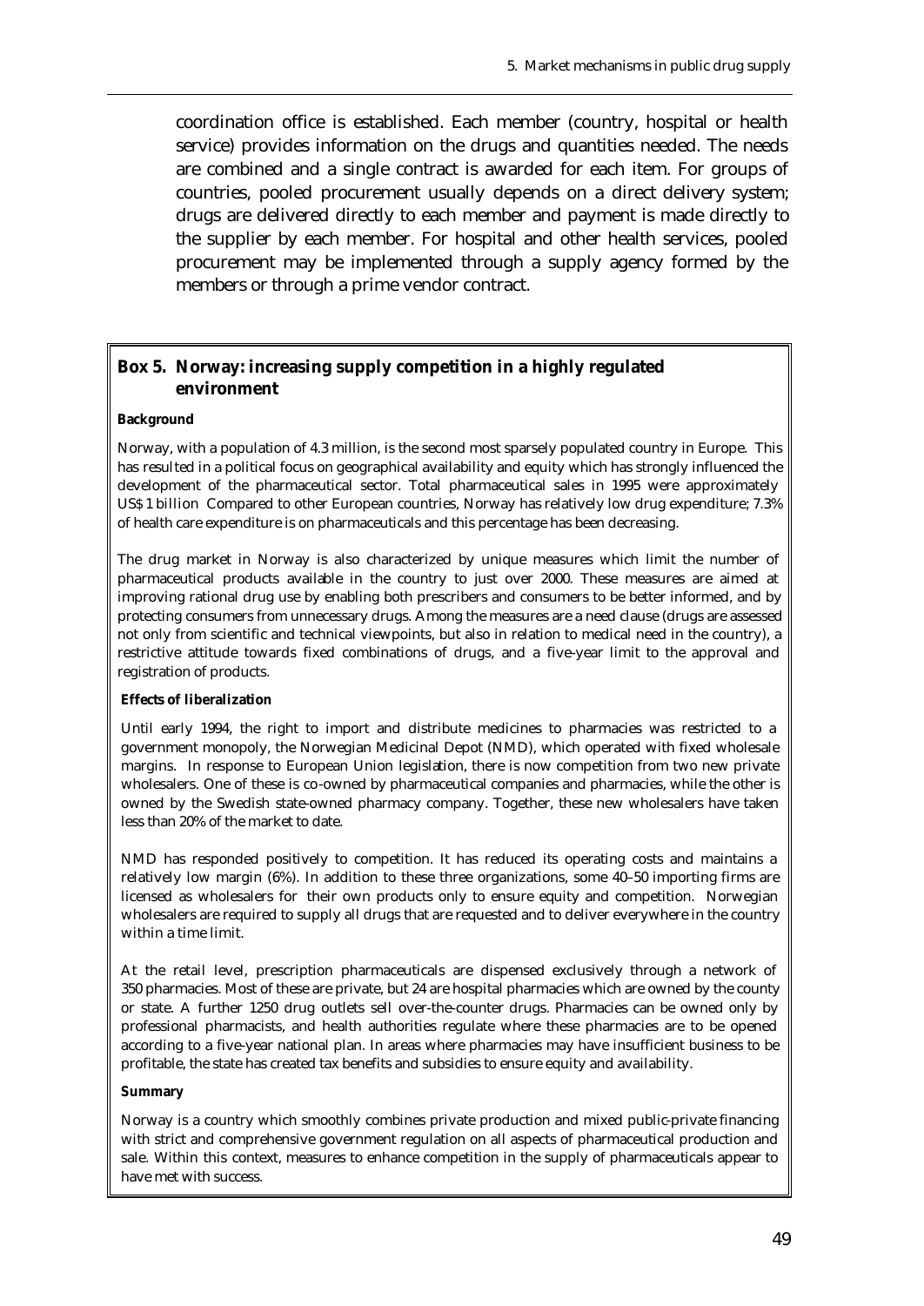coordination office is established. Each member (country, hospital or health service) provides information on the drugs and quantities needed. The needs are combined and a single contract is awarded for each item. For groups of countries, pooled procurement usually depends on a direct delivery system; drugs are delivered directly to each member and payment is made directly to the supplier by each member. For hospital and other health services, pooled procurement may be implemented through a supply agency formed by the members or through a prime vendor contract.

### Box 5. Norway: increasing supply competition in a highly regulated environment

**Background**

Norway, with a population of 4.3 million, is the second most sparsely populated country in Europe. This has resulted in a political focus on geographical availability and equity which has strongly influenced the development of the pharmaceutical sector. Total pharmaceutical sales in 1995 were approximately US$ 1 billion Compared to other European countries, Norway has relatively low drug expenditure; 7.3% of health care expenditure is on pharmaceuticals and this percentage has been decreasing.

The drug market in Norway is also characterized by unique measures which limit the number of pharmaceutical products available in the country to just over 2000. These measures are aimed at improving rational drug use by enabling both prescribers and consumers to be better informed, and by protecting consumers from unnecessary drugs. Among the measures are a need clause (drugs are assessed not only from scientific and technical viewpoints, but also in relation to medical need in the country), a restrictive attitude towards fixed combinations of drugs, and a five-year limit to the approval and registration of products.

**Effects of liberalization**

Until early 1994, the right to import and distribute medicines to pharmacies was restricted to a government monopoly, the Norwegian Medicinal Depot (NMD), which operated with fixed wholesale margins. In response to European Union legislation, there is now competition from two new private wholesalers. One of these is co-owned by pharmaceutical companies and pharmacies, while the other is owned by the Swedish state-owned pharmacy company. Together, these new wholesalers have taken less than 20% of the market to date.

NMD has responded positively to competition. It has reduced its operating costs and maintains a relatively low margin (6%). In addition to these three organizations, some 40–50 importing firms are licensed as wholesalers for their own products only to ensure equity and competition. Norwegian wholesalers are required to supply all drugs that are requested and to deliver everywhere in the country within a time limit.

At the retail level, prescription pharmaceuticals are dispensed exclusively through a network of 350 pharmacies. Most of these are private, but 24 are hospital pharmacies which are owned by the county or state. A further 1250 drug outlets sell over-the-counter drugs. Pharmacies can be owned only by professional pharmacists, and health authorities regulate where these pharmacies are to be opened according to a five-year national plan. In areas where pharmacies may have insufficient business to be profitable, the state has created tax benefits and subsidies to ensure equity and availability.

**Summary**

Norway is a country which smoothly combines private production and mixed public-private financing with strict and comprehensive government regulation on all aspects of pharmaceutical production and sale. Within this context, measures to enhance competition in the supply of pharmaceuticals appear to have met with success.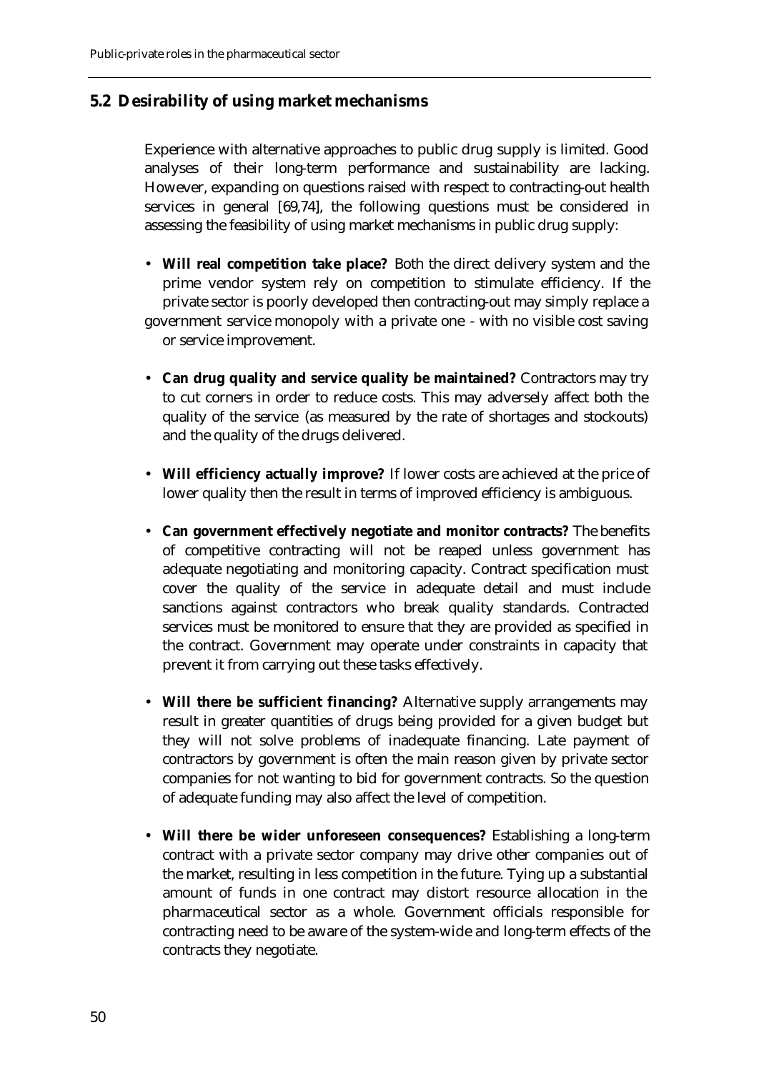## 5.2 Desirability of using market mechanisms

Experience with alternative approaches to public drug supply is limited. Good analyses of their long-term performance and sustainability are lacking. However, expanding on questions raised with respect to contracting-out health services in general [69,74], the following questions must be considered in assessing the feasibility of using market mechanisms in public drug supply:

- **Will real competition take place?** Both the direct delivery system and the prime vendor system rely on competition to stimulate efficiency. If the private sector is poorly developed then contracting-out may simply replace a government service monopoly with a private one - with no visible cost saving or service improvement.

- **Can drug quality and service quality be maintained?** Contractors may try to cut corners in order to reduce costs. This may adversely affect both the quality of the service (as measured by the rate of shortages and stockouts) and the quality of the drugs delivered.

- **Will efficiency actually improve?** If lower costs are achieved at the price of lower quality then the result in terms of improved efficiency is ambiguous.

- **Can government effectively negotiate and monitor contracts?** The benefits of competitive contracting will not be reaped unless government has adequate negotiating and monitoring capacity. Contract specification must cover the quality of the service in adequate detail and must include sanctions against contractors who break quality standards. Contracted services must be monitored to ensure that they are provided as specified in the contract. Government may operate under constraints in capacity that prevent it from carrying out these tasks effectively.

- **Will there be sufficient financing?** Alternative supply arrangements may result in greater quantities of drugs being provided for a given budget but they will not solve problems of inadequate financing. Late payment of contractors by government is often the main reason given by private sector companies for not wanting to bid for government contracts. So the question of adequate funding may also affect the level of competition.

- **Will there be wider unforeseen consequences?** Establishing a long-term contract with a private sector company may drive other companies out of the market, resulting in less competition in the future. Tying up a substantial amount of funds in one contract may distort resource allocation in the pharmaceutical sector as a whole. Government officials responsible for contracting need to be aware of the system-wide and long-term effects of the contracts they negotiate.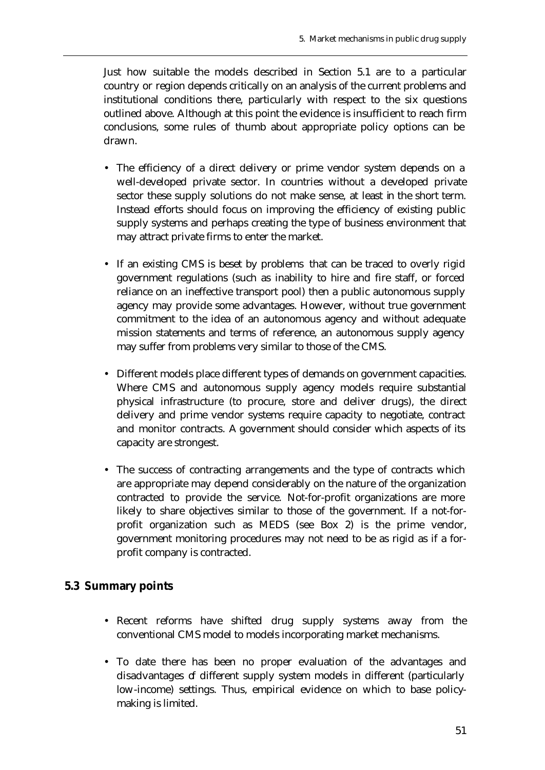Just how suitable the models described in Section 5.1 are to a particular country or region depends critically on an analysis of the current problems and institutional conditions there, particularly with respect to the six questions outlined above. Although at this point the evidence is insufficient to reach firm conclusions, some rules of thumb about appropriate policy options can be drawn.

- The efficiency of a direct delivery or prime vendor system depends on a well-developed private sector. In countries without a developed private sector these supply solutions do not make sense, at least in the short term. Instead efforts should focus on improving the efficiency of existing public supply systems and perhaps creating the type of business environment that may attract private firms to enter the market.

- If an existing CMS is beset by problems that can be traced to overly rigid government regulations (such as inability to hire and fire staff, or forced reliance on an ineffective transport pool) then a public autonomous supply agency may provide some advantages. However, without true government commitment to the idea of an autonomous agency and without adequate mission statements and terms of reference, an autonomous supply agency may suffer from problems very similar to those of the CMS.

- Different models place different types of demands on government capacities. Where CMS and autonomous supply agency models require substantial physical infrastructure (to procure, store and deliver drugs), the direct delivery and prime vendor systems require capacity to negotiate, contract and monitor contracts. A government should consider which aspects of its capacity are strongest.

- The success of contracting arrangements and the type of contracts which are appropriate may depend considerably on the nature of the organization contracted to provide the service. Not-for-profit organizations are more likely to share objectives similar to those of the government. If a not-for-profit organization such as MEDS (see Box 2) is the prime vendor, government monitoring procedures may not need to be as rigid as if a for-profit company is contracted.

## 5.3 Summary points

- Recent reforms have shifted drug supply systems away from the conventional CMS model to models incorporating market mechanisms.

- To date there has been no proper evaluation of the advantages and disadvantages of different supply system models in different (particularly low-income) settings. Thus, empirical evidence on which to base policy-making is limited.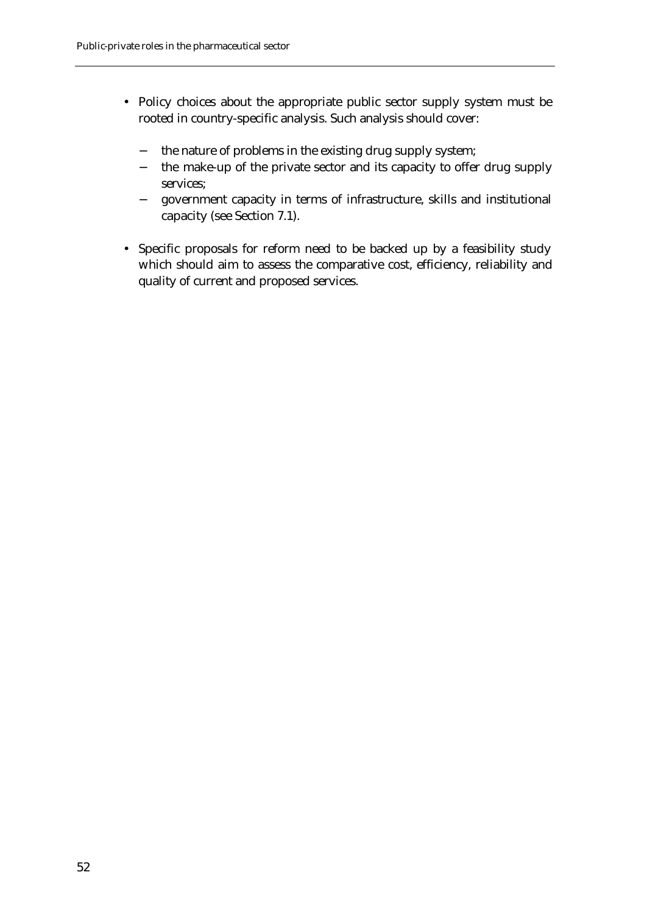- Policy choices about the appropriate public sector supply system must be rooted in country-specific analysis. Such analysis should cover:
  - the nature of problems in the existing drug supply system;
  - the make-up of the private sector and its capacity to offer drug supply services;
  - government capacity in terms of infrastructure, skills and institutional capacity (see Section 7.1).
- Specific proposals for reform need to be backed up by a feasibility study which should aim to assess the comparative cost, efficiency, reliability and quality of current and proposed services.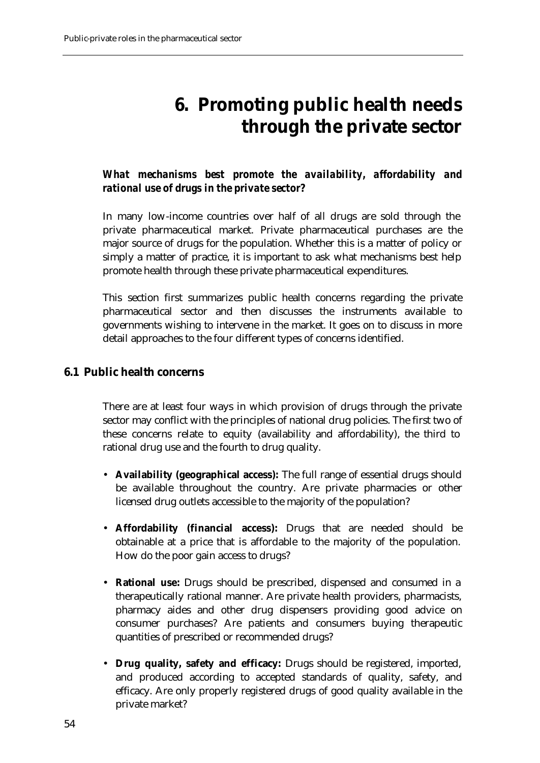# 6. Promoting public health needs through the private sector

***What mechanisms best promote the availability, affordability and rational use of drugs in the private sector?***

In many low-income countries over half of all drugs are sold through the private pharmaceutical market. Private pharmaceutical purchases are the major source of drugs for the population. Whether this is a matter of policy or simply a matter of practice, it is important to ask what mechanisms best help promote health through these private pharmaceutical expenditures.

This section first summarizes public health concerns regarding the private pharmaceutical sector and then discusses the instruments available to governments wishing to intervene in the market. It goes on to discuss in more detail approaches to the four different types of concerns identified.

## 6.1 Public health concerns

There are at least four ways in which provision of drugs through the private sector may conflict with the principles of national drug policies. The first two of these concerns relate to equity (availability and affordability), the third to rational drug use and the fourth to drug quality.

- **Availability (geographical access):** The full range of essential drugs should be available throughout the country. Are private pharmacies or other licensed drug outlets accessible to the majority of the population?
- **Affordability (financial access):** Drugs that are needed should be obtainable at a price that is affordable to the majority of the population. How do the poor gain access to drugs?
- **Rational use:** Drugs should be prescribed, dispensed and consumed in a therapeutically rational manner. Are private health providers, pharmacists, pharmacy aides and other drug dispensers providing good advice on consumer purchases? Are patients and consumers buying therapeutic quantities of prescribed or recommended drugs?
- **Drug quality, safety and efficacy:** Drugs should be registered, imported, and produced according to accepted standards of quality, safety, and efficacy. Are only properly registered drugs of good quality available in the private market?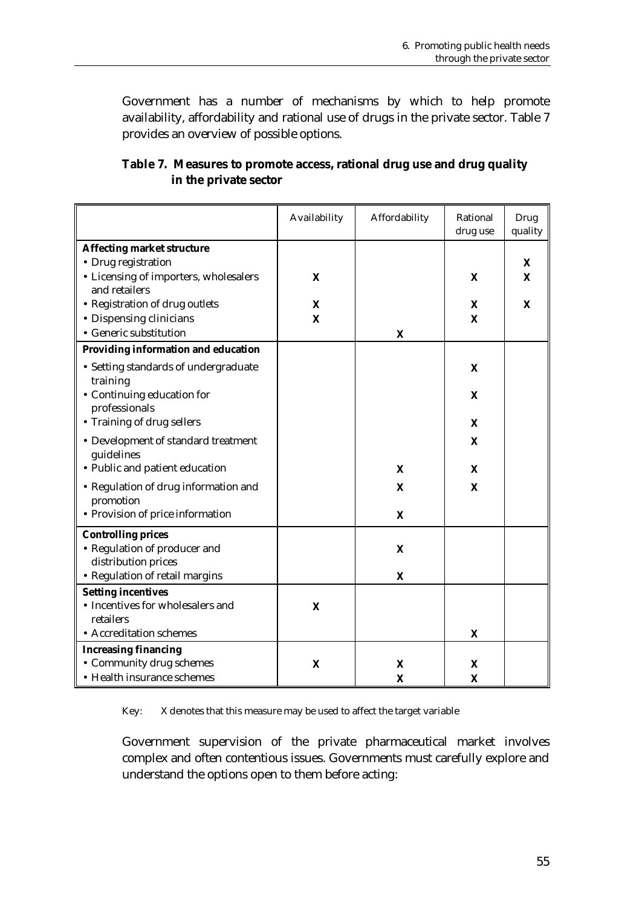Government has a number of mechanisms by which to help promote availability, affordability and rational use of drugs in the private sector. Table 7 provides an overview of possible options.

**Table 7. Measures to promote access, rational drug use and drug quality in the private sector**

| | Availability | Affordability | Rational drug use | Drug quality |
|---|---|---|---|---|
| **Affecting market structure** | | | | |
| • Drug registration | | | | X |
| • Licensing of importers, wholesalers and retailers | X | | X | X |
| • Registration of drug outlets | X | | X | X |
| • Dispensing clinicians | X | | X | |
| • Generic substitution | | X | | |
| **Providing information and education** | | | | |
| • Setting standards of undergraduate training | | | X | |
| • Continuing education for professionals | | | X | |
| • Training of drug sellers | | | X | |
| • Development of standard treatment guidelines | | | X | |
| • Public and patient education | | X | X | |
| • Regulation of drug information and promotion | | X | X | |
| • Provision of price information | | X | | |
| **Controlling prices** | | | | |
| • Regulation of producer and distribution prices | | X | | |
| • Regulation of retail margins | | X | | |
| **Setting incentives** | | | | |
| • Incentives for wholesalers and retailers | X | | | |
| • Accreditation schemes | | | X | |
| **Increasing financing** | | | | |
| • Community drug schemes | X | X | X | |
| • Health insurance schemes | | X | X | |

Key: X denotes that this measure may be used to affect the target variable

Government supervision of the private pharmaceutical market involves complex and often contentious issues. Governments must carefully explore and understand the options open to them before acting: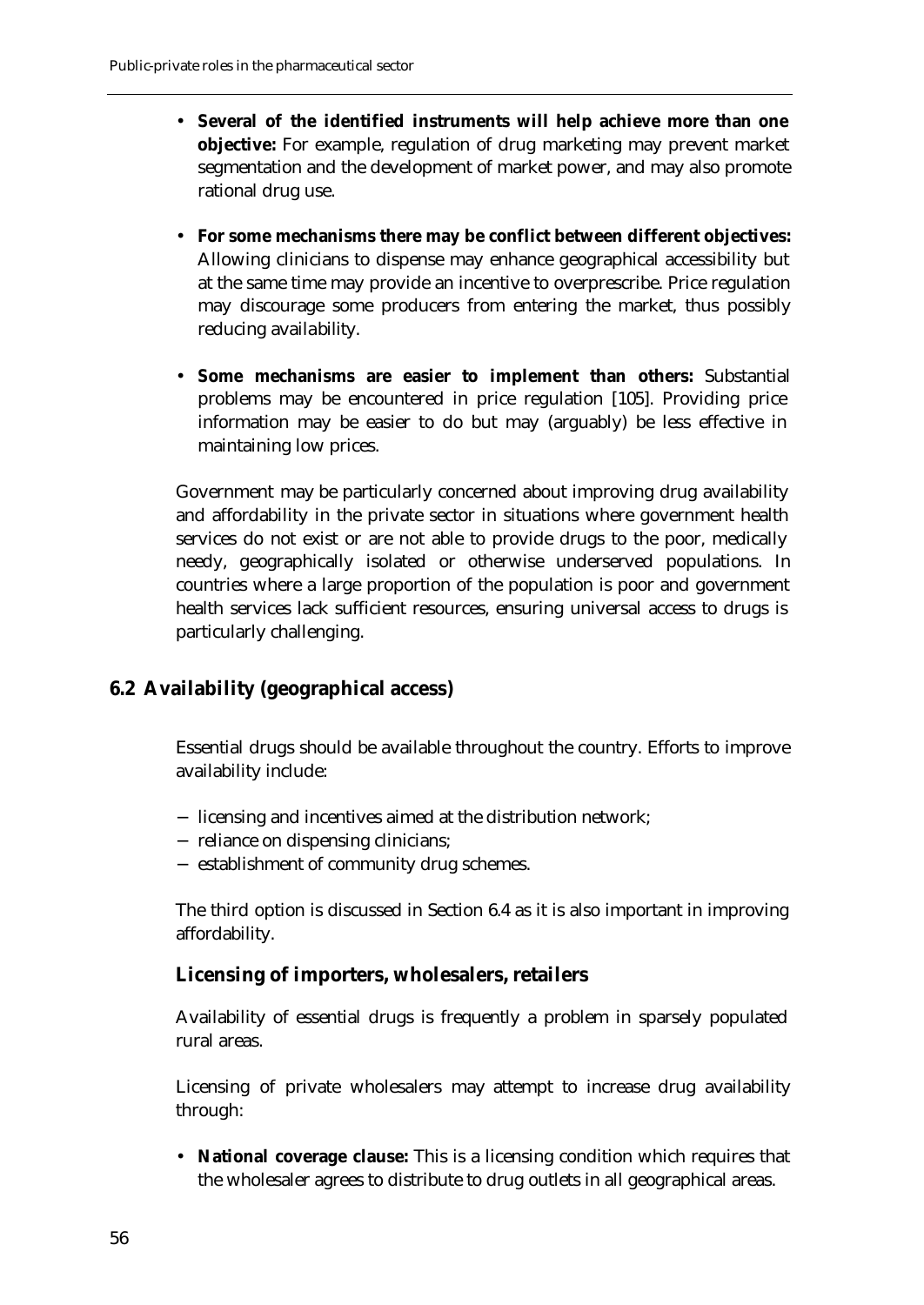- **Several of the identified instruments will help achieve more than one objective:** For example, regulation of drug marketing may prevent market segmentation and the development of market power, and may also promote rational drug use.

- **For some mechanisms there may be conflict between different objectives:** Allowing clinicians to dispense may enhance geographical accessibility but at the same time may provide an incentive to overprescribe. Price regulation may discourage some producers from entering the market, thus possibly reducing availability.

- **Some mechanisms are easier to implement than others:** Substantial problems may be encountered in price regulation [105]. Providing price information may be easier to do but may (arguably) be less effective in maintaining low prices.

Government may be particularly concerned about improving drug availability and affordability in the private sector in situations where government health services do not exist or are not able to provide drugs to the poor, medically needy, geographically isolated or otherwise underserved populations. In countries where a large proportion of the population is poor and government health services lack sufficient resources, ensuring universal access to drugs is particularly challenging.

## 6.2 Availability (geographical access)

Essential drugs should be available throughout the country. Efforts to improve availability include:

- licensing and incentives aimed at the distribution network;
- reliance on dispensing clinicians;
- establishment of community drug schemes.

The third option is discussed in Section 6.4 as it is also important in improving affordability.

### Licensing of importers, wholesalers, retailers

Availability of essential drugs is frequently a problem in sparsely populated rural areas.

Licensing of private wholesalers may attempt to increase drug availability through:

- **National coverage clause:** This is a licensing condition which requires that the wholesaler agrees to distribute to drug outlets in all geographical areas.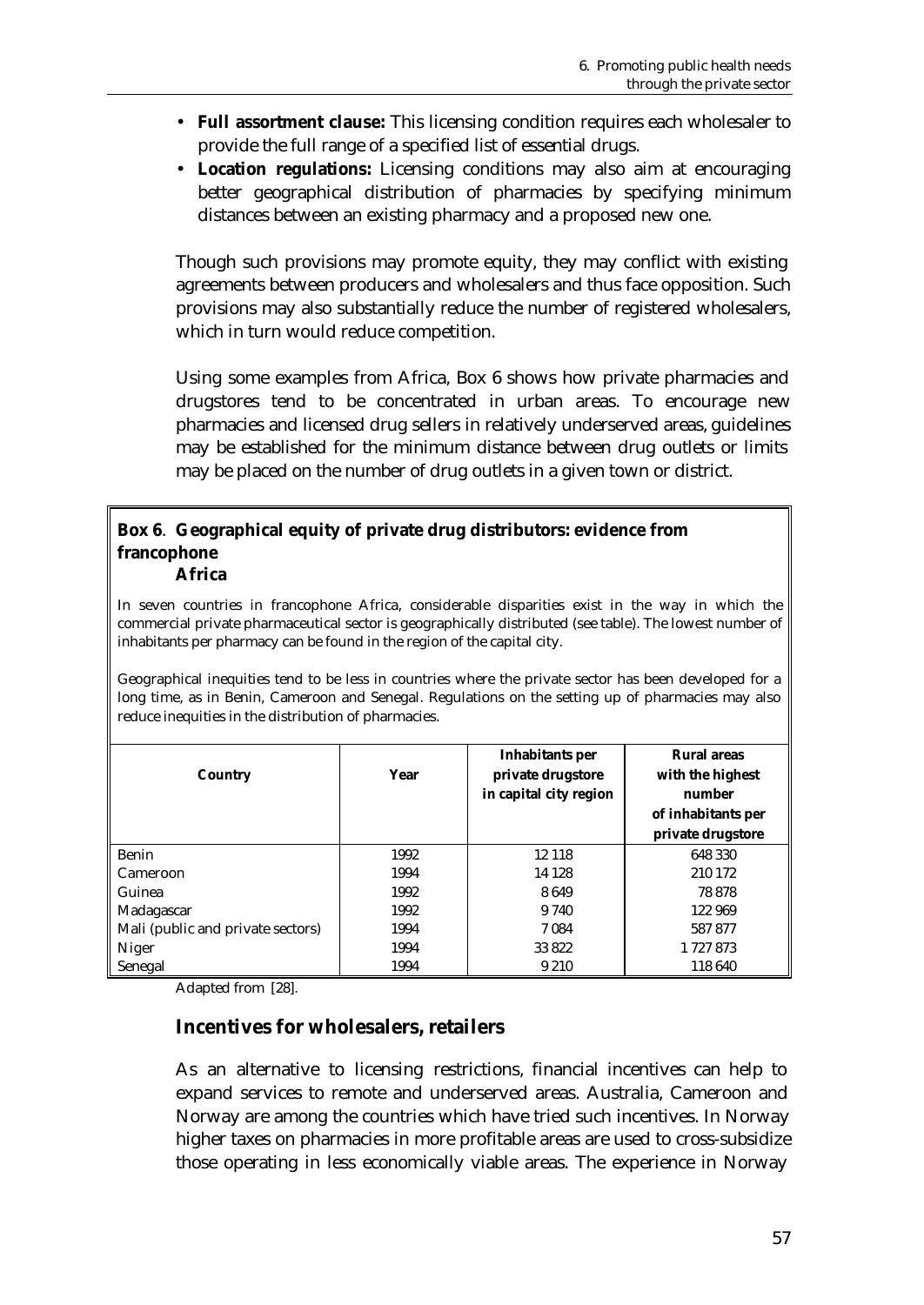- **Full assortment clause:** This licensing condition requires each wholesaler to provide the full range of a specified list of essential drugs.
- **Location regulations:** Licensing conditions may also aim at encouraging better geographical distribution of pharmacies by specifying minimum distances between an existing pharmacy and a proposed new one.

Though such provisions may promote equity, they may conflict with existing agreements between producers and wholesalers and thus face opposition. Such provisions may also substantially reduce the number of registered wholesalers, which in turn would reduce competition.

Using some examples from Africa, Box 6 shows how private pharmacies and drugstores tend to be concentrated in urban areas. To encourage new pharmacies and licensed drug sellers in relatively underserved areas, guidelines may be established for the minimum distance between drug outlets or limits may be placed on the number of drug outlets in a given town or district.

**Box 6**. **Geographical equity of private drug distributors: evidence from francophone Africa**

In seven countries in francophone Africa, considerable disparities exist in the way in which the commercial private pharmaceutical sector is geographically distributed (see table). The lowest number of inhabitants per pharmacy can be found in the region of the capital city.

Geographical inequities tend to be less in countries where the private sector has been developed for a long time, as in Benin, Cameroon and Senegal. Regulations on the setting up of pharmacies may also reduce inequities in the distribution of pharmacies.

| Country | Year | Inhabitants per private drugstore in capital city region | Rural areas with the highest number of inhabitants per private drugstore |
|---|---|---|---|
| Benin | 1992 | 12 118 | 648 330 |
| Cameroon | 1994 | 14 128 | 210 172 |
| Guinea | 1992 | 8 649 | 78 878 |
| Madagascar | 1992 | 9 740 | 122 969 |
| Mali (public and private sectors) | 1994 | 7 084 | 587 877 |
| Niger | 1994 | 33 822 | 1 727 873 |
| Senegal | 1994 | 9 210 | 118 640 |

Adapted from [28].

### Incentives for wholesalers, retailers

As an alternative to licensing restrictions, financial incentives can help to expand services to remote and underserved areas. Australia, Cameroon and Norway are among the countries which have tried such incentives. In Norway higher taxes on pharmacies in more profitable areas are used to cross-subsidize those operating in less economically viable areas. The experience in Norway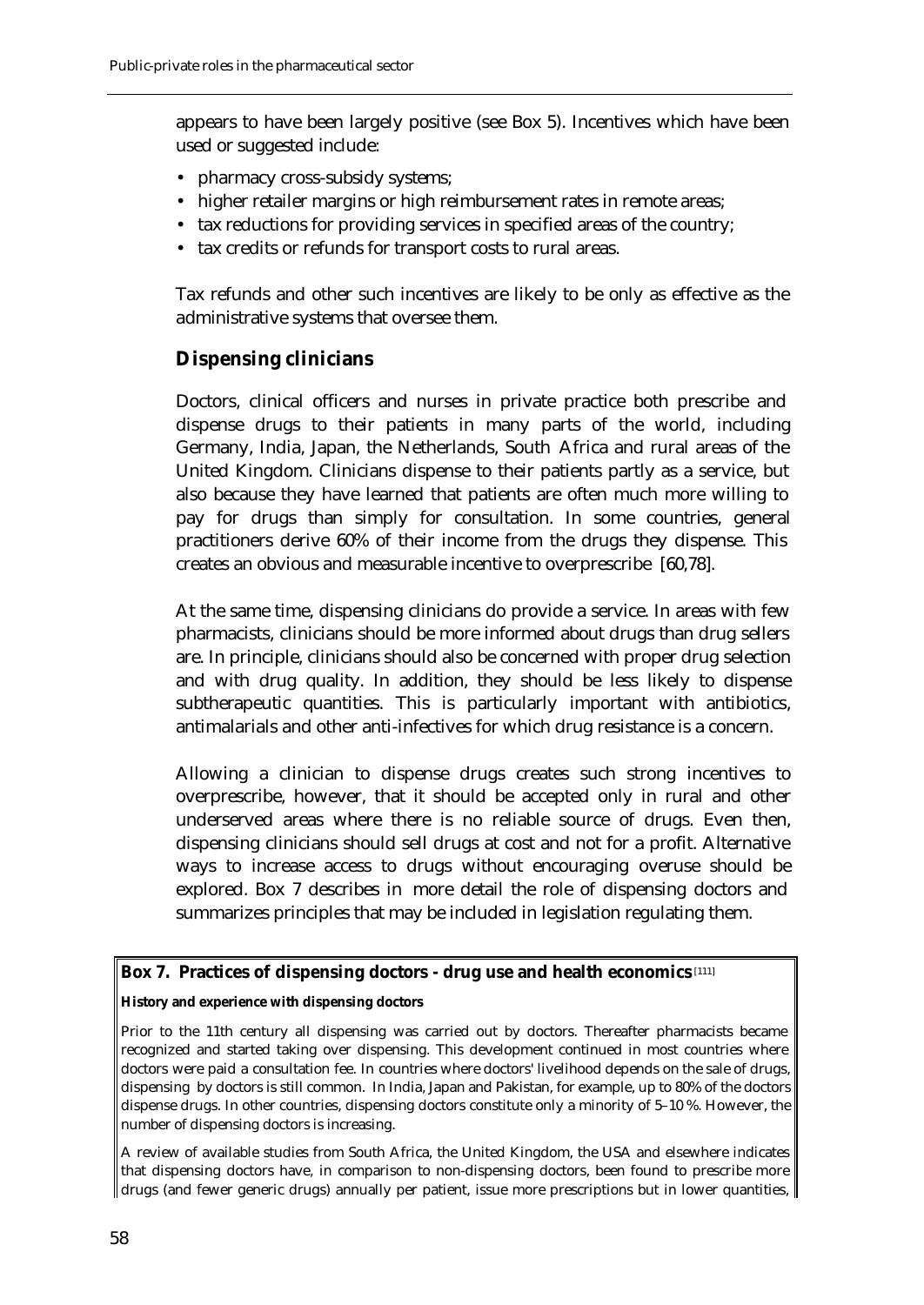appears to have been largely positive (see Box 5). Incentives which have been used or suggested include:

- pharmacy cross-subsidy systems;
- higher retailer margins or high reimbursement rates in remote areas;
- tax reductions for providing services in specified areas of the country;
- tax credits or refunds for transport costs to rural areas.

Tax refunds and other such incentives are likely to be only as effective as the administrative systems that oversee them.

## Dispensing clinicians

Doctors, clinical officers and nurses in private practice both prescribe and dispense drugs to their patients in many parts of the world, including Germany, India, Japan, the Netherlands, South Africa and rural areas of the United Kingdom. Clinicians dispense to their patients partly as a service, but also because they have learned that patients are often much more willing to pay for drugs than simply for consultation. In some countries, general practitioners derive 60% of their income from the drugs they dispense. This creates an obvious and measurable incentive to overprescribe [60,78].

At the same time, dispensing clinicians do provide a service. In areas with few pharmacists, clinicians should be more informed about drugs than drug sellers are. In principle, clinicians should also be concerned with proper drug selection and with drug quality. In addition, they should be less likely to dispense subtherapeutic quantities. This is particularly important with antibiotics, antimalarials and other anti-infectives for which drug resistance is a concern.

Allowing a clinician to dispense drugs creates such strong incentives to overprescribe, however, that it should be accepted only in rural and other underserved areas where there is no reliable source of drugs. Even then, dispensing clinicians should sell drugs at cost and not for a profit. Alternative ways to increase access to drugs without encouraging overuse should be explored. Box 7 describes in more detail the role of dispensing doctors and summarizes principles that may be included in legislation regulating them.

**Box 7. Practices of dispensing doctors - drug use and health economics** [111]

**History and experience with dispensing doctors**

Prior to the 11th century all dispensing was carried out by doctors. Thereafter pharmacists became recognized and started taking over dispensing. This development continued in most countries where doctors were paid a consultation fee. In countries where doctors' livelihood depends on the sale of drugs, dispensing by doctors is still common. In India, Japan and Pakistan, for example, up to 80% of the doctors dispense drugs. In other countries, dispensing doctors constitute only a minority of 5–10 %. However, the number of dispensing doctors is increasing.

A review of available studies from South Africa, the United Kingdom, the USA and elsewhere indicates that dispensing doctors have, in comparison to non-dispensing doctors, been found to prescribe more drugs (and fewer generic drugs) annually per patient, issue more prescriptions but in lower quantities,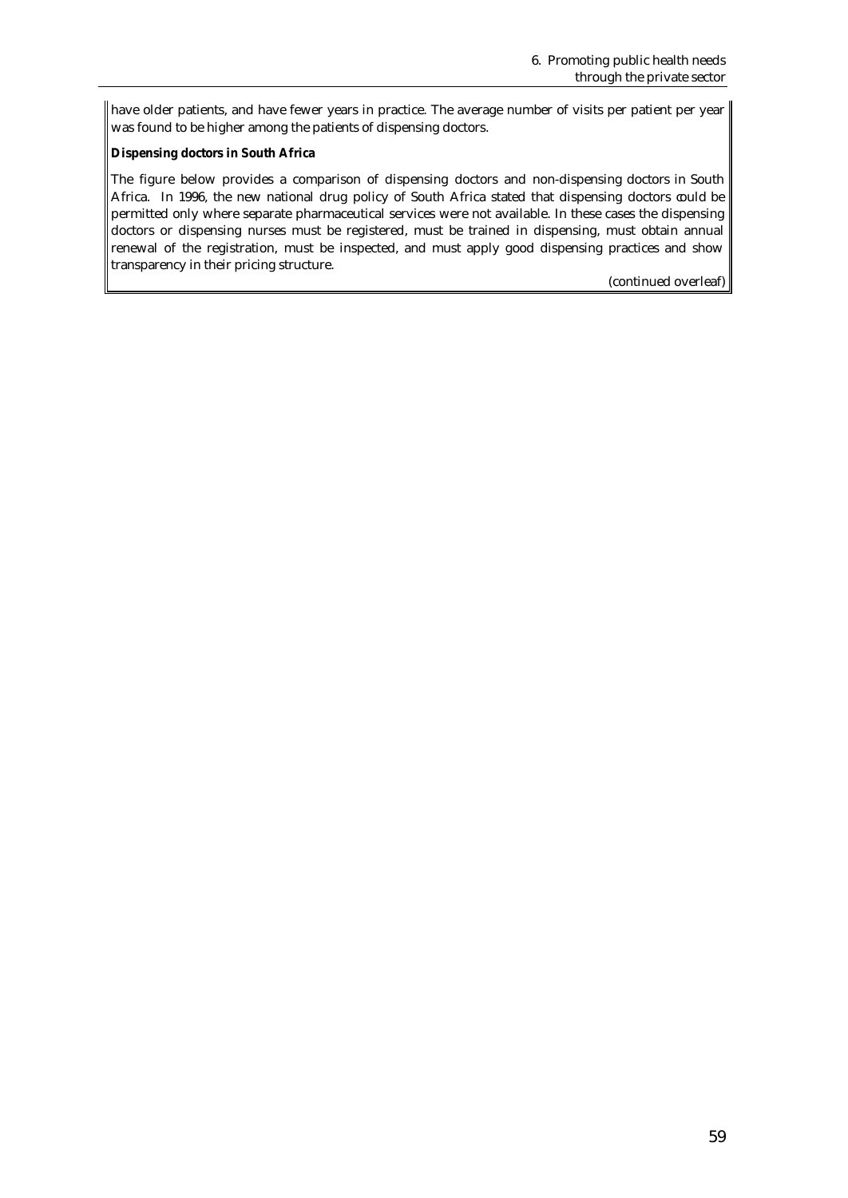have older patients, and have fewer years in practice. The average number of visits per patient per year was found to be higher among the patients of dispensing doctors.

**Dispensing doctors in South Africa**

The figure below provides a comparison of dispensing doctors and non-dispensing doctors in South Africa. In 1996, the new national drug policy of South Africa stated that dispensing doctors could be permitted only where separate pharmaceutical services were not available. In these cases the dispensing doctors or dispensing nurses must be registered, must be trained in dispensing, must obtain annual renewal of the registration, must be inspected, and must apply good dispensing practices and show transparency in their pricing structure.

*(continued overleaf)*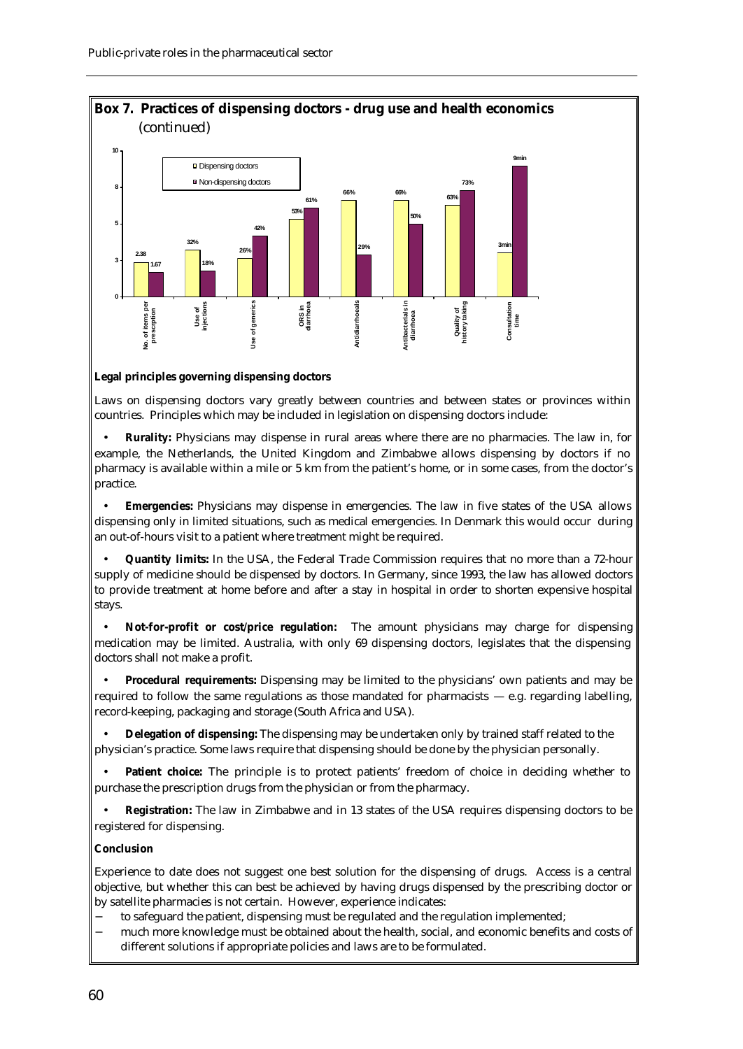## Box 7. Practices of dispensing doctors - drug use and health economics

(continued)

| | Dispensing doctors | Non-dispensing doctors |
|---|---|---|
| No. of items per prescription | 2.38 | 1.67 |
| Use of injections | 32% | 18% |
| Use of generics | 26% | 42% |
| ORS in diarrhoea | 53% | 61% |
| Antidiarrhoeals | 66% | 29% |
| Antibacterials in diarrhoea | 66% | 50% |
| Quality of history taking | 63% | 73% |
| Consultation time | 3min | 9min |

**Legal principles governing dispensing doctors**

Laws on dispensing doctors vary greatly between countries and between states or provinces within countries. Principles which may be included in legislation on dispensing doctors include:

- ***Rurality:*** Physicians may dispense in rural areas where there are no pharmacies. The law in, for example, the Netherlands, the United Kingdom and Zimbabwe allows dispensing by doctors if no pharmacy is available within a mile or 5 km from the patient's home, or in some cases, from the doctor's practice.
- ***Emergencies:*** Physicians may dispense in emergencies. The law in five states of the USA allows dispensing only in limited situations, such as medical emergencies. In Denmark this would occur during an out-of-hours visit to a patient where treatment might be required.
- ***Quantity limits:*** In the USA, the Federal Trade Commission requires that no more than a 72-hour supply of medicine should be dispensed by doctors. In Germany, since 1993, the law has allowed doctors to provide treatment at home before and after a stay in hospital in order to shorten expensive hospital stays.
- ***Not-for-profit or cost/price regulation:*** The amount physicians may charge for dispensing medication may be limited. Australia, with only 69 dispensing doctors, legislates that the dispensing doctors shall not make a profit.
- ***Procedural requirements:*** Dispensing may be limited to the physicians' own patients and may be required to follow the same regulations as those mandated for pharmacists — e.g. regarding labelling, record-keeping, packaging and storage (South Africa and USA).
- ***Delegation of dispensing:*** The dispensing may be undertaken only by trained staff related to the physician's practice. Some laws require that dispensing should be done by the physician personally.
- ***Patient choice:*** The principle is to protect patients' freedom of choice in deciding whether to purchase the prescription drugs from the physician or from the pharmacy.
- ***Registration:*** The law in Zimbabwe and in 13 states of the USA requires dispensing doctors to be registered for dispensing.

**Conclusion**

Experience to date does not suggest one best solution for the dispensing of drugs. Access is a central objective, but whether this can best be achieved by having drugs dispensed by the prescribing doctor or by satellite pharmacies is not certain. However, experience indicates:

- to safeguard the patient, dispensing must be regulated and the regulation implemented;
- much more knowledge must be obtained about the health, social, and economic benefits and costs of different solutions if appropriate policies and laws are to be formulated.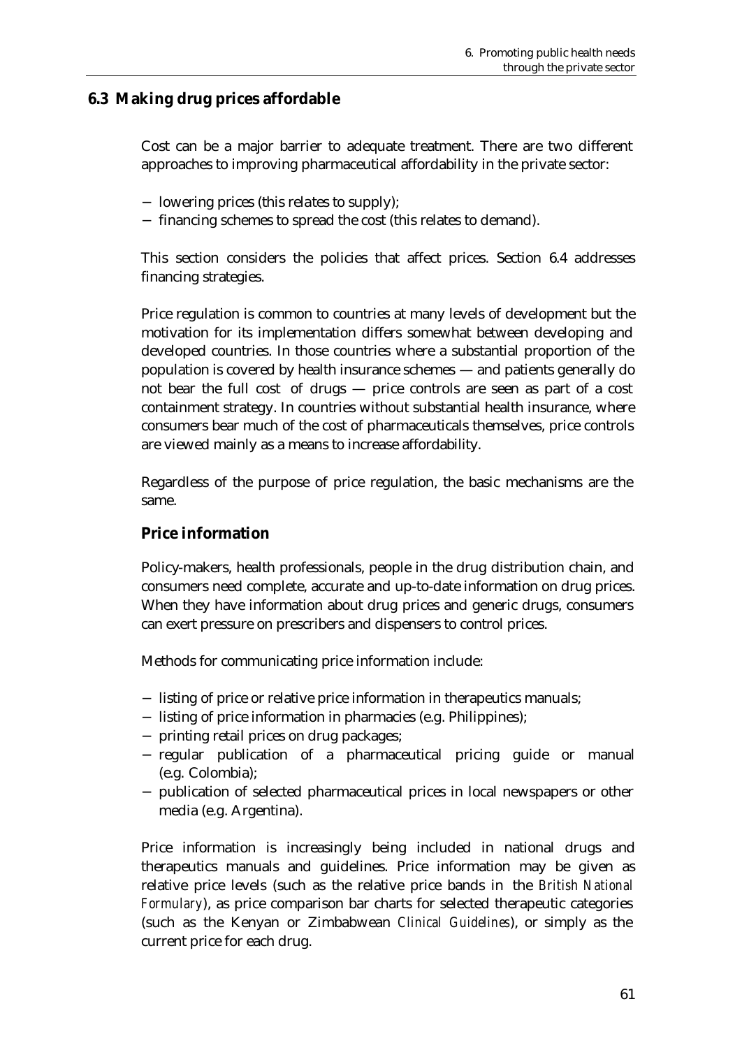## 6.3 Making drug prices affordable

Cost can be a major barrier to adequate treatment. There are two different approaches to improving pharmaceutical affordability in the private sector:

- lowering prices (this relates to supply);
- financing schemes to spread the cost (this relates to demand).

This section considers the policies that affect prices. Section 6.4 addresses financing strategies.

Price regulation is common to countries at many levels of development but the motivation for its implementation differs somewhat between developing and developed countries. In those countries where a substantial proportion of the population is covered by health insurance schemes — and patients generally do not bear the full cost of drugs — price controls are seen as part of a cost containment strategy. In countries without substantial health insurance, where consumers bear much of the cost of pharmaceuticals themselves, price controls are viewed mainly as a means to increase affordability.

Regardless of the purpose of price regulation, the basic mechanisms are the same.

### Price information

Policy-makers, health professionals, people in the drug distribution chain, and consumers need complete, accurate and up-to-date information on drug prices. When they have information about drug prices and generic drugs, consumers can exert pressure on prescribers and dispensers to control prices.

Methods for communicating price information include:

- listing of price or relative price information in therapeutics manuals;
- listing of price information in pharmacies (e.g. Philippines);
- printing retail prices on drug packages;
- regular publication of a pharmaceutical pricing guide or manual (e.g. Colombia);
- publication of selected pharmaceutical prices in local newspapers or other media (e.g. Argentina).

Price information is increasingly being included in national drugs and therapeutics manuals and guidelines. Price information may be given as relative price levels (such as the relative price bands in the *British National Formulary*), as price comparison bar charts for selected therapeutic categories (such as the Kenyan or Zimbabwean *Clinical Guidelines*), or simply as the current price for each drug.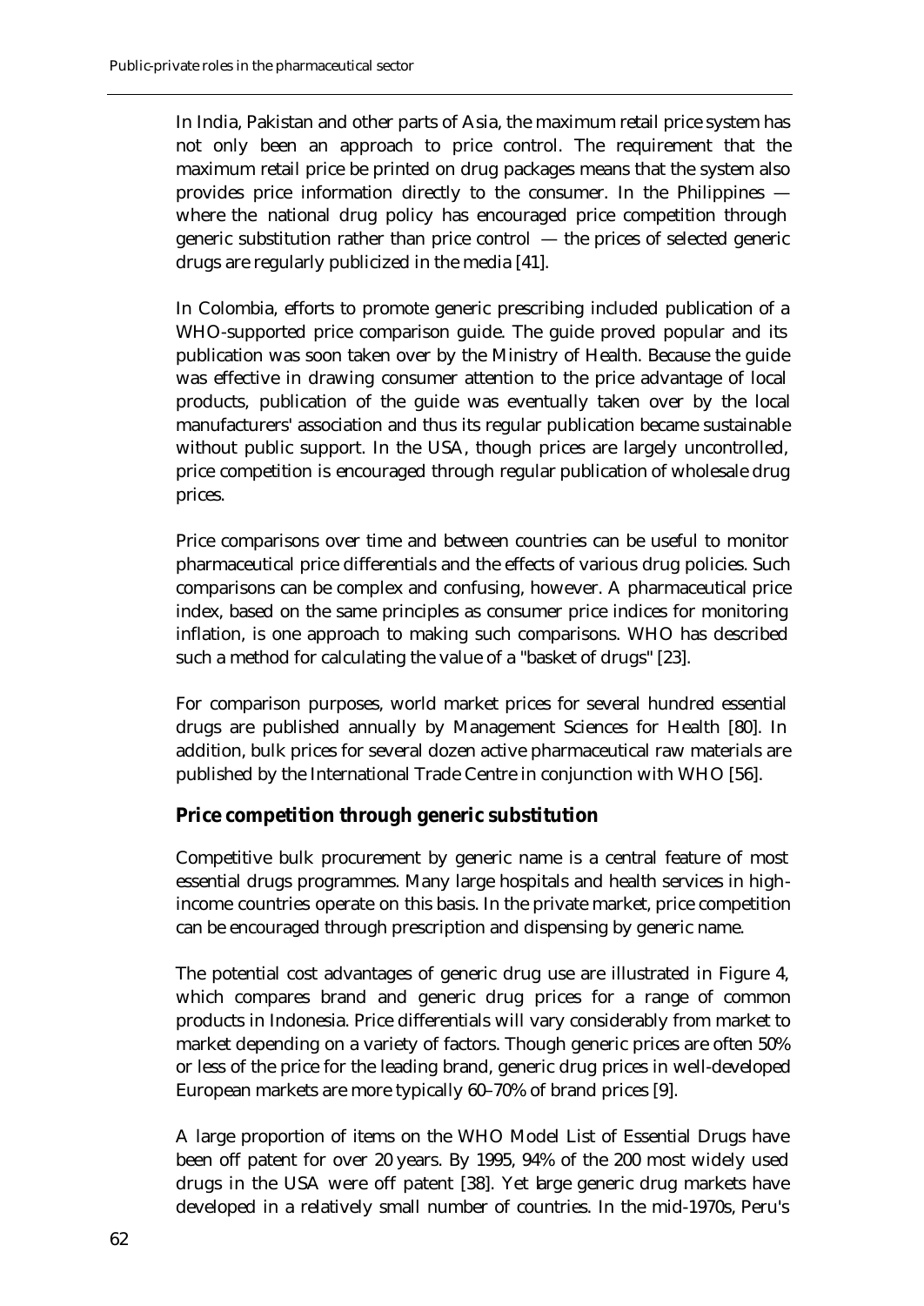In India, Pakistan and other parts of Asia, the maximum retail price system has not only been an approach to price control. The requirement that the maximum retail price be printed on drug packages means that the system also provides price information directly to the consumer. In the Philippines — where the national drug policy has encouraged price competition through generic substitution rather than price control — the prices of selected generic drugs are regularly publicized in the media [41].

In Colombia, efforts to promote generic prescribing included publication of a WHO-supported price comparison guide. The guide proved popular and its publication was soon taken over by the Ministry of Health. Because the guide was effective in drawing consumer attention to the price advantage of local products, publication of the guide was eventually taken over by the local manufacturers' association and thus its regular publication became sustainable without public support. In the USA, though prices are largely uncontrolled, price competition is encouraged through regular publication of wholesale drug prices.

Price comparisons over time and between countries can be useful to monitor pharmaceutical price differentials and the effects of various drug policies. Such comparisons can be complex and confusing, however. A pharmaceutical price index, based on the same principles as consumer price indices for monitoring inflation, is one approach to making such comparisons. WHO has described such a method for calculating the value of a "basket of drugs" [23].

For comparison purposes, world market prices for several hundred essential drugs are published annually by Management Sciences for Health [80]. In addition, bulk prices for several dozen active pharmaceutical raw materials are published by the International Trade Centre in conjunction with WHO [56].

## Price competition through generic substitution

Competitive bulk procurement by generic name is a central feature of most essential drugs programmes. Many large hospitals and health services in high-income countries operate on this basis. In the private market, price competition can be encouraged through prescription and dispensing by generic name.

The potential cost advantages of generic drug use are illustrated in Figure 4, which compares brand and generic drug prices for a range of common products in Indonesia. Price differentials will vary considerably from market to market depending on a variety of factors. Though generic prices are often 50% or less of the price for the leading brand, generic drug prices in well-developed European markets are more typically 60–70% of brand prices [9].

A large proportion of items on the WHO Model List of Essential Drugs have been off patent for over 20 years. By 1995, 94% of the 200 most widely used drugs in the USA were off patent [38]. Yet large generic drug markets have developed in a relatively small number of countries. In the mid-1970s, Peru's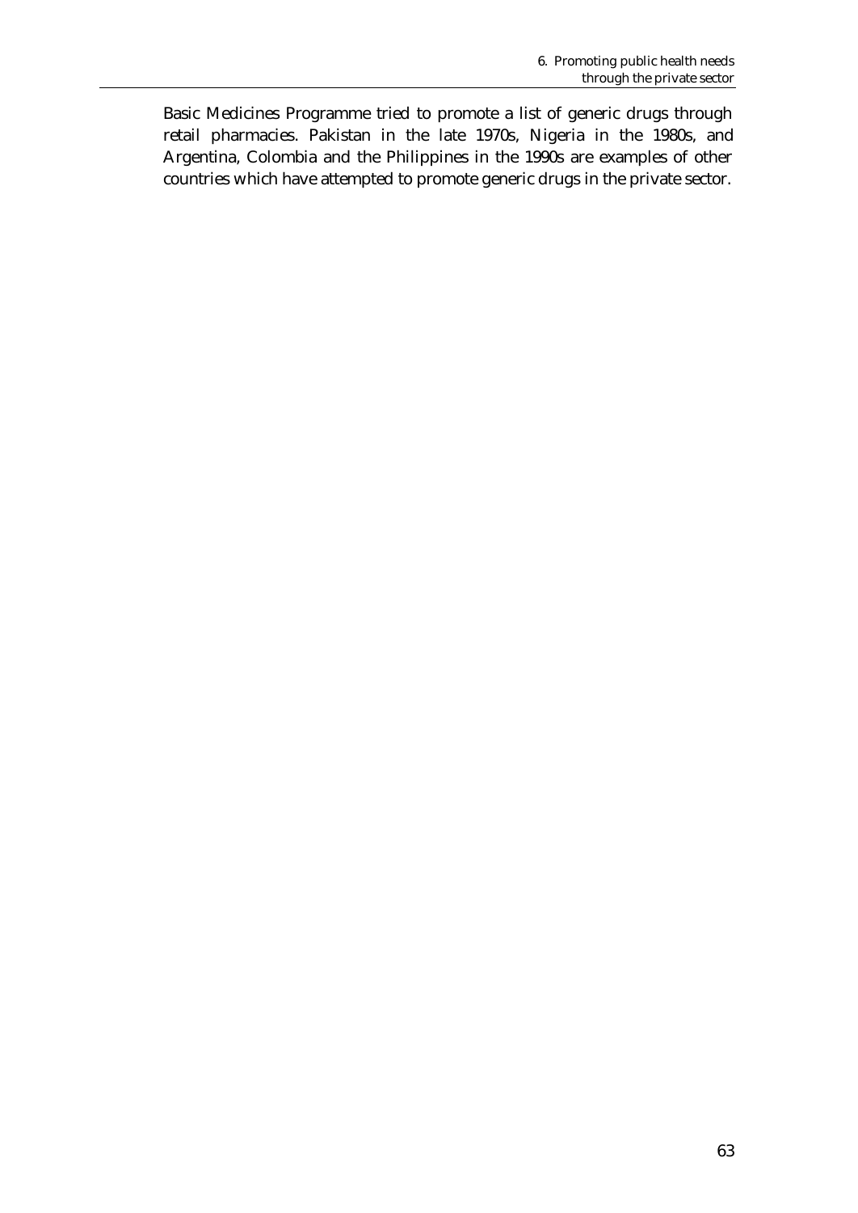Basic Medicines Programme tried to promote a list of generic drugs through retail pharmacies. Pakistan in the late 1970s, Nigeria in the 1980s, and Argentina, Colombia and the Philippines in the 1990s are examples of other countries which have attempted to promote generic drugs in the private sector.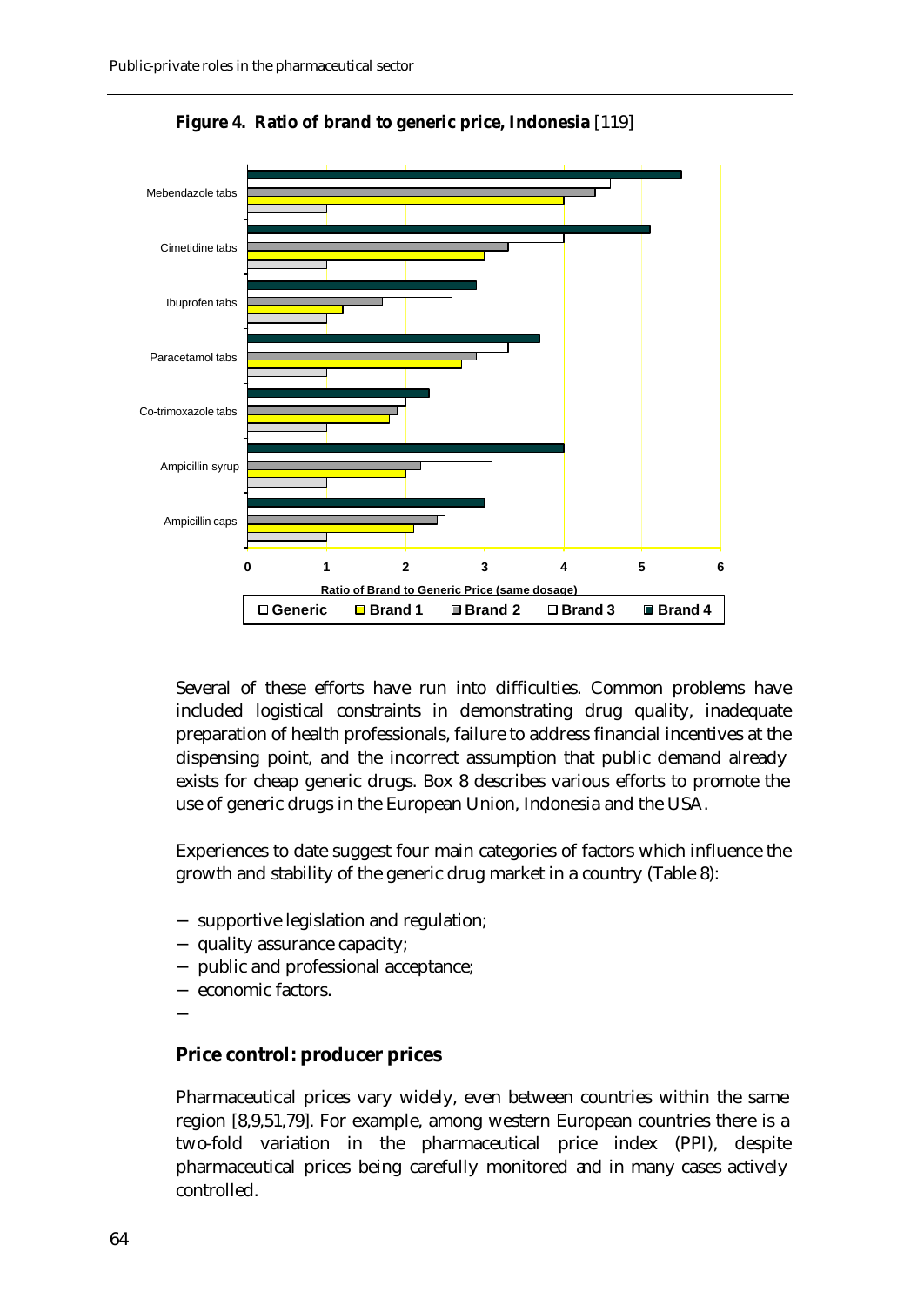**Figure 4. Ratio of brand to generic price, Indonesia** [119]

Mebendazole tabs
Cimetidine tabs
Ibuprofen tabs
Paracetamol tabs
Co-trimoxazole tabs
Ampicillin syrup
Ampicillin caps

0 1 2 3 4 5 6

Ratio of Brand to Generic Price (same dosage)

Generic Brand 1 Brand 2 Brand 3 Brand 4

Several of these efforts have run into difficulties. Common problems have included logistical constraints in demonstrating drug quality, inadequate preparation of health professionals, failure to address financial incentives at the dispensing point, and the incorrect assumption that public demand already exists for cheap generic drugs. Box 8 describes various efforts to promote the use of generic drugs in the European Union, Indonesia and the USA.

Experiences to date suggest four main categories of factors which influence the growth and stability of the generic drug market in a country (Table 8):

- supportive legislation and regulation;
- quality assurance capacity;
- public and professional acceptance;
- economic factors.

## Price control: producer prices

Pharmaceutical prices vary widely, even between countries within the same region [8,9,51,79]. For example, among western European countries there is a two-fold variation in the pharmaceutical price index (PPI), despite pharmaceutical prices being carefully monitored and in many cases actively controlled.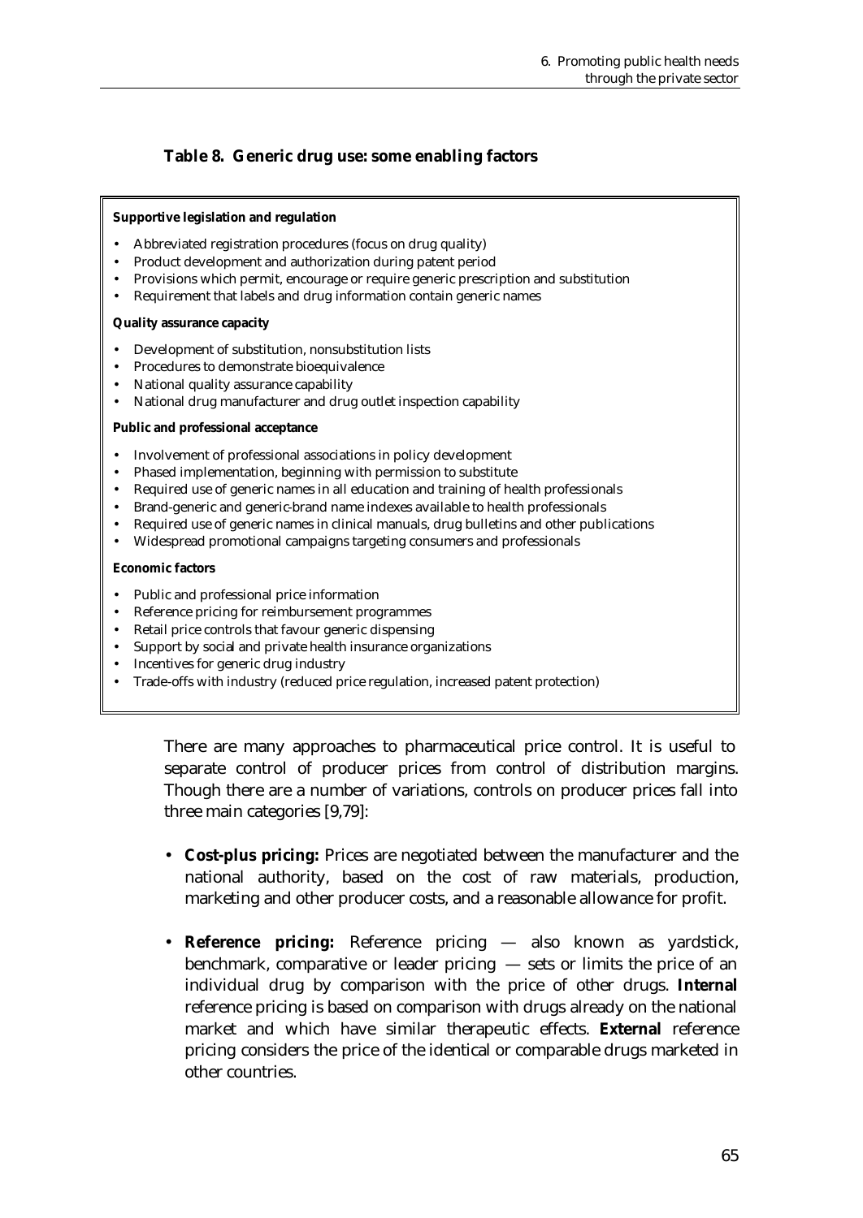**Table 8. Generic drug use: some enabling factors**

**Supportive legislation and regulation**

- Abbreviated registration procedures (focus on drug quality)
- Product development and authorization during patent period
- Provisions which permit, encourage or require generic prescription and substitution
- Requirement that labels and drug information contain generic names

**Quality assurance capacity**

- Development of substitution, nonsubstitution lists
- Procedures to demonstrate bioequivalence
- National quality assurance capability
- National drug manufacturer and drug outlet inspection capability

**Public and professional acceptance**

- Involvement of professional associations in policy development
- Phased implementation, beginning with permission to substitute
- Required use of generic names in all education and training of health professionals
- Brand-generic and generic-brand name indexes available to health professionals
- Required use of generic names in clinical manuals, drug bulletins and other publications
- Widespread promotional campaigns targeting consumers and professionals

**Economic factors**

- Public and professional price information
- Reference pricing for reimbursement programmes
- Retail price controls that favour generic dispensing
- Support by social and private health insurance organizations
- Incentives for generic drug industry
- Trade-offs with industry (reduced price regulation, increased patent protection)

There are many approaches to pharmaceutical price control. It is useful to separate control of producer prices from control of distribution margins. Though there are a number of variations, controls on producer prices fall into three main categories [9,79]:

- **Cost-plus pricing:** Prices are negotiated between the manufacturer and the national authority, based on the cost of raw materials, production, marketing and other producer costs, and a reasonable allowance for profit.
- **Reference pricing:** Reference pricing — also known as yardstick, benchmark, comparative or leader pricing — sets or limits the price of an individual drug by comparison with the price of other drugs. **Internal** reference pricing is based on comparison with drugs already on the national market and which have similar therapeutic effects. **External** reference pricing considers the price of the identical or comparable drugs marketed in other countries.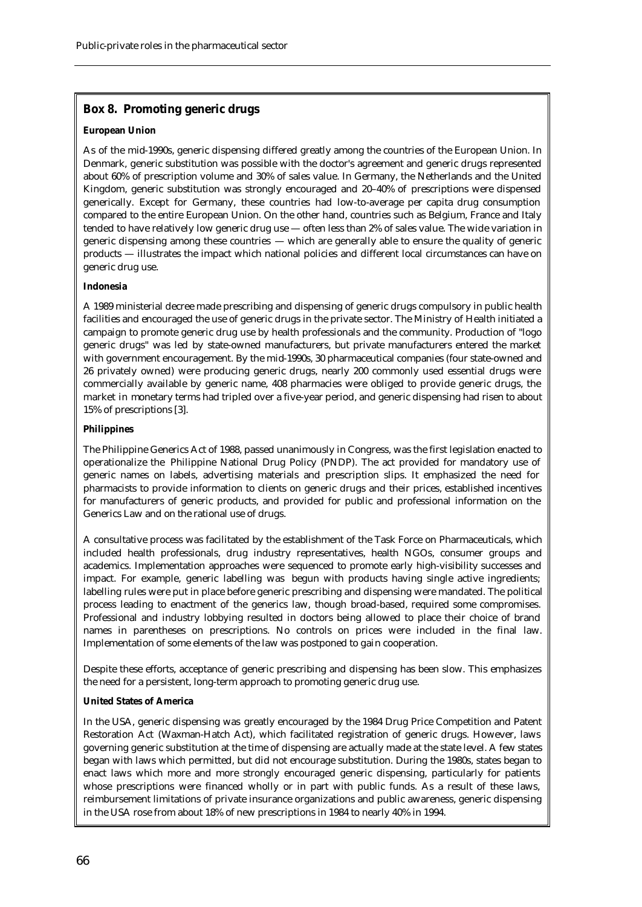## Box 8. Promoting generic drugs

**European Union**

As of the mid-1990s, generic dispensing differed greatly among the countries of the European Union. In Denmark, generic substitution was possible with the doctor's agreement and generic drugs represented about 60% of prescription volume and 30% of sales value. In Germany, the Netherlands and the United Kingdom, generic substitution was strongly encouraged and 20–40% of prescriptions were dispensed generically. Except for Germany, these countries had low-to-average per capita drug consumption compared to the entire European Union. On the other hand, countries such as Belgium, France and Italy tended to have relatively low generic drug use — often less than 2% of sales value. The wide variation in generic dispensing among these countries — which are generally able to ensure the quality of generic products — illustrates the impact which national policies and different local circumstances can have on generic drug use.

**Indonesia**

A 1989 ministerial decree made prescribing and dispensing of generic drugs compulsory in public health facilities and encouraged the use of generic drugs in the private sector. The Ministry of Health initiated a campaign to promote generic drug use by health professionals and the community. Production of "logo generic drugs" was led by state-owned manufacturers, but private manufacturers entered the market with government encouragement. By the mid-1990s, 30 pharmaceutical companies (four state-owned and 26 privately owned) were producing generic drugs, nearly 200 commonly used essential drugs were commercially available by generic name, 408 pharmacies were obliged to provide generic drugs, the market in monetary terms had tripled over a five-year period, and generic dispensing had risen to about 15% of prescriptions [3].

**Philippines**

The Philippine Generics Act of 1988, passed unanimously in Congress, was the first legislation enacted to operationalize the Philippine National Drug Policy (PNDP). The act provided for mandatory use of generic names on labels, advertising materials and prescription slips. It emphasized the need for pharmacists to provide information to clients on generic drugs and their prices, established incentives for manufacturers of generic products, and provided for public and professional information on the Generics Law and on the rational use of drugs.

A consultative process was facilitated by the establishment of the Task Force on Pharmaceuticals, which included health professionals, drug industry representatives, health NGOs, consumer groups and academics. Implementation approaches were sequenced to promote early high-visibility successes and impact. For example, generic labelling was begun with products having single active ingredients; labelling rules were put in place before generic prescribing and dispensing were mandated. The political process leading to enactment of the generics law, though broad-based, required some compromises. Professional and industry lobbying resulted in doctors being allowed to place their choice of brand names in parentheses on prescriptions. No controls on prices were included in the final law. Implementation of some elements of the law was postponed to gain cooperation.

Despite these efforts, acceptance of generic prescribing and dispensing has been slow. This emphasizes the need for a persistent, long-term approach to promoting generic drug use.

**United States of America**

In the USA, generic dispensing was greatly encouraged by the 1984 Drug Price Competition and Patent Restoration Act (Waxman-Hatch Act), which facilitated registration of generic drugs. However, laws governing generic substitution at the time of dispensing are actually made at the state level. A few states began with laws which permitted, but did not encourage substitution. During the 1980s, states began to enact laws which more and more strongly encouraged generic dispensing, particularly for patients whose prescriptions were financed wholly or in part with public funds. As a result of these laws, reimbursement limitations of private insurance organizations and public awareness, generic dispensing in the USA rose from about 18% of new prescriptions in 1984 to nearly 40% in 1994.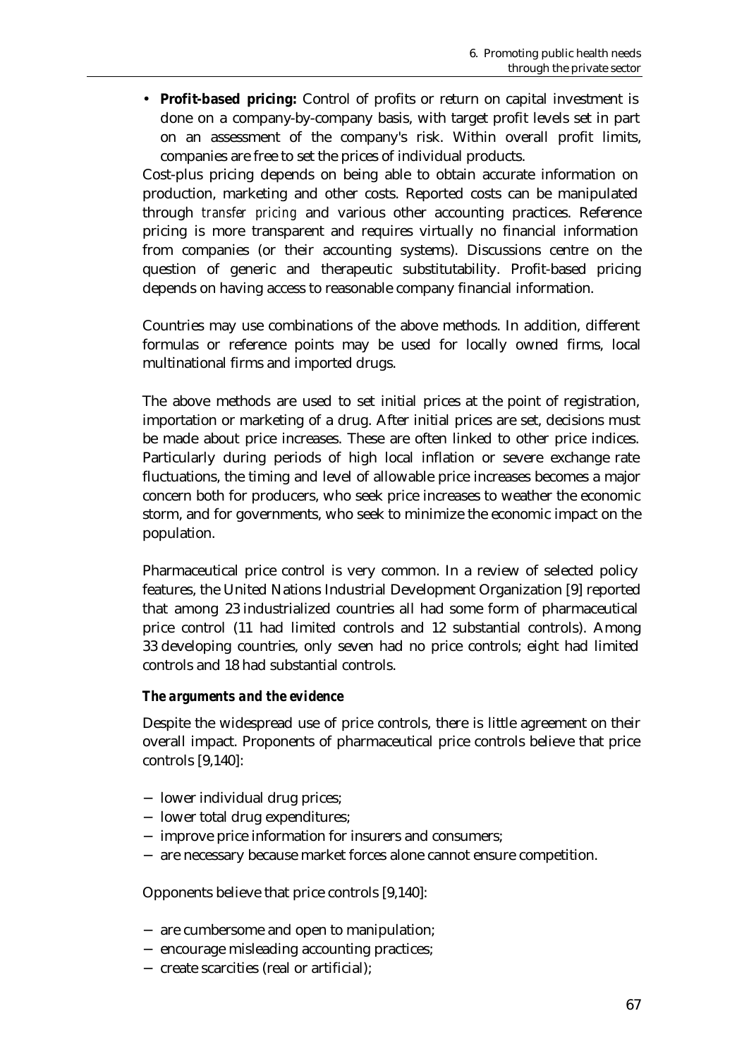- **Profit-based pricing:** Control of profits or return on capital investment is done on a company-by-company basis, with target profit levels set in part on an assessment of the company's risk. Within overall profit limits, companies are free to set the prices of individual products.

Cost-plus pricing depends on being able to obtain accurate information on production, marketing and other costs. Reported costs can be manipulated through *transfer pricing* and various other accounting practices. Reference pricing is more transparent and requires virtually no financial information from companies (or their accounting systems). Discussions centre on the question of generic and therapeutic substitutability. Profit-based pricing depends on having access to reasonable company financial information.

Countries may use combinations of the above methods. In addition, different formulas or reference points may be used for locally owned firms, local multinational firms and imported drugs.

The above methods are used to set initial prices at the point of registration, importation or marketing of a drug. After initial prices are set, decisions must be made about price increases. These are often linked to other price indices. Particularly during periods of high local inflation or severe exchange rate fluctuations, the timing and level of allowable price increases becomes a major concern both for producers, who seek price increases to weather the economic storm, and for governments, who seek to minimize the economic impact on the population.

Pharmaceutical price control is very common. In a review of selected policy features, the United Nations Industrial Development Organization [9] reported that among 23 industrialized countries all had some form of pharmaceutical price control (11 had limited controls and 12 substantial controls). Among 33 developing countries, only seven had no price controls; eight had limited controls and 18 had substantial controls.

### *The arguments and the evidence*

Despite the widespread use of price controls, there is little agreement on their overall impact. Proponents of pharmaceutical price controls believe that price controls [9,140]:

- lower individual drug prices;
- lower total drug expenditures;
- improve price information for insurers and consumers;
- are necessary because market forces alone cannot ensure competition.

Opponents believe that price controls [9,140]:

- are cumbersome and open to manipulation;
- encourage misleading accounting practices;
- create scarcities (real or artificial);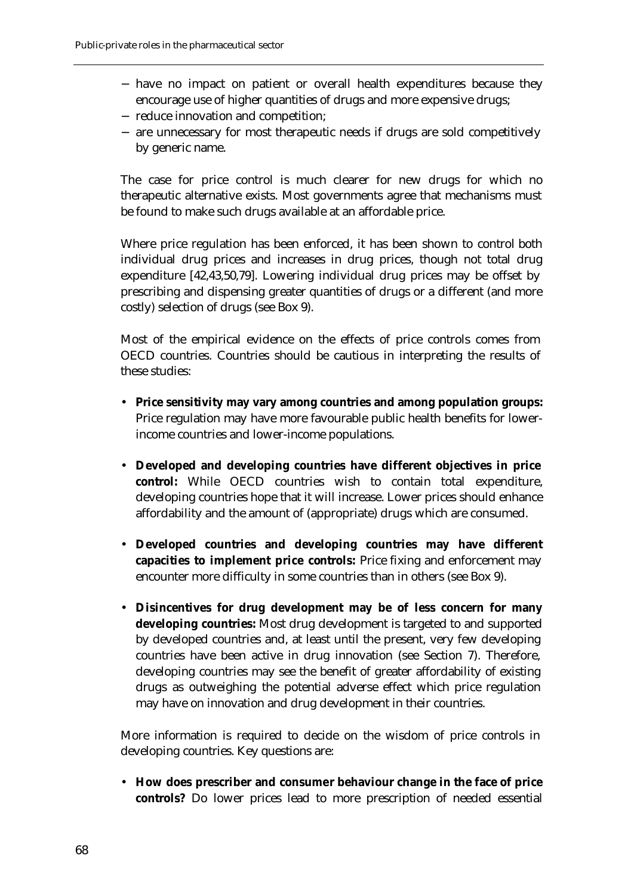- have no impact on patient or overall health expenditures because they encourage use of higher quantities of drugs and more expensive drugs;
- reduce innovation and competition;
- are unnecessary for most therapeutic needs if drugs are sold competitively by generic name.

The case for price control is much clearer for new drugs for which no therapeutic alternative exists. Most governments agree that mechanisms must be found to make such drugs available at an affordable price.

Where price regulation has been enforced, it has been shown to control both individual drug prices and increases in drug prices, though not total drug expenditure [42,43,50,79]. Lowering individual drug prices may be offset by prescribing and dispensing greater quantities of drugs or a different (and more costly) selection of drugs (see Box 9).

Most of the empirical evidence on the effects of price controls comes from OECD countries. Countries should be cautious in interpreting the results of these studies:

- **Price sensitivity may vary among countries and among population groups:** Price regulation may have more favourable public health benefits for lower-income countries and lower-income populations.

- **Developed and developing countries have different objectives in price control:** While OECD countries wish to contain total expenditure, developing countries hope that it will increase. Lower prices should enhance affordability and the amount of (appropriate) drugs which are consumed.

- **Developed countries and developing countries may have different capacities to implement price controls:** Price fixing and enforcement may encounter more difficulty in some countries than in others (see Box 9).

- **Disincentives for drug development may be of less concern for many developing countries:** Most drug development is targeted to and supported by developed countries and, at least until the present, very few developing countries have been active in drug innovation (see Section 7). Therefore, developing countries may see the benefit of greater affordability of existing drugs as outweighing the potential adverse effect which price regulation may have on innovation and drug development in their countries.

More information is required to decide on the wisdom of price controls in developing countries. Key questions are:

- **How does prescriber and consumer behaviour change in the face of price controls?** Do lower prices lead to more prescription of needed essential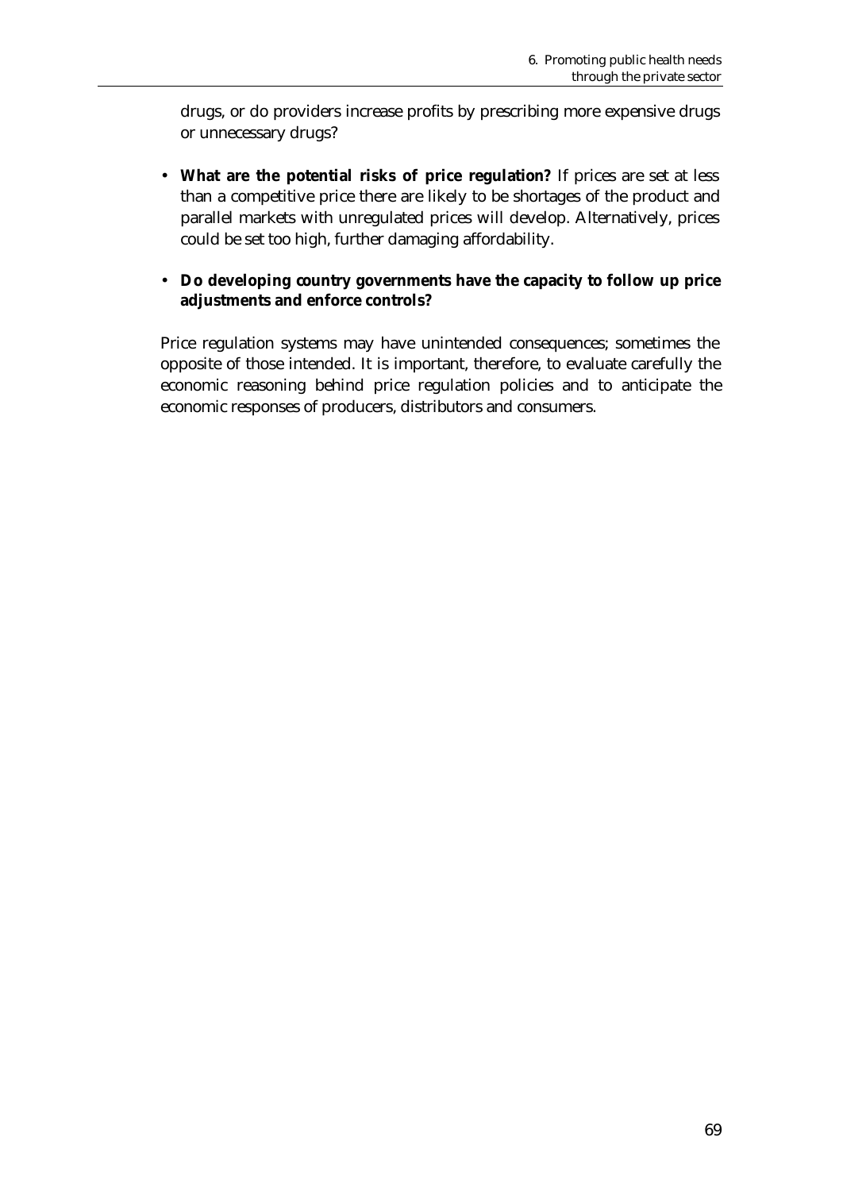drugs, or do providers increase profits by prescribing more expensive drugs or unnecessary drugs?

- **What are the potential risks of price regulation?** If prices are set at less than a competitive price there are likely to be shortages of the product and parallel markets with unregulated prices will develop. Alternatively, prices could be set too high, further damaging affordability.

- **Do developing country governments have the capacity to follow up price adjustments and enforce controls?**

Price regulation systems may have unintended consequences; sometimes the opposite of those intended. It is important, therefore, to evaluate carefully the economic reasoning behind price regulation policies and to anticipate the economic responses of producers, distributors and consumers.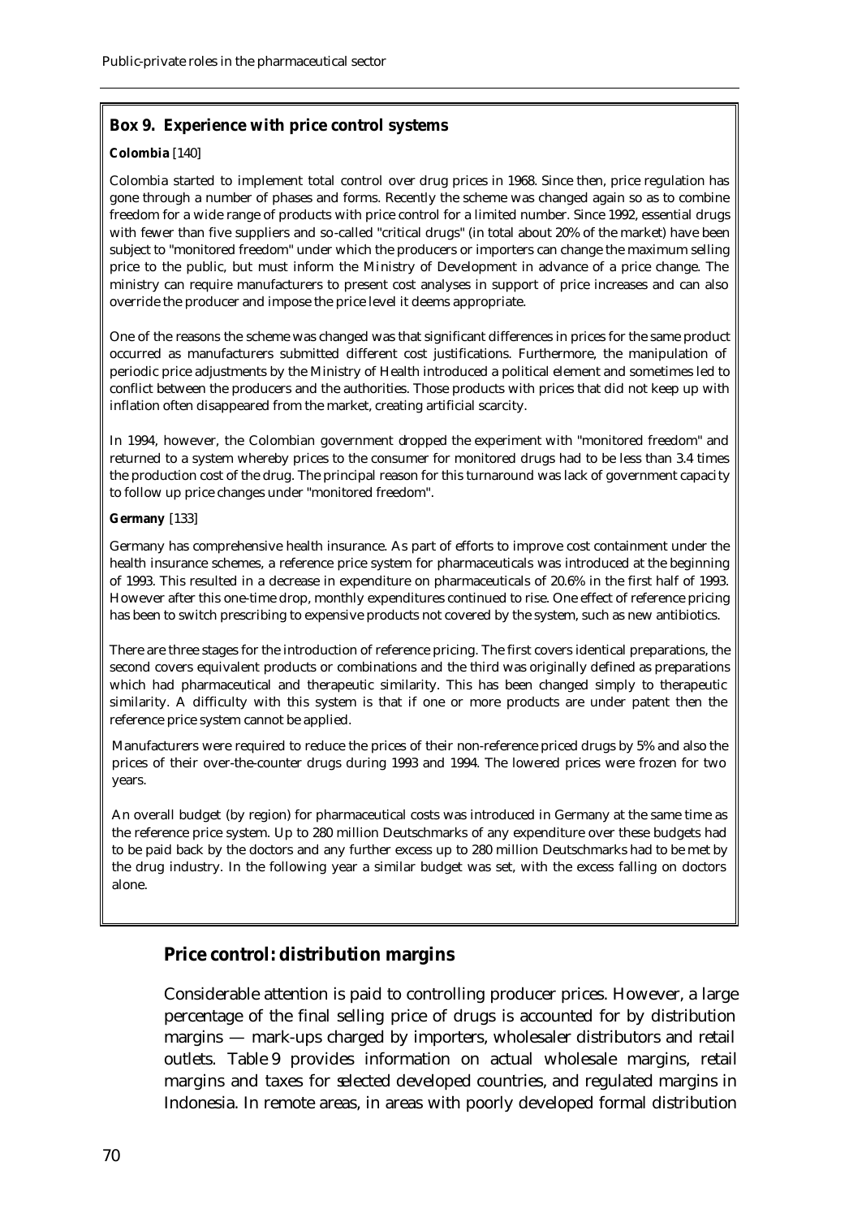### Box 9. Experience with price control systems

**Colombia** [140]

Colombia started to implement total control over drug prices in 1968. Since then, price regulation has gone through a number of phases and forms. Recently the scheme was changed again so as to combine freedom for a wide range of products with price control for a limited number. Since 1992, essential drugs with fewer than five suppliers and so-called "critical drugs" (in total about 20% of the market) have been subject to "monitored freedom" under which the producers or importers can change the maximum selling price to the public, but must inform the Ministry of Development in advance of a price change. The ministry can require manufacturers to present cost analyses in support of price increases and can also override the producer and impose the price level it deems appropriate.

One of the reasons the scheme was changed was that significant differences in prices for the same product occurred as manufacturers submitted different cost justifications. Furthermore, the manipulation of periodic price adjustments by the Ministry of Health introduced a political element and sometimes led to conflict between the producers and the authorities. Those products with prices that did not keep up with inflation often disappeared from the market, creating artificial scarcity.

In 1994, however, the Colombian government dropped the experiment with "monitored freedom" and returned to a system whereby prices to the consumer for monitored drugs had to be less than 3.4 times the production cost of the drug. The principal reason for this turnaround was lack of government capacity to follow up price changes under "monitored freedom".

**Germany** [133]

Germany has comprehensive health insurance. As part of efforts to improve cost containment under the health insurance schemes, a reference price system for pharmaceuticals was introduced at the beginning of 1993. This resulted in a decrease in expenditure on pharmaceuticals of 20.6% in the first half of 1993. However after this one-time drop, monthly expenditures continued to rise. One effect of reference pricing has been to switch prescribing to expensive products not covered by the system, such as new antibiotics.

There are three stages for the introduction of reference pricing. The first covers identical preparations, the second covers equivalent products or combinations and the third was originally defined as preparations which had pharmaceutical and therapeutic similarity. This has been changed simply to therapeutic similarity. A difficulty with this system is that if one or more products are under patent then the reference price system cannot be applied.

Manufacturers were required to reduce the prices of their non-reference priced drugs by 5% and also the prices of their over-the-counter drugs during 1993 and 1994. The lowered prices were frozen for two years.

An overall budget (by region) for pharmaceutical costs was introduced in Germany at the same time as the reference price system. Up to 280 million Deutschmarks of any expenditure over these budgets had to be paid back by the doctors and any further excess up to 280 million Deutschmarks had to be met by the drug industry. In the following year a similar budget was set, with the excess falling on doctors alone.

## Price control: distribution margins

Considerable attention is paid to controlling producer prices. However, a large percentage of the final selling price of drugs is accounted for by distribution margins — mark-ups charged by importers, wholesaler distributors and retail outlets. Table 9 provides information on actual wholesale margins, retail margins and taxes for selected developed countries, and regulated margins in Indonesia. In remote areas, in areas with poorly developed formal distribution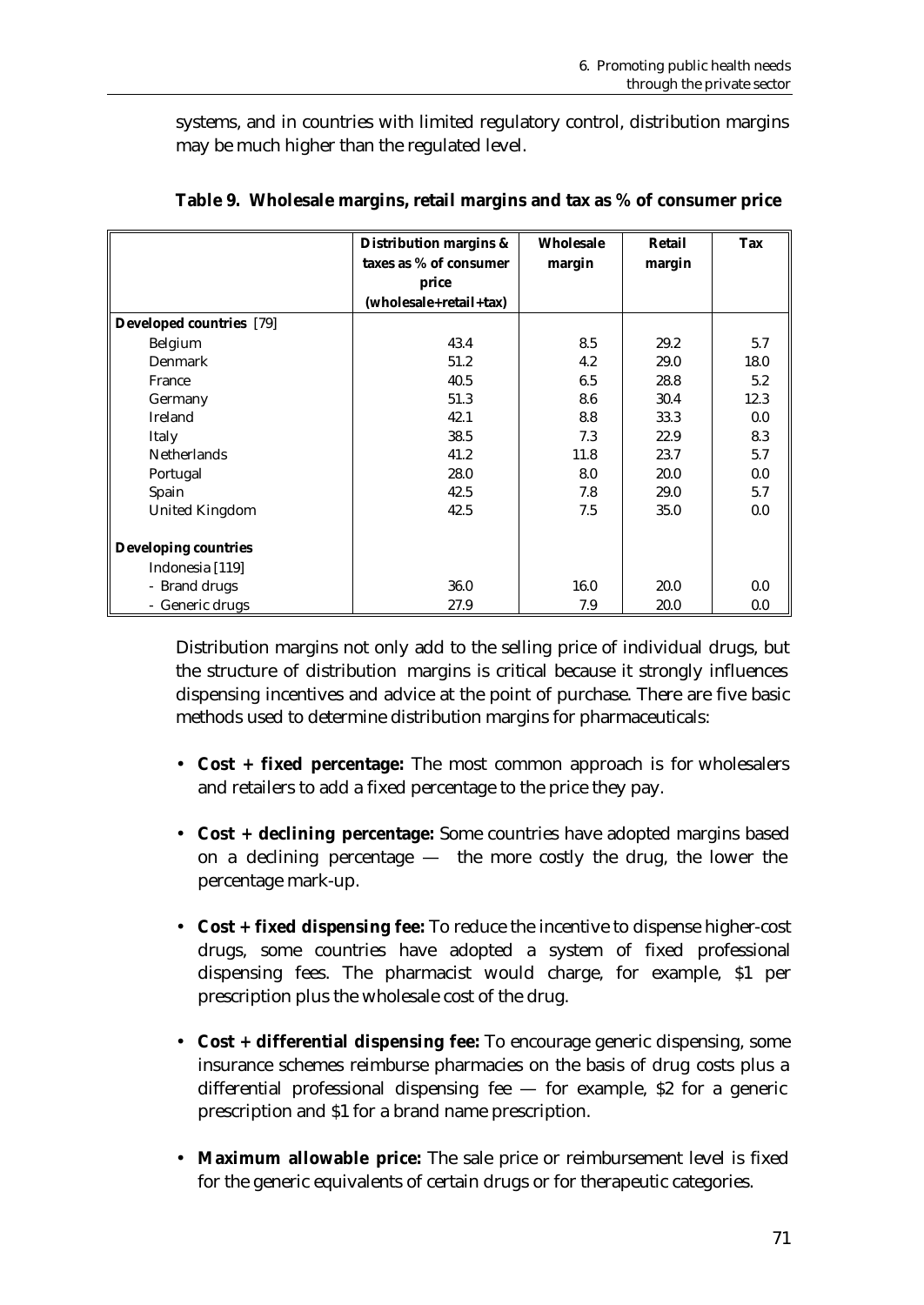systems, and in countries with limited regulatory control, distribution margins may be much higher than the regulated level.

**Table 9. Wholesale margins, retail margins and tax as % of consumer price**

| | Distribution margins & taxes as % of consumer price (wholesale+retail+tax) | Wholesale margin | Retail margin | Tax |
|---|---|---|---|---|
| **Developed countries** [79] | | | | |
| Belgium | 43.4 | 8.5 | 29.2 | 5.7 |
| Denmark | 51.2 | 4.2 | 29.0 | 18.0 |
| France | 40.5 | 6.5 | 28.8 | 5.2 |
| Germany | 51.3 | 8.6 | 30.4 | 12.3 |
| Ireland | 42.1 | 8.8 | 33.3 | 0.0 |
| Italy | 38.5 | 7.3 | 22.9 | 8.3 |
| Netherlands | 41.2 | 11.8 | 23.7 | 5.7 |
| Portugal | 28.0 | 8.0 | 20.0 | 0.0 |
| Spain | 42.5 | 7.8 | 29.0 | 5.7 |
| United Kingdom | 42.5 | 7.5 | 35.0 | 0.0 |
| **Developing countries** | | | | |
| Indonesia [119] | | | | |
| - Brand drugs | 36.0 | 16.0 | 20.0 | 0.0 |
| - Generic drugs | 27.9 | 7.9 | 20.0 | 0.0 |

Distribution margins not only add to the selling price of individual drugs, but the structure of distribution margins is critical because it strongly influences dispensing incentives and advice at the point of purchase. There are five basic methods used to determine distribution margins for pharmaceuticals:

- **Cost + fixed percentage:** The most common approach is for wholesalers and retailers to add a fixed percentage to the price they pay.
- **Cost + declining percentage:** Some countries have adopted margins based on a declining percentage — the more costly the drug, the lower the percentage mark-up.
- **Cost + fixed dispensing fee:** To reduce the incentive to dispense higher-cost drugs, some countries have adopted a system of fixed professional dispensing fees. The pharmacist would charge, for example, $1 per prescription plus the wholesale cost of the drug.
- **Cost + differential dispensing fee:** To encourage generic dispensing, some insurance schemes reimburse pharmacies on the basis of drug costs plus a differential professional dispensing fee — for example, $2 for a generic prescription and $1 for a brand name prescription.
- **Maximum allowable price:** The sale price or reimbursement level is fixed for the generic equivalents of certain drugs or for therapeutic categories.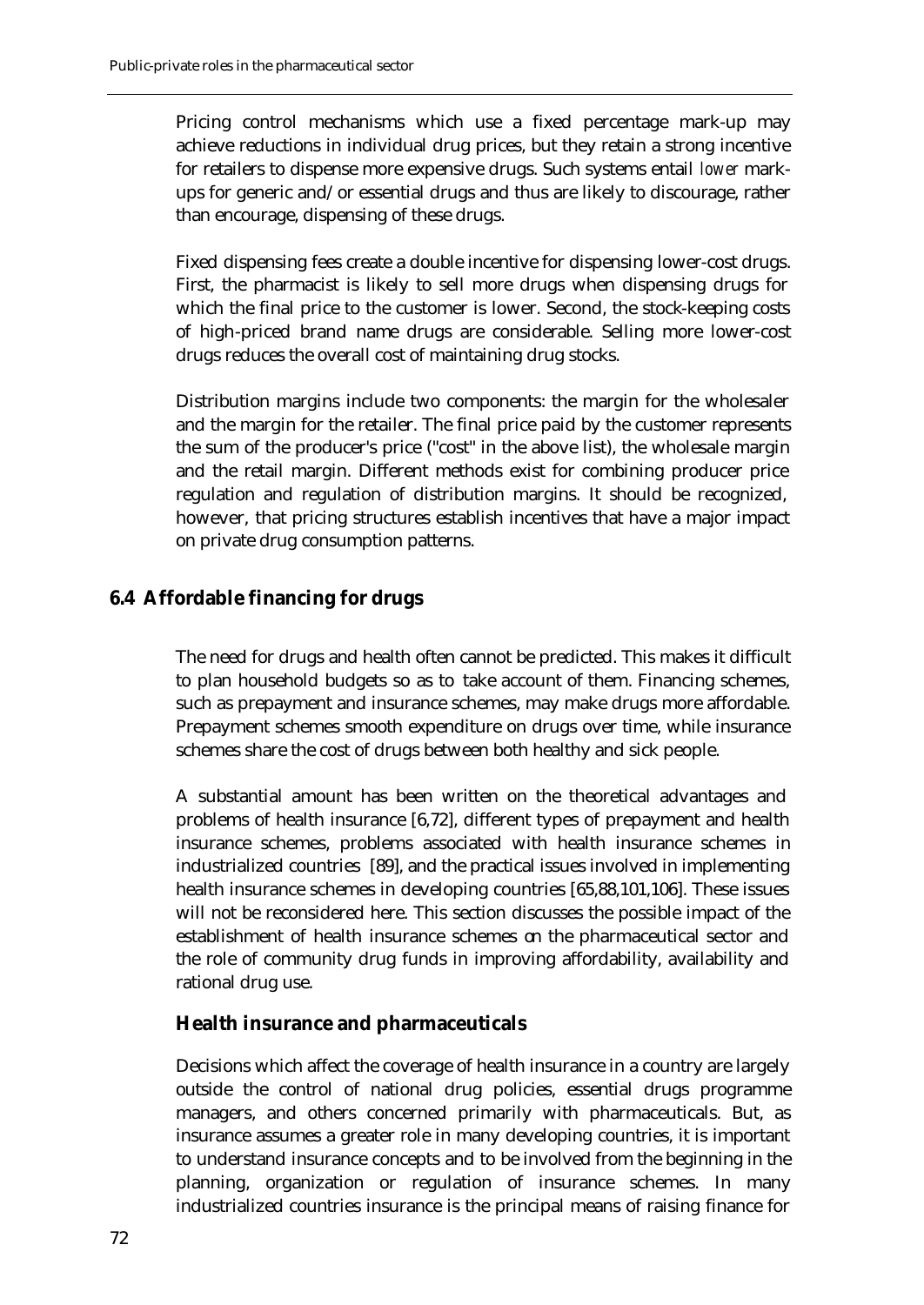Pricing control mechanisms which use a fixed percentage mark-up may achieve reductions in individual drug prices, but they retain a strong incentive for retailers to dispense more expensive drugs. Such systems entail *lower* mark-ups for generic and/or essential drugs and thus are likely to discourage, rather than encourage, dispensing of these drugs.

Fixed dispensing fees create a double incentive for dispensing lower-cost drugs. First, the pharmacist is likely to sell more drugs when dispensing drugs for which the final price to the customer is lower. Second, the stock-keeping costs of high-priced brand name drugs are considerable. Selling more lower-cost drugs reduces the overall cost of maintaining drug stocks.

Distribution margins include two components: the margin for the wholesaler and the margin for the retailer. The final price paid by the customer represents the sum of the producer's price ("cost" in the above list), the wholesale margin and the retail margin. Different methods exist for combining producer price regulation and regulation of distribution margins. It should be recognized, however, that pricing structures establish incentives that have a major impact on private drug consumption patterns.

## 6.4 Affordable financing for drugs

The need for drugs and health often cannot be predicted. This makes it difficult to plan household budgets so as to take account of them. Financing schemes, such as prepayment and insurance schemes, may make drugs more affordable. Prepayment schemes smooth expenditure on drugs over time, while insurance schemes share the cost of drugs between both healthy and sick people.

A substantial amount has been written on the theoretical advantages and problems of health insurance [6,72], different types of prepayment and health insurance schemes, problems associated with health insurance schemes in industrialized countries [89], and the practical issues involved in implementing health insurance schemes in developing countries [65,88,101,106]. These issues will not be reconsidered here. This section discusses the possible impact of the establishment of health insurance schemes on the pharmaceutical sector and the role of community drug funds in improving affordability, availability and rational drug use.

### Health insurance and pharmaceuticals

Decisions which affect the coverage of health insurance in a country are largely outside the control of national drug policies, essential drugs programme managers, and others concerned primarily with pharmaceuticals. But, as insurance assumes a greater role in many developing countries, it is important to understand insurance concepts and to be involved from the beginning in the planning, organization or regulation of insurance schemes. In many industrialized countries insurance is the principal means of raising finance for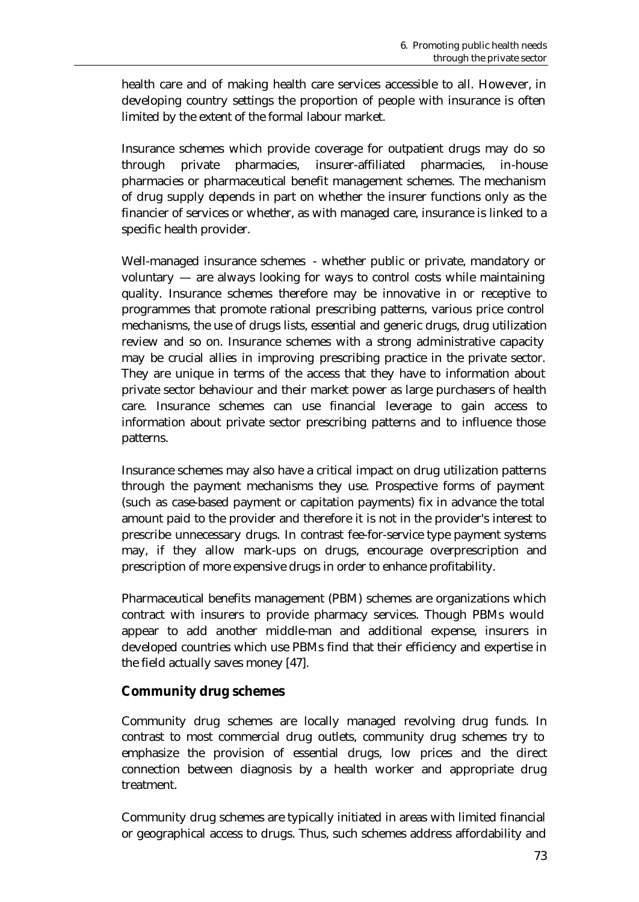health care and of making health care services accessible to all. However, in developing country settings the proportion of people with insurance is often limited by the extent of the formal labour market.

Insurance schemes which provide coverage for outpatient drugs may do so through private pharmacies, insurer-affiliated pharmacies, in-house pharmacies or pharmaceutical benefit management schemes. The mechanism of drug supply depends in part on whether the insurer functions only as the financier of services or whether, as with managed care, insurance is linked to a specific health provider.

Well-managed insurance schemes - whether public or private, mandatory or voluntary — are always looking for ways to control costs while maintaining quality. Insurance schemes therefore may be innovative in or receptive to programmes that promote rational prescribing patterns, various price control mechanisms, the use of drugs lists, essential and generic drugs, drug utilization review and so on. Insurance schemes with a strong administrative capacity may be crucial allies in improving prescribing practice in the private sector. They are unique in terms of the access that they have to information about private sector behaviour and their market power as large purchasers of health care. Insurance schemes can use financial leverage to gain access to information about private sector prescribing patterns and to influence those patterns.

Insurance schemes may also have a critical impact on drug utilization patterns through the payment mechanisms they use. Prospective forms of payment (such as case-based payment or capitation payments) fix in advance the total amount paid to the provider and therefore it is not in the provider's interest to prescribe unnecessary drugs. In contrast fee-for-service type payment systems may, if they allow mark-ups on drugs, encourage overprescription and prescription of more expensive drugs in order to enhance profitability.

Pharmaceutical benefits management (PBM) schemes are organizations which contract with insurers to provide pharmacy services. Though PBMs would appear to add another middle-man and additional expense, insurers in developed countries which use PBMs find that their efficiency and expertise in the field actually saves money [47].

### Community drug schemes

Community drug schemes are locally managed revolving drug funds. In contrast to most commercial drug outlets, community drug schemes try to emphasize the provision of essential drugs, low prices and the direct connection between diagnosis by a health worker and appropriate drug treatment.

Community drug schemes are typically initiated in areas with limited financial or geographical access to drugs. Thus, such schemes address affordability and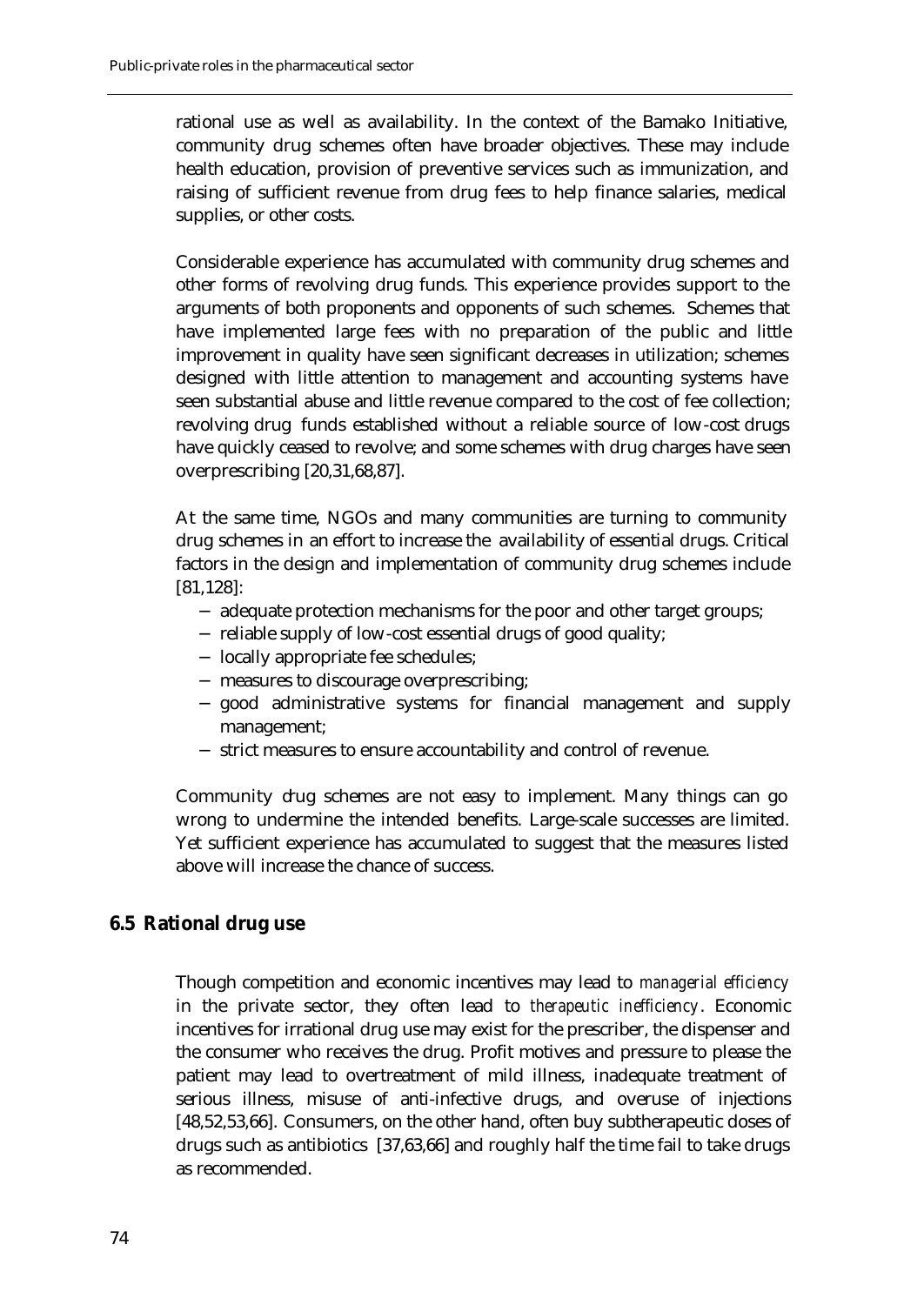rational use as well as availability. In the context of the Bamako Initiative, community drug schemes often have broader objectives. These may include health education, provision of preventive services such as immunization, and raising of sufficient revenue from drug fees to help finance salaries, medical supplies, or other costs.

Considerable experience has accumulated with community drug schemes and other forms of revolving drug funds. This experience provides support to the arguments of both proponents and opponents of such schemes. Schemes that have implemented large fees with no preparation of the public and little improvement in quality have seen significant decreases in utilization; schemes designed with little attention to management and accounting systems have seen substantial abuse and little revenue compared to the cost of fee collection; revolving drug funds established without a reliable source of low-cost drugs have quickly ceased to revolve; and some schemes with drug charges have seen overprescribing [20,31,68,87].

At the same time, NGOs and many communities are turning to community drug schemes in an effort to increase the availability of essential drugs. Critical factors in the design and implementation of community drug schemes include [81,128]:

- adequate protection mechanisms for the poor and other target groups;
- reliable supply of low-cost essential drugs of good quality;
- locally appropriate fee schedules;
- measures to discourage overprescribing;
- good administrative systems for financial management and supply management;
- strict measures to ensure accountability and control of revenue.

Community drug schemes are not easy to implement. Many things can go wrong to undermine the intended benefits. Large-scale successes are limited. Yet sufficient experience has accumulated to suggest that the measures listed above will increase the chance of success.

## 6.5 Rational drug use

Though competition and economic incentives may lead to *managerial efficiency* in the private sector, they often lead to *therapeutic inefficiency*. Economic incentives for irrational drug use may exist for the prescriber, the dispenser and the consumer who receives the drug. Profit motives and pressure to please the patient may lead to overtreatment of mild illness, inadequate treatment of serious illness, misuse of anti-infective drugs, and overuse of injections [48,52,53,66]. Consumers, on the other hand, often buy subtherapeutic doses of drugs such as antibiotics [37,63,66] and roughly half the time fail to take drugs as recommended.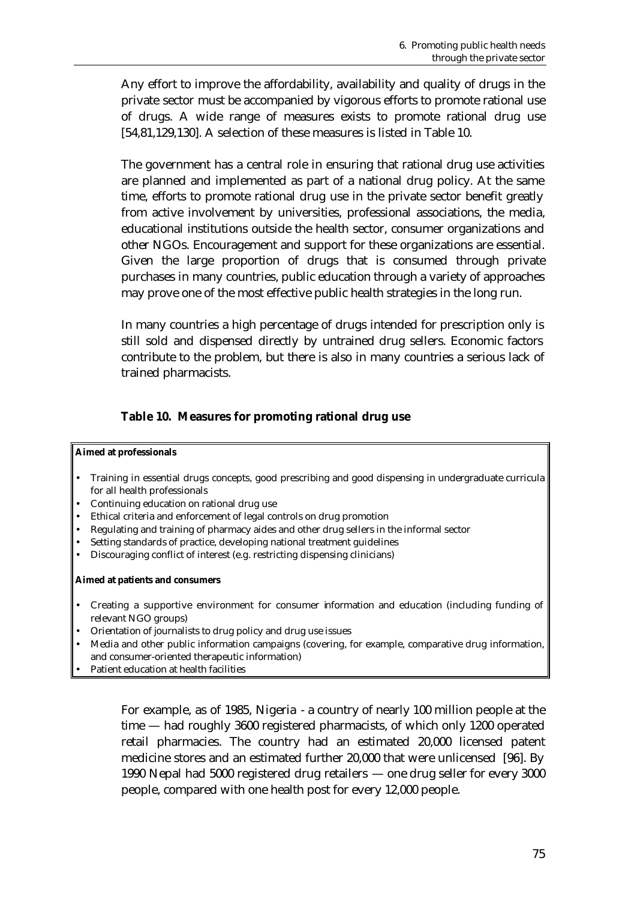Any effort to improve the affordability, availability and quality of drugs in the private sector must be accompanied by vigorous efforts to promote rational use of drugs. A wide range of measures exists to promote rational drug use [54,81,129,130]. A selection of these measures is listed in Table 10.

The government has a central role in ensuring that rational drug use activities are planned and implemented as part of a national drug policy. At the same time, efforts to promote rational drug use in the private sector benefit greatly from active involvement by universities, professional associations, the media, educational institutions outside the health sector, consumer organizations and other NGOs. Encouragement and support for these organizations are essential. Given the large proportion of drugs that is consumed through private purchases in many countries, public education through a variety of approaches may prove one of the most effective public health strategies in the long run.

In many countries a high percentage of drugs intended for prescription only is still sold and dispensed directly by untrained drug sellers. Economic factors contribute to the problem, but there is also in many countries a serious lack of trained pharmacists.

**Table 10. Measures for promoting rational drug use**

**Aimed at professionals**

- Training in essential drugs concepts, good prescribing and good dispensing in undergraduate curricula for all health professionals
- Continuing education on rational drug use
- Ethical criteria and enforcement of legal controls on drug promotion
- Regulating and training of pharmacy aides and other drug sellers in the informal sector
- Setting standards of practice, developing national treatment guidelines
- Discouraging conflict of interest (e.g. restricting dispensing clinicians)

**Aimed at patients and consumers**

- Creating a supportive environment for consumer information and education (including funding of relevant NGO groups)
- Orientation of journalists to drug policy and drug use issues
- Media and other public information campaigns (covering, for example, comparative drug information, and consumer-oriented therapeutic information)
- Patient education at health facilities

For example, as of 1985, Nigeria - a country of nearly 100 million people at the time — had roughly 3600 registered pharmacists, of which only 1200 operated retail pharmacies. The country had an estimated 20,000 licensed patent medicine stores and an estimated further 20,000 that were unlicensed [96]. By 1990 Nepal had 5000 registered drug retailers — one drug seller for every 3000 people, compared with one health post for every 12,000 people.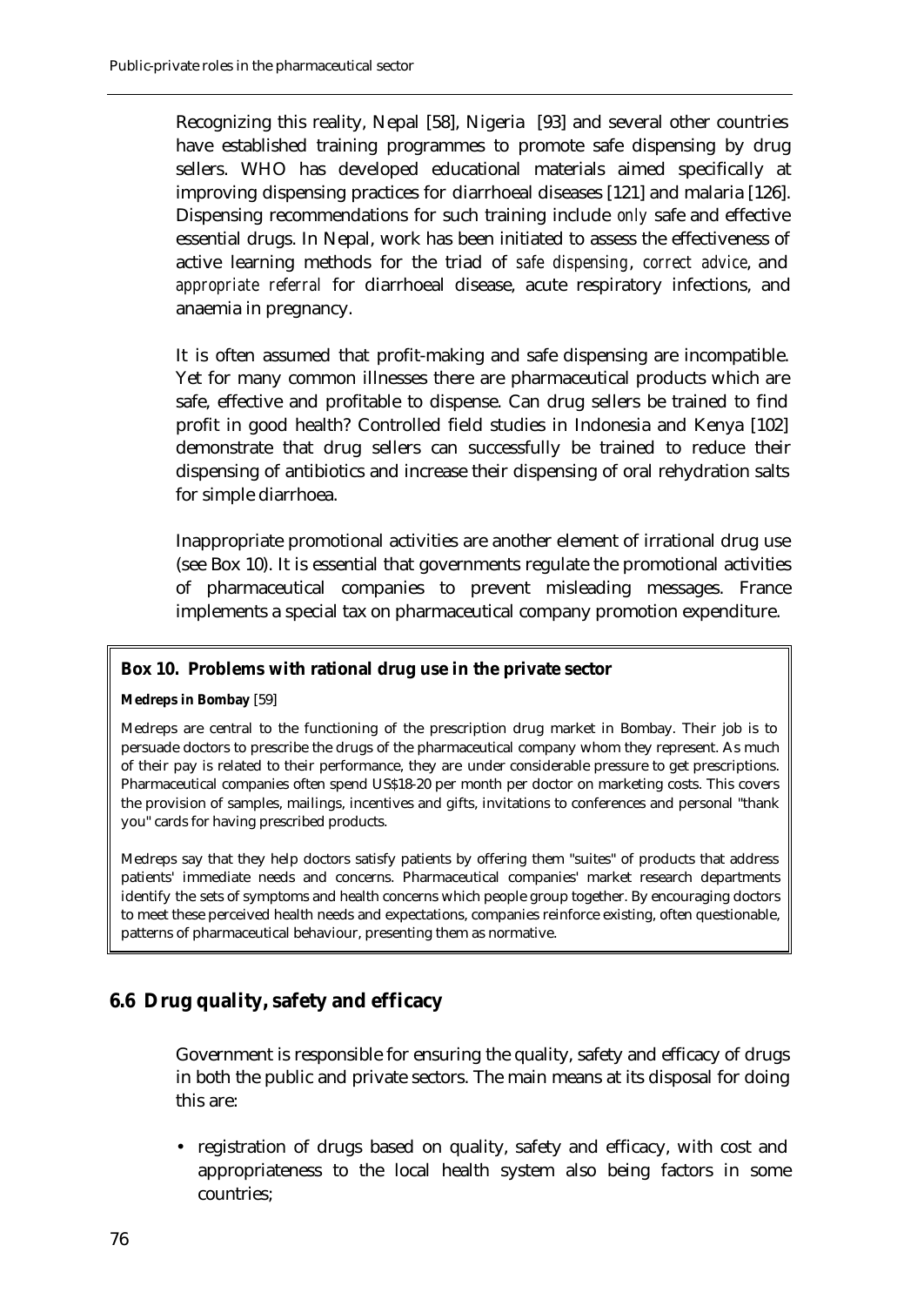Recognizing this reality, Nepal [58], Nigeria [93] and several other countries have established training programmes to promote safe dispensing by drug sellers. WHO has developed educational materials aimed specifically at improving dispensing practices for diarrhoeal diseases [121] and malaria [126]. Dispensing recommendations for such training include *only* safe and effective essential drugs. In Nepal, work has been initiated to assess the effectiveness of active learning methods for the triad of *safe dispensing*, *correct advice*, and *appropriate referral* for diarrhoeal disease, acute respiratory infections, and anaemia in pregnancy.

It is often assumed that profit-making and safe dispensing are incompatible. Yet for many common illnesses there are pharmaceutical products which are safe, effective and profitable to dispense. Can drug sellers be trained to find profit in good health? Controlled field studies in Indonesia and Kenya [102] demonstrate that drug sellers can successfully be trained to reduce their dispensing of antibiotics and increase their dispensing of oral rehydration salts for simple diarrhoea.

Inappropriate promotional activities are another element of irrational drug use (see Box 10). It is essential that governments regulate the promotional activities of pharmaceutical companies to prevent misleading messages. France implements a special tax on pharmaceutical company promotion expenditure.

**Box 10. Problems with rational drug use in the private sector**

**Medreps in Bombay** [59]

Medreps are central to the functioning of the prescription drug market in Bombay. Their job is to persuade doctors to prescribe the drugs of the pharmaceutical company whom they represent. As much of their pay is related to their performance, they are under considerable pressure to get prescriptions. Pharmaceutical companies often spend US$18-20 per month per doctor on marketing costs. This covers the provision of samples, mailings, incentives and gifts, invitations to conferences and personal "thank you" cards for having prescribed products.

Medreps say that they help doctors satisfy patients by offering them "suites" of products that address patients' immediate needs and concerns. Pharmaceutical companies' market research departments identify the sets of symptoms and health concerns which people group together. By encouraging doctors to meet these perceived health needs and expectations, companies reinforce existing, often questionable, patterns of pharmaceutical behaviour, presenting them as normative.

## 6.6 Drug quality, safety and efficacy

Government is responsible for ensuring the quality, safety and efficacy of drugs in both the public and private sectors. The main means at its disposal for doing this are:

- registration of drugs based on quality, safety and efficacy, with cost and appropriateness to the local health system also being factors in some countries;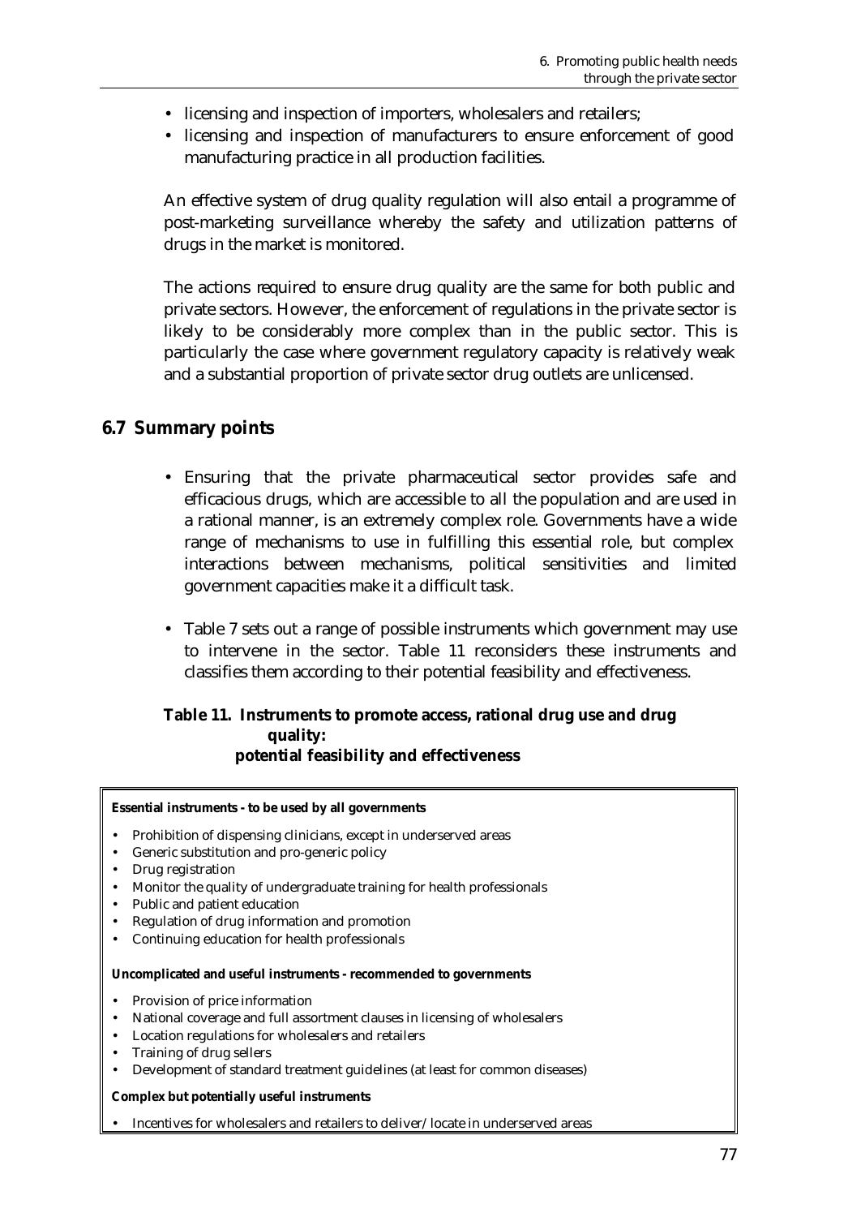- licensing and inspection of importers, wholesalers and retailers;
- licensing and inspection of manufacturers to ensure enforcement of good manufacturing practice in all production facilities.

An effective system of drug quality regulation will also entail a programme of post-marketing surveillance whereby the safety and utilization patterns of drugs in the market is monitored.

The actions required to ensure drug quality are the same for both public and private sectors. However, the enforcement of regulations in the private sector is likely to be considerably more complex than in the public sector. This is particularly the case where government regulatory capacity is relatively weak and a substantial proportion of private sector drug outlets are unlicensed.

## 6.7 Summary points

- Ensuring that the private pharmaceutical sector provides safe and efficacious drugs, which are accessible to all the population and are used in a rational manner, is an extremely complex role. Governments have a wide range of mechanisms to use in fulfilling this essential role, but complex interactions between mechanisms, political sensitivities and limited government capacities make it a difficult task.
- Table 7 sets out a range of possible instruments which government may use to intervene in the sector. Table 11 reconsiders these instruments and classifies them according to their potential feasibility and effectiveness.

**Table 11. Instruments to promote access, rational drug use and drug quality: potential feasibility and effectiveness**

**Essential instruments - to be used by all governments**

- Prohibition of dispensing clinicians, except in underserved areas
- Generic substitution and pro-generic policy
- Drug registration
- Monitor the quality of undergraduate training for health professionals
- Public and patient education
- Regulation of drug information and promotion
- Continuing education for health professionals

**Uncomplicated and useful instruments - recommended to governments**

- Provision of price information
- National coverage and full assortment clauses in licensing of wholesalers
- Location regulations for wholesalers and retailers
- Training of drug sellers
- Development of standard treatment guidelines (at least for common diseases)

**Complex but potentially useful instruments**

- Incentives for wholesalers and retailers to deliver/locate in underserved areas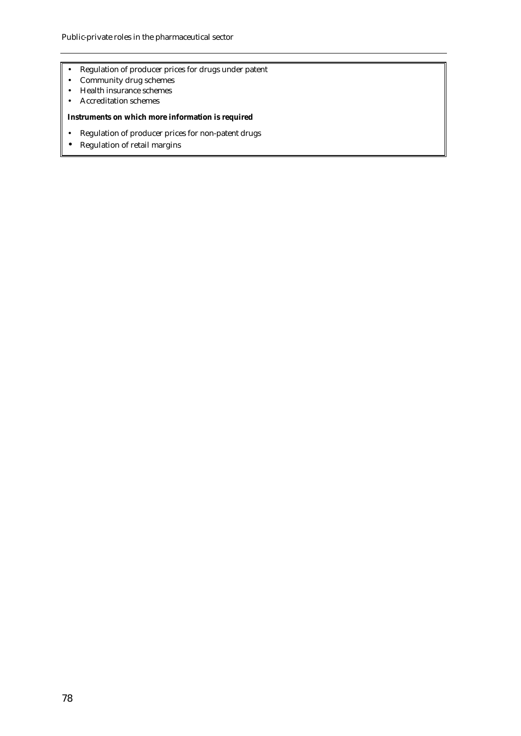- Regulation of producer prices for drugs under patent
- Community drug schemes
- Health insurance schemes
- Accreditation schemes

**Instruments on which more information is required**

- Regulation of producer prices for non-patent drugs
- Regulation of retail margins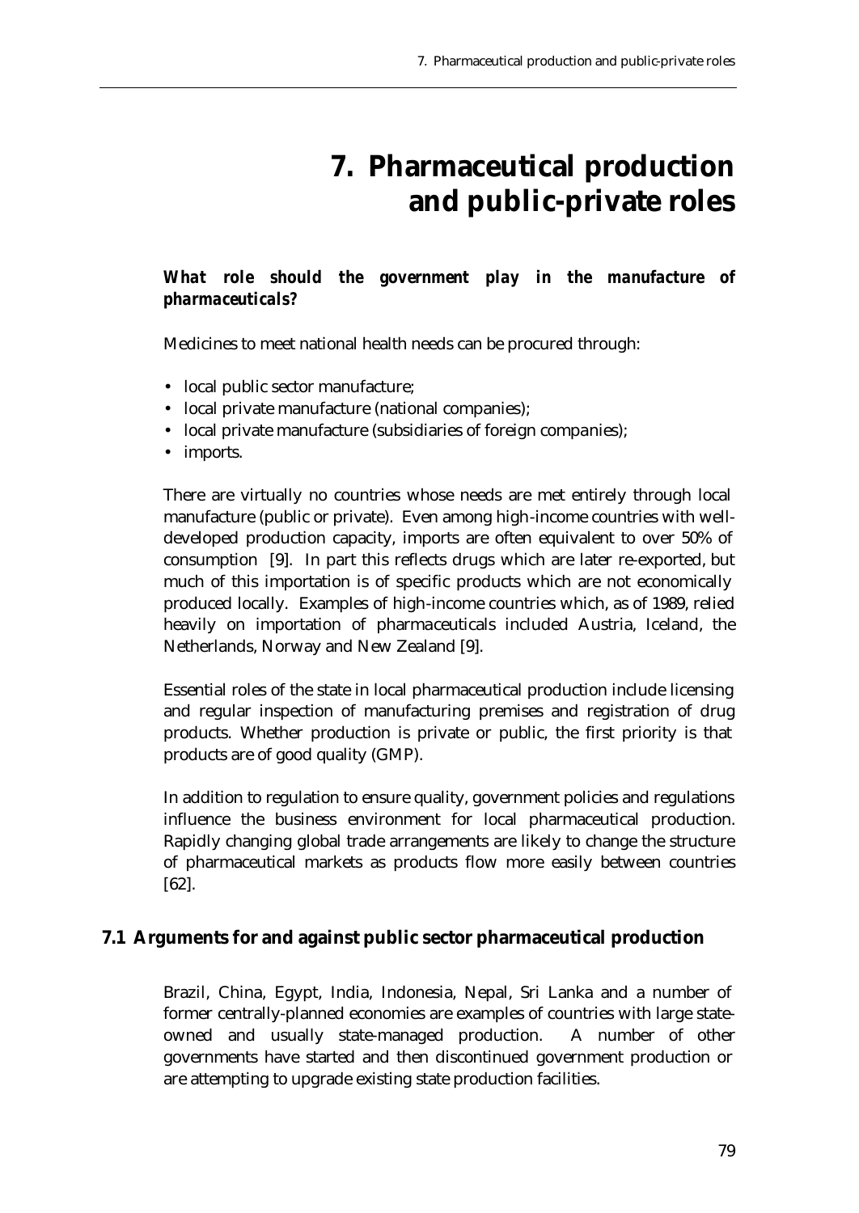# 7. Pharmaceutical production and public-private roles

***What role should the government play in the manufacture of pharmaceuticals?***

Medicines to meet national health needs can be procured through:

- local public sector manufacture;
- local private manufacture (national companies);
- local private manufacture (subsidiaries of foreign companies);
- imports.

There are virtually no countries whose needs are met entirely through local manufacture (public or private). Even among high-income countries with well-developed production capacity, imports are often equivalent to over 50% of consumption [9]. In part this reflects drugs which are later re-exported, but much of this importation is of specific products which are not economically produced locally. Examples of high-income countries which, as of 1989, relied heavily on importation of pharmaceuticals included Austria, Iceland, the Netherlands, Norway and New Zealand [9].

Essential roles of the state in local pharmaceutical production include licensing and regular inspection of manufacturing premises and registration of drug products. Whether production is private or public, the first priority is that products are of good quality (GMP).

In addition to regulation to ensure quality, government policies and regulations influence the business environment for local pharmaceutical production. Rapidly changing global trade arrangements are likely to change the structure of pharmaceutical markets as products flow more easily between countries [62].

## 7.1 Arguments for and against public sector pharmaceutical production

Brazil, China, Egypt, India, Indonesia, Nepal, Sri Lanka and a number of former centrally-planned economies are examples of countries with large state-owned and usually state-managed production. A number of other governments have started and then discontinued government production or are attempting to upgrade existing state production facilities.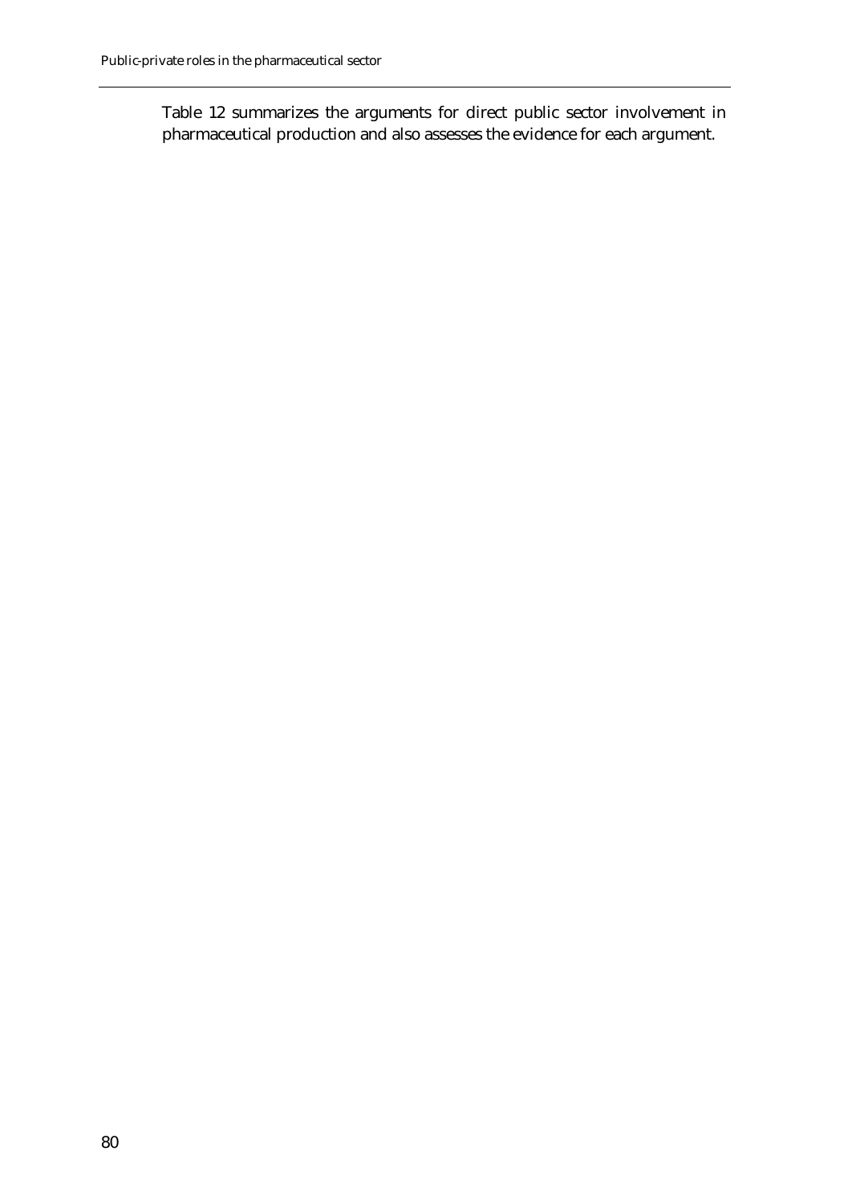Table 12 summarizes the arguments for direct public sector involvement in pharmaceutical production and also assesses the evidence for each argument.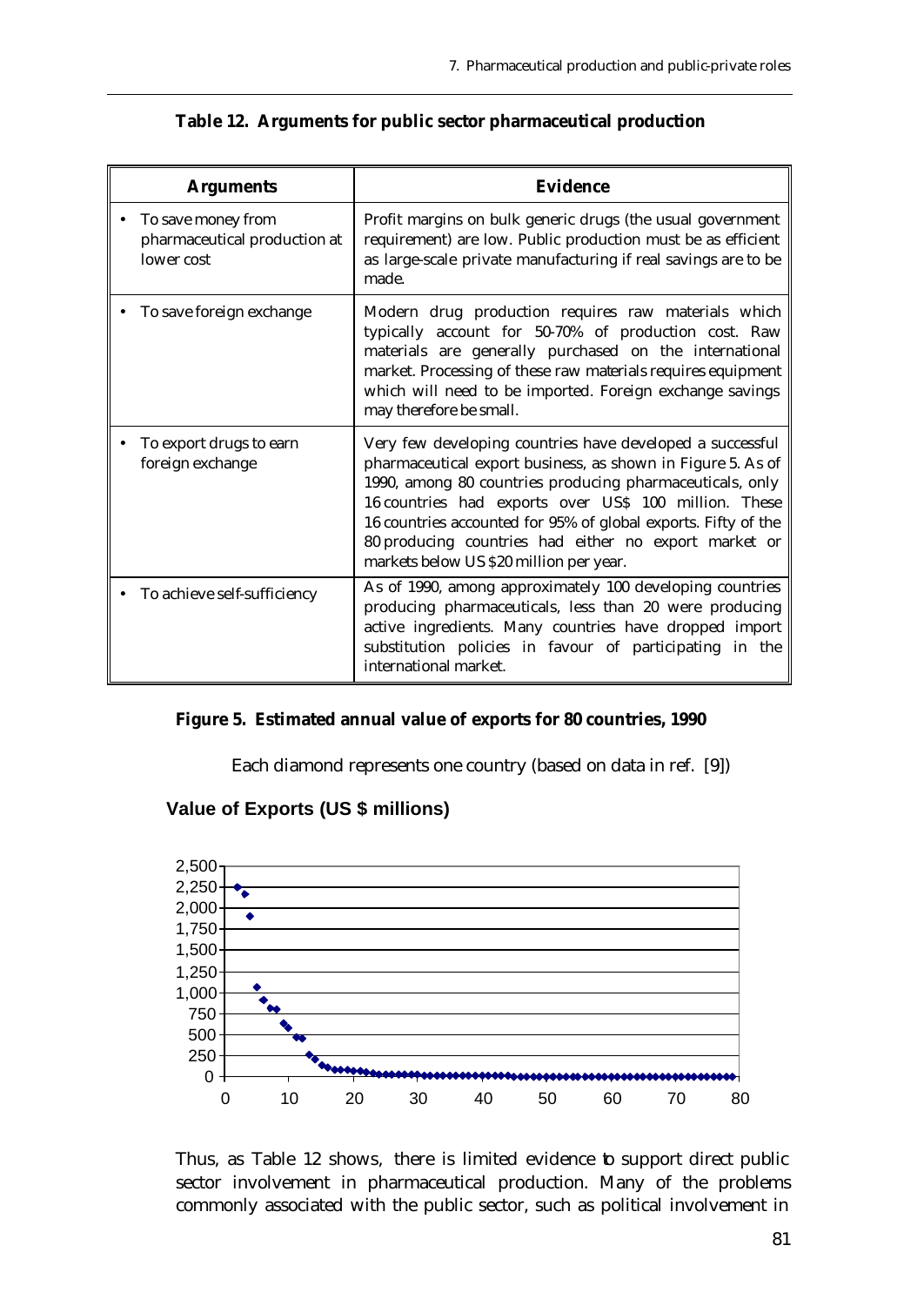**Table 12. Arguments for public sector pharmaceutical production**

| Arguments | Evidence |
|---|---|
| • To save money from pharmaceutical production at lower cost | Profit margins on bulk generic drugs (the usual government requirement) are low. Public production must be as efficient as large-scale private manufacturing if real savings are to be made. |
| • To save foreign exchange | Modern drug production requires raw materials which typically account for 50-70% of production cost. Raw materials are generally purchased on the international market. Processing of these raw materials requires equipment which will need to be imported. Foreign exchange savings may therefore be small. |
| • To export drugs to earn foreign exchange | Very few developing countries have developed a successful pharmaceutical export business, as shown in Figure 5. As of 1990, among 80 countries producing pharmaceuticals, only 16 countries had exports over US$ 100 million. These 16 countries accounted for 95% of global exports. Fifty of the 80 producing countries had either no export market or markets below US $20 million per year. |
| • To achieve self-sufficiency | As of 1990, among approximately 100 developing countries producing pharmaceuticals, less than 20 were producing active ingredients. Many countries have dropped import substitution policies in favour of participating in the international market. |

**Figure 5. Estimated annual value of exports for 80 countries, 1990**

Each diamond represents one country (based on data in ref. [9])

**Value of Exports (US $ millions)**

2,500
2,250
2,000
1,750
1,500
1,250
1,000
750
500
250
0

0 10 20 30 40 50 60 70 80

Thus, as Table 12 shows, there is limited evidence to support direct public sector involvement in pharmaceutical production. Many of the problems commonly associated with the public sector, such as political involvement in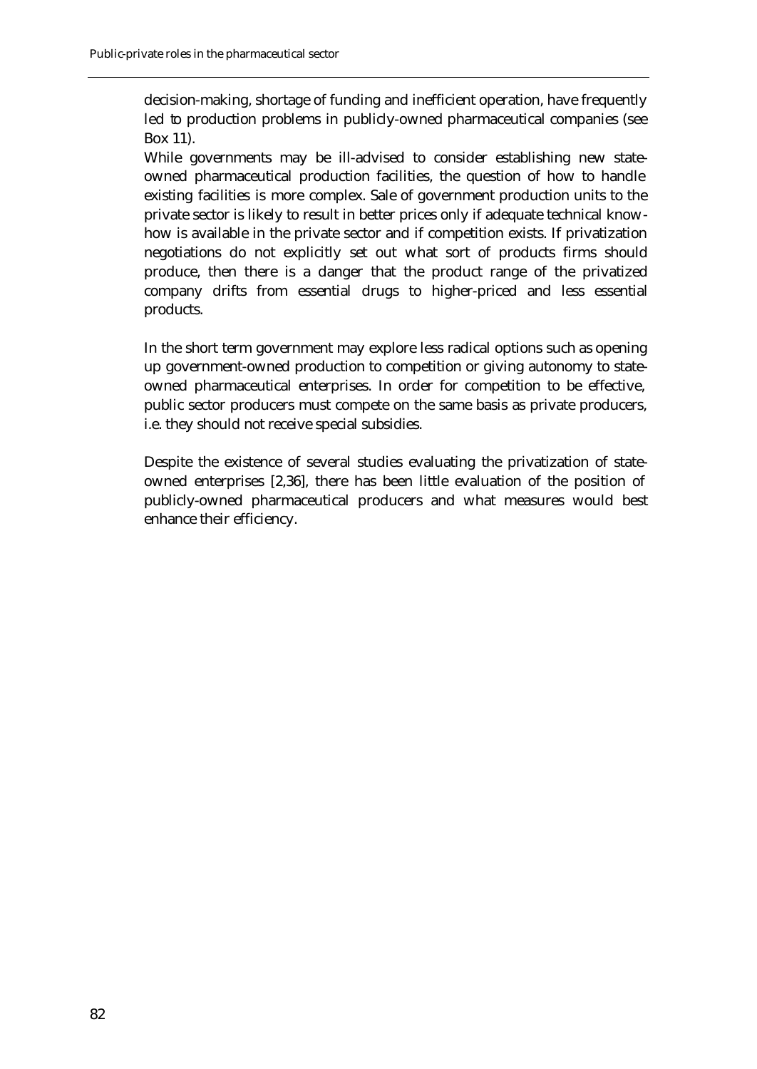decision-making, shortage of funding and inefficient operation, have frequently led to production problems in publicly-owned pharmaceutical companies (see Box 11).

While governments may be ill-advised to consider establishing new state-owned pharmaceutical production facilities, the question of how to handle existing facilities is more complex. Sale of government production units to the private sector is likely to result in better prices only if adequate technical know-how is available in the private sector and if competition exists. If privatization negotiations do not explicitly set out what sort of products firms should produce, then there is a danger that the product range of the privatized company drifts from essential drugs to higher-priced and less essential products.

In the short term government may explore less radical options such as opening up government-owned production to competition or giving autonomy to state-owned pharmaceutical enterprises. In order for competition to be effective, public sector producers must compete on the same basis as private producers, i.e. they should not receive special subsidies.

Despite the existence of several studies evaluating the privatization of state-owned enterprises [2,36], there has been little evaluation of the position of publicly-owned pharmaceutical producers and what measures would best enhance their efficiency.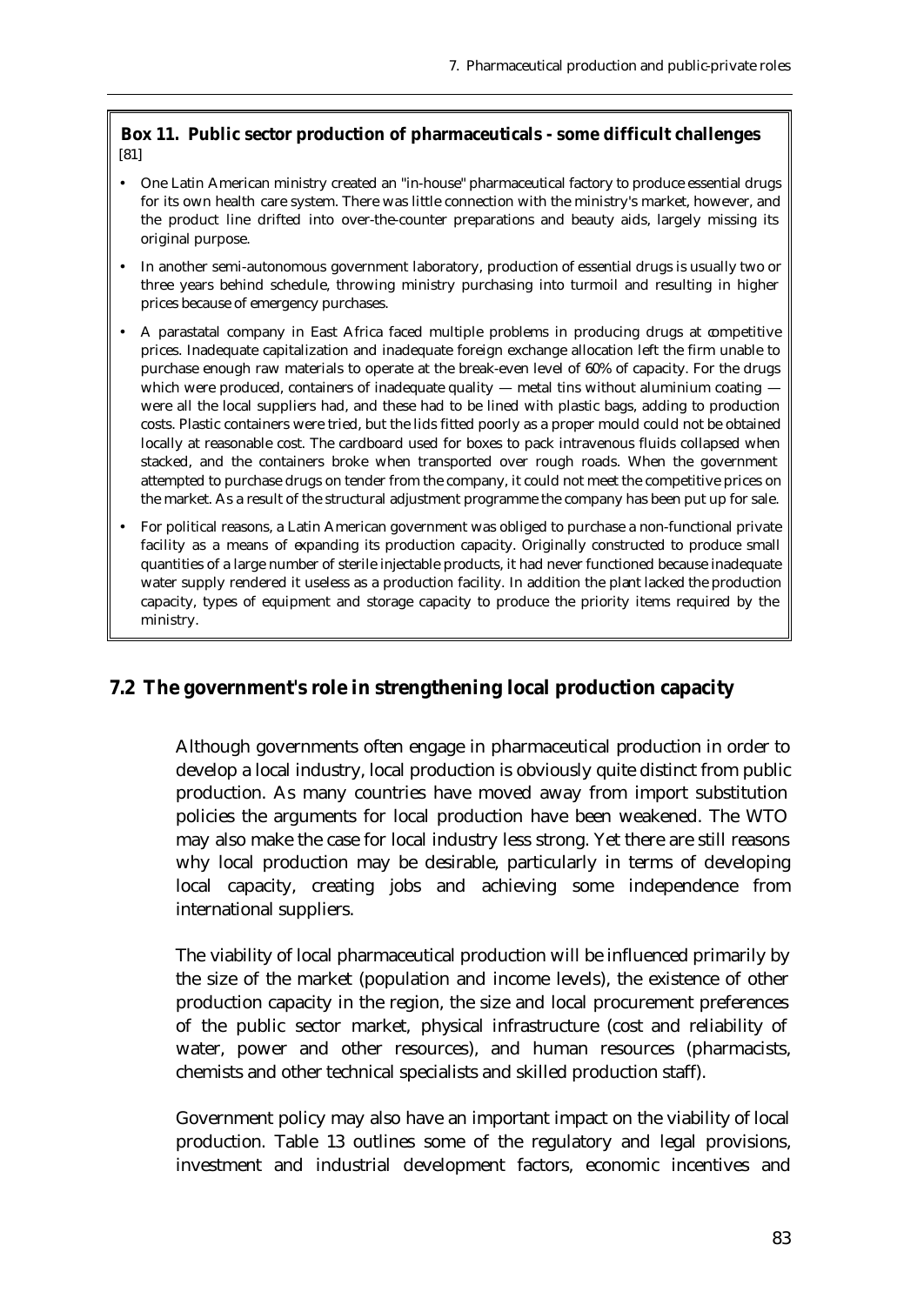**Box 11. Public sector production of pharmaceuticals - some difficult challenges** [81]

- One Latin American ministry created an "in-house" pharmaceutical factory to produce essential drugs for its own health care system. There was little connection with the ministry's market, however, and the product line drifted into over-the-counter preparations and beauty aids, largely missing its original purpose.
- In another semi-autonomous government laboratory, production of essential drugs is usually two or three years behind schedule, throwing ministry purchasing into turmoil and resulting in higher prices because of emergency purchases.
- A parastatal company in East Africa faced multiple problems in producing drugs at competitive prices. Inadequate capitalization and inadequate foreign exchange allocation left the firm unable to purchase enough raw materials to operate at the break-even level of 60% of capacity. For the drugs which were produced, containers of inadequate quality — metal tins without aluminium coating — were all the local suppliers had, and these had to be lined with plastic bags, adding to production costs. Plastic containers were tried, but the lids fitted poorly as a proper mould could not be obtained locally at reasonable cost. The cardboard used for boxes to pack intravenous fluids collapsed when stacked, and the containers broke when transported over rough roads. When the government attempted to purchase drugs on tender from the company, it could not meet the competitive prices on the market. As a result of the structural adjustment programme the company has been put up for sale.
- For political reasons, a Latin American government was obliged to purchase a non-functional private facility as a means of expanding its production capacity. Originally constructed to produce small quantities of a large number of sterile injectable products, it had never functioned because inadequate water supply rendered it useless as a production facility. In addition the plant lacked the production capacity, types of equipment and storage capacity to produce the priority items required by the ministry.

## 7.2 The government's role in strengthening local production capacity

Although governments often engage in pharmaceutical production in order to develop a local industry, local production is obviously quite distinct from public production. As many countries have moved away from import substitution policies the arguments for local production have been weakened. The WTO may also make the case for local industry less strong. Yet there are still reasons why local production may be desirable, particularly in terms of developing local capacity, creating jobs and achieving some independence from international suppliers.

The viability of local pharmaceutical production will be influenced primarily by the size of the market (population and income levels), the existence of other production capacity in the region, the size and local procurement preferences of the public sector market, physical infrastructure (cost and reliability of water, power and other resources), and human resources (pharmacists, chemists and other technical specialists and skilled production staff).

Government policy may also have an important impact on the viability of local production. Table 13 outlines some of the regulatory and legal provisions, investment and industrial development factors, economic incentives and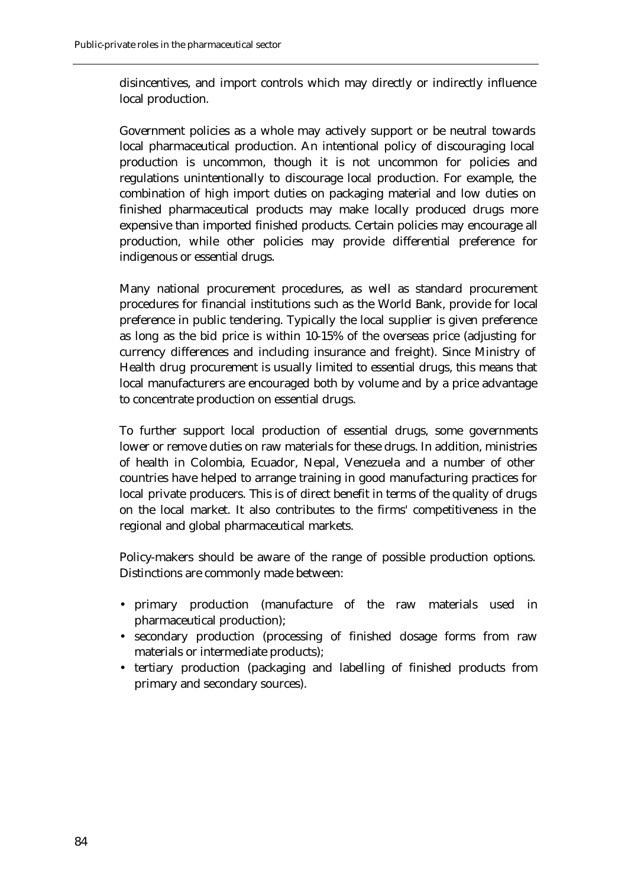disincentives, and import controls which may directly or indirectly influence local production.

Government policies as a whole may actively support or be neutral towards local pharmaceutical production. An intentional policy of discouraging local production is uncommon, though it is not uncommon for policies and regulations unintentionally to discourage local production. For example, the combination of high import duties on packaging material and low duties on finished pharmaceutical products may make locally produced drugs more expensive than imported finished products. Certain policies may encourage all production, while other policies may provide differential preference for indigenous or essential drugs.

Many national procurement procedures, as well as standard procurement procedures for financial institutions such as the World Bank, provide for local preference in public tendering. Typically the local supplier is given preference as long as the bid price is within 10-15% of the overseas price (adjusting for currency differences and including insurance and freight). Since Ministry of Health drug procurement is usually limited to essential drugs, this means that local manufacturers are encouraged both by volume and by a price advantage to concentrate production on essential drugs.

To further support local production of essential drugs, some governments lower or remove duties on raw materials for these drugs. In addition, ministries of health in Colombia, Ecuador, Nepal, Venezuela and a number of other countries have helped to arrange training in good manufacturing practices for local private producers. This is of direct benefit in terms of the quality of drugs on the local market. It also contributes to the firms' competitiveness in the regional and global pharmaceutical markets.

Policy-makers should be aware of the range of possible production options. Distinctions are commonly made between:

- primary production (manufacture of the raw materials used in pharmaceutical production);
- secondary production (processing of finished dosage forms from raw materials or intermediate products);
- tertiary production (packaging and labelling of finished products from primary and secondary sources).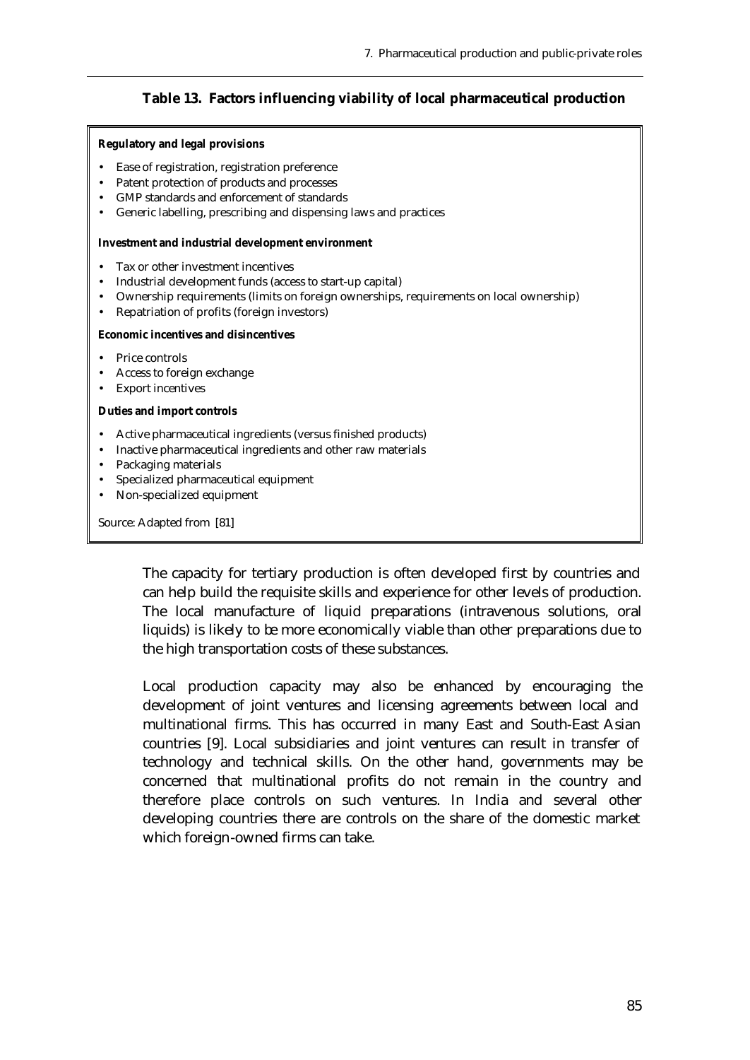### Table 13. Factors influencing viability of local pharmaceutical production

**Regulatory and legal provisions**

- Ease of registration, registration preference
- Patent protection of products and processes
- GMP standards and enforcement of standards
- Generic labelling, prescribing and dispensing laws and practices

**Investment and industrial development environment**

- Tax or other investment incentives
- Industrial development funds (access to start-up capital)
- Ownership requirements (limits on foreign ownerships, requirements on local ownership)
- Repatriation of profits (foreign investors)

**Economic incentives and disincentives**

- Price controls
- Access to foreign exchange
- Export incentives

**Duties and import controls**

- Active pharmaceutical ingredients (versus finished products)
- Inactive pharmaceutical ingredients and other raw materials
- Packaging materials
- Specialized pharmaceutical equipment
- Non-specialized equipment

Source: Adapted from [81]

The capacity for tertiary production is often developed first by countries and can help build the requisite skills and experience for other levels of production. The local manufacture of liquid preparations (intravenous solutions, oral liquids) is likely to be more economically viable than other preparations due to the high transportation costs of these substances.

Local production capacity may also be enhanced by encouraging the development of joint ventures and licensing agreements between local and multinational firms. This has occurred in many East and South-East Asian countries [9]. Local subsidiaries and joint ventures can result in transfer of technology and technical skills. On the other hand, governments may be concerned that multinational profits do not remain in the country and therefore place controls on such ventures. In India and several other developing countries there are controls on the share of the domestic market which foreign-owned firms can take.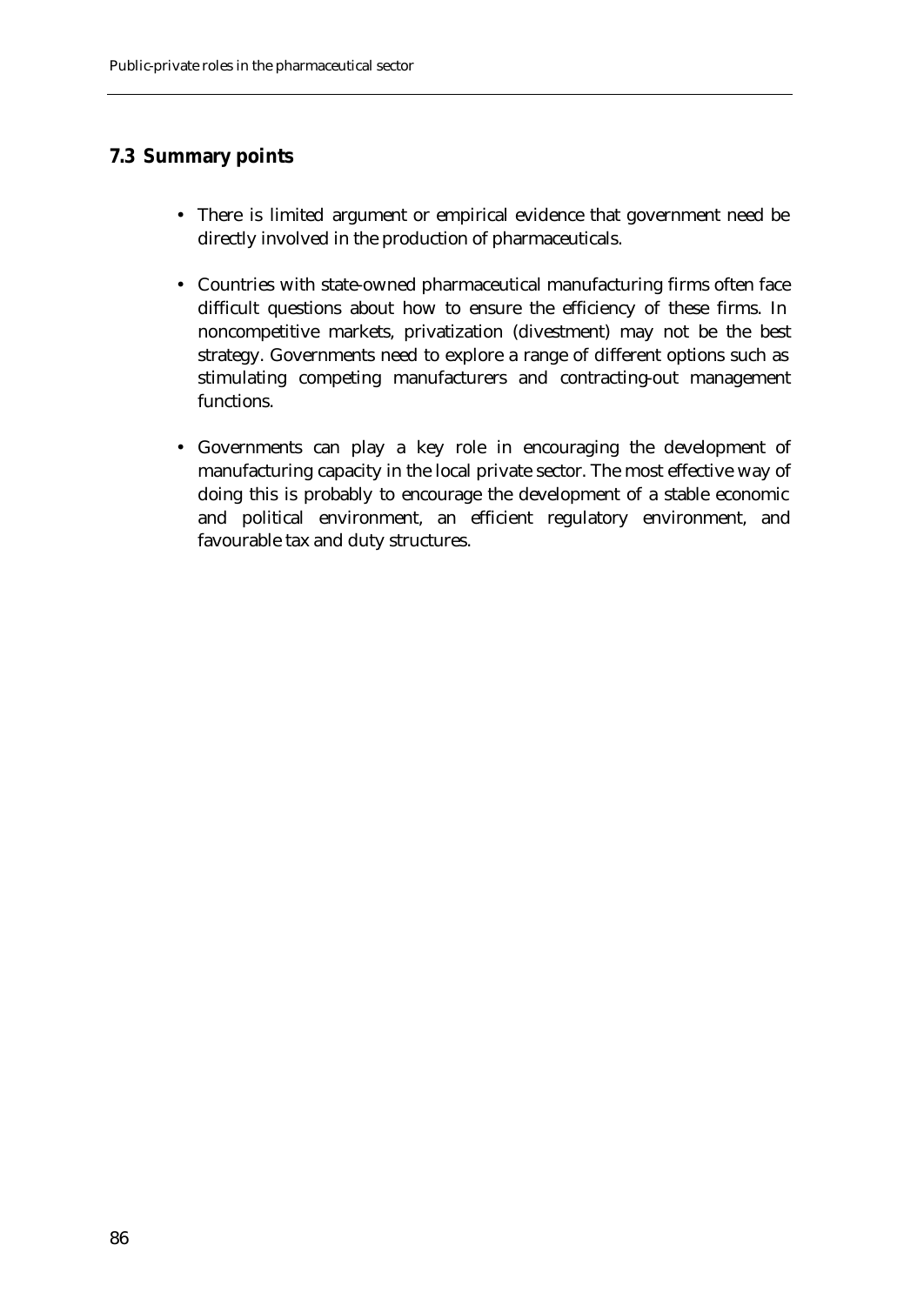## 7.3 Summary points

- There is limited argument or empirical evidence that government need be directly involved in the production of pharmaceuticals.

- Countries with state-owned pharmaceutical manufacturing firms often face difficult questions about how to ensure the efficiency of these firms. In noncompetitive markets, privatization (divestment) may not be the best strategy. Governments need to explore a range of different options such as stimulating competing manufacturers and contracting-out management functions.

- Governments can play a key role in encouraging the development of manufacturing capacity in the local private sector. The most effective way of doing this is probably to encourage the development of a stable economic and political environment, an efficient regulatory environment, and favourable tax and duty structures.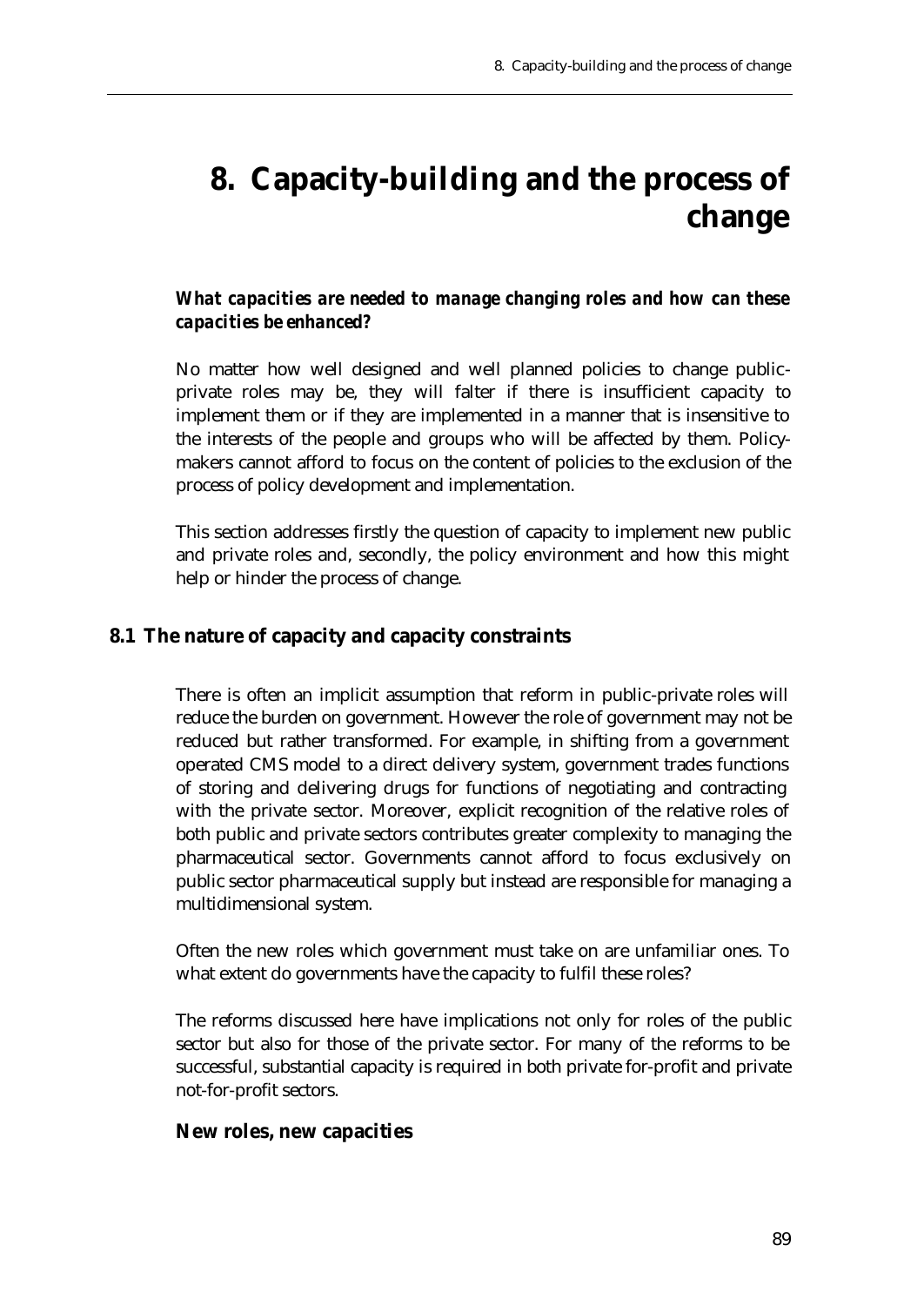# 8. Capacity-building and the process of change

***What capacities are needed to manage changing roles and how can these capacities be enhanced?***

No matter how well designed and well planned policies to change public-private roles may be, they will falter if there is insufficient capacity to implement them or if they are implemented in a manner that is insensitive to the interests of the people and groups who will be affected by them. Policy-makers cannot afford to focus on the content of policies to the exclusion of the process of policy development and implementation.

This section addresses firstly the question of capacity to implement new public and private roles and, secondly, the policy environment and how this might help or hinder the process of change.

## 8.1 The nature of capacity and capacity constraints

There is often an implicit assumption that reform in public-private roles will reduce the burden on government. However the role of government may not be reduced but rather transformed. For example, in shifting from a government operated CMS model to a direct delivery system, government trades functions of storing and delivering drugs for functions of negotiating and contracting with the private sector. Moreover, explicit recognition of the relative roles of both public and private sectors contributes greater complexity to managing the pharmaceutical sector. Governments cannot afford to focus exclusively on public sector pharmaceutical supply but instead are responsible for managing a multidimensional system.

Often the new roles which government must take on are unfamiliar ones. To what extent do governments have the capacity to fulfil these roles?

The reforms discussed here have implications not only for roles of the public sector but also for those of the private sector. For many of the reforms to be successful, substantial capacity is required in both private for-profit and private not-for-profit sectors.

### New roles, new capacities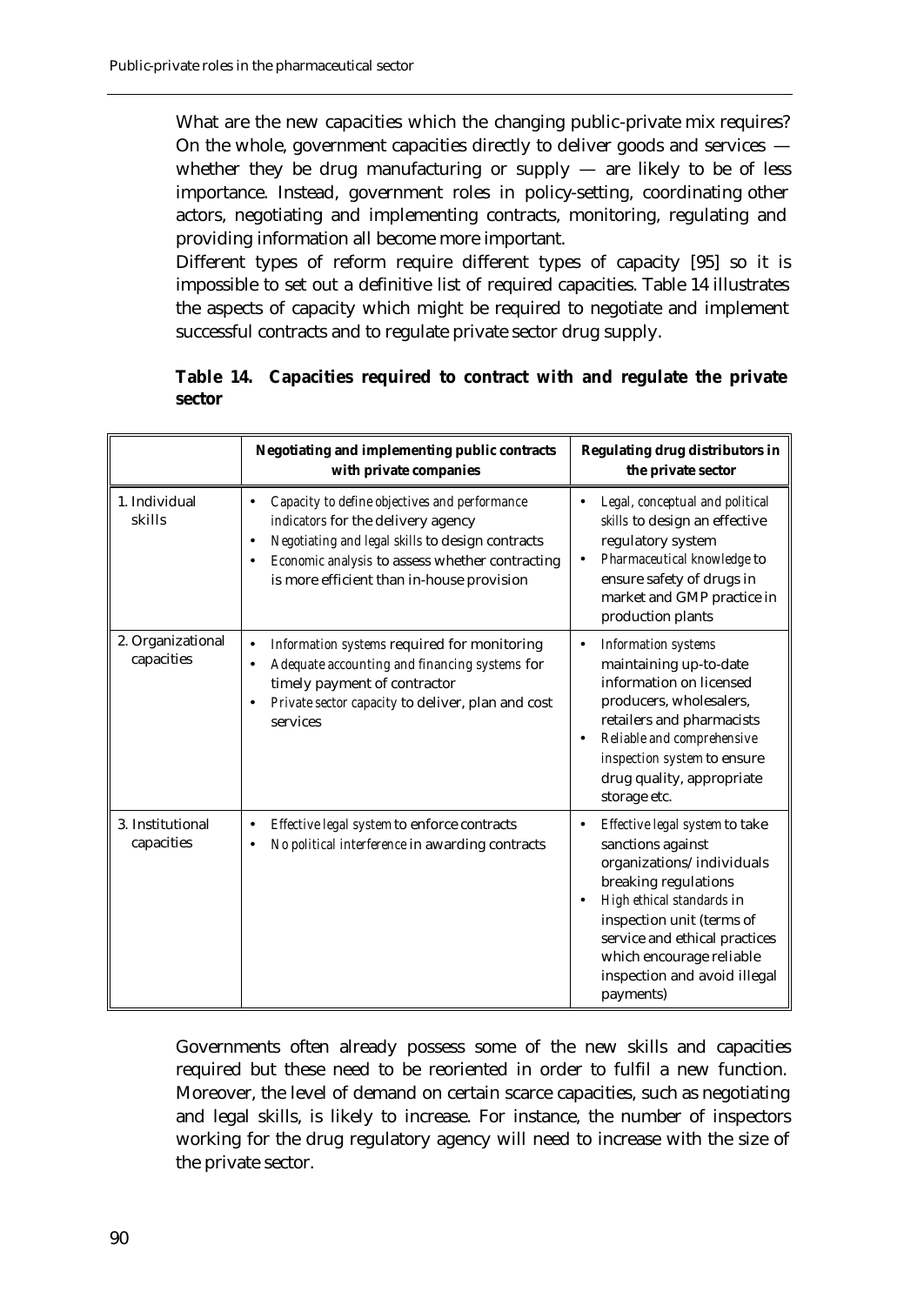What are the new capacities which the changing public-private mix requires? On the whole, government capacities directly to deliver goods and services — whether they be drug manufacturing or supply — are likely to be of less importance. Instead, government roles in policy-setting, coordinating other actors, negotiating and implementing contracts, monitoring, regulating and providing information all become more important.

Different types of reform require different types of capacity [95] so it is impossible to set out a definitive list of required capacities. Table 14 illustrates the aspects of capacity which might be required to negotiate and implement successful contracts and to regulate private sector drug supply.

**Table 14. Capacities required to contract with and regulate the private sector**

| | Negotiating and implementing public contracts with private companies | Regulating drug distributors in the private sector |
|---|---|---|
| 1. Individual skills | • *Capacity to define objectives and performance indicators* for the delivery agency<br>• *Negotiating and legal skills* to design contracts<br>• *Economic analysis* to assess whether contracting is more efficient than in-house provision | • *Legal, conceptual and political skills* to design an effective regulatory system<br>• *Pharmaceutical knowledge* to ensure safety of drugs in market and GMP practice in production plants |
| 2. Organizational capacities | • *Information systems* required for monitoring<br>• *Adequate accounting and financing systems* for timely payment of contractor<br>• *Private sector capacity* to deliver, plan and cost services | • *Information systems* maintaining up-to-date information on licensed producers, wholesalers, retailers and pharmacists<br>• *Reliable and comprehensive inspection system* to ensure drug quality, appropriate storage etc. |
| 3. Institutional capacities | • *Effective legal system* to enforce contracts<br>• *No political interference* in awarding contracts | • *Effective legal system* to take sanctions against organizations/individuals breaking regulations<br>• *High ethical standards* in inspection unit (terms of service and ethical practices which encourage reliable inspection and avoid illegal payments) |

Governments often already possess some of the new skills and capacities required but these need to be reoriented in order to fulfil a new function. Moreover, the level of demand on certain scarce capacities, such as negotiating and legal skills, is likely to increase. For instance, the number of inspectors working for the drug regulatory agency will need to increase with the size of the private sector.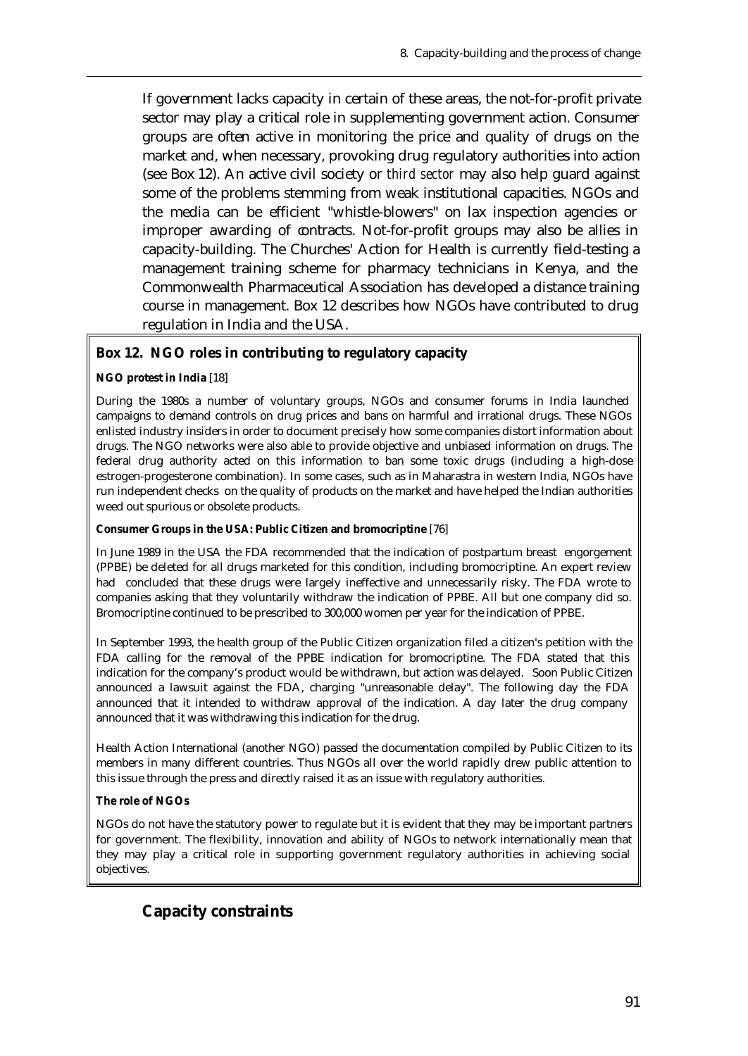If government lacks capacity in certain of these areas, the not-for-profit private sector may play a critical role in supplementing government action. Consumer groups are often active in monitoring the price and quality of drugs on the market and, when necessary, provoking drug regulatory authorities into action (see Box 12). An active civil society or *third sector* may also help guard against some of the problems stemming from weak institutional capacities. NGOs and the media can be efficient "whistle-blowers" on lax inspection agencies or improper awarding of contracts. Not-for-profit groups may also be allies in capacity-building. The Churches' Action for Health is currently field-testing a management training scheme for pharmacy technicians in Kenya, and the Commonwealth Pharmaceutical Association has developed a distance training course in management. Box 12 describes how NGOs have contributed to drug regulation in India and the USA.

**Box 12. NGO roles in contributing to regulatory capacity**

**NGO protest in India** [18]

During the 1980s a number of voluntary groups, NGOs and consumer forums in India launched campaigns to demand controls on drug prices and bans on harmful and irrational drugs. These NGOs enlisted industry insiders in order to document precisely how some companies distort information about drugs. The NGO networks were also able to provide objective and unbiased information on drugs. The federal drug authority acted on this information to ban some toxic drugs (including a high-dose estrogen-progesterone combination). In some cases, such as in Maharastra in western India, NGOs have run independent checks on the quality of products on the market and have helped the Indian authorities weed out spurious or obsolete products.

**Consumer Groups in the USA: Public Citizen and bromocriptine** [76]

In June 1989 in the USA the FDA recommended that the indication of postpartum breast engorgement (PPBE) be deleted for all drugs marketed for this condition, including bromocriptine. An expert review had concluded that these drugs were largely ineffective and unnecessarily risky. The FDA wrote to companies asking that they voluntarily withdraw the indication of PPBE. All but one company did so. Bromocriptine continued to be prescribed to 300,000 women per year for the indication of PPBE.

In September 1993, the health group of the Public Citizen organization filed a citizen's petition with the FDA calling for the removal of the PPBE indication for bromocriptine. The FDA stated that this indication for the company's product would be withdrawn, but action was delayed. Soon Public Citizen announced a lawsuit against the FDA, charging "unreasonable delay". The following day the FDA announced that it intended to withdraw approval of the indication. A day later the drug company announced that it was withdrawing this indication for the drug.

Health Action International (another NGO) passed the documentation compiled by Public Citizen to its members in many different countries. Thus NGOs all over the world rapidly drew public attention to this issue through the press and directly raised it as an issue with regulatory authorities.

**The role of NGOs**

NGOs do not have the statutory power to regulate but it is evident that they may be important partners for government. The flexibility, innovation and ability of NGOs to network internationally mean that they may play a critical role in supporting government regulatory authorities in achieving social objectives.

## Capacity constraints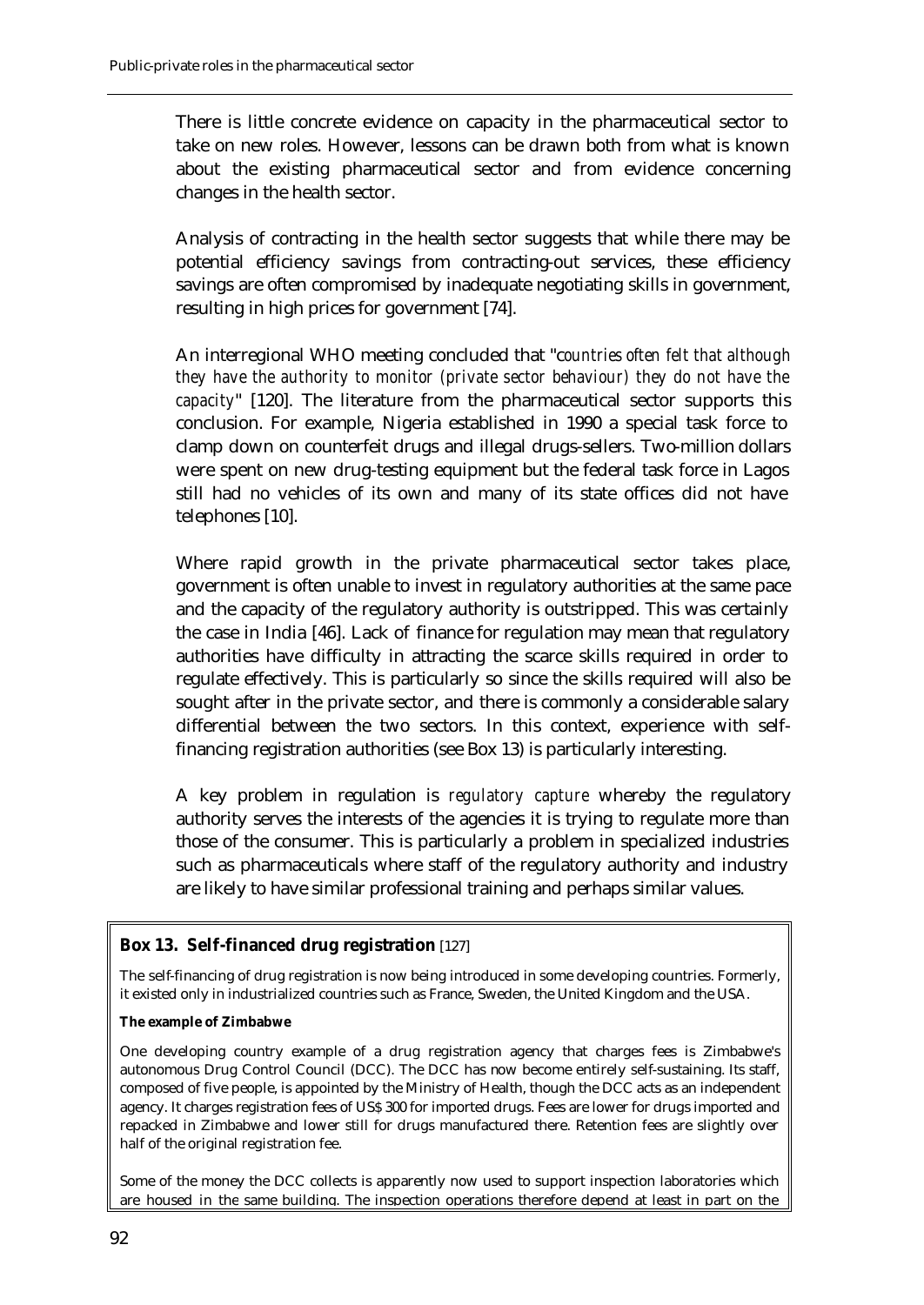There is little concrete evidence on capacity in the pharmaceutical sector to take on new roles. However, lessons can be drawn both from what is known about the existing pharmaceutical sector and from evidence concerning changes in the health sector.

Analysis of contracting in the health sector suggests that while there may be potential efficiency savings from contracting-out services, these efficiency savings are often compromised by inadequate negotiating skills in government, resulting in high prices for government [74].

An interregional WHO meeting concluded that "*countries often felt that although they have the authority to monitor (private sector behaviour) they do not have the capacity*" [120]. The literature from the pharmaceutical sector supports this conclusion. For example, Nigeria established in 1990 a special task force to clamp down on counterfeit drugs and illegal drugs-sellers. Two-million dollars were spent on new drug-testing equipment but the federal task force in Lagos still had no vehicles of its own and many of its state offices did not have telephones [10].

Where rapid growth in the private pharmaceutical sector takes place, government is often unable to invest in regulatory authorities at the same pace and the capacity of the regulatory authority is outstripped. This was certainly the case in India [46]. Lack of finance for regulation may mean that regulatory authorities have difficulty in attracting the scarce skills required in order to regulate effectively. This is particularly so since the skills required will also be sought after in the private sector, and there is commonly a considerable salary differential between the two sectors. In this context, experience with self-financing registration authorities (see Box 13) is particularly interesting.

A key problem in regulation is *regulatory capture* whereby the regulatory authority serves the interests of the agencies it is trying to regulate more than those of the consumer. This is particularly a problem in specialized industries such as pharmaceuticals where staff of the regulatory authority and industry are likely to have similar professional training and perhaps similar values.

**Box 13. Self-financed drug registration** [127]

The self-financing of drug registration is now being introduced in some developing countries. Formerly, it existed only in industrialized countries such as France, Sweden, the United Kingdom and the USA.

**The example of Zimbabwe**

One developing country example of a drug registration agency that charges fees is Zimbabwe's autonomous Drug Control Council (DCC). The DCC has now become entirely self-sustaining. Its staff, composed of five people, is appointed by the Ministry of Health, though the DCC acts as an independent agency. It charges registration fees of US$ 300 for imported drugs. Fees are lower for drugs imported and repacked in Zimbabwe and lower still for drugs manufactured there. Retention fees are slightly over half of the original registration fee.

Some of the money the DCC collects is apparently now used to support inspection laboratories which are housed in the same building. The inspection operations therefore depend at least in part on the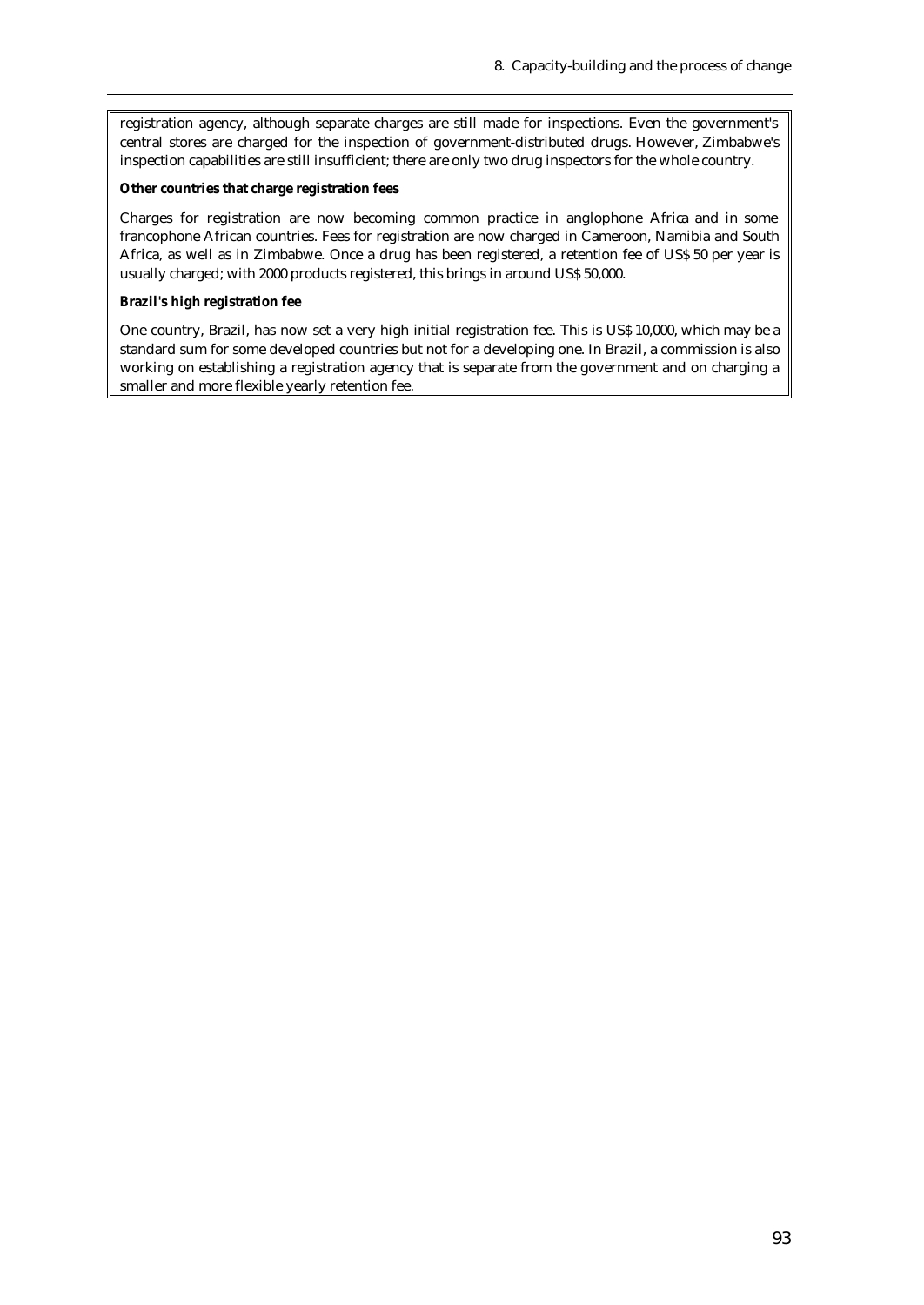registration agency, although separate charges are still made for inspections. Even the government's central stores are charged for the inspection of government-distributed drugs. However, Zimbabwe's inspection capabilities are still insufficient; there are only two drug inspectors for the whole country.

**Other countries that charge registration fees**

Charges for registration are now becoming common practice in anglophone Africa and in some francophone African countries. Fees for registration are now charged in Cameroon, Namibia and South Africa, as well as in Zimbabwe. Once a drug has been registered, a retention fee of US$ 50 per year is usually charged; with 2000 products registered, this brings in around US$ 50,000.

**Brazil's high registration fee**

One country, Brazil, has now set a very high initial registration fee. This is US$ 10,000, which may be a standard sum for some developed countries but not for a developing one. In Brazil, a commission is also working on establishing a registration agency that is separate from the government and on charging a smaller and more flexible yearly retention fee.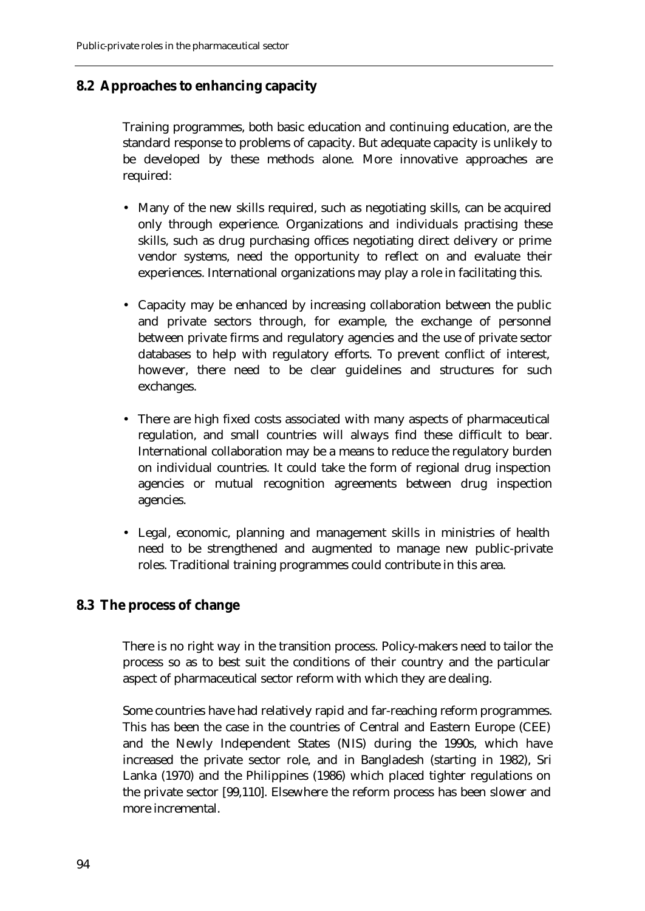## 8.2 Approaches to enhancing capacity

Training programmes, both basic education and continuing education, are the standard response to problems of capacity. But adequate capacity is unlikely to be developed by these methods alone. More innovative approaches are required:

- Many of the new skills required, such as negotiating skills, can be acquired only through experience. Organizations and individuals practising these skills, such as drug purchasing offices negotiating direct delivery or prime vendor systems, need the opportunity to reflect on and evaluate their experiences. International organizations may play a role in facilitating this.

- Capacity may be enhanced by increasing collaboration between the public and private sectors through, for example, the exchange of personnel between private firms and regulatory agencies and the use of private sector databases to help with regulatory efforts. To prevent conflict of interest, however, there need to be clear guidelines and structures for such exchanges.

- There are high fixed costs associated with many aspects of pharmaceutical regulation, and small countries will always find these difficult to bear. International collaboration may be a means to reduce the regulatory burden on individual countries. It could take the form of regional drug inspection agencies or mutual recognition agreements between drug inspection agencies.

- Legal, economic, planning and management skills in ministries of health need to be strengthened and augmented to manage new public-private roles. Traditional training programmes could contribute in this area.

## 8.3 The process of change

There is no right way in the transition process. Policy-makers need to tailor the process so as to best suit the conditions of their country and the particular aspect of pharmaceutical sector reform with which they are dealing.

Some countries have had relatively rapid and far-reaching reform programmes. This has been the case in the countries of Central and Eastern Europe (CEE) and the Newly Independent States (NIS) during the 1990s, which have increased the private sector role, and in Bangladesh (starting in 1982), Sri Lanka (1970) and the Philippines (1986) which placed tighter regulations on the private sector [99,110]. Elsewhere the reform process has been slower and more incremental.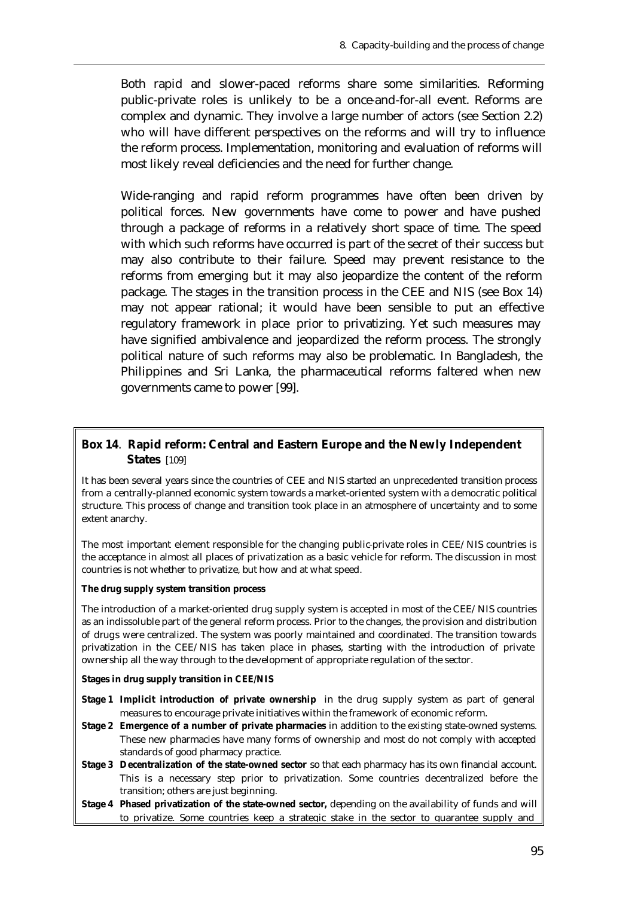Both rapid and slower-paced reforms share some similarities. Reforming public-private roles is unlikely to be a once-and-for-all event. Reforms are complex and dynamic. They involve a large number of actors (see Section 2.2) who will have different perspectives on the reforms and will try to influence the reform process. Implementation, monitoring and evaluation of reforms will most likely reveal deficiencies and the need for further change.

Wide-ranging and rapid reform programmes have often been driven by political forces. New governments have come to power and have pushed through a package of reforms in a relatively short space of time. The speed with which such reforms have occurred is part of the secret of their success but may also contribute to their failure. Speed may prevent resistance to the reforms from emerging but it may also jeopardize the content of the reform package. The stages in the transition process in the CEE and NIS (see Box 14) may not appear rational; it would have been sensible to put an effective regulatory framework in place prior to privatizing. Yet such measures may have signified ambivalence and jeopardized the reform process. The strongly political nature of such reforms may also be problematic. In Bangladesh, the Philippines and Sri Lanka, the pharmaceutical reforms faltered when new governments came to power [99].

### Box 14. Rapid reform: Central and Eastern Europe and the Newly Independent States [109]

It has been several years since the countries of CEE and NIS started an unprecedented transition process from a centrally-planned economic system towards a market-oriented system with a democratic political structure. This process of change and transition took place in an atmosphere of uncertainty and to some extent anarchy.

The most important element responsible for the changing public-private roles in CEE/NIS countries is the acceptance in almost all places of privatization as a basic vehicle for reform. The discussion in most countries is not whether to privatize, but how and at what speed.

**The drug supply system transition process**

The introduction of a market-oriented drug supply system is accepted in most of the CEE/NIS countries as an indissoluble part of the general reform process. Prior to the changes, the provision and distribution of drugs were centralized. The system was poorly maintained and coordinated. The transition towards privatization in the CEE/NIS has taken place in phases, starting with the introduction of private ownership all the way through to the development of appropriate regulation of the sector.

**Stages in drug supply transition in CEE/NIS**

**Stage 1** **Implicit introduction of private ownership** in the drug supply system as part of general measures to encourage private initiatives within the framework of economic reform.

**Stage 2** **Emergence of a number of private pharmacies** in addition to the existing state-owned systems. These new pharmacies have many forms of ownership and most do not comply with accepted standards of good pharmacy practice.

**Stage 3** **Decentralization of the state-owned sector** so that each pharmacy has its own financial account. This is a necessary step prior to privatization. Some countries decentralized before the transition; others are just beginning.

**Stage 4** **Phased privatization of the state-owned sector,** depending on the availability of funds and will to privatize. Some countries keep a strategic stake in the sector to guarantee supply and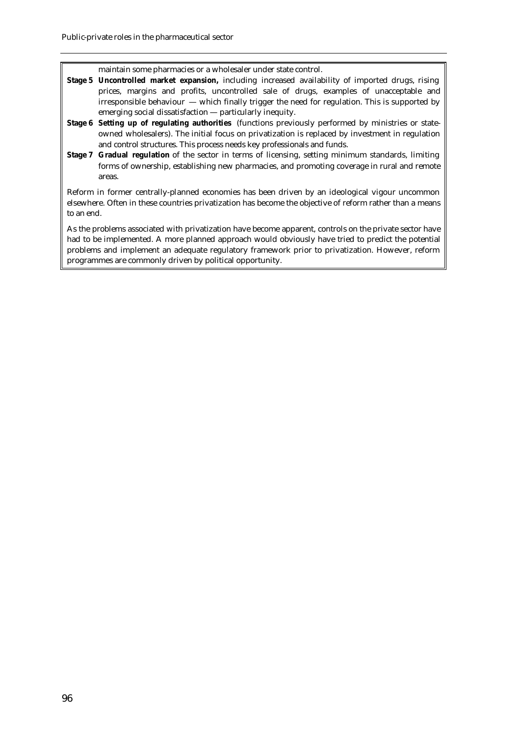maintain some pharmacies or a wholesaler under state control.

**Stage 5** **Uncontrolled market expansion,** including increased availability of imported drugs, rising prices, margins and profits, uncontrolled sale of drugs, examples of unacceptable and irresponsible behaviour — which finally trigger the need for regulation. This is supported by emerging social dissatisfaction — particularly inequity.

**Stage 6** **Setting up of regulating authorities** (functions previously performed by ministries or state-owned wholesalers). The initial focus on privatization is replaced by investment in regulation and control structures. This process needs key professionals and funds.

**Stage 7** **Gradual regulation** of the sector in terms of licensing, setting minimum standards, limiting forms of ownership, establishing new pharmacies, and promoting coverage in rural and remote areas.

Reform in former centrally-planned economies has been driven by an ideological vigour uncommon elsewhere. Often in these countries privatization has become the objective of reform rather than a means to an end.

As the problems associated with privatization have become apparent, controls on the private sector have had to be implemented. A more planned approach would obviously have tried to predict the potential problems and implement an adequate regulatory framework prior to privatization. However, reform programmes are commonly driven by political opportunity.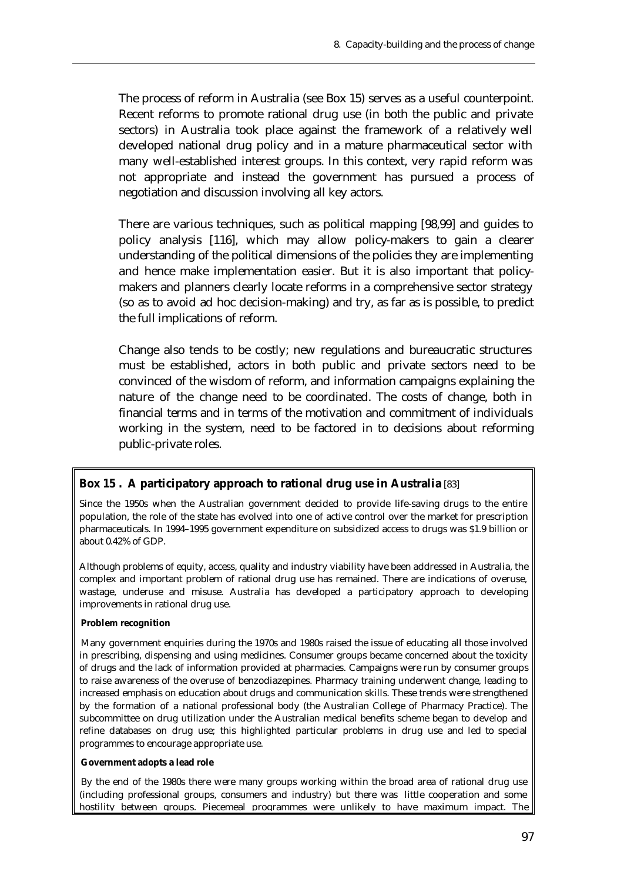The process of reform in Australia (see Box 15) serves as a useful counterpoint. Recent reforms to promote rational drug use (in both the public and private sectors) in Australia took place against the framework of a relatively well developed national drug policy and in a mature pharmaceutical sector with many well-established interest groups. In this context, very rapid reform was not appropriate and instead the government has pursued a process of negotiation and discussion involving all key actors.

There are various techniques, such as political mapping [98,99] and guides to policy analysis [116], which may allow policy-makers to gain a clearer understanding of the political dimensions of the policies they are implementing and hence make implementation easier. But it is also important that policy-makers and planners clearly locate reforms in a comprehensive sector strategy (so as to avoid ad hoc decision-making) and try, as far as is possible, to predict the full implications of reform.

Change also tends to be costly; new regulations and bureaucratic structures must be established, actors in both public and private sectors need to be convinced of the wisdom of reform, and information campaigns explaining the nature of the change need to be coordinated. The costs of change, both in financial terms and in terms of the motivation and commitment of individuals working in the system, need to be factored in to decisions about reforming public-private roles.

**Box 15 . A participatory approach to rational drug use in Australia** [83]

Since the 1950s when the Australian government decided to provide life-saving drugs to the entire population, the role of the state has evolved into one of active control over the market for prescription pharmaceuticals. In 1994–1995 government expenditure on subsidized access to drugs was $1.9 billion or about 0.42% of GDP.

Although problems of equity, access, quality and industry viability have been addressed in Australia, the complex and important problem of rational drug use has remained. There are indications of overuse, wastage, underuse and misuse. Australia has developed a participatory approach to developing improvements in rational drug use.

**Problem recognition**

Many government enquiries during the 1970s and 1980s raised the issue of educating all those involved in prescribing, dispensing and using medicines. Consumer groups became concerned about the toxicity of drugs and the lack of information provided at pharmacies. Campaigns were run by consumer groups to raise awareness of the overuse of benzodiazepines. Pharmacy training underwent change, leading to increased emphasis on education about drugs and communication skills. These trends were strengthened by the formation of a national professional body (the Australian College of Pharmacy Practice). The subcommittee on drug utilization under the Australian medical benefits scheme began to develop and refine databases on drug use; this highlighted particular problems in drug use and led to special programmes to encourage appropriate use.

**Government adopts a lead role**

By the end of the 1980s there were many groups working within the broad area of rational drug use (including professional groups, consumers and industry) but there was little cooperation and some hostility between groups. Piecemeal programmes were unlikely to have maximum impact. The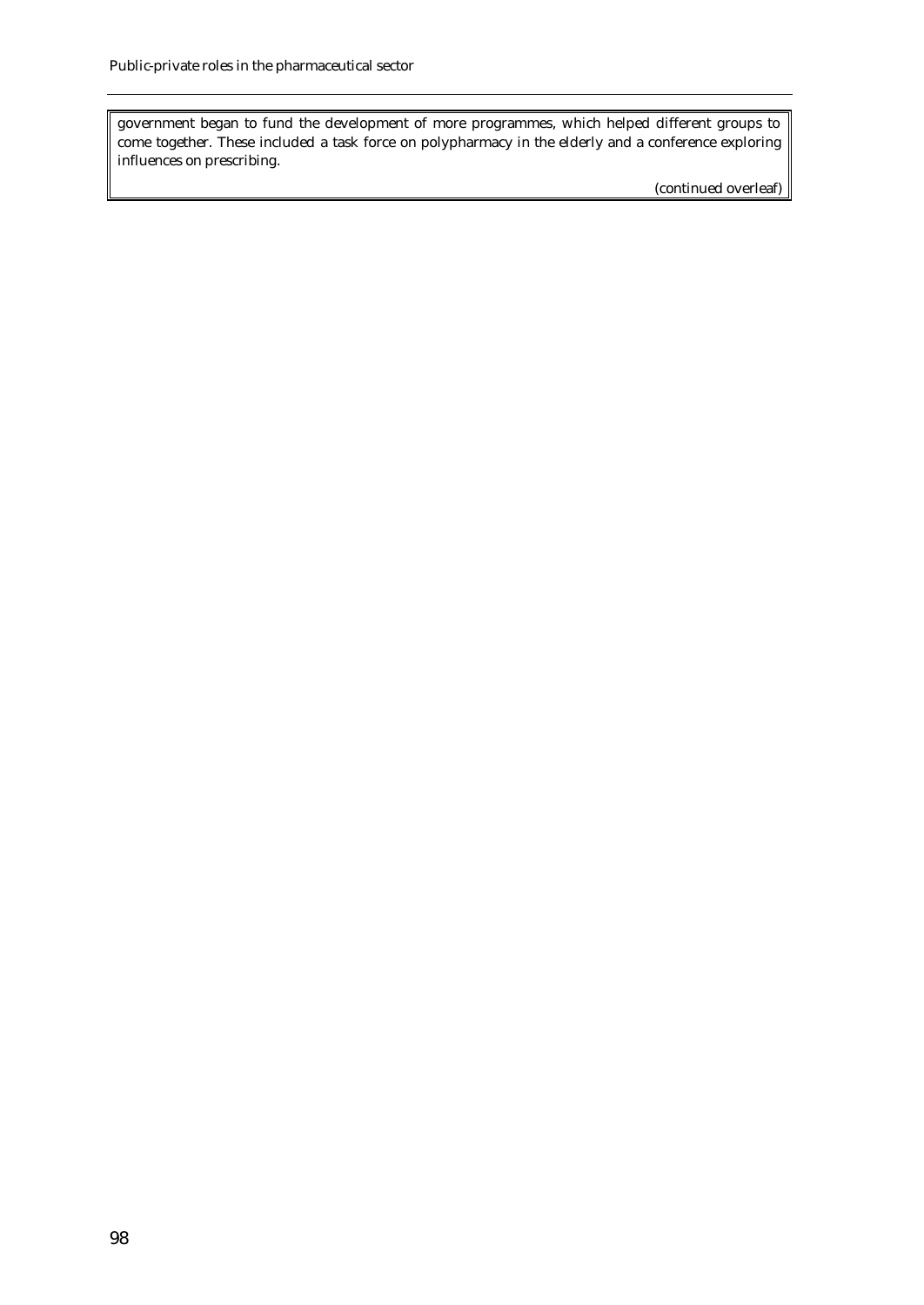government began to fund the development of more programmes, which helped different groups to come together. These included a task force on polypharmacy in the elderly and a conference exploring influences on prescribing.

*(continued overleaf)*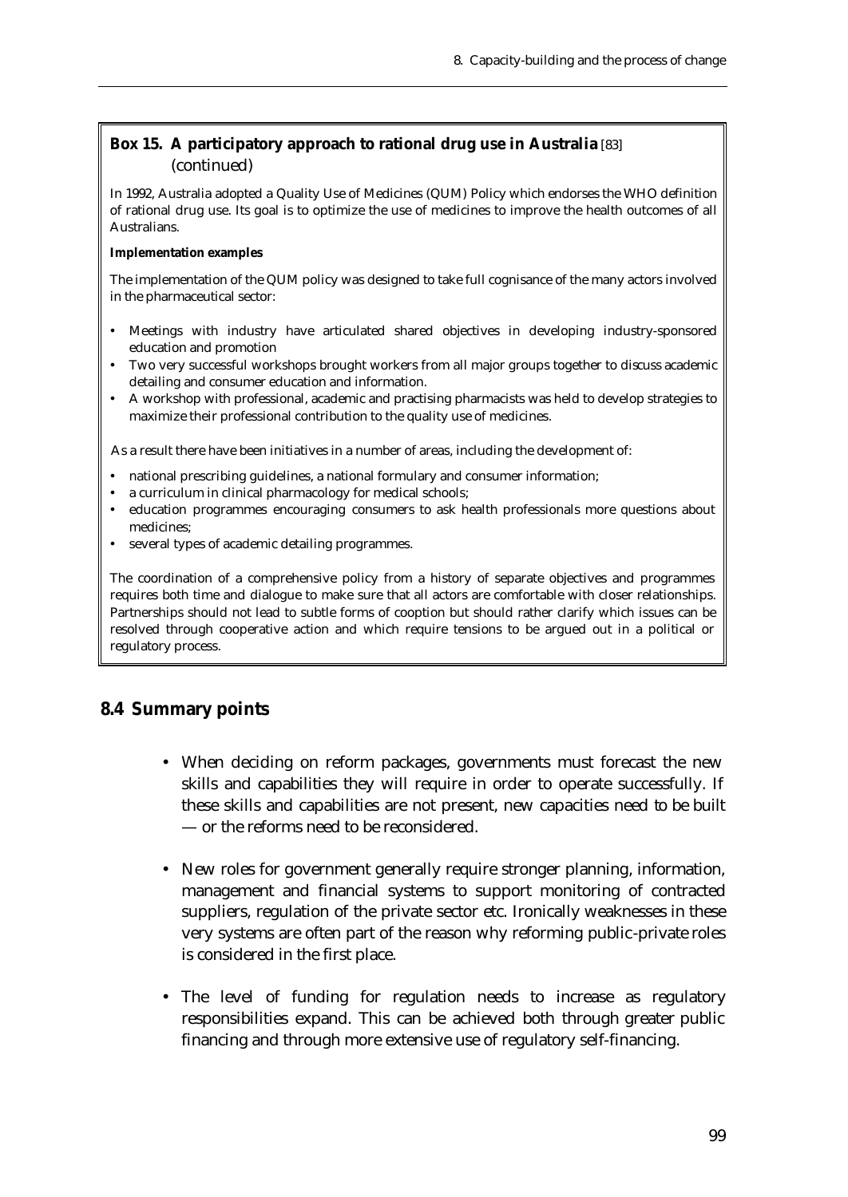**Box 15. A participatory approach to rational drug use in Australia** [83] (continued)

In 1992, Australia adopted a Quality Use of Medicines (QUM) Policy which endorses the WHO definition of rational drug use. Its goal is to optimize the use of medicines to improve the health outcomes of all Australians.

**Implementation examples**

The implementation of the QUM policy was designed to take full cognisance of the many actors involved in the pharmaceutical sector:

- Meetings with industry have articulated shared objectives in developing industry-sponsored education and promotion
- Two very successful workshops brought workers from all major groups together to discuss academic detailing and consumer education and information.
- A workshop with professional, academic and practising pharmacists was held to develop strategies to maximize their professional contribution to the quality use of medicines.

As a result there have been initiatives in a number of areas, including the development of:

- national prescribing guidelines, a national formulary and consumer information;
- a curriculum in clinical pharmacology for medical schools;
- education programmes encouraging consumers to ask health professionals more questions about medicines;
- several types of academic detailing programmes.

The coordination of a comprehensive policy from a history of separate objectives and programmes requires both time and dialogue to make sure that all actors are comfortable with closer relationships. Partnerships should not lead to subtle forms of cooption but should rather clarify which issues can be resolved through cooperative action and which require tensions to be argued out in a political or regulatory process.

## 8.4 Summary points

- When deciding on reform packages, governments must forecast the new skills and capabilities they will require in order to operate successfully. If these skills and capabilities are not present, new capacities need to be built — or the reforms need to be reconsidered.

- New roles for government generally require stronger planning, information, management and financial systems to support monitoring of contracted suppliers, regulation of the private sector etc. Ironically weaknesses in these very systems are often part of the reason why reforming public-private roles is considered in the first place.

- The level of funding for regulation needs to increase as regulatory responsibilities expand. This can be achieved both through greater public financing and through more extensive use of regulatory self-financing.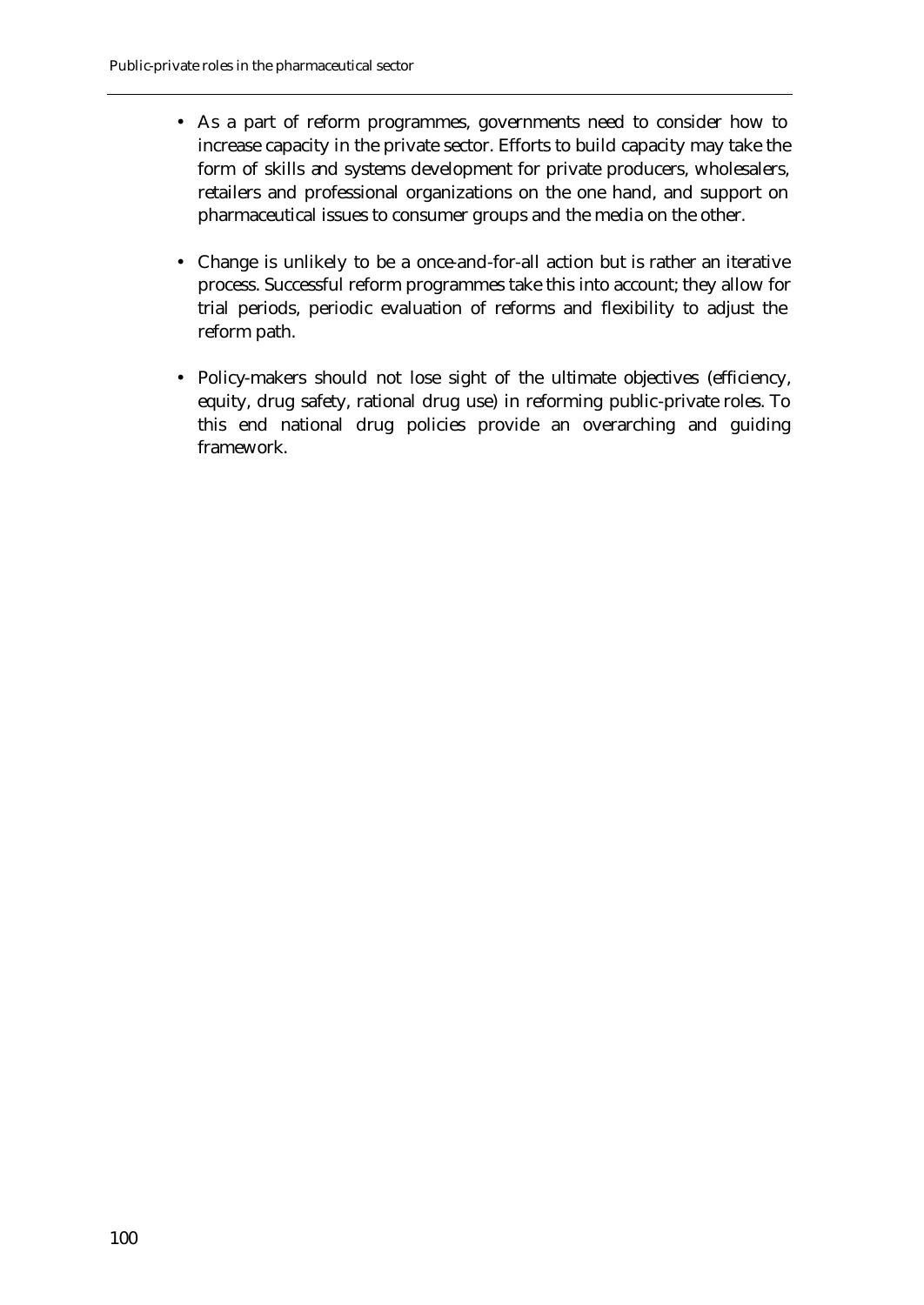- As a part of reform programmes, governments need to consider how to increase capacity in the private sector. Efforts to build capacity may take the form of skills and systems development for private producers, wholesalers, retailers and professional organizations on the one hand, and support on pharmaceutical issues to consumer groups and the media on the other.

- Change is unlikely to be a once-and-for-all action but is rather an iterative process. Successful reform programmes take this into account; they allow for trial periods, periodic evaluation of reforms and flexibility to adjust the reform path.

- Policy-makers should not lose sight of the ultimate objectives (efficiency, equity, drug safety, rational drug use) in reforming public-private roles. To this end national drug policies provide an overarching and guiding framework.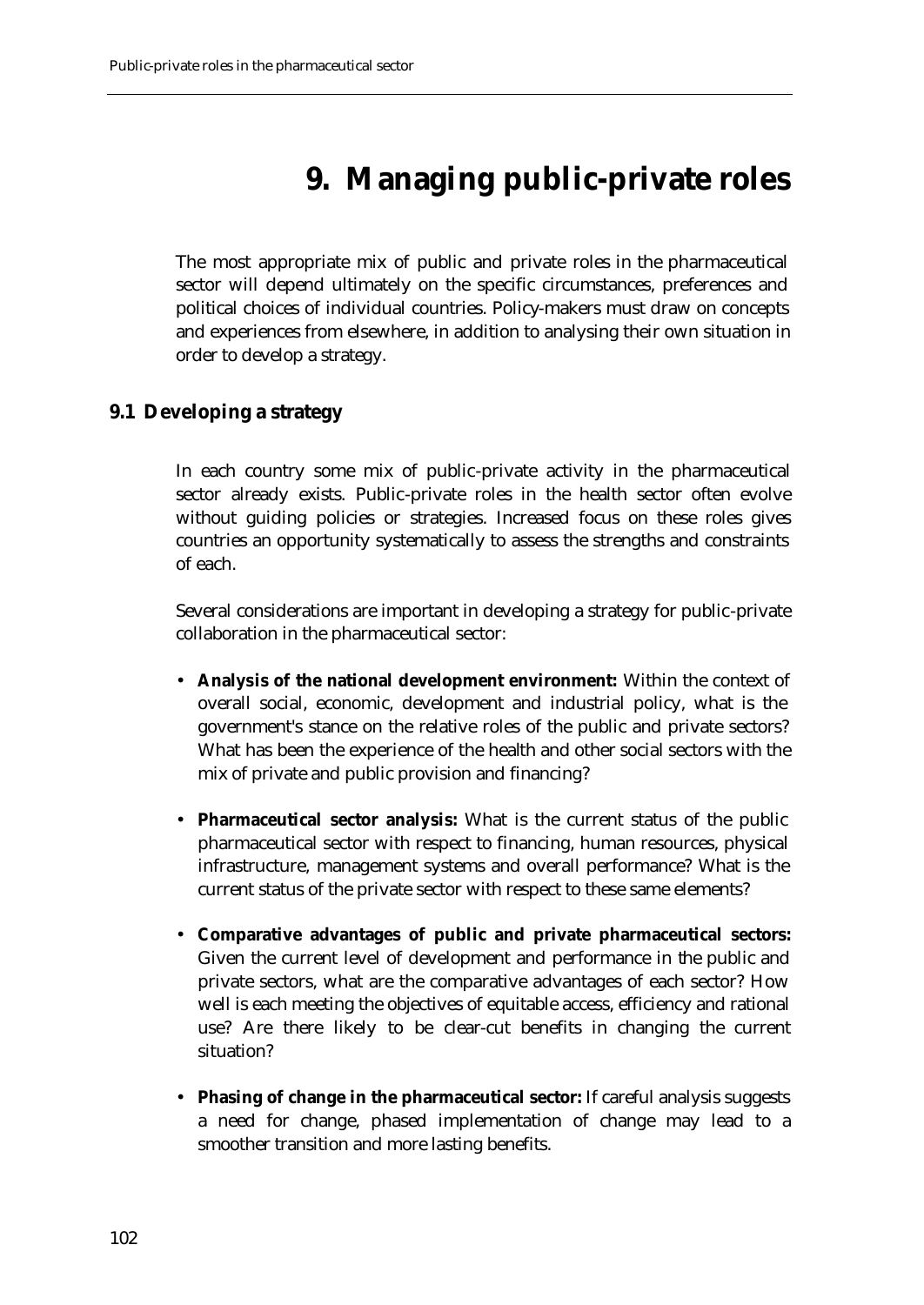# 9. Managing public-private roles

The most appropriate mix of public and private roles in the pharmaceutical sector will depend ultimately on the specific circumstances, preferences and political choices of individual countries. Policy-makers must draw on concepts and experiences from elsewhere, in addition to analysing their own situation in order to develop a strategy.

## 9.1 Developing a strategy

In each country some mix of public-private activity in the pharmaceutical sector already exists. Public-private roles in the health sector often evolve without guiding policies or strategies. Increased focus on these roles gives countries an opportunity systematically to assess the strengths and constraints of each.

Several considerations are important in developing a strategy for public-private collaboration in the pharmaceutical sector:

- **Analysis of the national development environment:** Within the context of overall social, economic, development and industrial policy, what is the government's stance on the relative roles of the public and private sectors? What has been the experience of the health and other social sectors with the mix of private and public provision and financing?

- **Pharmaceutical sector analysis:** What is the current status of the public pharmaceutical sector with respect to financing, human resources, physical infrastructure, management systems and overall performance? What is the current status of the private sector with respect to these same elements?

- **Comparative advantages of public and private pharmaceutical sectors:** Given the current level of development and performance in the public and private sectors, what are the comparative advantages of each sector? How well is each meeting the objectives of equitable access, efficiency and rational use? Are there likely to be clear-cut benefits in changing the current situation?

- **Phasing of change in the pharmaceutical sector:** If careful analysis suggests a need for change, phased implementation of change may lead to a smoother transition and more lasting benefits.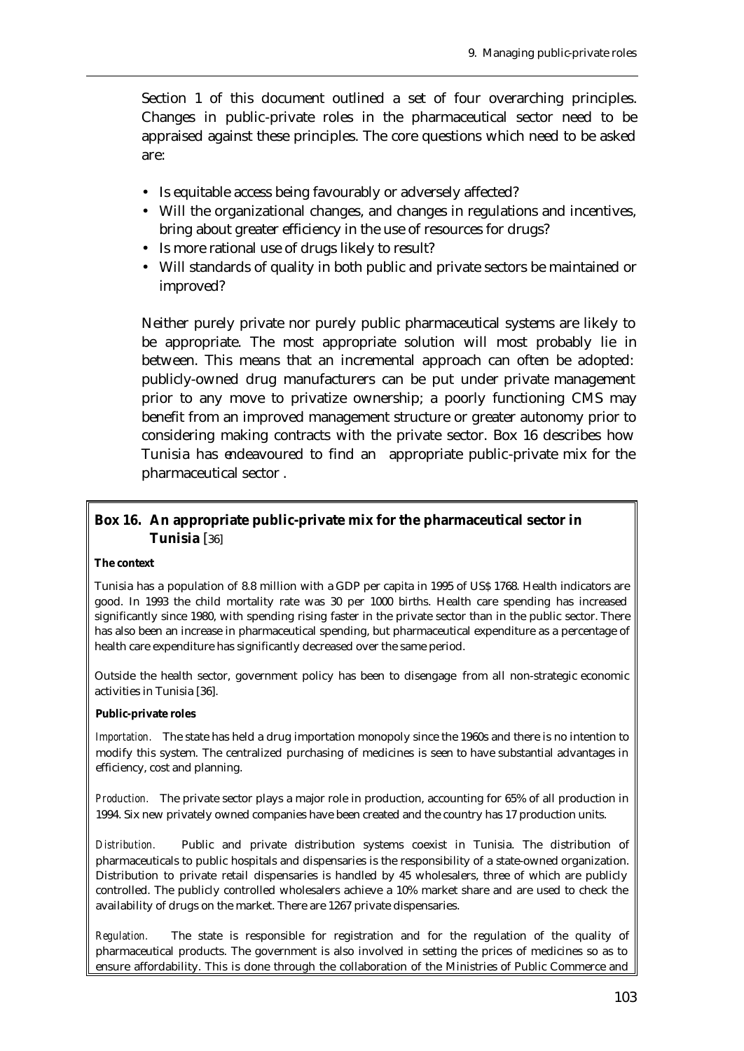Section 1 of this document outlined a set of four overarching principles. Changes in public-private roles in the pharmaceutical sector need to be appraised against these principles. The core questions which need to be asked are:

- Is equitable access being favourably or adversely affected?
- Will the organizational changes, and changes in regulations and incentives, bring about greater efficiency in the use of resources for drugs?
- Is more rational use of drugs likely to result?
- Will standards of quality in both public and private sectors be maintained or improved?

Neither purely private nor purely public pharmaceutical systems are likely to be appropriate. The most appropriate solution will most probably lie in between. This means that an incremental approach can often be adopted: publicly-owned drug manufacturers can be put under private management prior to any move to privatize ownership; a poorly functioning CMS may benefit from an improved management structure or greater autonomy prior to considering making contracts with the private sector. Box 16 describes how Tunisia has endeavoured to find an appropriate public-private mix for the pharmaceutical sector .

### Box 16. An appropriate public-private mix for the pharmaceutical sector in Tunisia [36]

**The context**

Tunisia has a population of 8.8 million with a GDP per capita in 1995 of US$ 1768. Health indicators are good. In 1993 the child mortality rate was 30 per 1000 births. Health care spending has increased significantly since 1980, with spending rising faster in the private sector than in the public sector. There has also been an increase in pharmaceutical spending, but pharmaceutical expenditure as a percentage of health care expenditure has significantly decreased over the same period.

Outside the health sector, government policy has been to disengage from all non-strategic economic activities in Tunisia [36].

**Public-private roles**

*Importation.* The state has held a drug importation monopoly since the 1960s and there is no intention to modify this system. The centralized purchasing of medicines is seen to have substantial advantages in efficiency, cost and planning.

*Production.* The private sector plays a major role in production, accounting for 65% of all production in 1994. Six new privately owned companies have been created and the country has 17 production units.

*Distribution.* Public and private distribution systems coexist in Tunisia. The distribution of pharmaceuticals to public hospitals and dispensaries is the responsibility of a state-owned organization. Distribution to private retail dispensaries is handled by 45 wholesalers, three of which are publicly controlled. The publicly controlled wholesalers achieve a 10% market share and are used to check the availability of drugs on the market. There are 1267 private dispensaries.

*Regulation.* The state is responsible for registration and for the regulation of the quality of pharmaceutical products. The government is also involved in setting the prices of medicines so as to ensure affordability. This is done through the collaboration of the Ministries of Public Commerce and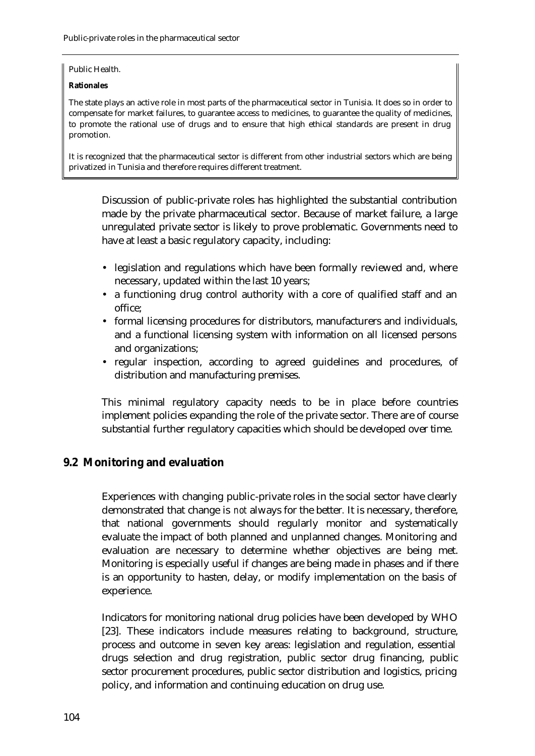Public Health.

**Rationales**

The state plays an active role in most parts of the pharmaceutical sector in Tunisia. It does so in order to compensate for market failures, to guarantee access to medicines, to guarantee the quality of medicines, to promote the rational use of drugs and to ensure that high ethical standards are present in drug promotion.

It is recognized that the pharmaceutical sector is different from other industrial sectors which are being privatized in Tunisia and therefore requires different treatment.

Discussion of public-private roles has highlighted the substantial contribution made by the private pharmaceutical sector. Because of market failure, a large unregulated private sector is likely to prove problematic. Governments need to have at least a basic regulatory capacity, including:

- legislation and regulations which have been formally reviewed and, where necessary, updated within the last 10 years;
- a functioning drug control authority with a core of qualified staff and an office;
- formal licensing procedures for distributors, manufacturers and individuals, and a functional licensing system with information on all licensed persons and organizations;
- regular inspection, according to agreed guidelines and procedures, of distribution and manufacturing premises.

This minimal regulatory capacity needs to be in place before countries implement policies expanding the role of the private sector. There are of course substantial further regulatory capacities which should be developed over time.

## 9.2 Monitoring and evaluation

Experiences with changing public-private roles in the social sector have clearly demonstrated that change is *not* always for the better. It is necessary, therefore, that national governments should regularly monitor and systematically evaluate the impact of both planned and unplanned changes. Monitoring and evaluation are necessary to determine whether objectives are being met. Monitoring is especially useful if changes are being made in phases and if there is an opportunity to hasten, delay, or modify implementation on the basis of experience.

Indicators for monitoring national drug policies have been developed by WHO [23]. These indicators include measures relating to background, structure, process and outcome in seven key areas: legislation and regulation, essential drugs selection and drug registration, public sector drug financing, public sector procurement procedures, public sector distribution and logistics, pricing policy, and information and continuing education on drug use.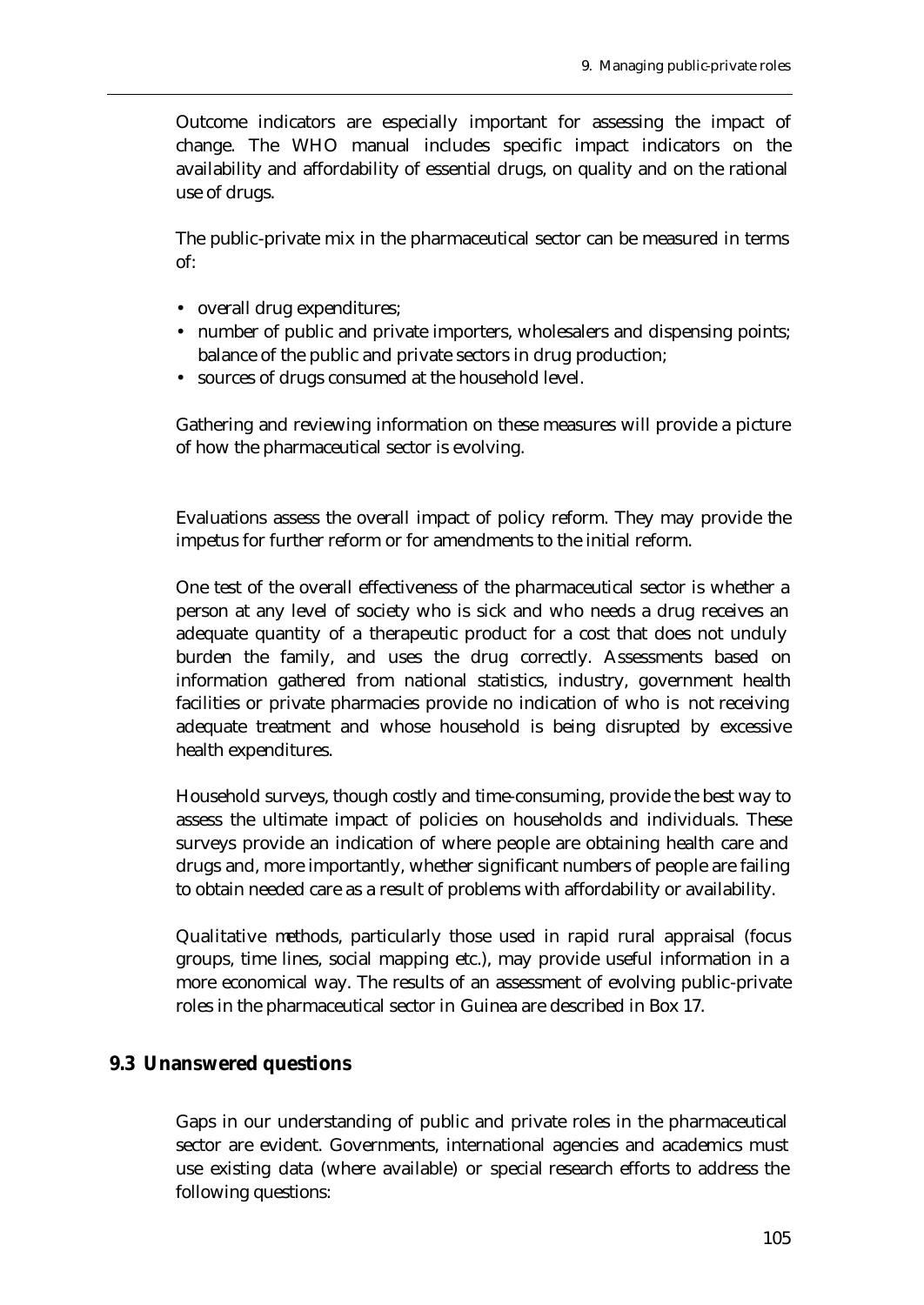Outcome indicators are especially important for assessing the impact of change. The WHO manual includes specific impact indicators on the availability and affordability of essential drugs, on quality and on the rational use of drugs.

The public-private mix in the pharmaceutical sector can be measured in terms of:

- overall drug expenditures;
- number of public and private importers, wholesalers and dispensing points; balance of the public and private sectors in drug production;
- sources of drugs consumed at the household level.

Gathering and reviewing information on these measures will provide a picture of how the pharmaceutical sector is evolving.

Evaluations assess the overall impact of policy reform. They may provide the impetus for further reform or for amendments to the initial reform.

One test of the overall effectiveness of the pharmaceutical sector is whether a person at any level of society who is sick and who needs a drug receives an adequate quantity of a therapeutic product for a cost that does not unduly burden the family, and uses the drug correctly. Assessments based on information gathered from national statistics, industry, government health facilities or private pharmacies provide no indication of who is not receiving adequate treatment and whose household is being disrupted by excessive health expenditures.

Household surveys, though costly and time-consuming, provide the best way to assess the ultimate impact of policies on households and individuals. These surveys provide an indication of where people are obtaining health care and drugs and, more importantly, whether significant numbers of people are failing to obtain needed care as a result of problems with affordability or availability.

Qualitative methods, particularly those used in rapid rural appraisal (focus groups, time lines, social mapping etc.), may provide useful information in a more economical way. The results of an assessment of evolving public-private roles in the pharmaceutical sector in Guinea are described in Box 17.

## 9.3 Unanswered questions

Gaps in our understanding of public and private roles in the pharmaceutical sector are evident. Governments, international agencies and academics must use existing data (where available) or special research efforts to address the following questions: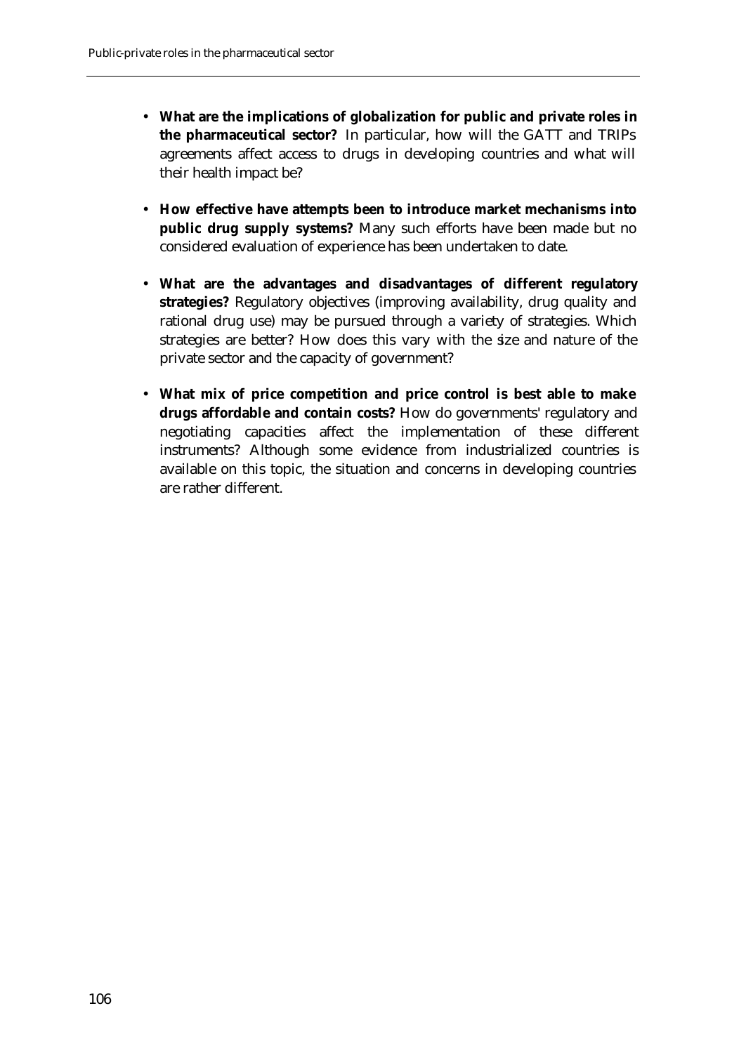- **What are the implications of globalization for public and private roles in the pharmaceutical sector?** In particular, how will the GATT and TRIPs agreements affect access to drugs in developing countries and what will their health impact be?

- **How effective have attempts been to introduce market mechanisms into public drug supply systems?** Many such efforts have been made but no considered evaluation of experience has been undertaken to date.

- **What are the advantages and disadvantages of different regulatory strategies?** Regulatory objectives (improving availability, drug quality and rational drug use) may be pursued through a variety of strategies. Which strategies are better? How does this vary with the size and nature of the private sector and the capacity of government?

- **What mix of price competition and price control is best able to make drugs affordable and contain costs?** How do governments' regulatory and negotiating capacities affect the implementation of these different instruments? Although some evidence from industrialized countries is available on this topic, the situation and concerns in developing countries are rather different.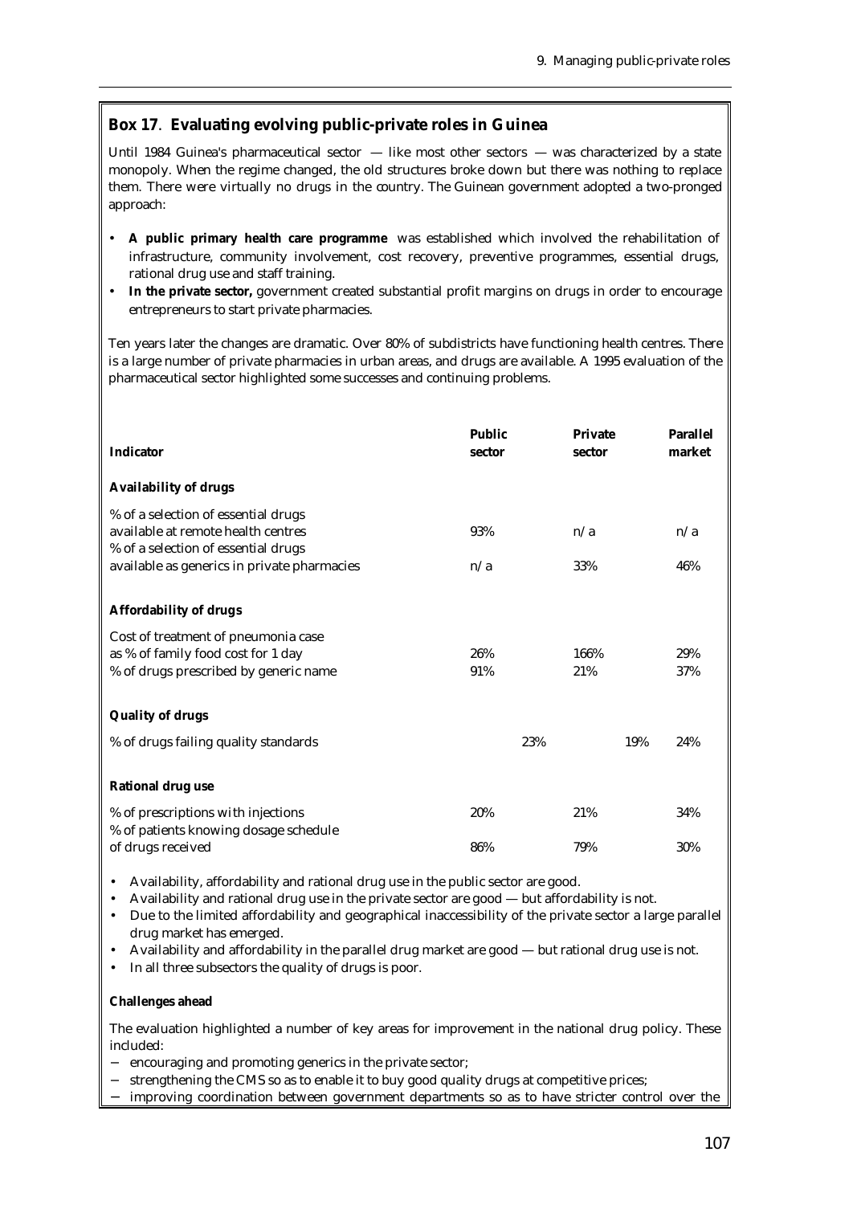## Box 17. Evaluating evolving public-private roles in Guinea

Until 1984 Guinea's pharmaceutical sector — like most other sectors — was characterized by a state monopoly. When the regime changed, the old structures broke down but there was nothing to replace them. There were virtually no drugs in the country. The Guinean government adopted a two-pronged approach:

- **A public primary health care programme** was established which involved the rehabilitation of infrastructure, community involvement, cost recovery, preventive programmes, essential drugs, rational drug use and staff training.
- **In the private sector,** government created substantial profit margins on drugs in order to encourage entrepreneurs to start private pharmacies.

Ten years later the changes are dramatic. Over 80% of subdistricts have functioning health centres. There is a large number of private pharmacies in urban areas, and drugs are available. A 1995 evaluation of the pharmaceutical sector highlighted some successes and continuing problems.

| Indicator | Public sector | Private sector | Parallel market |
|---|---|---|---|
| **Availability of drugs** | | | |
| % of a selection of essential drugs available at remote health centres | 93% | n/a | n/a |
| % of a selection of essential drugs available as generics in private pharmacies | n/a | 33% | 46% |
| **Affordability of drugs** | | | |
| Cost of treatment of pneumonia case as % of family food cost for 1 day | 26% | 166% | 29% |
| % of drugs prescribed by generic name | 91% | 21% | 37% |
| **Quality of drugs** | | | |
| % of drugs failing quality standards | 23% | 19% | 24% |
| **Rational drug use** | | | |
| % of prescriptions with injections | 20% | 21% | 34% |
| % of patients knowing dosage schedule of drugs received | 86% | 79% | 30% |

- Availability, affordability and rational drug use in the public sector are good.
- Availability and rational drug use in the private sector are good — but affordability is not.
- Due to the limited affordability and geographical inaccessibility of the private sector a large parallel drug market has emerged.
- Availability and affordability in the parallel drug market are good — but rational drug use is not.
- In all three subsectors the quality of drugs is poor.

**Challenges ahead**

The evaluation highlighted a number of key areas for improvement in the national drug policy. These included:

- encouraging and promoting generics in the private sector;
- strengthening the CMS so as to enable it to buy good quality drugs at competitive prices;
- improving coordination between government departments so as to have stricter control over the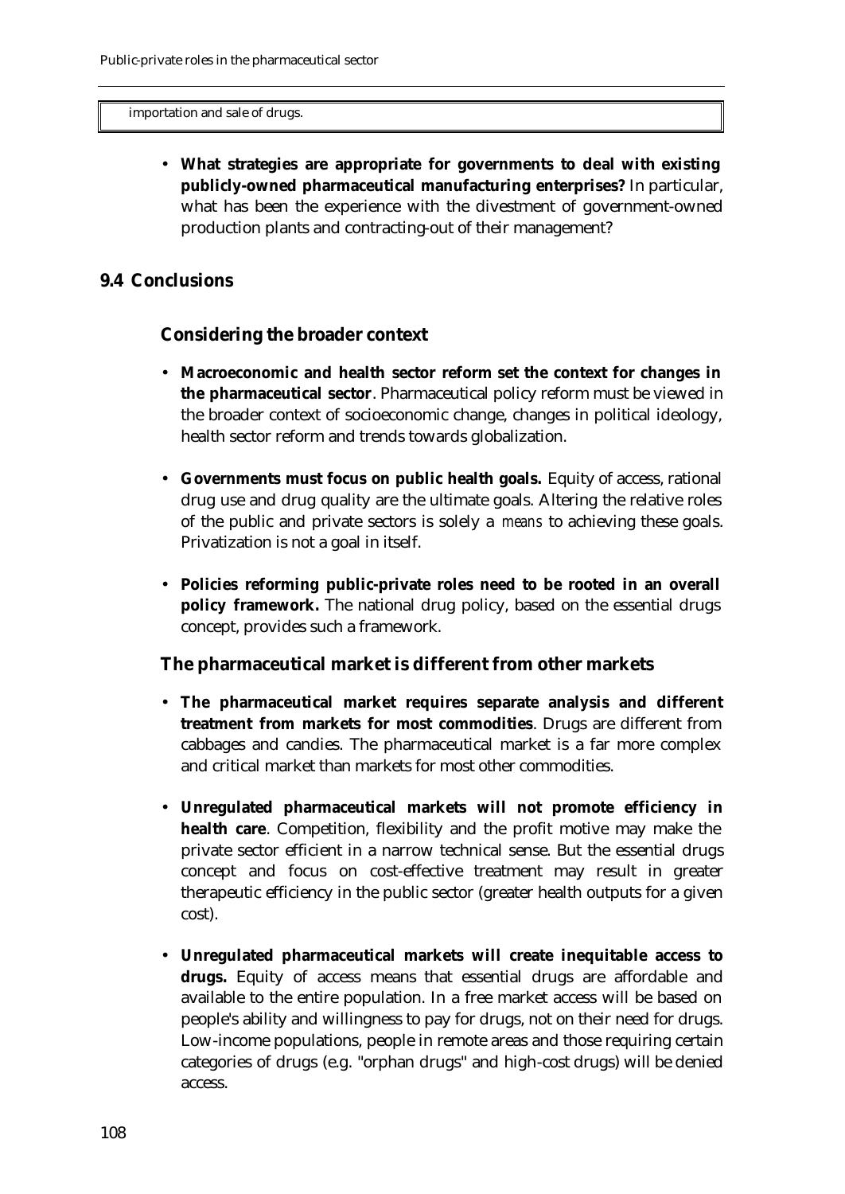importation and sale of drugs.

- **What strategies are appropriate for governments to deal with existing publicly-owned pharmaceutical manufacturing enterprises?** In particular, what has been the experience with the divestment of government-owned production plants and contracting-out of their management?

## 9.4 Conclusions

### Considering the broader context

- **Macroeconomic and health sector reform set the context for changes in the pharmaceutical sector**. Pharmaceutical policy reform must be viewed in the broader context of socioeconomic change, changes in political ideology, health sector reform and trends towards globalization.

- **Governments must focus on public health goals.** Equity of access, rational drug use and drug quality are the ultimate goals. Altering the relative roles of the public and private sectors is solely a *means* to achieving these goals. Privatization is not a goal in itself.

- **Policies reforming public-private roles need to be rooted in an overall policy framework.** The national drug policy, based on the essential drugs concept, provides such a framework.

### The pharmaceutical market is different from other markets

- **The pharmaceutical market requires separate analysis and different treatment from markets for most commodities**. Drugs are different from cabbages and candies. The pharmaceutical market is a far more complex and critical market than markets for most other commodities.

- **Unregulated pharmaceutical markets will not promote efficiency in health care**. Competition, flexibility and the profit motive may make the private sector efficient in a narrow technical sense. But the essential drugs concept and focus on cost-effective treatment may result in greater therapeutic efficiency in the public sector (greater health outputs for a given cost).

- **Unregulated pharmaceutical markets will create inequitable access to drugs.** Equity of access means that essential drugs are affordable and available to the entire population. In a free market access will be based on people's ability and willingness to pay for drugs, not on their need for drugs. Low-income populations, people in remote areas and those requiring certain categories of drugs (e.g. "orphan drugs" and high-cost drugs) will be denied access.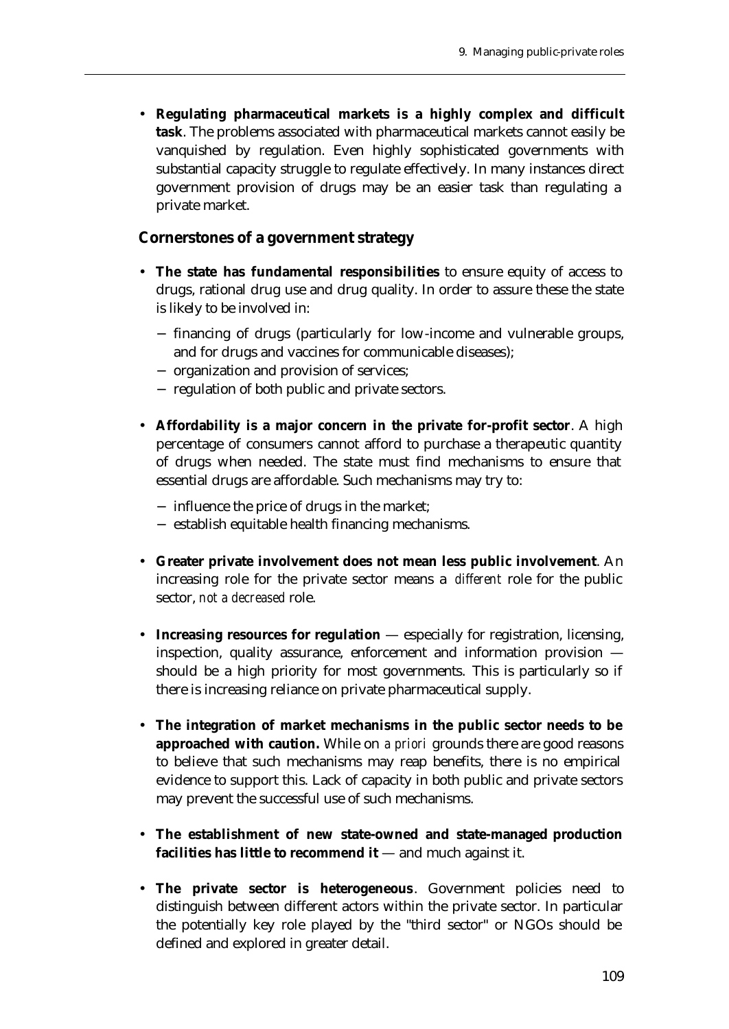- **Regulating pharmaceutical markets is a highly complex and difficult task**. The problems associated with pharmaceutical markets cannot easily be vanquished by regulation. Even highly sophisticated governments with substantial capacity struggle to regulate effectively. In many instances direct government provision of drugs may be an easier task than regulating a private market.

### Cornerstones of a government strategy

- **The state has fundamental responsibilities** to ensure equity of access to drugs, rational drug use and drug quality. In order to assure these the state is likely to be involved in:
  - financing of drugs (particularly for low-income and vulnerable groups, and for drugs and vaccines for communicable diseases);
  - organization and provision of services;
  - regulation of both public and private sectors.

- **Affordability is a major concern in the private for-profit sector**. A high percentage of consumers cannot afford to purchase a therapeutic quantity of drugs when needed. The state must find mechanisms to ensure that essential drugs are affordable. Such mechanisms may try to:
  - influence the price of drugs in the market;
  - establish equitable health financing mechanisms.

- **Greater private involvement does not mean less public involvement**. An increasing role for the private sector means a *different* role for the public sector, *not a decreased* role.

- **Increasing resources for regulation** — especially for registration, licensing, inspection, quality assurance, enforcement and information provision — should be a high priority for most governments. This is particularly so if there is increasing reliance on private pharmaceutical supply.

- **The integration of market mechanisms in the public sector needs to be approached with caution.** While on *a priori* grounds there are good reasons to believe that such mechanisms may reap benefits, there is no empirical evidence to support this. Lack of capacity in both public and private sectors may prevent the successful use of such mechanisms.

- **The establishment of new state-owned and state-managed production facilities has little to recommend it** — and much against it.

- **The private sector is heterogeneous**. Government policies need to distinguish between different actors within the private sector. In particular the potentially key role played by the "third sector" or NGOs should be defined and explored in greater detail.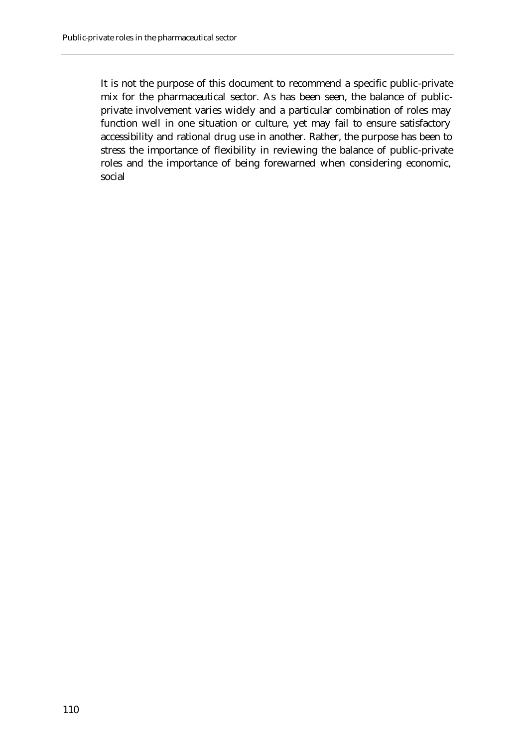It is not the purpose of this document to recommend a specific public-private mix for the pharmaceutical sector. As has been seen, the balance of public-private involvement varies widely and a particular combination of roles may function well in one situation or culture, yet may fail to ensure satisfactory accessibility and rational drug use in another. Rather, the purpose has been to stress the importance of flexibility in reviewing the balance of public-private roles and the importance of being forewarned when considering economic, social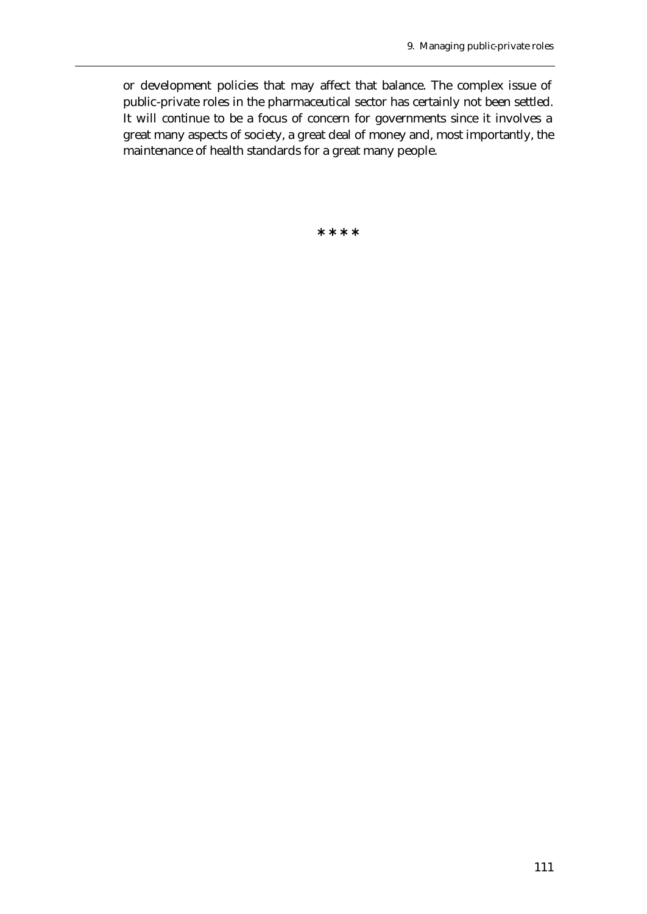or development policies that may affect that balance. The complex issue of public-private roles in the pharmaceutical sector has certainly not been settled. It will continue to be a focus of concern for governments since it involves a great many aspects of society, a great deal of money and, most importantly, the maintenance of health standards for a great many people.

* * * *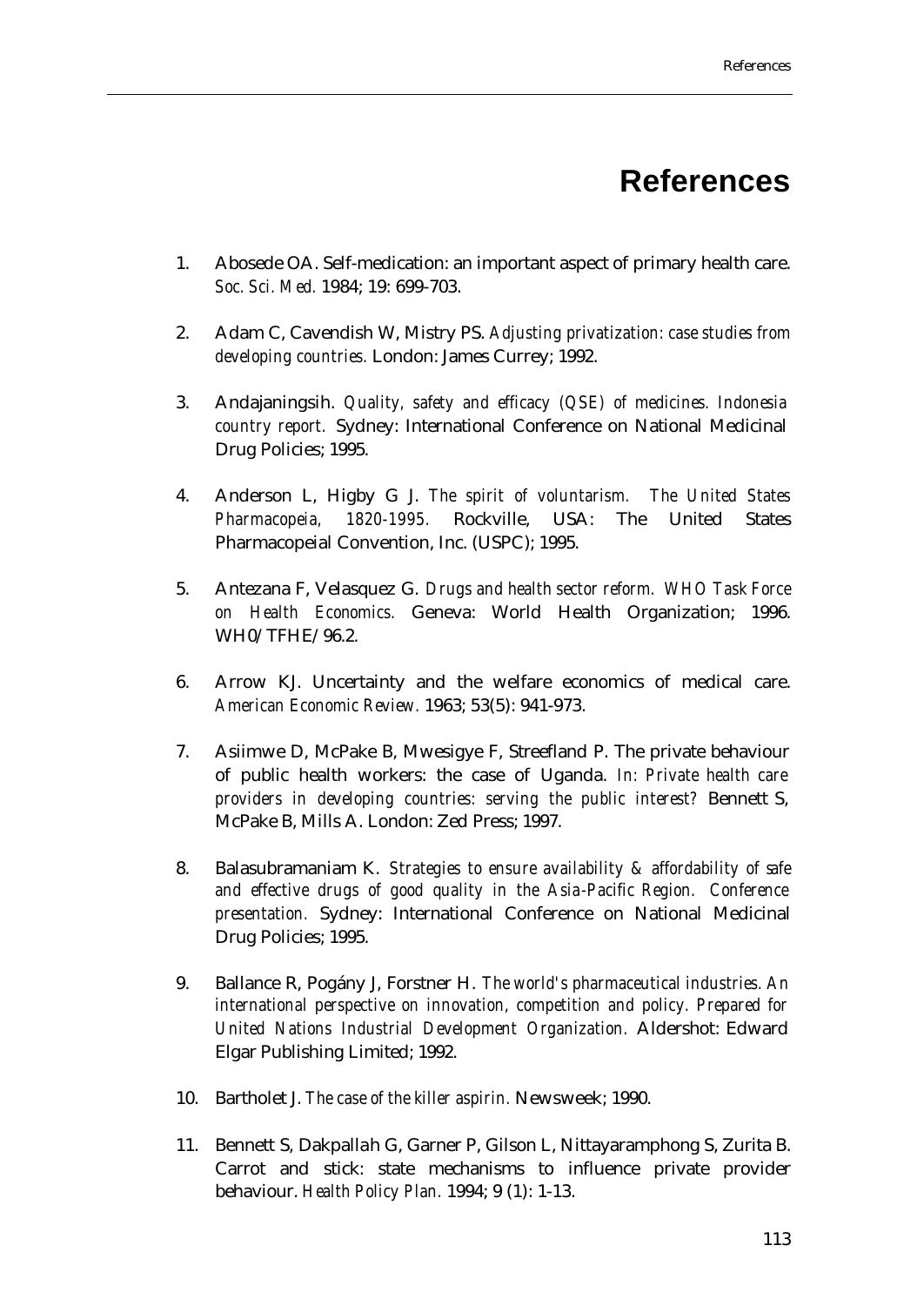# References

1. Abosede OA. Self-medication: an important aspect of primary health care. *Soc. Sci. Med.* 1984; 19: 699-703.

2. Adam C, Cavendish W, Mistry PS. *Adjusting privatization: case studies from developing countries.* London: James Currey; 1992.

3. Andajaningsih. *Quality, safety and efficacy (QSE) of medicines. Indonesia country report.* Sydney: International Conference on National Medicinal Drug Policies; 1995.

4. Anderson L, Higby G J. *The spirit of voluntarism. The United States Pharmacopeia, 1820-1995.* Rockville, USA: The United States Pharmacopeial Convention, Inc. (USPC); 1995.

5. Antezana F, Velasquez G. *Drugs and health sector reform. WHO Task Force on Health Economics.* Geneva: World Health Organization; 1996. WH0/TFHE/96.2.

6. Arrow KJ. Uncertainty and the welfare economics of medical care. *American Economic Review.* 1963; 53(5): 941-973.

7. Asiimwe D, McPake B, Mwesigye F, Streefland P. The private behaviour of public health workers: the case of Uganda. *In: Private health care providers in developing countries: serving the public interest?* Bennett S, McPake B, Mills A. London: Zed Press; 1997.

8. Balasubramaniam K. *Strategies to ensure availability & affordability of safe and effective drugs of good quality in the Asia-Pacific Region. Conference presentation.* Sydney: International Conference on National Medicinal Drug Policies; 1995.

9. Ballance R, Pogány J, Forstner H. *The world's pharmaceutical industries. An international perspective on innovation, competition and policy. Prepared for United Nations Industrial Development Organization.* Aldershot: Edward Elgar Publishing Limited; 1992.

10. Bartholet J. *The case of the killer aspirin.* Newsweek; 1990.

11. Bennett S, Dakpallah G, Garner P, Gilson L, Nittayaramphong S, Zurita B. Carrot and stick: state mechanisms to influence private provider behaviour. *Health Policy Plan.* 1994; 9 (1): 1-13.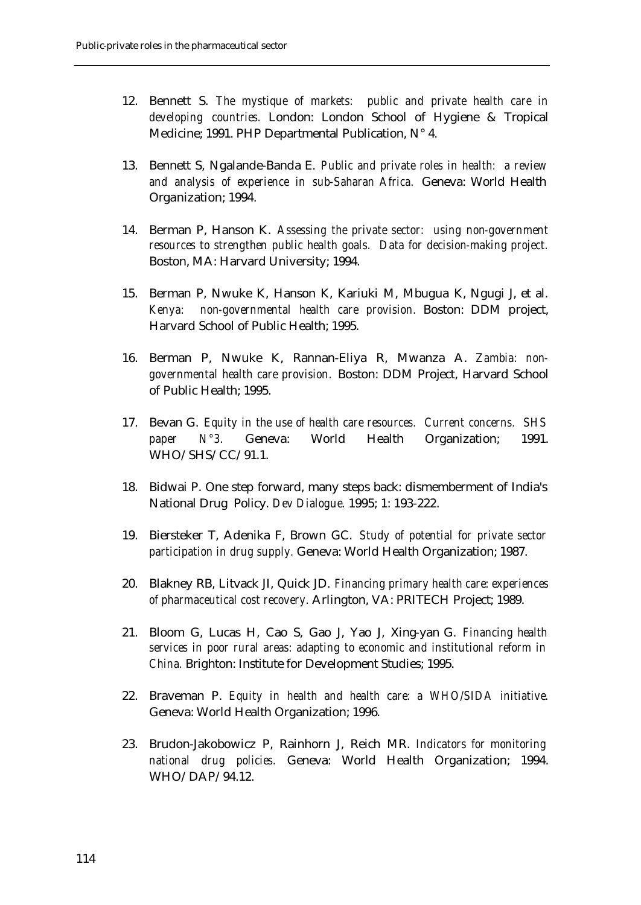12. Bennett S. *The mystique of markets: public and private health care in developing countries.* London: London School of Hygiene & Tropical Medicine; 1991. PHP Departmental Publication, N° 4.

13. Bennett S, Ngalande-Banda E. *Public and private roles in health: a review and analysis of experience in sub-Saharan Africa.* Geneva: World Health Organization; 1994.

14. Berman P, Hanson K. *Assessing the private sector: using non-government resources to strengthen public health goals. Data for decision-making project.* Boston, MA: Harvard University; 1994.

15. Berman P, Nwuke K, Hanson K, Kariuki M, Mbugua K, Ngugi J, et al. *Kenya: non-governmental health care provision.* Boston: DDM project, Harvard School of Public Health; 1995.

16. Berman P, Nwuke K, Rannan-Eliya R, Mwanza A. *Zambia: non-governmental health care provision.* Boston: DDM Project, Harvard School of Public Health; 1995.

17. Bevan G. *Equity in the use of health care resources. Current concerns. SHS paper N°3.* Geneva: World Health Organization; 1991. WHO/SHS/CC/91.1.

18. Bidwai P. One step forward, many steps back: dismemberment of India's National Drug Policy. *Dev Dialogue.* 1995; 1: 193-222.

19. Biersteker T, Adenika F, Brown GC. *Study of potential for private sector participation in drug supply.* Geneva: World Health Organization; 1987.

20. Blakney RB, Litvack JI, Quick JD. *Financing primary health care: experiences of pharmaceutical cost recovery.* Arlington, VA: PRITECH Project; 1989.

21. Bloom G, Lucas H, Cao S, Gao J, Yao J, Xing-yan G. *Financing health services in poor rural areas: adapting to economic and institutional reform in China.* Brighton: Institute for Development Studies; 1995.

22. Braveman P. *Equity in health and health care: a WHO/SIDA initiative.* Geneva: World Health Organization; 1996.

23. Brudon-Jakobowicz P, Rainhorn J, Reich MR. *Indicators for monitoring national drug policies.* Geneva: World Health Organization; 1994. WHO/DAP/94.12.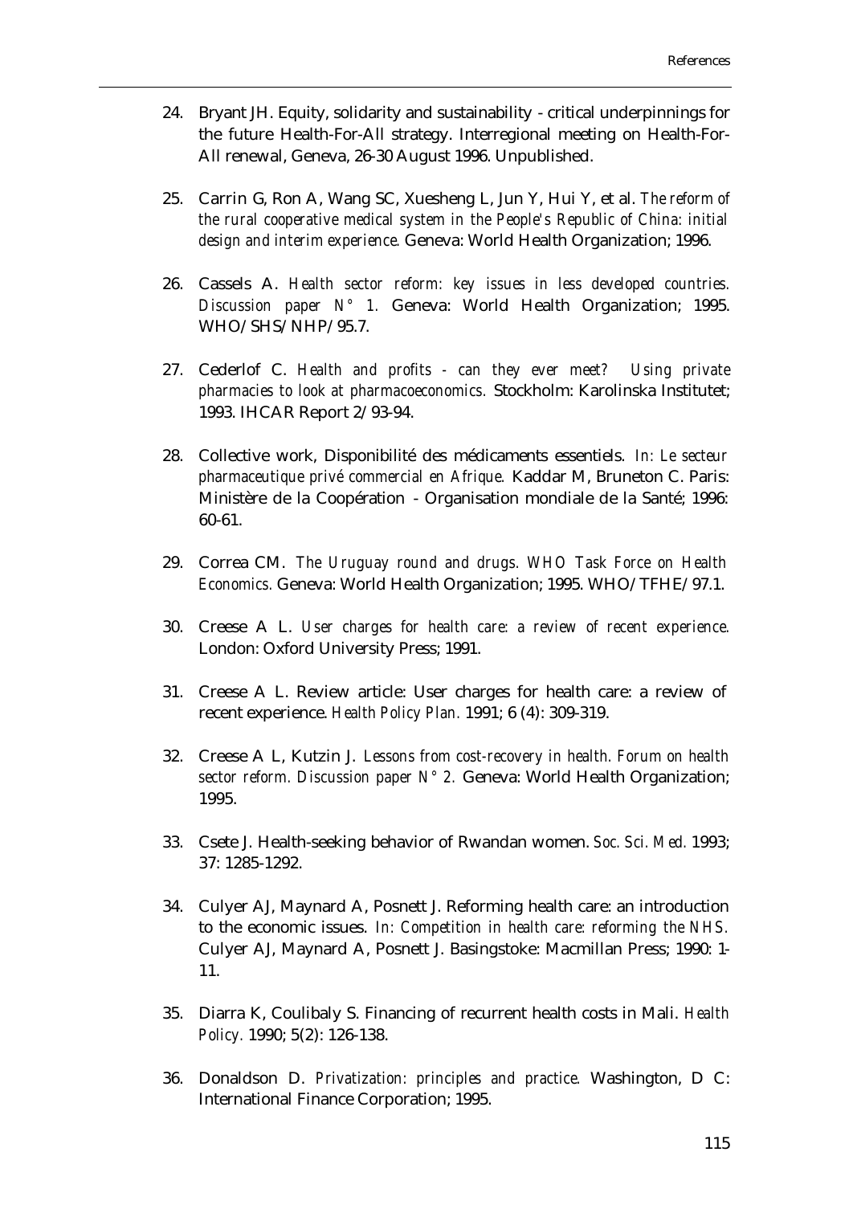24. Bryant JH. Equity, solidarity and sustainability - critical underpinnings for the future Health-For-All strategy. Interregional meeting on Health-For-All renewal, Geneva, 26-30 August 1996. Unpublished.

25. Carrin G, Ron A, Wang SC, Xuesheng L, Jun Y, Hui Y, et al. *The reform of the rural cooperative medical system in the People's Republic of China: initial design and interim experience.* Geneva: World Health Organization; 1996.

26. Cassels A. *Health sector reform: key issues in less developed countries. Discussion paper N° 1.* Geneva: World Health Organization; 1995. WHO/SHS/NHP/95.7.

27. Cederlof C. *Health and profits - can they ever meet? Using private pharmacies to look at pharmacoeconomics.* Stockholm: Karolinska Institutet; 1993. IHCAR Report 2/93-94.

28. Collective work, Disponibilité des médicaments essentiels. *In: Le secteur pharmaceutique privé commercial en Afrique.* Kaddar M, Bruneton C. Paris: Ministère de la Coopération - Organisation mondiale de la Santé; 1996: 60-61.

29. Correa CM. *The Uruguay round and drugs. WHO Task Force on Health Economics.* Geneva: World Health Organization; 1995. WHO/TFHE/97.1.

30. Creese A L. *User charges for health care: a review of recent experience.* London: Oxford University Press; 1991.

31. Creese A L. Review article: User charges for health care: a review of recent experience. *Health Policy Plan.* 1991; 6 (4): 309-319.

32. Creese A L, Kutzin J. *Lessons from cost-recovery in health. Forum on health sector reform. Discussion paper N° 2.* Geneva: World Health Organization; 1995.

33. Csete J. Health-seeking behavior of Rwandan women. *Soc. Sci. Med.* 1993; 37: 1285-1292.

34. Culyer AJ, Maynard A, Posnett J. Reforming health care: an introduction to the economic issues. *In: Competition in health care: reforming the NHS.* Culyer AJ, Maynard A, Posnett J. Basingstoke: Macmillan Press; 1990: 1-11.

35. Diarra K, Coulibaly S. Financing of recurrent health costs in Mali. *Health Policy.* 1990; 5(2): 126-138.

36. Donaldson D. *Privatization: principles and practice.* Washington, D C: International Finance Corporation; 1995.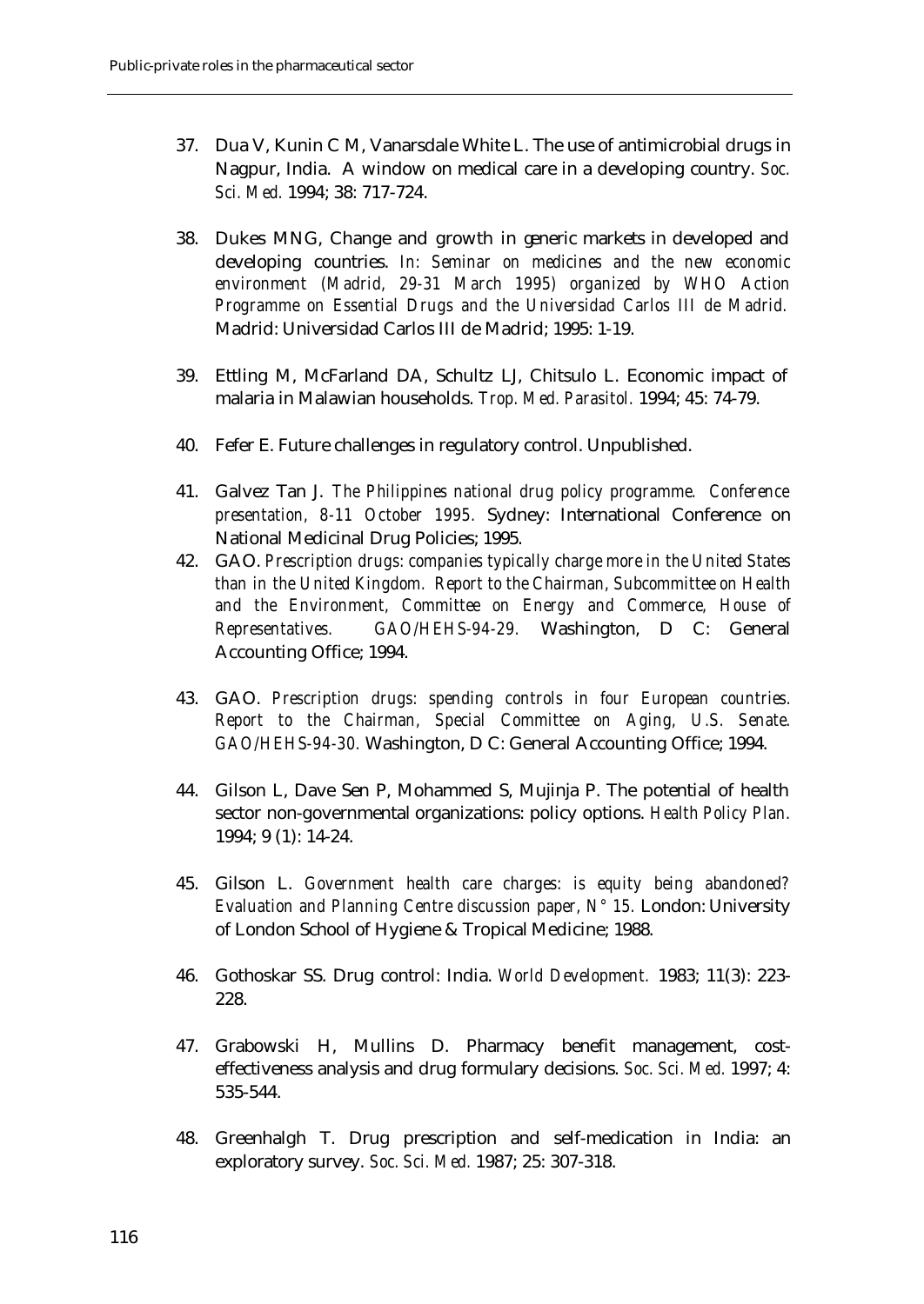37. Dua V, Kunin C M, Vanarsdale White L. The use of antimicrobial drugs in Nagpur, India. A window on medical care in a developing country. *Soc. Sci. Med.* 1994; 38: 717-724.

38. Dukes MNG, Change and growth in generic markets in developed and developing countries. *In: Seminar on medicines and the new economic environment (Madrid, 29-31 March 1995) organized by WHO Action Programme on Essential Drugs and the Universidad Carlos III de Madrid.* Madrid: Universidad Carlos III de Madrid; 1995: 1-19.

39. Ettling M, McFarland DA, Schultz LJ, Chitsulo L. Economic impact of malaria in Malawian households. *Trop. Med. Parasitol.* 1994; 45: 74-79.

40. Fefer E. Future challenges in regulatory control. Unpublished.

41. Galvez Tan J. *The Philippines national drug policy programme. Conference presentation, 8-11 October 1995.* Sydney: International Conference on National Medicinal Drug Policies; 1995.

42. GAO. *Prescription drugs: companies typically charge more in the United States than in the United Kingdom. Report to the Chairman, Subcommittee on Health and the Environment, Committee on Energy and Commerce, House of Representatives. GAO/HEHS-94-29.* Washington, D C: General Accounting Office; 1994.

43. GAO. *Prescription drugs: spending controls in four European countries. Report to the Chairman, Special Committee on Aging, U.S. Senate. GAO/HEHS-94-30.* Washington, D C: General Accounting Office; 1994.

44. Gilson L, Dave Sen P, Mohammed S, Mujinja P. The potential of health sector non-governmental organizations: policy options. *Health Policy Plan.* 1994; 9 (1): 14-24.

45. Gilson L. *Government health care charges: is equity being abandoned? Evaluation and Planning Centre discussion paper, N° 15.* London: University of London School of Hygiene & Tropical Medicine; 1988.

46. Gothoskar SS. Drug control: India. *World Development.* 1983; 11(3): 223-228.

47. Grabowski H, Mullins D. Pharmacy benefit management, cost-effectiveness analysis and drug formulary decisions. *Soc. Sci. Med.* 1997; 4: 535-544.

48. Greenhalgh T. Drug prescription and self-medication in India: an exploratory survey. *Soc. Sci. Med.* 1987; 25: 307-318.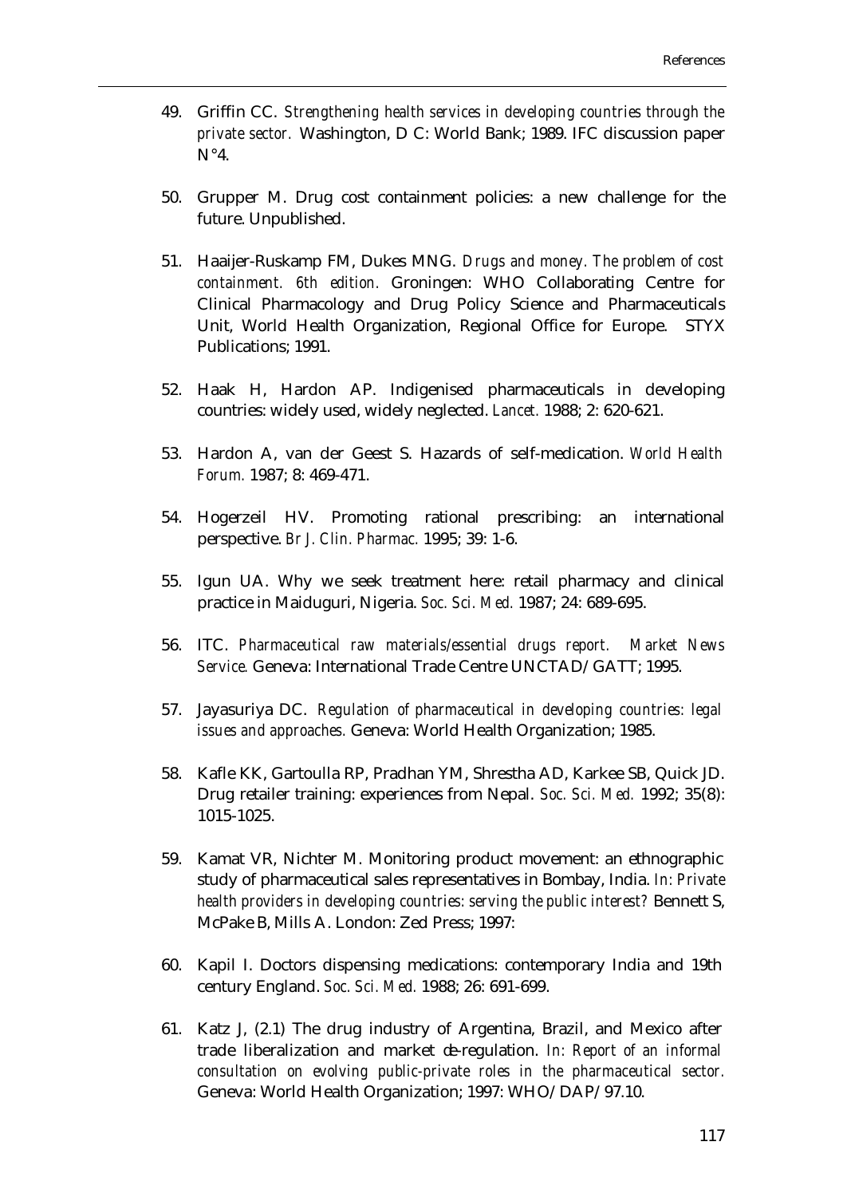49. Griffin CC. *Strengthening health services in developing countries through the private sector.* Washington, D C: World Bank; 1989. IFC discussion paper N°4.

50. Grupper M. Drug cost containment policies: a new challenge for the future. Unpublished.

51. Haaijer-Ruskamp FM, Dukes MNG. *Drugs and money. The problem of cost containment. 6th edition.* Groningen: WHO Collaborating Centre for Clinical Pharmacology and Drug Policy Science and Pharmaceuticals Unit, World Health Organization, Regional Office for Europe. STYX Publications; 1991.

52. Haak H, Hardon AP. Indigenised pharmaceuticals in developing countries: widely used, widely neglected. *Lancet.* 1988; 2: 620-621.

53. Hardon A, van der Geest S. Hazards of self-medication. *World Health Forum.* 1987; 8: 469-471.

54. Hogerzeil HV. Promoting rational prescribing: an international perspective. *Br J. Clin. Pharmac.* 1995; 39: 1-6.

55. Igun UA. Why we seek treatment here: retail pharmacy and clinical practice in Maiduguri, Nigeria. *Soc. Sci. Med.* 1987; 24: 689-695.

56. ITC. *Pharmaceutical raw materials/essential drugs report. Market News Service.* Geneva: International Trade Centre UNCTAD/GATT; 1995.

57. Jayasuriya DC. *Regulation of pharmaceutical in developing countries: legal issues and approaches.* Geneva: World Health Organization; 1985.

58. Kafle KK, Gartoulla RP, Pradhan YM, Shrestha AD, Karkee SB, Quick JD. Drug retailer training: experiences from Nepal. *Soc. Sci. Med.* 1992; 35(8): 1015-1025.

59. Kamat VR, Nichter M. Monitoring product movement: an ethnographic study of pharmaceutical sales representatives in Bombay, India. *In: Private health providers in developing countries: serving the public interest?* Bennett S, McPake B, Mills A. London: Zed Press; 1997:

60. Kapil I. Doctors dispensing medications: contemporary India and 19th century England. *Soc. Sci. Med.* 1988; 26: 691-699.

61. Katz J, (2.1) The drug industry of Argentina, Brazil, and Mexico after trade liberalization and market de-regulation. *In: Report of an informal consultation on evolving public-private roles in the pharmaceutical sector.* Geneva: World Health Organization; 1997: WHO/DAP/97.10.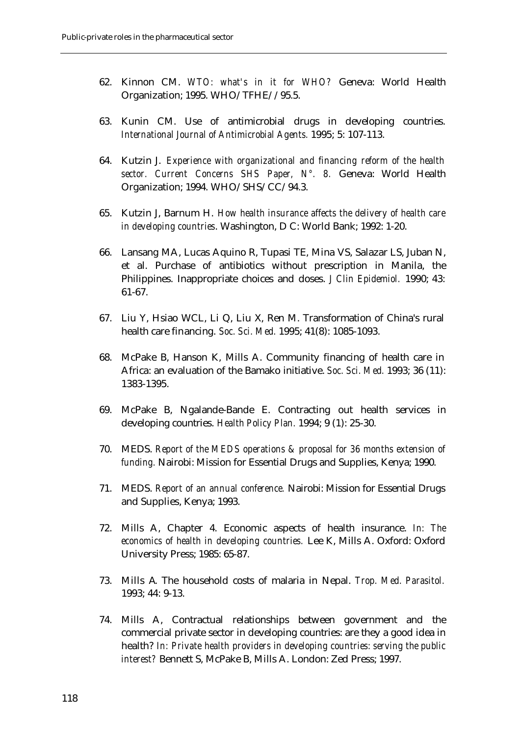62. Kinnon CM. *WTO: what's in it for WHO?* Geneva: World Health Organization; 1995. WHO/TFHE//95.5.

63. Kunin CM. Use of antimicrobial drugs in developing countries. *International Journal of Antimicrobial Agents.* 1995; 5: 107-113.

64. Kutzin J. *Experience with organizational and financing reform of the health sector. Current Concerns SHS Paper, N°. 8.* Geneva: World Health Organization; 1994. WHO/SHS/CC/94.3.

65. Kutzin J, Barnum H. *How health insurance affects the delivery of health care in developing countries*. Washington, D C: World Bank; 1992: 1-20.

66. Lansang MA, Lucas Aquino R, Tupasi TE, Mina VS, Salazar LS, Juban N, et al. Purchase of antibiotics without prescription in Manila, the Philippines. Inappropriate choices and doses. *J Clin Epidemiol.* 1990; 43: 61-67.

67. Liu Y, Hsiao WCL, Li Q, Liu X, Ren M. Transformation of China's rural health care financing. *Soc. Sci. Med.* 1995; 41(8): 1085-1093.

68. McPake B, Hanson K, Mills A. Community financing of health care in Africa: an evaluation of the Bamako initiative. *Soc. Sci. Med.* 1993; 36 (11): 1383-1395.

69. McPake B, Ngalande-Bande E. Contracting out health services in developing countries. *Health Policy Plan.* 1994; 9 (1): 25-30.

70. MEDS. *Report of the MEDS operations & proposal for 36 months extension of funding.* Nairobi: Mission for Essential Drugs and Supplies, Kenya; 1990.

71. MEDS. *Report of an annual conference.* Nairobi: Mission for Essential Drugs and Supplies, Kenya; 1993.

72. Mills A, Chapter 4. Economic aspects of health insurance. *In: The economics of health in developing countries.* Lee K, Mills A. Oxford: Oxford University Press; 1985: 65-87.

73. Mills A. The household costs of malaria in Nepal. *Trop. Med. Parasitol.* 1993; 44: 9-13.

74. Mills A, Contractual relationships between government and the commercial private sector in developing countries: are they a good idea in health? *In: Private health providers in developing countries: serving the public interest?* Bennett S, McPake B, Mills A. London: Zed Press; 1997.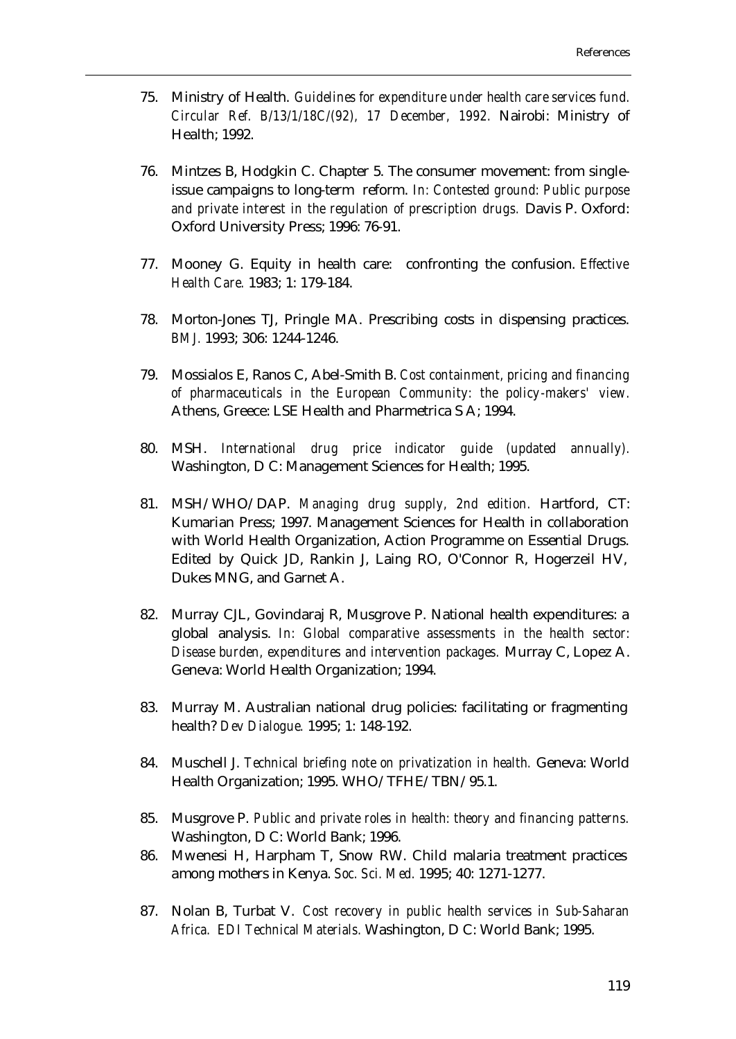75. Ministry of Health. *Guidelines for expenditure under health care services fund. Circular Ref. B/13/1/18C/(92), 17 December, 1992.* Nairobi: Ministry of Health; 1992.

76. Mintzes B, Hodgkin C. Chapter 5. The consumer movement: from single-issue campaigns to long-term reform. *In: Contested ground: Public purpose and private interest in the regulation of prescription drugs.* Davis P. Oxford: Oxford University Press; 1996: 76-91.

77. Mooney G. Equity in health care: confronting the confusion. *Effective Health Care.* 1983; 1: 179-184.

78. Morton-Jones TJ, Pringle MA. Prescribing costs in dispensing practices. *BMJ.* 1993; 306: 1244-1246.

79. Mossialos E, Ranos C, Abel-Smith B. *Cost containment, pricing and financing of pharmaceuticals in the European Community: the policy-makers' view.* Athens, Greece: LSE Health and Pharmetrica S A; 1994.

80. MSH. *International drug price indicator guide (updated annually).* Washington, D C: Management Sciences for Health; 1995.

81. MSH/WHO/DAP. *Managing drug supply, 2nd edition.* Hartford, CT: Kumarian Press; 1997. Management Sciences for Health in collaboration with World Health Organization, Action Programme on Essential Drugs. Edited by Quick JD, Rankin J, Laing RO, O'Connor R, Hogerzeil HV, Dukes MNG, and Garnet A.

82. Murray CJL, Govindaraj R, Musgrove P. National health expenditures: a global analysis. *In: Global comparative assessments in the health sector: Disease burden, expenditures and intervention packages.* Murray C, Lopez A. Geneva: World Health Organization; 1994.

83. Murray M. Australian national drug policies: facilitating or fragmenting health? *Dev Dialogue.* 1995; 1: 148-192.

84. Muschell J. *Technical briefing note on privatization in health.* Geneva: World Health Organization; 1995. WHO/TFHE/TBN/95.1.

85. Musgrove P. *Public and private roles in health: theory and financing patterns.* Washington, D C: World Bank; 1996.

86. Mwenesi H, Harpham T, Snow RW. Child malaria treatment practices among mothers in Kenya. *Soc. Sci. Med.* 1995; 40: 1271-1277.

87. Nolan B, Turbat V. *Cost recovery in public health services in Sub-Saharan Africa. EDI Technical Materials.* Washington, D C: World Bank; 1995.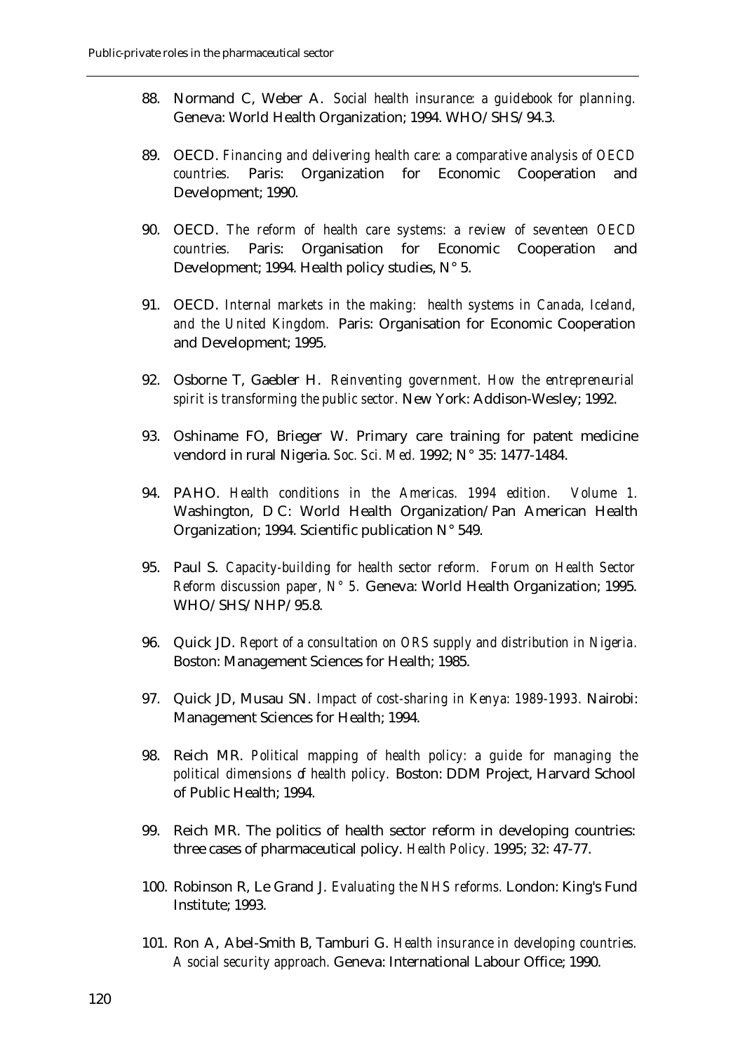88. Normand C, Weber A. *Social health insurance: a guidebook for planning.* Geneva: World Health Organization; 1994. WHO/SHS/94.3.

89. OECD. *Financing and delivering health care: a comparative analysis of OECD countries.* Paris: Organization for Economic Cooperation and Development; 1990.

90. OECD. *The reform of health care systems: a review of seventeen OECD countries.* Paris: Organisation for Economic Cooperation and Development; 1994. Health policy studies, N° 5.

91. OECD. *Internal markets in the making: health systems in Canada, Iceland, and the United Kingdom.* Paris: Organisation for Economic Cooperation and Development; 1995.

92. Osborne T, Gaebler H. *Reinventing government. How the entrepreneurial spirit is transforming the public sector.* New York: Addison-Wesley; 1992.

93. Oshiname FO, Brieger W. Primary care training for patent medicine vendord in rural Nigeria. *Soc. Sci. Med.* 1992; N° 35: 1477-1484.

94. PAHO. *Health conditions in the Americas. 1994 edition. Volume 1.* Washington, D C: World Health Organization/Pan American Health Organization; 1994. Scientific publication N° 549.

95. Paul S. *Capacity-building for health sector reform. Forum on Health Sector Reform discussion paper, N° 5.* Geneva: World Health Organization; 1995. WHO/SHS/NHP/95.8.

96. Quick JD. *Report of a consultation on ORS supply and distribution in Nigeria.* Boston: Management Sciences for Health; 1985.

97. Quick JD, Musau SN. *Impact of cost-sharing in Kenya: 1989-1993.* Nairobi: Management Sciences for Health; 1994.

98. Reich MR. *Political mapping of health policy: a guide for managing the political dimensions of health policy.* Boston: DDM Project, Harvard School of Public Health; 1994.

99. Reich MR. The politics of health sector reform in developing countries: three cases of pharmaceutical policy. *Health Policy.* 1995; 32: 47-77.

100. Robinson R, Le Grand J. *Evaluating the NHS reforms.* London: King's Fund Institute; 1993.

101. Ron A, Abel-Smith B, Tamburi G. *Health insurance in developing countries. A social security approach.* Geneva: International Labour Office; 1990.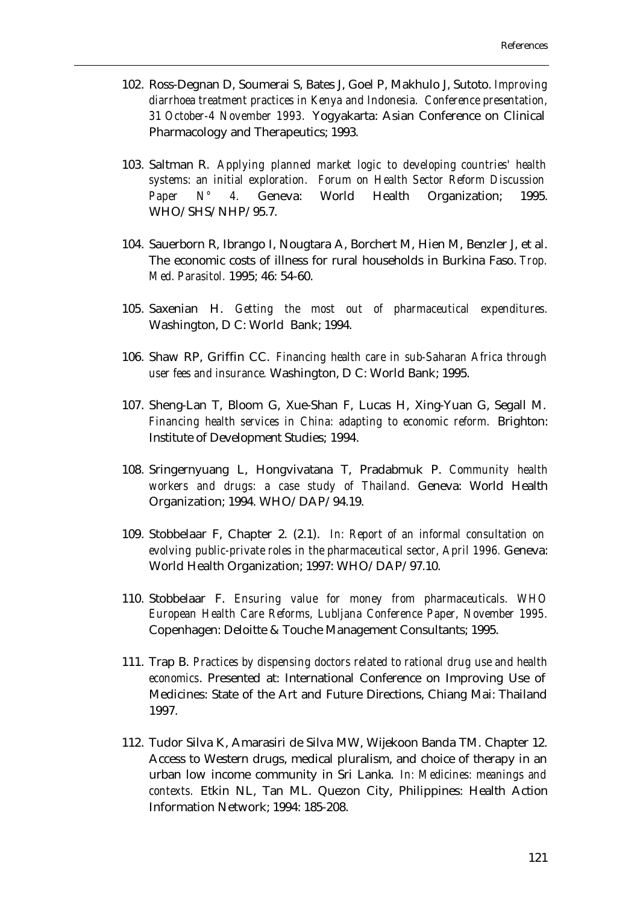102. Ross-Degnan D, Soumerai S, Bates J, Goel P, Makhulo J, Sutoto. *Improving diarrhoea treatment practices in Kenya and Indonesia. Conference presentation, 31 October-4 November 1993.* Yogyakarta: Asian Conference on Clinical Pharmacology and Therapeutics; 1993.

103. Saltman R. *Applying planned market logic to developing countries' health systems: an initial exploration. Forum on Health Sector Reform Discussion Paper N° 4.* Geneva: World Health Organization; 1995. WHO/SHS/NHP/95.7.

104. Sauerborn R, Ibrango I, Nougtara A, Borchert M, Hien M, Benzler J, et al. The economic costs of illness for rural households in Burkina Faso. *Trop. Med. Parasitol.* 1995; 46: 54-60.

105. Saxenian H. *Getting the most out of pharmaceutical expenditures.* Washington, D C: World Bank; 1994.

106. Shaw RP, Griffin CC. *Financing health care in sub-Saharan Africa through user fees and insurance.* Washington, D C: World Bank; 1995.

107. Sheng-Lan T, Bloom G, Xue-Shan F, Lucas H, Xing-Yuan G, Segall M. *Financing health services in China: adapting to economic reform.* Brighton: Institute of Development Studies; 1994.

108. Sringernyuang L, Hongvivatana T, Pradabmuk P. *Community health workers and drugs: a case study of Thailand.* Geneva: World Health Organization; 1994. WHO/DAP/94.19.

109. Stobbelaar F, Chapter 2. (2.1). *In: Report of an informal consultation on evolving public-private roles in the pharmaceutical sector, April 1996.* Geneva: World Health Organization; 1997: WHO/DAP/97.10.

110. Stobbelaar F. *Ensuring value for money from pharmaceuticals. WHO European Health Care Reforms, Lubljana Conference Paper, November 1995.* Copenhagen: Deloitte & Touche Management Consultants; 1995.

111. Trap B. *Practices by dispensing doctors related to rational drug use and health economics*. Presented at: International Conference on Improving Use of Medicines: State of the Art and Future Directions, Chiang Mai: Thailand 1997.

112. Tudor Silva K, Amarasiri de Silva MW, Wijekoon Banda TM. Chapter 12. Access to Western drugs, medical pluralism, and choice of therapy in an urban low income community in Sri Lanka. *In: Medicines: meanings and contexts.* Etkin NL, Tan ML. Quezon City, Philippines: Health Action Information Network; 1994: 185-208.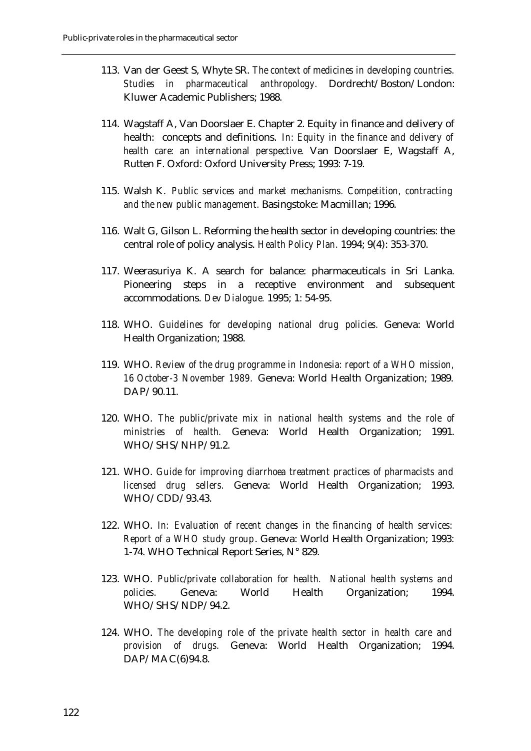113. Van der Geest S, Whyte SR. *The context of medicines in developing countries. Studies in pharmaceutical anthropology.* Dordrecht/Boston/London: Kluwer Academic Publishers; 1988.

114. Wagstaff A, Van Doorslaer E. Chapter 2. Equity in finance and delivery of health: concepts and definitions. *In: Equity in the finance and delivery of health care: an international perspective.* Van Doorslaer E, Wagstaff A, Rutten F. Oxford: Oxford University Press; 1993: 7-19.

115. Walsh K. *Public services and market mechanisms. Competition, contracting and the new public management.* Basingstoke: Macmillan; 1996.

116. Walt G, Gilson L. Reforming the health sector in developing countries: the central role of policy analysis. *Health Policy Plan.* 1994; 9(4): 353-370.

117. Weerasuriya K. A search for balance: pharmaceuticals in Sri Lanka. Pioneering steps in a receptive environment and subsequent accommodations. *Dev Dialogue.* 1995; 1: 54-95.

118. WHO. *Guidelines for developing national drug policies.* Geneva: World Health Organization; 1988.

119. WHO. *Review of the drug programme in Indonesia: report of a WHO mission, 16 October-3 November 1989.* Geneva: World Health Organization; 1989. DAP/90.11.

120. WHO. *The public/private mix in national health systems and the role of ministries of health.* Geneva: World Health Organization; 1991. WHO/SHS/NHP/91.2.

121. WHO. *Guide for improving diarrhoea treatment practices of pharmacists and licensed drug sellers.* Geneva: World Health Organization; 1993. WHO/CDD/93.43.

122. WHO. *In: Evaluation of recent changes in the financing of health services: Report of a WHO study group*. Geneva: World Health Organization; 1993: 1-74. WHO Technical Report Series, N° 829.

123. WHO. *Public/private collaboration for health. National health systems and policies.* Geneva: World Health Organization; 1994. WHO/SHS/NDP/94.2.

124. WHO. *The developing role of the private health sector in health care and provision of drugs.* Geneva: World Health Organization; 1994. DAP/MAC(6)94.8.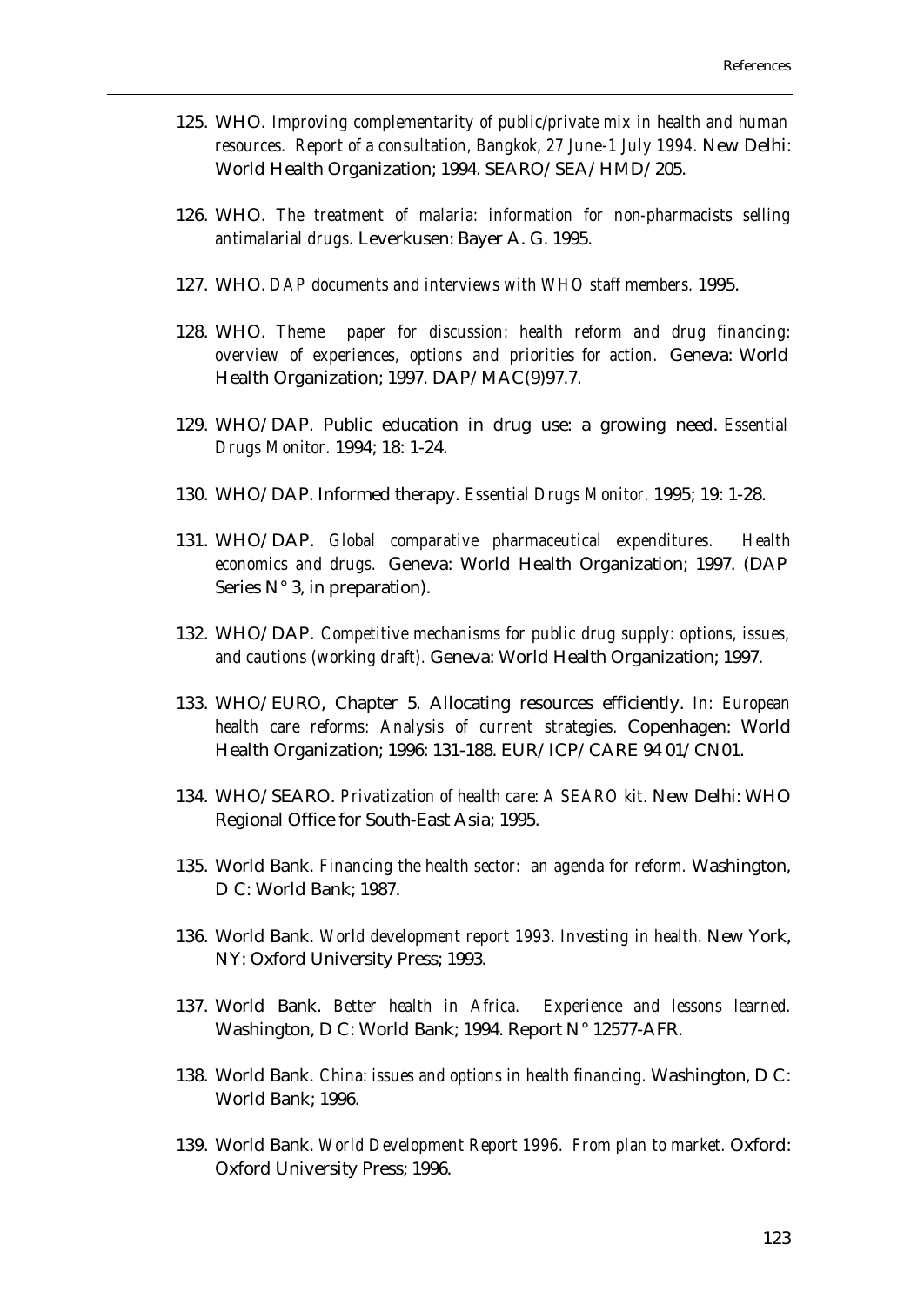125. WHO. *Improving complementarity of public/private mix in health and human resources. Report of a consultation, Bangkok, 27 June-1 July 1994.* New Delhi: World Health Organization; 1994. SEARO/SEA/HMD/205.

126. WHO. *The treatment of malaria: information for non-pharmacists selling antimalarial drugs.* Leverkusen: Bayer A. G. 1995.

127. WHO. *DAP documents and interviews with WHO staff members.* 1995.

128. WHO. *Theme paper for discussion: health reform and drug financing: overview of experiences, options and priorities for action.* Geneva: World Health Organization; 1997. DAP/MAC(9)97.7.

129. WHO/DAP. Public education in drug use: a growing need. *Essential Drugs Monitor.* 1994; 18: 1-24.

130. WHO/DAP. Informed therapy. *Essential Drugs Monitor.* 1995; 19: 1-28.

131. WHO/DAP. *Global comparative pharmaceutical expenditures. Health economics and drugs.* Geneva: World Health Organization; 1997. (DAP Series N° 3, in preparation).

132. WHO/DAP. *Competitive mechanisms for public drug supply: options, issues, and cautions (working draft).* Geneva: World Health Organization; 1997.

133. WHO/EURO, Chapter 5. Allocating resources efficiently. *In: European health care reforms: Analysis of current strategies.* Copenhagen: World Health Organization; 1996: 131-188. EUR/ICP/CARE 94 01/CN01.

134. WHO/SEARO. *Privatization of health care: A SEARO kit.* New Delhi: WHO Regional Office for South-East Asia; 1995.

135. World Bank. *Financing the health sector: an agenda for reform.* Washington, D C: World Bank; 1987.

136. World Bank. *World development report 1993. Investing in health.* New York, NY: Oxford University Press; 1993.

137. World Bank. *Better health in Africa. Experience and lessons learned.* Washington, D C: World Bank; 1994. Report N° 12577-AFR.

138. World Bank. *China: issues and options in health financing.* Washington, D C: World Bank; 1996.

139. World Bank. *World Development Report 1996. From plan to market.* Oxford: Oxford University Press; 1996.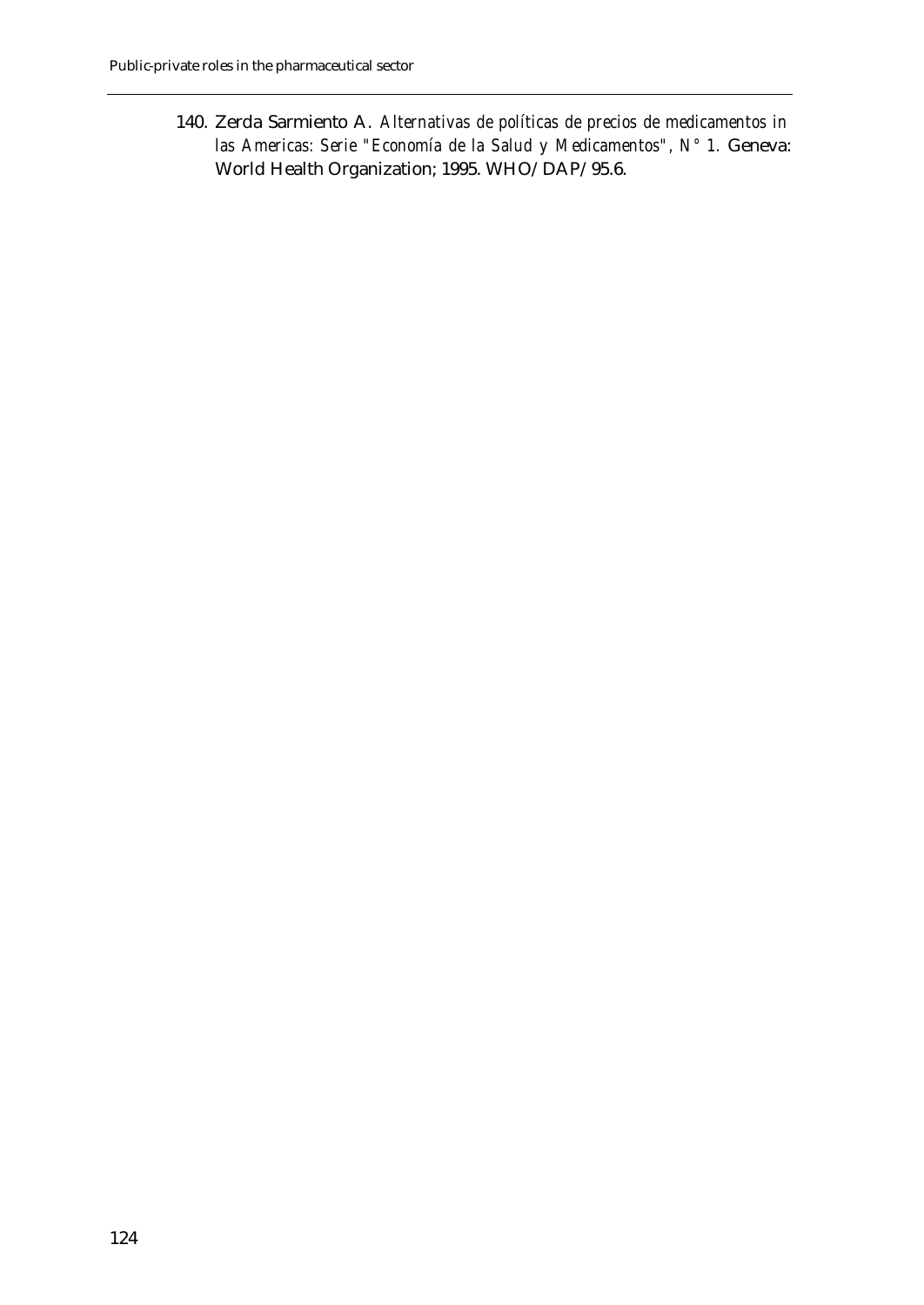140. Zerda Sarmiento A. *Alternativas de políticas de precios de medicamentos in las Americas: Serie "Economía de la Salud y Medicamentos", N° 1.* Geneva: World Health Organization; 1995. WHO/DAP/95.6.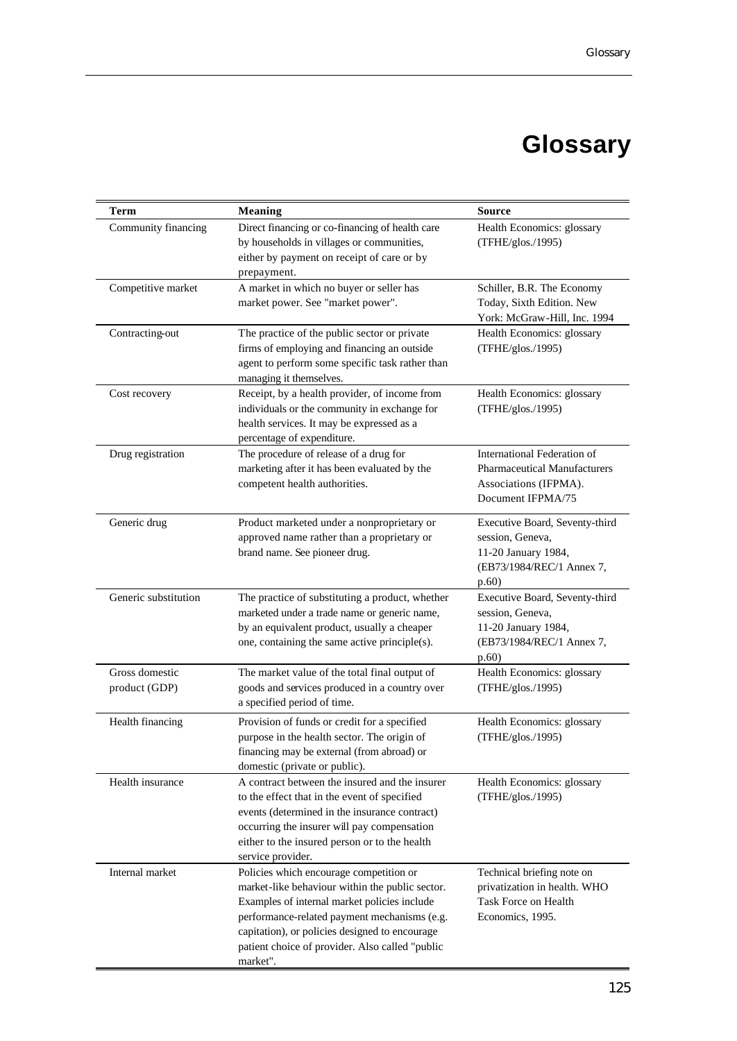# Glossary

| Term | Meaning | Source |
|---|---|---|
| Community financing | Direct financing or co-financing of health care by households in villages or communities, either by payment on receipt of care or by prepayment. | Health Economics: glossary (TFHE/glos./1995) |
| Competitive market | A market in which no buyer or seller has market power. See "market power". | Schiller, B.R. The Economy Today, Sixth Edition. New York: McGraw-Hill, Inc. 1994 |
| Contracting-out | The practice of the public sector or private firms of employing and financing an outside agent to perform some specific task rather than managing it themselves. | Health Economics: glossary (TFHE/glos./1995) |
| Cost recovery | Receipt, by a health provider, of income from individuals or the community in exchange for health services. It may be expressed as a percentage of expenditure. | Health Economics: glossary (TFHE/glos./1995) |
| Drug registration | The procedure of release of a drug for marketing after it has been evaluated by the competent health authorities. | International Federation of Pharmaceutical Manufacturers Associations (IFPMA). Document IFPMA/75 |
| Generic drug | Product marketed under a nonproprietary or approved name rather than a proprietary or brand name. See pioneer drug. | Executive Board, Seventy-third session, Geneva, 11-20 January 1984, (EB73/1984/REC/1 Annex 7, p.60) |
| Generic substitution | The practice of substituting a product, whether marketed under a trade name or generic name, by an equivalent product, usually a cheaper one, containing the same active principle(s). | Executive Board, Seventy-third session, Geneva, 11-20 January 1984, (EB73/1984/REC/1 Annex 7, p.60) |
| Gross domestic product (GDP) | The market value of the total final output of goods and services produced in a country over a specified period of time. | Health Economics: glossary (TFHE/glos./1995) |
| Health financing | Provision of funds or credit for a specified purpose in the health sector. The origin of financing may be external (from abroad) or domestic (private or public). | Health Economics: glossary (TFHE/glos./1995) |
| Health insurance | A contract between the insured and the insurer to the effect that in the event of specified events (determined in the insurance contract) occurring the insurer will pay compensation either to the insured person or to the health service provider. | Health Economics: glossary (TFHE/glos./1995) |
| Internal market | Policies which encourage competition or market-like behaviour within the public sector. Examples of internal market policies include performance-related payment mechanisms (e.g. capitation), or policies designed to encourage patient choice of provider. Also called "public market". | Technical briefing note on privatization in health. WHO Task Force on Health Economics, 1995. |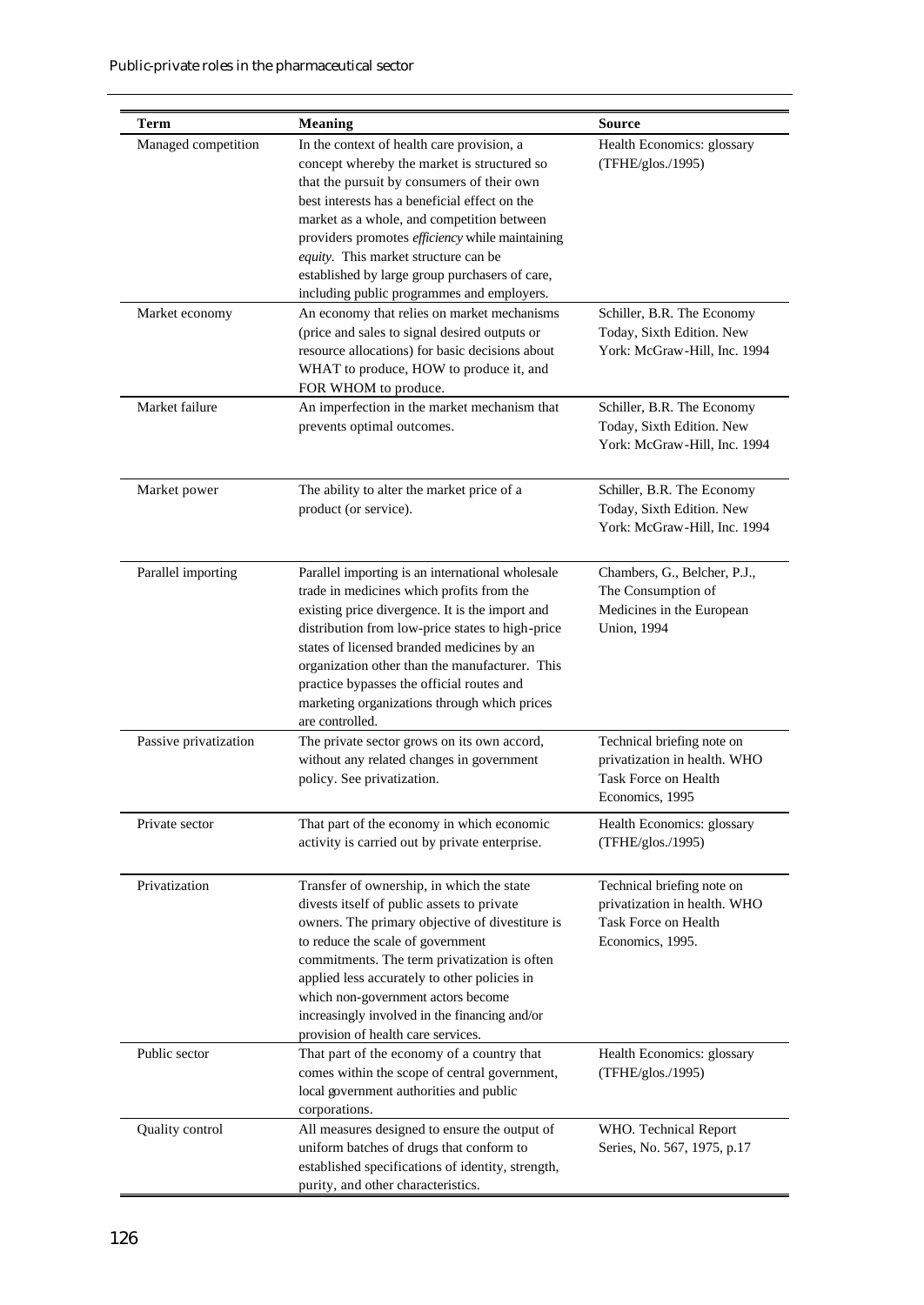| Term | Meaning | Source |
|---|---|---|
| Managed competition | In the context of health care provision, a concept whereby the market is structured so that the pursuit by consumers of their own best interests has a beneficial effect on the market as a whole, and competition between providers promotes *efficiency* while maintaining *equity*. This market structure can be established by large group purchasers of care, including public programmes and employers. | Health Economics: glossary (TFHE/glos./1995) |
| Market economy | An economy that relies on market mechanisms (price and sales to signal desired outputs or resource allocations) for basic decisions about WHAT to produce, HOW to produce it, and FOR WHOM to produce. | Schiller, B.R. The Economy Today, Sixth Edition. New York: McGraw-Hill, Inc. 1994 |
| Market failure | An imperfection in the market mechanism that prevents optimal outcomes. | Schiller, B.R. The Economy Today, Sixth Edition. New York: McGraw-Hill, Inc. 1994 |
| Market power | The ability to alter the market price of a product (or service). | Schiller, B.R. The Economy Today, Sixth Edition. New York: McGraw-Hill, Inc. 1994 |
| Parallel importing | Parallel importing is an international wholesale trade in medicines which profits from the existing price divergence. It is the import and distribution from low-price states to high-price states of licensed branded medicines by an organization other than the manufacturer. This practice bypasses the official routes and marketing organizations through which prices are controlled. | Chambers, G., Belcher, P.J., The Consumption of Medicines in the European Union, 1994 |
| Passive privatization | The private sector grows on its own accord, without any related changes in government policy. See privatization. | Technical briefing note on privatization in health. WHO Task Force on Health Economics, 1995 |
| Private sector | That part of the economy in which economic activity is carried out by private enterprise. | Health Economics: glossary (TFHE/glos./1995) |
| Privatization | Transfer of ownership, in which the state divests itself of public assets to private owners. The primary objective of divestiture is to reduce the scale of government commitments. The term privatization is often applied less accurately to other policies in which non-government actors become increasingly involved in the financing and/or provision of health care services. | Technical briefing note on privatization in health. WHO Task Force on Health Economics, 1995. |
| Public sector | That part of the economy of a country that comes within the scope of central government, local government authorities and public corporations. | Health Economics: glossary (TFHE/glos./1995) |
| Quality control | All measures designed to ensure the output of uniform batches of drugs that conform to established specifications of identity, strength, purity, and other characteristics. | WHO. Technical Report Series, No. 567, 1975, p.17 |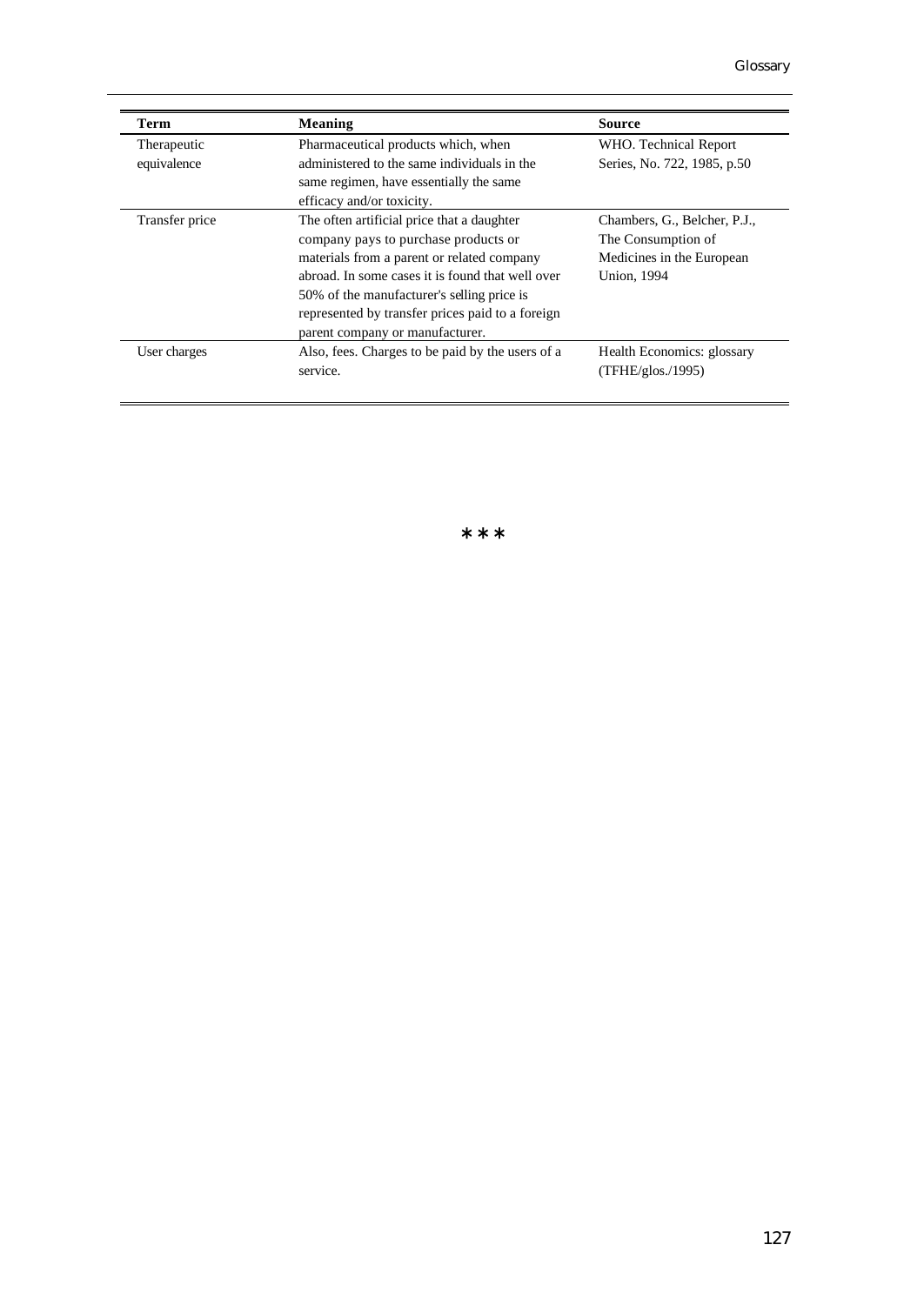| Term | Meaning | Source |
|---|---|---|
| Therapeutic equivalence | Pharmaceutical products which, when administered to the same individuals in the same regimen, have essentially the same efficacy and/or toxicity. | WHO. Technical Report Series, No. 722, 1985, p.50 |
| Transfer price | The often artificial price that a daughter company pays to purchase products or materials from a parent or related company abroad. In some cases it is found that well over 50% of the manufacturer's selling price is represented by transfer prices paid to a foreign parent company or manufacturer. | Chambers, G., Belcher, P.J., The Consumption of Medicines in the European Union, 1994 |
| User charges | Also, fees. Charges to be paid by the users of a service. | Health Economics: glossary (TFHE/glos./1995) |

***